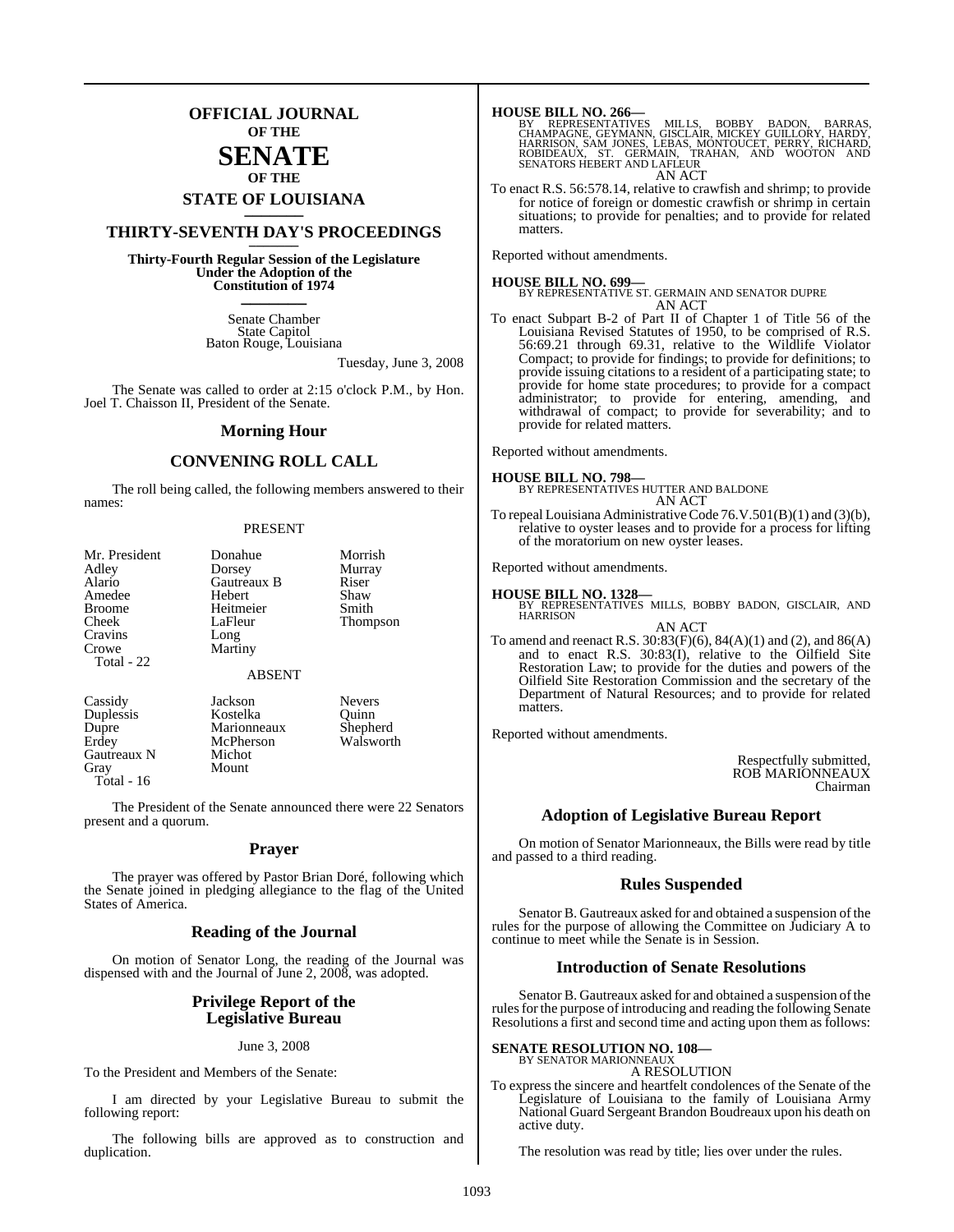# OFFICIAL JOURNAL OF THE SENATE OF THE STATE OF LOUISIANA

## THIRTY-SEVENTH DAY'S PROCEEDINGS

**Thirty-Fourth Regular Session of the Legislature Under the Adoption of the Constitution of 1974**

Senate Chamber
State Capitol
Baton Rouge, Louisiana

Tuesday, June 3, 2008

The Senate was called to order at 2:15 o'clock P.M., by Hon. Joel T. Chaisson II, President of the Senate.

## Morning Hour

## CONVENING ROLL CALL

The roll being called, the following members answered to their names:

PRESENT

| | | |
|---|---|---|
| Mr. President | Donahue | Morrish |
| Adley | Dorsey | Murray |
| Alario | Gautreaux B | Riser |
| Amedee | Hebert | Shaw |
| Broome | Heitmeier | Smith |
| Cheek | LaFleur | Thompson |
| Cravins | Long | |
| Crowe | Martiny | |

Total - 22

ABSENT

| | | |
|---|---|---|
| Cassidy | Jackson | Nevers |
| Duplessis | Kostelka | Quinn |
| Dupre | Marionneaux | Shepherd |
| Erdey | McPherson | Walsworth |
| Gautreaux N | Michot | |
| Gray | Mount | |

Total - 16

The President of the Senate announced there were 22 Senators present and a quorum.

## Prayer

The prayer was offered by Pastor Brian Doré, following which the Senate joined in pledging allegiance to the flag of the United States of America.

## Reading of the Journal

On motion of Senator Long, the reading of the Journal was dispensed with and the Journal of June 2, 2008, was adopted.

## Privilege Report of the Legislative Bureau

June 3, 2008

To the President and Members of the Senate:

I am directed by your Legislative Bureau to submit the following report:

The following bills are approved as to construction and duplication.

**HOUSE BILL NO. 266—**
BY REPRESENTATIVES MILLS, BOBBY BADON, BARRAS, CHAMPAGNE, GEYMANN, GISCLAIR, MICKEY GUILLORY, HARDY, HARRISON, SAM JONES, LEBAS, MONTOUCET, PERRY, RICHARD, ROBIDEAUX, ST. GERMAIN, TRAHAN, AND WOOTON AND SENATORS HEBERT AND LAFLEUR

AN ACT

To enact R.S. 56:578.14, relative to crawfish and shrimp; to provide for notice of foreign or domestic crawfish or shrimp in certain situations; to provide for penalties; and to provide for related matters.

Reported without amendments.

**HOUSE BILL NO. 699—**
BY REPRESENTATIVE ST. GERMAIN AND SENATOR DUPRE

AN ACT

To enact Subpart B-2 of Part II of Chapter 1 of Title 56 of the Louisiana Revised Statutes of 1950, to be comprised of R.S. 56:69.21 through 69.31, relative to the Wildlife Violator Compact; to provide for findings; to provide for definitions; to provide issuing citations to a resident of a participating state; to provide for home state procedures; to provide for a compact administrator; to provide for entering, amending, and withdrawal of compact; to provide for severability; and to provide for related matters.

Reported without amendments.

**HOUSE BILL NO. 798—**
BY REPRESENTATIVES HUTTER AND BALDONE

AN ACT

To repeal Louisiana Administrative Code 76.V.501(B)(1) and (3)(b), relative to oyster leases and to provide for a process for lifting of the moratorium on new oyster leases.

Reported without amendments.

**HOUSE BILL NO. 1328—**
BY REPRESENTATIVES MILLS, BOBBY BADON, GISCLAIR, AND HARRISON

AN ACT

To amend and reenact R.S. 30:83(F)(6), 84(A)(1) and (2), and 86(A) and to enact R.S. 30:83(I), relative to the Oilfield Site Restoration Law; to provide for the duties and powers of the Oilfield Site Restoration Commission and the secretary of the Department of Natural Resources; and to provide for related matters.

Reported without amendments.

Respectfully submitted,
ROB MARIONNEAUX
Chairman

## Adoption of Legislative Bureau Report

On motion of Senator Marionneaux, the Bills were read by title and passed to a third reading.

## Rules Suspended

Senator B. Gautreaux asked for and obtained a suspension of the rules for the purpose of allowing the Committee on Judiciary A to continue to meet while the Senate is in Session.

## Introduction of Senate Resolutions

Senator B. Gautreaux asked for and obtained a suspension of the rules for the purpose of introducing and reading the following Senate Resolutions a first and second time and acting upon them as follows:

**SENATE RESOLUTION NO. 108—**
BY SENATOR MARIONNEAUX

A RESOLUTION

To express the sincere and heartfelt condolences of the Senate of the Legislature of Louisiana to the family of Louisiana Army National Guard Sergeant Brandon Boudreaux upon his death on active duty.

The resolution was read by title; lies over under the rules.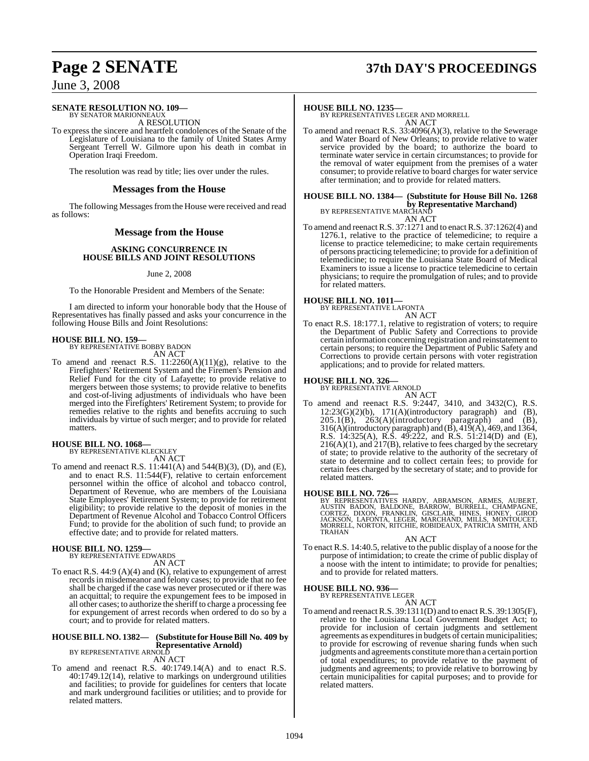**SENATE RESOLUTION NO. 109—**
BY SENATOR MARIONNEAUX

A RESOLUTION

To express the sincere and heartfelt condolences of the Senate of the Legislature of Louisiana to the family of United States Army Sergeant Terrell W. Gilmore upon his death in combat in Operation Iraqi Freedom.

The resolution was read by title; lies over under the rules.

## Messages from the House

The following Messages from the House were received and read as follows:

## Message from the House

### ASKING CONCURRENCE IN HOUSE BILLS AND JOINT RESOLUTIONS

June 2, 2008

To the Honorable President and Members of the Senate:

I am directed to inform your honorable body that the House of Representatives has finally passed and asks your concurrence in the following House Bills and Joint Resolutions:

**HOUSE BILL NO. 159—**
BY REPRESENTATIVE BOBBY BADON

AN ACT

To amend and reenact R.S. 11:2260(A)(11)(g), relative to the Firefighters' Retirement System and the Firemen's Pension and Relief Fund for the city of Lafayette; to provide relative to mergers between those systems; to provide relative to benefits and cost-of-living adjustments of individuals who have been merged into the Firefighters' Retirement System; to provide for remedies relative to the rights and benefits accruing to such individuals by virtue of such merger; and to provide for related matters.

**HOUSE BILL NO. 1068—**
BY REPRESENTATIVE KLECKLEY

AN ACT

To amend and reenact R.S. 11:441(A) and 544(B)(3), (D), and (E), and to enact R.S. 11:544(F), relative to certain enforcement personnel within the office of alcohol and tobacco control, Department of Revenue, who are members of the Louisiana State Employees' Retirement System; to provide for retirement eligibility; to provide relative to the deposit of monies in the Department of Revenue Alcohol and Tobacco Control Officers Fund; to provide for the abolition of such fund; to provide an effective date; and to provide for related matters.

**HOUSE BILL NO. 1259—**
BY REPRESENTATIVE EDWARDS

AN ACT

To enact R.S. 44:9 (A)(4) and (K), relative to expungement of arrest records in misdemeanor and felony cases; to provide that no fee shall be charged if the case was never prosecuted or if there was an acquittal; to require the expungement fees to be imposed in all other cases; to authorize the sheriff to charge a processing fee for expungement of arrest records when ordered to do so by a court; and to provide for related matters.

**HOUSE BILL NO. 1382— (Substitute for House Bill No. 409 by Representative Arnold)**
BY REPRESENTATIVE ARNOLD

AN ACT

To amend and reenact R.S. 40:1749.14(A) and to enact R.S. 40:1749.12(14), relative to markings on underground utilities and facilities; to provide for guidelines for centers that locate and mark underground facilities or utilities; and to provide for related matters.

**HOUSE BILL NO. 1235—**
BY REPRESENTATIVES LEGER AND MORRELL

AN ACT

To amend and reenact R.S. 33:4096(A)(3), relative to the Sewerage and Water Board of New Orleans; to provide relative to water service provided by the board; to authorize the board to terminate water service in certain circumstances; to provide for the removal of water equipment from the premises of a water consumer; to provide relative to board charges for water service after termination; and to provide for related matters.

**HOUSE BILL NO. 1384— (Substitute for House Bill No. 1268 by Representative Marchand)**
BY REPRESENTATIVE MARCHAND

AN ACT

To amend and reenact R.S. 37:1271 and to enact R.S. 37:1262(4) and 1276.1, relative to the practice of telemedicine; to require a license to practice telemedicine; to make certain requirements of persons practicing telemedicine; to provide for a definition of telemedicine; to require the Louisiana State Board of Medical Examiners to issue a license to practice telemedicine to certain physicians; to require the promulgation of rules; and to provide for related matters.

**HOUSE BILL NO. 1011—**
BY REPRESENTATIVE LAFONTA

AN ACT

To enact R.S. 18:177.1, relative to registration of voters; to require the Department of Public Safety and Corrections to provide certain information concerning registration and reinstatement to certain persons; to require the Department of Public Safety and Corrections to provide certain persons with voter registration applications; and to provide for related matters.

**HOUSE BILL NO. 326—**
BY REPRESENTATIVE ARNOLD

AN ACT

To amend and reenact R.S. 9:2447, 3410, and 3432(C), R.S. 12:23(G)(2)(b), 171(A)(introductory paragraph) and (B), 205.1(B), 263(A)(introductory paragraph) and (B), 316(A)(introductory paragraph) and (B), 419(A), 469, and 1364, R.S. 14:325(A), R.S. 49:222, and R.S. 51:214(D) and (E), 216(A)(1), and 217(B), relative to fees charged by the secretary of state; to provide relative to the authority of the secretary of state to determine and to collect certain fees; to provide for certain fees charged by the secretary of state; and to provide for related matters.

**HOUSE BILL NO. 726—**
BY REPRESENTATIVES HARDY, ABRAMSON, ARMES, AUBERT, AUSTIN BADON, BALDONE, BARROW, BURRELL, CHAMPAGNE, CORTEZ, DIXON, FRANKLIN, GISCLAIR, HINES, HONEY, GIROD JACKSON, LAFONTA, LEGER, MARCHAND, MILLS, MONTOUCET, MORRELL, NORTON, RITCHIE, ROBIDEAUX, PATRICIA SMITH, AND TRAHAN

AN ACT

To enact R.S. 14:40.5, relative to the public display of a noose for the purpose of intimidation; to create the crime of public display of a noose with the intent to intimidate; to provide for penalties; and to provide for related matters.

**HOUSE BILL NO. 936—**
BY REPRESENTATIVE LEGER

AN ACT

To amend and reenact R.S. 39:1311(D) and to enact R.S. 39:1305(F), relative to the Louisiana Local Government Budget Act; to provide for inclusion of certain judgments and settlement agreements as expenditures in budgets of certain municipalities; to provide for escrowing of revenue sharing funds when such judgments and agreements constitute more than a certain portion of total expenditures; to provide relative to the payment of judgments and agreements; to provide relative to borrowing by certain municipalities for capital purposes; and to provide for related matters.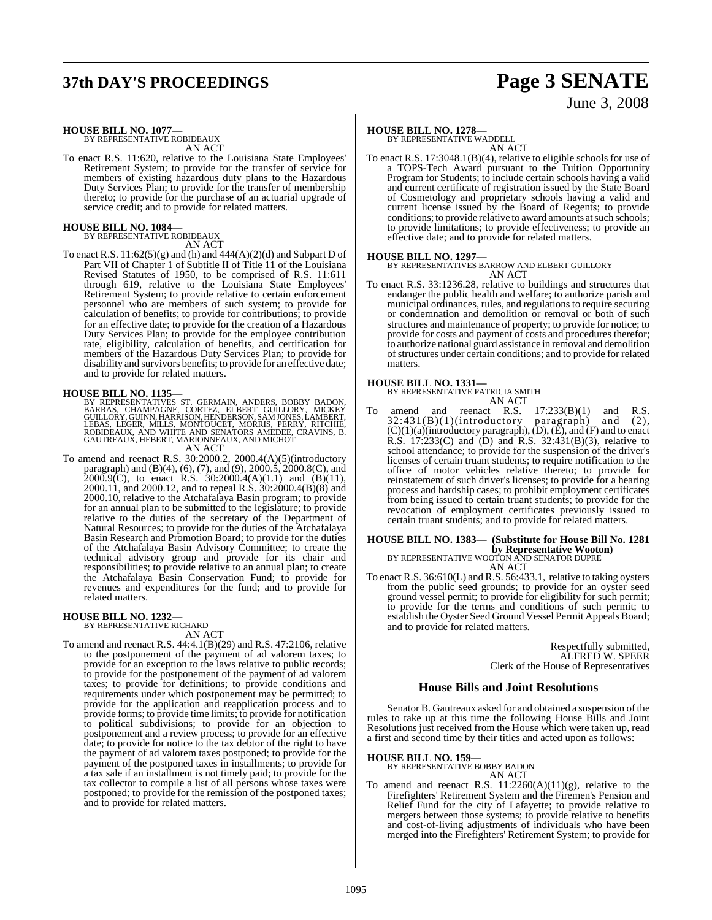**HOUSE BILL NO. 1077—**
BY REPRESENTATIVE ROBIDEAUX

AN ACT

To enact R.S. 11:620, relative to the Louisiana State Employees' Retirement System; to provide for the transfer of service for members of existing hazardous duty plans to the Hazardous Duty Services Plan; to provide for the transfer of membership thereto; to provide for the purchase of an actuarial upgrade of service credit; and to provide for related matters.

**HOUSE BILL NO. 1084—**
BY REPRESENTATIVE ROBIDEAUX

AN ACT

To enact R.S. 11:62(5)(g) and (h) and 444(A)(2)(d) and Subpart D of Part VII of Chapter 1 of Subtitle II of Title 11 of the Louisiana Revised Statutes of 1950, to be comprised of R.S. 11:611 through 619, relative to the Louisiana State Employees' Retirement System; to provide relative to certain enforcement personnel who are members of such system; to provide for calculation of benefits; to provide for contributions; to provide for an effective date; to provide for the creation of a Hazardous Duty Services Plan; to provide for the employee contribution rate, eligibility, calculation of benefits, and certification for members of the Hazardous Duty Services Plan; to provide for disability and survivors benefits; to provide for an effective date; and to provide for related matters.

**HOUSE BILL NO. 1135—**
BY REPRESENTATIVES ST. GERMAIN, ANDERS, BOBBY BADON, BARRAS, CHAMPAGNE, CORTEZ, ELBERT GUILLORY, MICKEY GUILLORY, GUINN, HARRISON, HENDERSON, SAM JONES, LAMBERT, LEBAS, LEGER, MILLS, MONTOUCET, MORRIS, PERRY, RITCHIE, ROBIDEAUX, AND WHITE AND SENATORS AMEDEE, CRAVINS, B. GAUTREAUX, HEBERT, MARIONNEAUX, AND MICHOT

AN ACT

To amend and reenact R.S. 30:2000.2, 2000.4(A)(5)(introductory paragraph) and (B)(4), (6), (7), and (9), 2000.5, 2000.8(C), and 2000.9(C), to enact R.S. 30:2000.4(A)(1.1) and (B)(11), 2000.11, and 2000.12, and to repeal R.S. 30:2000.4(B)(8) and 2000.10, relative to the Atchafalaya Basin program; to provide for an annual plan to be submitted to the legislature; to provide relative to the duties of the secretary of the Department of Natural Resources; to provide for the duties of the Atchafalaya Basin Research and Promotion Board; to provide for the duties of the Atchafalaya Basin Advisory Committee; to create the technical advisory group and provide for its chair and responsibilities; to provide relative to an annual plan; to create the Atchafalaya Basin Conservation Fund; to provide for revenues and expenditures for the fund; and to provide for related matters.

**HOUSE BILL NO. 1232—**
BY REPRESENTATIVE RICHARD

AN ACT

To amend and reenact R.S. 44:4.1(B)(29) and R.S. 47:2106, relative to the postponement of the payment of ad valorem taxes; to provide for an exception to the laws relative to public records; to provide for the postponement of the payment of ad valorem taxes; to provide for definitions; to provide conditions and requirements under which postponement may be permitted; to provide for the application and reapplication process and to provide forms; to provide time limits; to provide for notification to political subdivisions; to provide for an objection to postponement and a review process; to provide for an effective date; to provide for notice to the tax debtor of the right to have the payment of ad valorem taxes postponed; to provide for the payment of the postponed taxes in installments; to provide for a tax sale if an installment is not timely paid; to provide for the tax collector to compile a list of all persons whose taxes were postponed; to provide for the remission of the postponed taxes; and to provide for related matters.

**HOUSE BILL NO. 1278—**
BY REPRESENTATIVE WADDELL

AN ACT

To enact R.S. 17:3048.1(B)(4), relative to eligible schools for use of a TOPS-Tech Award pursuant to the Tuition Opportunity Program for Students; to include certain schools having a valid and current certificate of registration issued by the State Board of Cosmetology and proprietary schools having a valid and current license issued by the Board of Regents; to provide conditions; to provide relative to award amounts at such schools; to provide limitations; to provide effectiveness; to provide an effective date; and to provide for related matters.

**HOUSE BILL NO. 1297—**
BY REPRESENTATIVES BARROW AND ELBERT GUILLORY

AN ACT

To enact R.S. 33:1236.28, relative to buildings and structures that endanger the public health and welfare; to authorize parish and municipal ordinances, rules, and regulations to require securing or condemnation and demolition or removal or both of such structures and maintenance of property; to provide for notice; to provide for costs and payment of costs and procedures therefor; to authorize national guard assistance in removal and demolition of structures under certain conditions; and to provide for related matters.

**HOUSE BILL NO. 1331—**
BY REPRESENTATIVE PATRICIA SMITH

AN ACT

To amend and reenact R.S. 17:233(B)(1) and R.S. 32:431(B)(1)(introductory paragraph) and (2), (C)(1)(a)(introductory paragraph), (D), (E), and (F) and to enact R.S. 17:233(C) and (D) and R.S. 32:431(B)(3), relative to school attendance; to provide for the suspension of the driver's licenses of certain truant students; to require notification to the office of motor vehicles relative thereto; to provide for reinstatement of such driver's licenses; to provide for a hearing process and hardship cases; to prohibit employment certificates from being issued to certain truant students; to provide for the revocation of employment certificates previously issued to certain truant students; and to provide for related matters.

**HOUSE BILL NO. 1383— (Substitute for House Bill No. 1281 by Representative Wooton)**
BY REPRESENTATIVE WOOTON AND SENATOR DUPRE

AN ACT

To enact R.S. 36:610(L) and R.S. 56:433.1, relative to taking oysters from the public seed grounds; to provide for an oyster seed ground vessel permit; to provide for eligibility for such permit; to provide for the terms and conditions of such permit; to establish the Oyster Seed Ground Vessel Permit Appeals Board; and to provide for related matters.

Respectfully submitted,
ALFRED W. SPEER
Clerk of the House of Representatives

## House Bills and Joint Resolutions

Senator B. Gautreaux asked for and obtained a suspension of the rules to take up at this time the following House Bills and Joint Resolutions just received from the House which were taken up, read a first and second time by their titles and acted upon as follows:

**HOUSE BILL NO. 159—**
BY REPRESENTATIVE BOBBY BADON

AN ACT

To amend and reenact R.S. 11:2260(A)(11)(g), relative to the Firefighters' Retirement System and the Firemen's Pension and Relief Fund for the city of Lafayette; to provide relative to mergers between those systems; to provide relative to benefits and cost-of-living adjustments of individuals who have been merged into the Firefighters' Retirement System; to provide for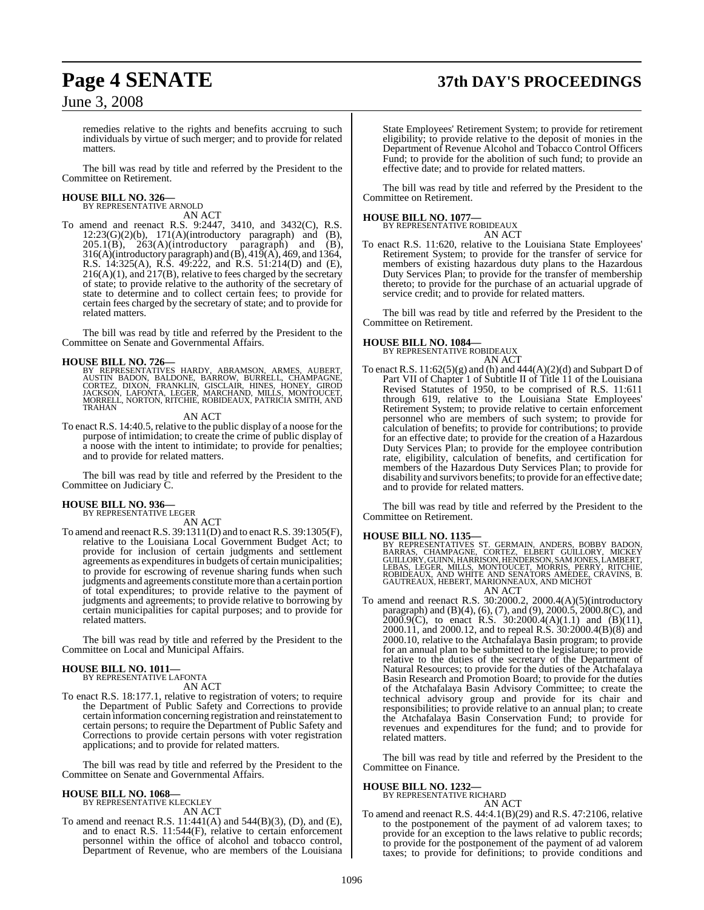remedies relative to the rights and benefits accruing to such individuals by virtue of such merger; and to provide for related matters.

The bill was read by title and referred by the President to the Committee on Retirement.

**HOUSE BILL NO. 326—**
BY REPRESENTATIVE ARNOLD
AN ACT

To amend and reenact R.S. 9:2447, 3410, and 3432(C), R.S. 12:23(G)(2)(b), 171(A)(introductory paragraph) and (B), 205.1(B), 263(A)(introductory paragraph) and (B), 316(A)(introductory paragraph) and (B), 419(A), 469, and 1364, R.S. 14:325(A), R.S. 49:222, and R.S. 51:214(D) and (E), 216(A)(1), and 217(B), relative to fees charged by the secretary of state; to provide relative to the authority of the secretary of state to determine and to collect certain fees; to provide for certain fees charged by the secretary of state; and to provide for related matters.

The bill was read by title and referred by the President to the Committee on Senate and Governmental Affairs.

**HOUSE BILL NO. 726—**
BY REPRESENTATIVES HARDY, ABRAMSON, ARMES, AUBERT, AUSTIN BADON, BALDONE, BARROW, BURRELL, CHAMPAGNE, CORTEZ, DIXON, FRANKLIN, GISCLAIR, HINES, HONEY, GIROD JACKSON, LAFONTA, LEGER, MARCHAND, MILLS, MONTOUCET, MORRELL, NORTON, RITCHIE, ROBIDEAUX, PATRICIA SMITH, AND TRAHAN
AN ACT

To enact R.S. 14:40.5, relative to the public display of a noose for the purpose of intimidation; to create the crime of public display of a noose with the intent to intimidate; to provide for penalties; and to provide for related matters.

The bill was read by title and referred by the President to the Committee on Judiciary C.

**HOUSE BILL NO. 936—**
BY REPRESENTATIVE LEGER
AN ACT

To amend and reenact R.S. 39:1311(D) and to enact R.S. 39:1305(F), relative to the Louisiana Local Government Budget Act; to provide for inclusion of certain judgments and settlement agreements as expenditures in budgets of certain municipalities; to provide for escrowing of revenue sharing funds when such judgments and agreements constitute more than a certain portion of total expenditures; to provide relative to the payment of judgments and agreements; to provide relative to borrowing by certain municipalities for capital purposes; and to provide for related matters.

The bill was read by title and referred by the President to the Committee on Local and Municipal Affairs.

**HOUSE BILL NO. 1011—**
BY REPRESENTATIVE LAFONTA
AN ACT

To enact R.S. 18:177.1, relative to registration of voters; to require the Department of Public Safety and Corrections to provide certain information concerning registration and reinstatement to certain persons; to require the Department of Public Safety and Corrections to provide certain persons with voter registration applications; and to provide for related matters.

The bill was read by title and referred by the President to the Committee on Senate and Governmental Affairs.

**HOUSE BILL NO. 1068—**
BY REPRESENTATIVE KLECKLEY
AN ACT

To amend and reenact R.S. 11:441(A) and 544(B)(3), (D), and (E), and to enact R.S. 11:544(F), relative to certain enforcement personnel within the office of alcohol and tobacco control, Department of Revenue, who are members of the Louisiana State Employees' Retirement System; to provide for retirement eligibility; to provide relative to the deposit of monies in the Department of Revenue Alcohol and Tobacco Control Officers Fund; to provide for the abolition of such fund; to provide an effective date; and to provide for related matters.

The bill was read by title and referred by the President to the Committee on Retirement.

**HOUSE BILL NO. 1077—**
BY REPRESENTATIVE ROBIDEAUX
AN ACT

To enact R.S. 11:620, relative to the Louisiana State Employees' Retirement System; to provide for the transfer of service for members of existing hazardous duty plans to the Hazardous Duty Services Plan; to provide for the transfer of membership thereto; to provide for the purchase of an actuarial upgrade of service credit; and to provide for related matters.

The bill was read by title and referred by the President to the Committee on Retirement.

**HOUSE BILL NO. 1084—**
BY REPRESENTATIVE ROBIDEAUX
AN ACT

To enact R.S. 11:62(5)(g) and (h) and 444(A)(2)(d) and Subpart D of Part VII of Chapter 1 of Subtitle II of Title 11 of the Louisiana Revised Statutes of 1950, to be comprised of R.S. 11:611 through 619, relative to the Louisiana State Employees' Retirement System; to provide relative to certain enforcement personnel who are members of such system; to provide for calculation of benefits; to provide for contributions; to provide for an effective date; to provide for the creation of a Hazardous Duty Services Plan; to provide for the employee contribution rate, eligibility, calculation of benefits, and certification for members of the Hazardous Duty Services Plan; to provide for disability and survivors benefits; to provide for an effective date; and to provide for related matters.

The bill was read by title and referred by the President to the Committee on Retirement.

**HOUSE BILL NO. 1135—**
BY REPRESENTATIVES ST. GERMAIN, ANDERS, BOBBY BADON, BARRAS, CHAMPAGNE, CORTEZ, ELBERT GUILLORY, MICKEY GUILLORY, GUINN, HARRISON, HENDERSON, SAM JONES, LAMBERT, LEBAS, LEGER, MILLS, MONTOUCET, MORRIS, PERRY, RITCHIE, ROBIDEAUX, AND WHITE AND SENATORS AMEDEE, CRAVINS, B. GAUTREAUX, HEBERT, MARIONNEAUX, AND MICHOT
AN ACT

To amend and reenact R.S. 30:2000.2, 2000.4(A)(5)(introductory paragraph) and (B)(4), (6), (7), and (9), 2000.5, 2000.8(C), and 2000.9(C), to enact R.S. 30:2000.4(A)(1.1) and (B)(11), 2000.11, and 2000.12, and to repeal R.S. 30:2000.4(B)(8) and 2000.10, relative to the Atchafalaya Basin program; to provide for an annual plan to be submitted to the legislature; to provide relative to the duties of the secretary of the Department of Natural Resources; to provide for the duties of the Atchafalaya Basin Research and Promotion Board; to provide for the duties of the Atchafalaya Basin Advisory Committee; to create the technical advisory group and provide for its chair and responsibilities; to provide relative to an annual plan; to create the Atchafalaya Basin Conservation Fund; to provide for revenues and expenditures for the fund; and to provide for related matters.

The bill was read by title and referred by the President to the Committee on Finance.

**HOUSE BILL NO. 1232—**
BY REPRESENTATIVE RICHARD
AN ACT

To amend and reenact R.S. 44:4.1(B)(29) and R.S. 47:2106, relative to the postponement of the payment of ad valorem taxes; to provide for an exception to the laws relative to public records; to provide for the postponement of the payment of ad valorem taxes; to provide for definitions; to provide conditions and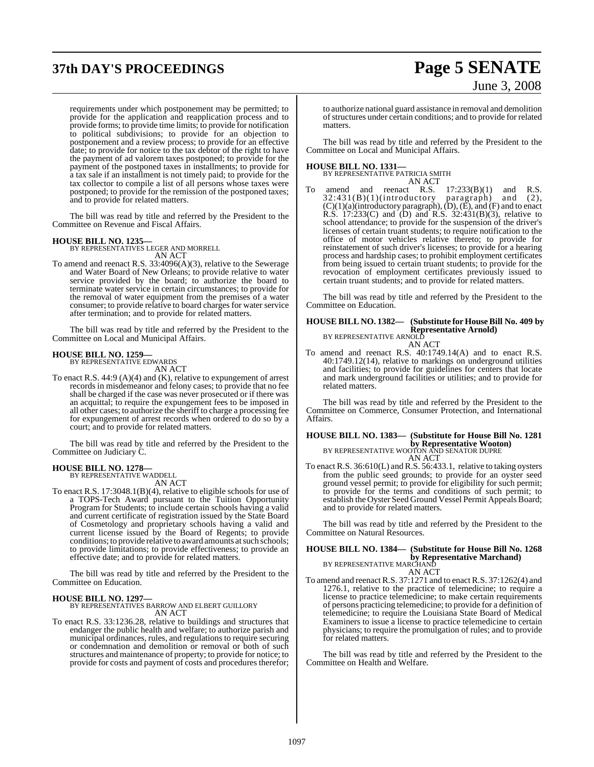requirements under which postponement may be permitted; to provide for the application and reapplication process and to provide forms; to provide time limits; to provide for notification to political subdivisions; to provide for an objection to postponement and a review process; to provide for an effective date; to provide for notice to the tax debtor of the right to have the payment of ad valorem taxes postponed; to provide for the payment of the postponed taxes in installments; to provide for a tax sale if an installment is not timely paid; to provide for the tax collector to compile a list of all persons whose taxes were postponed; to provide for the remission of the postponed taxes; and to provide for related matters.

The bill was read by title and referred by the President to the Committee on Revenue and Fiscal Affairs.

**HOUSE BILL NO. 1235—**
BY REPRESENTATIVES LEGER AND MORRELL
AN ACT

To amend and reenact R.S. 33:4096(A)(3), relative to the Sewerage and Water Board of New Orleans; to provide relative to water service provided by the board; to authorize the board to terminate water service in certain circumstances; to provide for the removal of water equipment from the premises of a water consumer; to provide relative to board charges for water service after termination; and to provide for related matters.

The bill was read by title and referred by the President to the Committee on Local and Municipal Affairs.

**HOUSE BILL NO. 1259—**
BY REPRESENTATIVE EDWARDS
AN ACT

To enact R.S. 44:9 (A)(4) and (K), relative to expungement of arrest records in misdemeanor and felony cases; to provide that no fee shall be charged if the case was never prosecuted or if there was an acquittal; to require the expungement fees to be imposed in all other cases; to authorize the sheriff to charge a processing fee for expungement of arrest records when ordered to do so by a court; and to provide for related matters.

The bill was read by title and referred by the President to the Committee on Judiciary C.

**HOUSE BILL NO. 1278—**
BY REPRESENTATIVE WADDELL
AN ACT

To enact R.S. 17:3048.1(B)(4), relative to eligible schools for use of a TOPS-Tech Award pursuant to the Tuition Opportunity Program for Students; to include certain schools having a valid and current certificate of registration issued by the State Board of Cosmetology and proprietary schools having a valid and current license issued by the Board of Regents; to provide conditions; to provide relative to award amounts at such schools; to provide limitations; to provide effectiveness; to provide an effective date; and to provide for related matters.

The bill was read by title and referred by the President to the Committee on Education.

**HOUSE BILL NO. 1297—**
BY REPRESENTATIVES BARROW AND ELBERT GUILLORY
AN ACT

To enact R.S. 33:1236.28, relative to buildings and structures that endanger the public health and welfare; to authorize parish and municipal ordinances, rules, and regulations to require securing or condemnation and demolition or removal or both of such structures and maintenance of property; to provide for notice; to provide for costs and payment of costs and procedures therefor; to authorize national guard assistance in removal and demolition of structures under certain conditions; and to provide for related matters.

The bill was read by title and referred by the President to the Committee on Local and Municipal Affairs.

**HOUSE BILL NO. 1331—**
BY REPRESENTATIVE PATRICIA SMITH
AN ACT

To amend and reenact R.S. 17:233(B)(1) and R.S. 32:431(B)(1)(introductory paragraph) and (2), (C)(1)(a)(introductory paragraph), (D), (E), and (F) and to enact R.S. 17:233(C) and (D) and R.S. 32:431(B)(3), relative to school attendance; to provide for the suspension of the driver's licenses of certain truant students; to require notification to the office of motor vehicles relative thereto; to provide for reinstatement of such driver's licenses; to provide for a hearing process and hardship cases; to prohibit employment certificates from being issued to certain truant students; to provide for the revocation of employment certificates previously issued to certain truant students; and to provide for related matters.

The bill was read by title and referred by the President to the Committee on Education.

**HOUSE BILL NO. 1382— (Substitute for House Bill No. 409 by Representative Arnold)**
BY REPRESENTATIVE ARNOLD
AN ACT

To amend and reenact R.S. 40:1749.14(A) and to enact R.S. 40:1749.12(14), relative to markings on underground utilities and facilities; to provide for guidelines for centers that locate and mark underground facilities or utilities; and to provide for related matters.

The bill was read by title and referred by the President to the Committee on Commerce, Consumer Protection, and International Affairs.

**HOUSE BILL NO. 1383— (Substitute for House Bill No. 1281 by Representative Wooton)**
BY REPRESENTATIVE WOOTON AND SENATOR DUPRE
AN ACT

To enact R.S. 36:610(L) and R.S. 56:433.1, relative to taking oysters from the public seed grounds; to provide for an oyster seed ground vessel permit; to provide for eligibility for such permit; to provide for the terms and conditions of such permit; to establish the Oyster Seed Ground Vessel Permit Appeals Board; and to provide for related matters.

The bill was read by title and referred by the President to the Committee on Natural Resources.

**HOUSE BILL NO. 1384— (Substitute for House Bill No. 1268 by Representative Marchand)**
BY REPRESENTATIVE MARCHAND
AN ACT

To amend and reenact R.S. 37:1271 and to enact R.S. 37:1262(4) and 1276.1, relative to the practice of telemedicine; to require a license to practice telemedicine; to make certain requirements of persons practicing telemedicine; to provide for a definition of telemedicine; to require the Louisiana State Board of Medical Examiners to issue a license to practice telemedicine to certain physicians; to require the promulgation of rules; and to provide for related matters.

The bill was read by title and referred by the President to the Committee on Health and Welfare.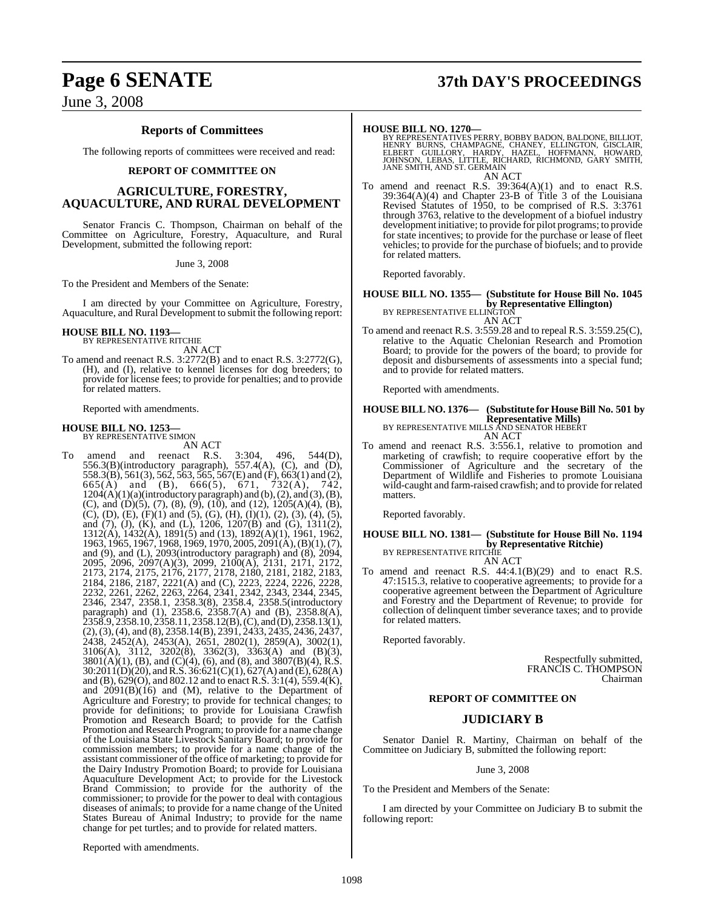## Reports of Committees

The following reports of committees were received and read:

### REPORT OF COMMITTEE ON

## AGRICULTURE, FORESTRY, AQUACULTURE, AND RURAL DEVELOPMENT

Senator Francis C. Thompson, Chairman on behalf of the Committee on Agriculture, Forestry, Aquaculture, and Rural Development, submitted the following report:

June 3, 2008

To the President and Members of the Senate:

I am directed by your Committee on Agriculture, Forestry, Aquaculture, and Rural Development to submit the following report:

**HOUSE BILL NO. 1193—**
BY REPRESENTATIVE RITCHIE

AN ACT

To amend and reenact R.S. 3:2772(B) and to enact R.S. 3:2772(G), (H), and (I), relative to kennel licenses for dog breeders; to provide for license fees; to provide for penalties; and to provide for related matters.

Reported with amendments.

**HOUSE BILL NO. 1253—**
BY REPRESENTATIVE SIMON

AN ACT

To amend and reenact R.S. 3:304, 496, 544(D), 556.3(B)(introductory paragraph), 557.4(A), (C), and (D), 558.3(B), 561(3), 562, 563, 565, 567(E) and (F), 663(1) and (2), 665(A) and (B), 666(5), 671, 732(A), 742, 1204(A)(1)(a)(introductory paragraph) and (b), (2), and (3), (B), (C), and (D)(5), (7), (8), (9), (10), and (12), 1205(A)(4), (B), (C), (D), (E), (F)(1) and (5), (G), (H), (I)(1), (2), (3), (4), (5), and (7), (J), (K), and (L), 1206, 1207(B) and (G), 1311(2), 1312(A), 1432(A), 1891(5) and (13), 1892(A)(1), 1961, 1962, 1963, 1965, 1967, 1968, 1969, 1970, 2005, 2091(A), (B)(1), (7), and (9), and (L), 2093(introductory paragraph) and (8), 2094, 2095, 2096, 2097(A)(3), 2099, 2100(A), 2131, 2171, 2172, 2173, 2174, 2175, 2176, 2177, 2178, 2180, 2181, 2182, 2183, 2184, 2186, 2187, 2221(A) and (C), 2223, 2224, 2226, 2228, 2232, 2261, 2262, 2263, 2264, 2341, 2342, 2343, 2344, 2345, 2346, 2347, 2358.1, 2358.3(8), 2358.4, 2358.5(introductory paragraph) and (1), 2358.6, 2358.7(A) and (B), 2358.8(A), 2358.9, 2358.10, 2358.11, 2358.12(B), (C), and (D), 2358.13(1), (2), (3), (4), and (8), 2358.14(B), 2391, 2433, 2435, 2436, 2437, 2438, 2452(A), 2453(A), 2651, 2802(1), 2859(A), 3002(1), 3106(A), 3112, 3202(8), 3362(3), 3363(A) and (B)(3), 3801(A)(1), (B), and (C)(4), (6), and (8), and 3807(B)(4), R.S. 30:2011(D)(20), and R.S. 36:621(C)(1), 627(A) and (E), 628(A) and (B), 629(O), and 802.12 and to enact R.S. 3:1(4), 559.4(K), and 2091(B)(16) and (M), relative to the Department of Agriculture and Forestry; to provide for technical changes; to provide for definitions; to provide for Louisiana Crawfish Promotion and Research Board; to provide for the Catfish Promotion and Research Program; to provide for a name change of the Louisiana State Livestock Sanitary Board; to provide for commission members; to provide for a name change of the assistant commissioner of the office of marketing; to provide for the Dairy Industry Promotion Board; to provide for Louisiana Aquaculture Development Act; to provide for the Livestock Brand Commission; to provide for the authority of the commissioner; to provide for the power to deal with contagious diseases of animals; to provide for a name change of the United States Bureau of Animal Industry; to provide for the name change for pet turtles; and to provide for related matters.

Reported with amendments.

**HOUSE BILL NO. 1270—**
BY REPRESENTATIVES PERRY, BOBBY BADON, BALDONE, BILLIOT, HENRY BURNS, CHAMPAGNE, CHANEY, ELLINGTON, GISCLAIR, ELBERT GUILLORY, HARDY, HAZEL, HOFFMANN, HOWARD, JOHNSON, LEBAS, LITTLE, RICHARD, RICHMOND, GARY SMITH, JANE SMITH, AND ST. GERMAIN

AN ACT

To amend and reenact R.S. 39:364(A)(1) and to enact R.S. 39:364(A)(4) and Chapter 23-B of Title 3 of the Louisiana Revised Statutes of 1950, to be comprised of R.S. 3:3761 through 3763, relative to the development of a biofuel industry development initiative; to provide for pilot programs; to provide for state incentives; to provide for the purchase or lease of fleet vehicles; to provide for the purchase of biofuels; and to provide for related matters.

Reported favorably.

**HOUSE BILL NO. 1355— (Substitute for House Bill No. 1045 by Representative Ellington)**
BY REPRESENTATIVE ELLINGTON

AN ACT

To amend and reenact R.S. 3:559.28 and to repeal R.S. 3:559.25(C), relative to the Aquatic Chelonian Research and Promotion Board; to provide for the powers of the board; to provide for deposit and disbursements of assessments into a special fund; and to provide for related matters.

Reported with amendments.

**HOUSE BILL NO. 1376— (Substitute for House Bill No. 501 by Representative Mills)**
BY REPRESENTATIVE MILLS AND SENATOR HEBERT

AN ACT

To amend and reenact R.S. 3:556.1, relative to promotion and marketing of crawfish; to require cooperative effort by the Commissioner of Agriculture and the secretary of the Department of Wildlife and Fisheries to promote Louisiana wild-caught and farm-raised crawfish; and to provide for related matters.

Reported favorably.

**HOUSE BILL NO. 1381— (Substitute for House Bill No. 1194 by Representative Ritchie)**
BY REPRESENTATIVE RITCHIE

AN ACT

To amend and reenact R.S. 44:4.1(B)(29) and to enact R.S. 47:1515.3, relative to cooperative agreements; to provide for a cooperative agreement between the Department of Agriculture and Forestry and the Department of Revenue; to provide for collection of delinquent timber severance taxes; and to provide for related matters.

Reported favorably.

Respectfully submitted,
FRANCIS C. THOMPSON
Chairman

### REPORT OF COMMITTEE ON

## JUDICIARY B

Senator Daniel R. Martiny, Chairman on behalf of the Committee on Judiciary B, submitted the following report:

June 3, 2008

To the President and Members of the Senate:

I am directed by your Committee on Judiciary B to submit the following report: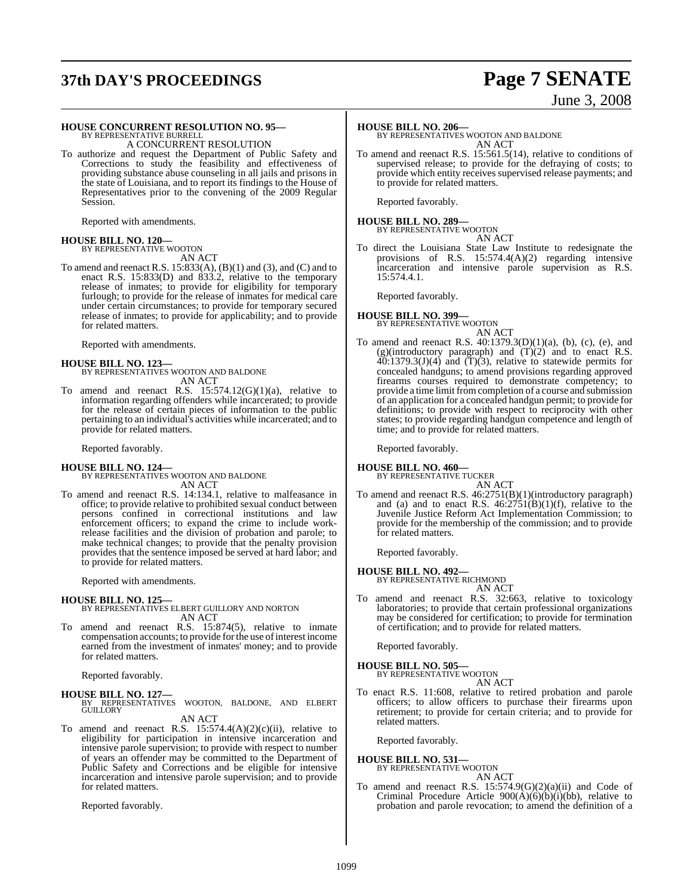**HOUSE CONCURRENT RESOLUTION NO. 95—**
BY REPRESENTATIVE BURRELL

A CONCURRENT RESOLUTION

To authorize and request the Department of Public Safety and Corrections to study the feasibility and effectiveness of providing substance abuse counseling in all jails and prisons in the state of Louisiana, and to report its findings to the House of Representatives prior to the convening of the 2009 Regular Session.

Reported with amendments.

**HOUSE BILL NO. 120—**
BY REPRESENTATIVE WOOTON

AN ACT

To amend and reenact R.S. 15:833(A), (B)(1) and (3), and (C) and to enact R.S. 15:833(D) and 833.2, relative to the temporary release of inmates; to provide for eligibility for temporary furlough; to provide for the release of inmates for medical care under certain circumstances; to provide for temporary secured release of inmates; to provide for applicability; and to provide for related matters.

Reported with amendments.

**HOUSE BILL NO. 123—**
BY REPRESENTATIVES WOOTON AND BALDONE

AN ACT

To amend and reenact R.S. 15:574.12(G)(1)(a), relative to information regarding offenders while incarcerated; to provide for the release of certain pieces of information to the public pertaining to an individual's activities while incarcerated; and to provide for related matters.

Reported favorably.

**HOUSE BILL NO. 124—**
BY REPRESENTATIVES WOOTON AND BALDONE

AN ACT

To amend and reenact R.S. 14:134.1, relative to malfeasance in office; to provide relative to prohibited sexual conduct between persons confined in correctional institutions and law enforcement officers; to expand the crime to include work-release facilities and the division of probation and parole; to make technical changes; to provide that the penalty provision provides that the sentence imposed be served at hard labor; and to provide for related matters.

Reported with amendments.

**HOUSE BILL NO. 125—**
BY REPRESENTATIVES ELBERT GUILLORY AND NORTON

AN ACT

To amend and reenact R.S. 15:874(5), relative to inmate compensation accounts; to provide for the use of interest income earned from the investment of inmates' money; and to provide for related matters.

Reported favorably.

**HOUSE BILL NO. 127—**
BY REPRESENTATIVES WOOTON, BALDONE, AND ELBERT GUILLORY

AN ACT

To amend and reenact R.S. 15:574.4(A)(2)(c)(ii), relative to eligibility for participation in intensive incarceration and intensive parole supervision; to provide with respect to number of years an offender may be committed to the Department of Public Safety and Corrections and be eligible for intensive incarceration and intensive parole supervision; and to provide for related matters.

Reported favorably.

**HOUSE BILL NO. 206—**
BY REPRESENTATIVES WOOTON AND BALDONE

AN ACT

To amend and reenact R.S. 15:561.5(14), relative to conditions of supervised release; to provide for the defraying of costs; to provide which entity receives supervised release payments; and to provide for related matters.

Reported favorably.

**HOUSE BILL NO. 289—**
BY REPRESENTATIVE WOOTON

AN ACT

To direct the Louisiana State Law Institute to redesignate the provisions of R.S. 15:574.4(A)(2) regarding intensive incarceration and intensive parole supervision as R.S. 15:574.4.1.

Reported favorably.

**HOUSE BILL NO. 399—**
BY REPRESENTATIVE WOOTON

AN ACT

To amend and reenact R.S. 40:1379.3(D)(1)(a), (b), (c), (e), and (g)(introductory paragraph) and (T)(2) and to enact R.S. 40:1379.3(J)(4) and (T)(3), relative to statewide permits for concealed handguns; to amend provisions regarding approved firearms courses required to demonstrate competency; to provide a time limit from completion of a course and submission of an application for a concealed handgun permit; to provide for definitions; to provide with respect to reciprocity with other states; to provide regarding handgun competence and length of time; and to provide for related matters.

Reported favorably.

**HOUSE BILL NO. 460—**
BY REPRESENTATIVE TUCKER

AN ACT

To amend and reenact R.S. 46:2751(B)(1)(introductory paragraph) and (a) and to enact R.S. 46:2751(B)(1)(f), relative to the Juvenile Justice Reform Act Implementation Commission; to provide for the membership of the commission; and to provide for related matters.

Reported favorably.

**HOUSE BILL NO. 492—**
BY REPRESENTATIVE RICHMOND

AN ACT

To amend and reenact R.S. 32:663, relative to toxicology laboratories; to provide that certain professional organizations may be considered for certification; to provide for termination of certification; and to provide for related matters.

Reported favorably.

**HOUSE BILL NO. 505—**
BY REPRESENTATIVE WOOTON

AN ACT

To enact R.S. 11:608, relative to retired probation and parole officers; to allow officers to purchase their firearms upon retirement; to provide for certain criteria; and to provide for related matters.

Reported favorably.

**HOUSE BILL NO. 531—**
BY REPRESENTATIVE WOOTON

AN ACT

To amend and reenact R.S. 15:574.9(G)(2)(a)(ii) and Code of Criminal Procedure Article 900(A)(6)(b)(i)(bb), relative to probation and parole revocation; to amend the definition of a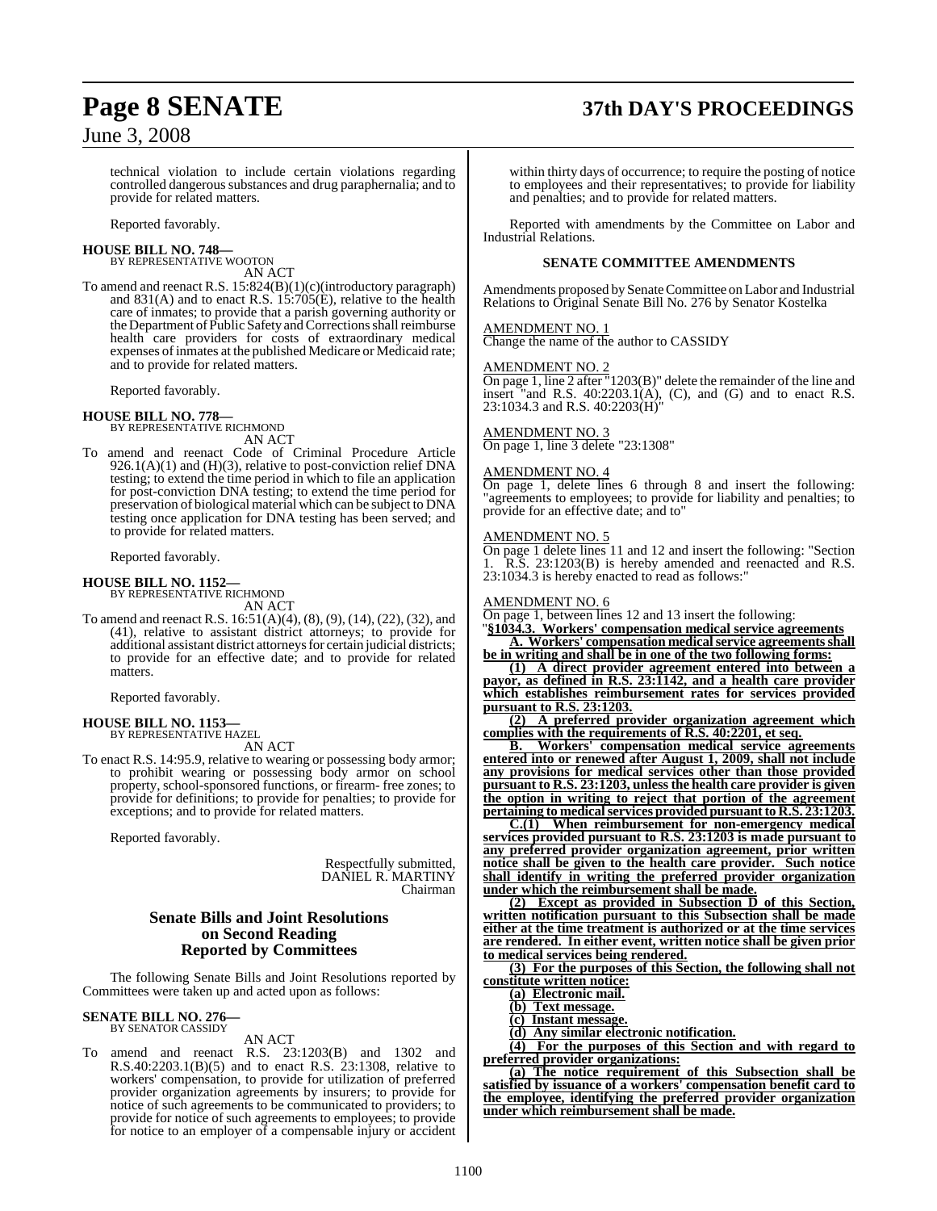technical violation to include certain violations regarding controlled dangerous substances and drug paraphernalia; and to provide for related matters.

Reported favorably.

**HOUSE BILL NO. 748—**
BY REPRESENTATIVE WOOTON
AN ACT

To amend and reenact R.S. 15:824(B)(1)(c)(introductory paragraph) and 831(A) and to enact R.S. 15:705(E), relative to the health care of inmates; to provide that a parish governing authority or the Department of Public Safety and Corrections shall reimburse health care providers for costs of extraordinary medical expenses of inmates at the published Medicare or Medicaid rate; and to provide for related matters.

Reported favorably.

**HOUSE BILL NO. 778—**
BY REPRESENTATIVE RICHMOND
AN ACT

To amend and reenact Code of Criminal Procedure Article 926.1(A)(1) and (H)(3), relative to post-conviction relief DNA testing; to extend the time period in which to file an application for post-conviction DNA testing; to extend the time period for preservation of biological material which can be subject to DNA testing once application for DNA testing has been served; and to provide for related matters.

Reported favorably.

**HOUSE BILL NO. 1152—**
BY REPRESENTATIVE RICHMOND
AN ACT

To amend and reenact R.S. 16:51(A)(4), (8), (9), (14), (22), (32), and (41), relative to assistant district attorneys; to provide for additional assistant district attorneys for certain judicial districts; to provide for an effective date; and to provide for related matters.

Reported favorably.

**HOUSE BILL NO. 1153—**
BY REPRESENTATIVE HAZEL
AN ACT

To enact R.S. 14:95.9, relative to wearing or possessing body armor; to prohibit wearing or possessing body armor on school property, school-sponsored functions, or firearm- free zones; to provide for definitions; to provide for penalties; to provide for exceptions; and to provide for related matters.

Reported favorably.

Respectfully submitted,
DANIEL R. MARTINY
Chairman

## Senate Bills and Joint Resolutions on Second Reading Reported by Committees

The following Senate Bills and Joint Resolutions reported by Committees were taken up and acted upon as follows:

**SENATE BILL NO. 276—**
BY SENATOR CASSIDY
AN ACT

To amend and reenact R.S. 23:1203(B) and 1302 and R.S.40:2203.1(B)(5) and to enact R.S. 23:1308, relative to workers' compensation, to provide for utilization of preferred provider organization agreements by insurers; to provide for notice of such agreements to be communicated to providers; to provide for notice of such agreements to employees; to provide for notice to an employer of a compensable injury or accident within thirty days of occurrence; to require the posting of notice to employees and their representatives; to provide for liability and penalties; and to provide for related matters.

Reported with amendments by the Committee on Labor and Industrial Relations.

### SENATE COMMITTEE AMENDMENTS

Amendments proposed by Senate Committee on Labor and Industrial Relations to Original Senate Bill No. 276 by Senator Kostelka

AMENDMENT NO. 1
Change the name of the author to CASSIDY

AMENDMENT NO. 2
On page 1, line 2 after "1203(B)" delete the remainder of the line and insert "and R.S. 40:2203.1(A), (C), and (G) and to enact R.S. 23:1034.3 and R.S. 40:2203(H)"

AMENDMENT NO. 3
On page 1, line 3 delete "23:1308"

AMENDMENT NO. 4
On page 1, delete lines 6 through 8 and insert the following: "agreements to employees; to provide for liability and penalties; to provide for an effective date; and to"

AMENDMENT NO. 5
On page 1 delete lines 11 and 12 and insert the following: "Section 1. R.S. 23:1203(B) is hereby amended and reenacted and R.S. 23:1034.3 is hereby enacted to read as follows:"

AMENDMENT NO. 6
On page 1, between lines 12 and 13 insert the following:

"**<u>§1034.3. Workers' compensation medical service agreements</u>**

**<u>A. Workers' compensation medical service agreements shall be in writing and shall be in one of the two following forms:</u>**

**<u>(1) A direct provider agreement entered into between a payor, as defined in R.S. 23:1142, and a health care provider which establishes reimbursement rates for services provided pursuant to R.S. 23:1203.</u>**

**<u>(2) A preferred provider organization agreement which complies with the requirements of R.S. 40:2201, et seq.</u>**

**<u>B. Workers' compensation medical service agreements entered into or renewed after August 1, 2009, shall not include any provisions for medical services other than those provided pursuant to R.S. 23:1203, unless the health care provider is given the option in writing to reject that portion of the agreement pertaining to medical services provided pursuant to R.S. 23:1203.</u>**

**<u>C.(1) When reimbursement for non-emergency medical services provided pursuant to R.S. 23:1203 is made pursuant to any preferred provider organization agreement, prior written notice shall be given to the health care provider. Such notice shall identify in writing the preferred provider organization under which the reimbursement shall be made.</u>**

**<u>(2) Except as provided in Subsection D of this Section, written notification pursuant to this Subsection shall be made either at the time treatment is authorized or at the time services are rendered. In either event, written notice shall be given prior to medical services being rendered.</u>**

**<u>(3) For the purposes of this Section, the following shall not constitute written notice:</u>**

**<u>(a) Electronic mail.</u>**

**<u>(b) Text message.</u>**

**<u>(c) Instant message.</u>**

**<u>(d) Any similar electronic notification.</u>**

**<u>(4) For the purposes of this Section and with regard to preferred provider organizations:</u>**

**<u>(a) The notice requirement of this Subsection shall be satisfied by issuance of a workers' compensation benefit card to the employee, identifying the preferred provider organization under which reimbursement shall be made.</u>**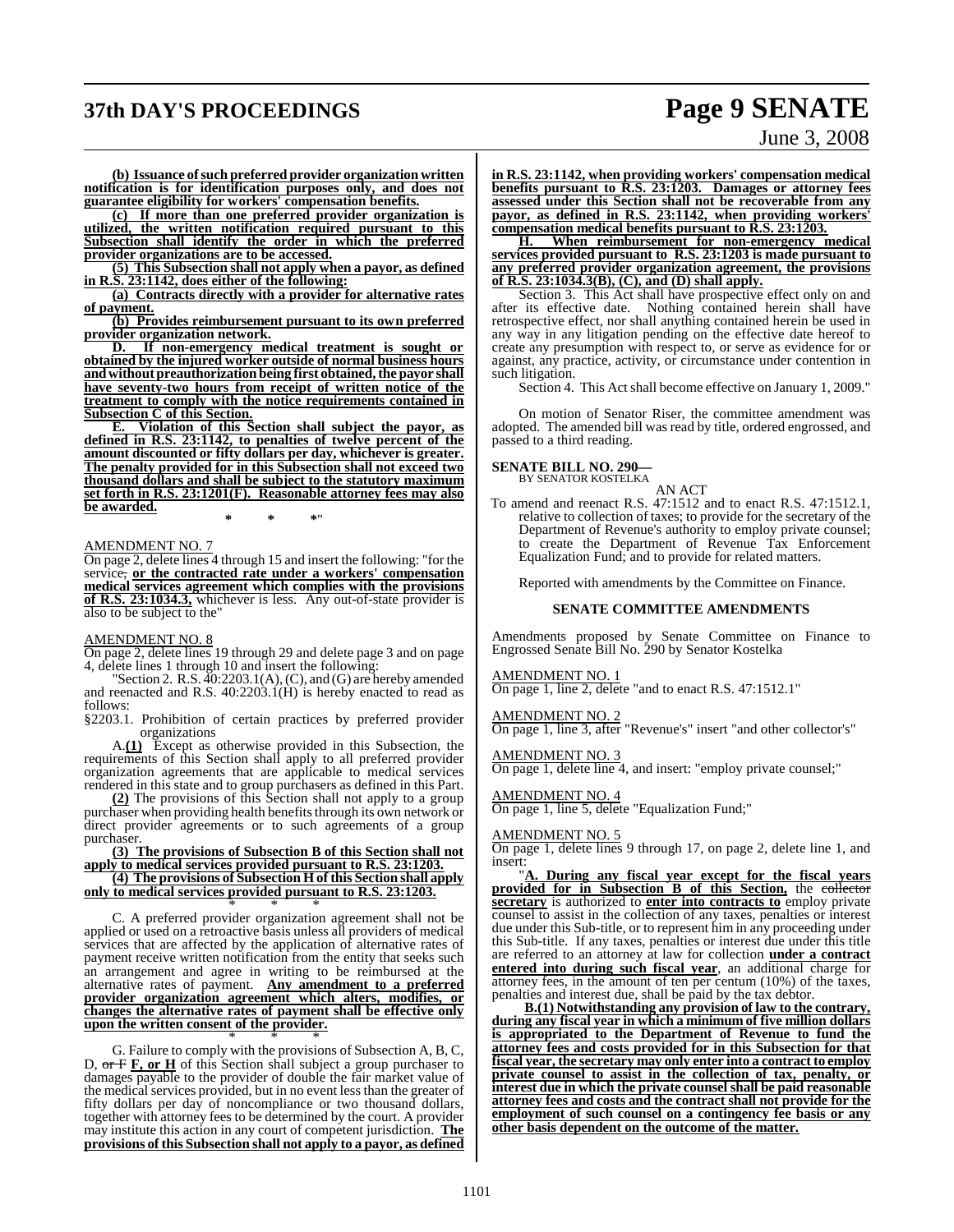**(b) Issuance of such preferred provider organization written notification is for identification purposes only, and does not guarantee eligibility for workers' compensation benefits.**

**(c) If more than one preferred provider organization is utilized, the written notification required pursuant to this Subsection shall identify the order in which the preferred provider organizations are to be accessed.**

**(5) This Subsection shall not apply when a payor, as defined in R.S. 23:1142, does either of the following:**

**(a) Contracts directly with a provider for alternative rates of payment.**

**(b) Provides reimbursement pursuant to its own preferred provider organization network.**

**D. If non-emergency medical treatment is sought or obtained by the injured worker outside of normal business hours and without preauthorization being first obtained, the payor shall have seventy-two hours from receipt of written notice of the treatment to comply with the notice requirements contained in Subsection C of this Section.**

**E. Violation of this Section shall subject the payor, as defined in R.S. 23:1142, to penalties of twelve percent of the amount discounted or fifty dollars per day, whichever is greater. The penalty provided for in this Subsection shall not exceed two thousand dollars and shall be subject to the statutory maximum set forth in R.S. 23:1201(F). Reasonable attorney fees may also be awarded.**

\* \* \*"

AMENDMENT NO. 7

On page 2, delete lines 4 through 15 and insert the following: "for the service, **or the contracted rate under a workers' compensation medical services agreement which complies with the provisions of R.S. 23:1034.3,** whichever is less. Any out-of-state provider is also to be subject to the"

AMENDMENT NO. 8

On page 2, delete lines 19 through 29 and delete page 3 and on page 4, delete lines 1 through 10 and insert the following:

"Section 2. R.S. 40:2203.1(A), (C), and (G) are hereby amended and reenacted and R.S. 40:2203.1(H) is hereby enacted to read as follows:

§2203.1. Prohibition of certain practices by preferred provider organizations

A.**(1)** Except as otherwise provided in this Subsection, the requirements of this Section shall apply to all preferred provider organization agreements that are applicable to medical services rendered in this state and to group purchasers as defined in this Part.

**(2)** The provisions of this Section shall not apply to a group purchaser when providing health benefits through its own network or direct provider agreements or to such agreements of a group purchaser.

**(3) The provisions of Subsection B of this Section shall not apply to medical services provided pursuant to R.S. 23:1203.**

**(4) The provisions of Subsection H of this Section shall apply only to medical services provided pursuant to R.S. 23:1203.**

\* \* \*

C. A preferred provider organization agreement shall not be applied or used on a retroactive basis unless all providers of medical services that are affected by the application of alternative rates of payment receive written notification from the entity that seeks such an arrangement and agree in writing to be reimbursed at the alternative rates of payment. **Any amendment to a preferred provider organization agreement which alters, modifies, or changes the alternative rates of payment shall be effective only upon the written consent of the provider.**

\* \* \*

G. Failure to comply with the provisions of Subsection A, B, C, D, ~~or F~~ **F, or H** of this Section shall subject a group purchaser to damages payable to the provider of double the fair market value of the medical services provided, but in no event less than the greater of fifty dollars per day of noncompliance or two thousand dollars, together with attorney fees to be determined by the court. A provider may institute this action in any court of competent jurisdiction. **The provisions of this Subsection shall not apply to a payor, as defined in R.S. 23:1142, when providing workers' compensation medical benefits pursuant to R.S. 23:1203. Damages or attorney fees assessed under this Section shall not be recoverable from any payor, as defined in R.S. 23:1142, when providing workers' compensation medical benefits pursuant to R.S. 23:1203.**

**H. When reimbursement for non-emergency medical services provided pursuant to R.S. 23:1203 is made pursuant to any preferred provider organization agreement, the provisions of R.S. 23:1034.3(B), (C), and (D) shall apply.**

Section 3. This Act shall have prospective effect only on and after its effective date. Nothing contained herein shall have retrospective effect, nor shall anything contained herein be used in any way in any litigation pending on the effective date hereof to create any presumption with respect to, or serve as evidence for or against, any practice, activity, or circumstance under contention in such litigation.

Section 4. This Act shall become effective on January 1, 2009."

On motion of Senator Riser, the committee amendment was adopted. The amended bill was read by title, ordered engrossed, and passed to a third reading.

**SENATE BILL NO. 290—**
BY SENATOR KOSTELKA

AN ACT

To amend and reenact R.S. 47:1512 and to enact R.S. 47:1512.1, relative to collection of taxes; to provide for the secretary of the Department of Revenue's authority to employ private counsel; to create the Department of Revenue Tax Enforcement Equalization Fund; and to provide for related matters.

Reported with amendments by the Committee on Finance.

**SENATE COMMITTEE AMENDMENTS**

Amendments proposed by Senate Committee on Finance to Engrossed Senate Bill No. 290 by Senator Kostelka

AMENDMENT NO. 1

On page 1, line 2, delete "and to enact R.S. 47:1512.1"

AMENDMENT NO. 2

On page 1, line 3, after "Revenue's" insert "and other collector's"

AMENDMENT NO. 3

On page 1, delete line 4, and insert: "employ private counsel;"

AMENDMENT NO. 4

On page 1, line 5, delete "Equalization Fund;"

AMENDMENT NO. 5

On page 1, delete lines 9 through 17, on page 2, delete line 1, and insert:

"**A. During any fiscal year except for the fiscal years provided for in Subsection B of this Section,** the ~~collector~~ **secretary** is authorized to **enter into contracts to** employ private counsel to assist in the collection of any taxes, penalties or interest due under this Sub-title, or to represent him in any proceeding under this Sub-title. If any taxes, penalties or interest due under this title are referred to an attorney at law for collection **under a contract entered into during such fiscal year**, an additional charge for attorney fees, in the amount of ten per centum (10%) of the taxes, penalties and interest due, shall be paid by the tax debtor.

**B.(1) Notwithstanding any provision of law to the contrary, during any fiscal year in which a minimum of five million dollars is appropriated to the Department of Revenue to fund the attorney fees and costs provided for in this Subsection for that fiscal year, the secretary may only enter into a contract to employ private counsel to assist in the collection of tax, penalty, or interest due in which the private counsel shall be paid reasonable attorney fees and costs and the contract shall not provide for the employment of such counsel on a contingency fee basis or any other basis dependent on the outcome of the matter.**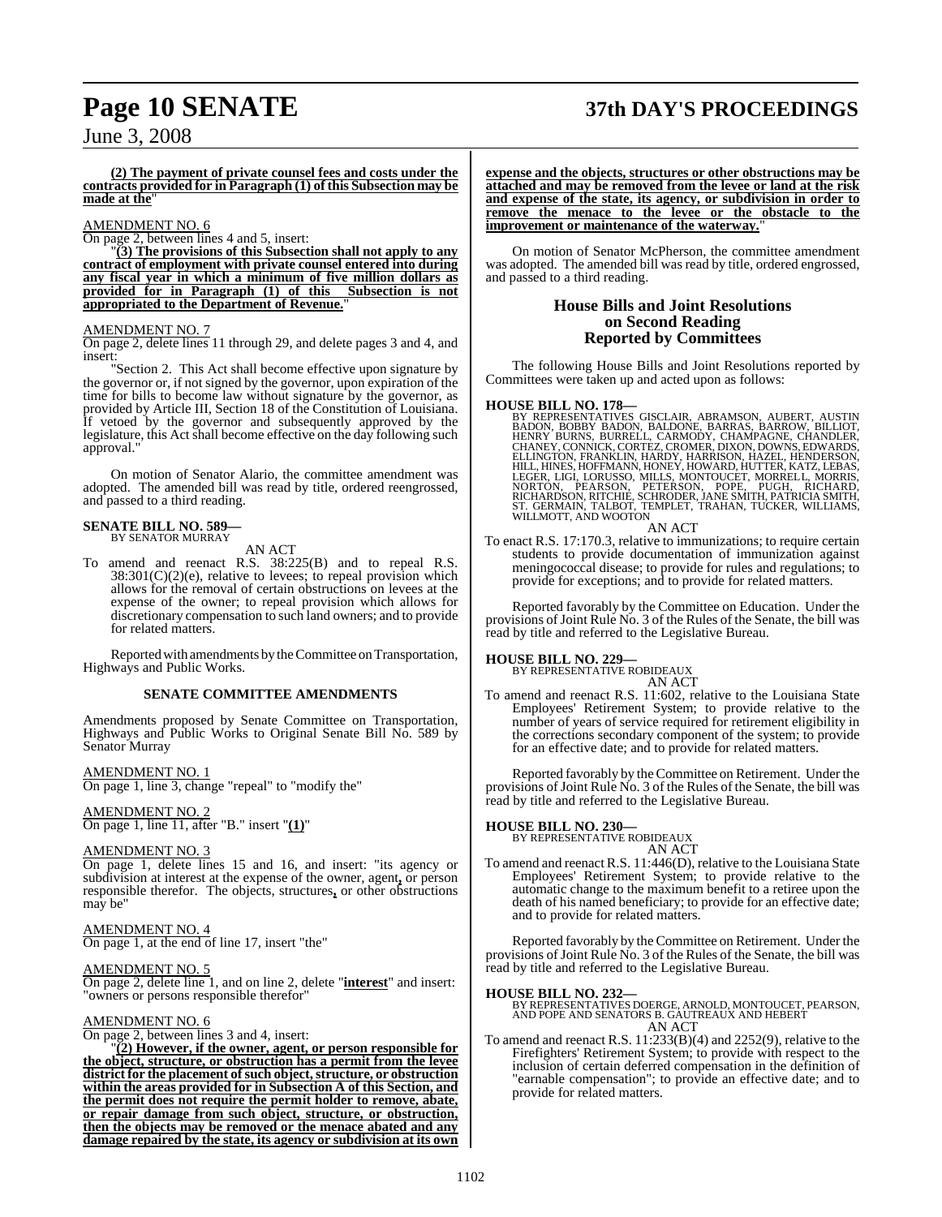**(2) The payment of private counsel fees and costs under the contracts provided for in Paragraph (1) of this Subsection may be made at the**"

AMENDMENT NO. 6

On page 2, between lines 4 and 5, insert:

"**(3) The provisions of this Subsection shall not apply to any contract of employment with private counsel entered into during any fiscal year in which a minimum of five million dollars as provided for in Paragraph (1) of this Subsection is not appropriated to the Department of Revenue.**"

AMENDMENT NO. 7

On page 2, delete lines 11 through 29, and delete pages 3 and 4, and insert:

"Section 2. This Act shall become effective upon signature by the governor or, if not signed by the governor, upon expiration of the time for bills to become law without signature by the governor, as provided by Article III, Section 18 of the Constitution of Louisiana. If vetoed by the governor and subsequently approved by the legislature, this Act shall become effective on the day following such approval."

On motion of Senator Alario, the committee amendment was adopted. The amended bill was read by title, ordered reengrossed, and passed to a third reading.

**SENATE BILL NO. 589—**
BY SENATOR MURRAY

AN ACT

To amend and reenact R.S. 38:225(B) and to repeal R.S. 38:301(C)(2)(e), relative to levees; to repeal provision which allows for the removal of certain obstructions on levees at the expense of the owner; to repeal provision which allows for discretionary compensation to such land owners; and to provide for related matters.

Reported with amendments by the Committee on Transportation, Highways and Public Works.

**SENATE COMMITTEE AMENDMENTS**

Amendments proposed by Senate Committee on Transportation, Highways and Public Works to Original Senate Bill No. 589 by Senator Murray

AMENDMENT NO. 1

On page 1, line 3, change "repeal" to "modify the"

AMENDMENT NO. 2

On page 1, line 11, after "B." insert "**(1)**"

AMENDMENT NO. 3

On page 1, delete lines 15 and 16, and insert: "its agency or subdivision at interest at the expense of the owner, agent**,** or person responsible therefor. The objects, structures**,** or other obstructions may be"

AMENDMENT NO. 4

On page 1, at the end of line 17, insert "the"

AMENDMENT NO. 5

On page 2, delete line 1, and on line 2, delete "**interest**" and insert: "owners or persons responsible therefor"

AMENDMENT NO. 6

On page 2, between lines 3 and 4, insert:

"**(2) However, if the owner, agent, or person responsible for the object, structure, or obstruction has a permit from the levee district for the placement of such object, structure, or obstruction within the areas provided for in Subsection A of this Section, and the permit does not require the permit holder to remove, abate, or repair damage from such object, structure, or obstruction, then the objects may be removed or the menace abated and any damage repaired by the state, its agency or subdivision at its own expense and the objects, structures or other obstructions may be attached and may be removed from the levee or land at the risk and expense of the state, its agency, or subdivision in order to remove the menace to the levee or the obstacle to the improvement or maintenance of the waterway.**"

On motion of Senator McPherson, the committee amendment was adopted. The amended bill was read by title, ordered engrossed, and passed to a third reading.

## House Bills and Joint Resolutions on Second Reading Reported by Committees

The following House Bills and Joint Resolutions reported by Committees were taken up and acted upon as follows:

**HOUSE BILL NO. 178—**
BY REPRESENTATIVES GISCLAIR, ABRAMSON, AUBERT, AUSTIN BADON, BOBBY BADON, BALDONE, BARRAS, BARROW, BILLIOT, HENRY BURNS, BURRELL, CARMODY, CHAMPAGNE, CHANDLER, CHANEY, CONNICK, CORTEZ, CROMER, DIXON, DOWNS, EDWARDS, ELLINGTON, FRANKLIN, HARDY, HARRISON, HAZEL, HENDERSON, HILL, HINES, HOFFMANN, HONEY, HOWARD, HUTTER, KATZ, LEBAS, LEGER, LIGI, LORUSSO, MILLS, MONTOUCET, MORRELL, MORRIS, NORTON, PEARSON, PETERSON, POPE, PUGH, RICHARD, RICHARDSON, RITCHIE, SCHRODER, JANE SMITH, PATRICIA SMITH, ST. GERMAIN, TALBOT, TEMPLET, TRAHAN, TUCKER, WILLIAMS, WILLMOTT, AND WOOTON

AN ACT

To enact R.S. 17:170.3, relative to immunizations; to require certain students to provide documentation of immunization against meningococcal disease; to provide for rules and regulations; to provide for exceptions; and to provide for related matters.

Reported favorably by the Committee on Education. Under the provisions of Joint Rule No. 3 of the Rules of the Senate, the bill was read by title and referred to the Legislative Bureau.

**HOUSE BILL NO. 229—**
BY REPRESENTATIVE ROBIDEAUX

AN ACT

To amend and reenact R.S. 11:602, relative to the Louisiana State Employees' Retirement System; to provide relative to the number of years of service required for retirement eligibility in the corrections secondary component of the system; to provide for an effective date; and to provide for related matters.

Reported favorably by the Committee on Retirement. Under the provisions of Joint Rule No. 3 of the Rules of the Senate, the bill was read by title and referred to the Legislative Bureau.

**HOUSE BILL NO. 230—**
BY REPRESENTATIVE ROBIDEAUX

AN ACT

To amend and reenact R.S. 11:446(D), relative to the Louisiana State Employees' Retirement System; to provide relative to the automatic change to the maximum benefit to a retiree upon the death of his named beneficiary; to provide for an effective date; and to provide for related matters.

Reported favorably by the Committee on Retirement. Under the provisions of Joint Rule No. 3 of the Rules of the Senate, the bill was read by title and referred to the Legislative Bureau.

**HOUSE BILL NO. 232—**
BY REPRESENTATIVES DOERGE, ARNOLD, MONTOUCET, PEARSON, AND POPE AND SENATORS B. GAUTREAUX AND HEBERT

AN ACT

To amend and reenact R.S. 11:233(B)(4) and 2252(9), relative to the Firefighters' Retirement System; to provide with respect to the inclusion of certain deferred compensation in the definition of "earnable compensation"; to provide an effective date; and to provide for related matters.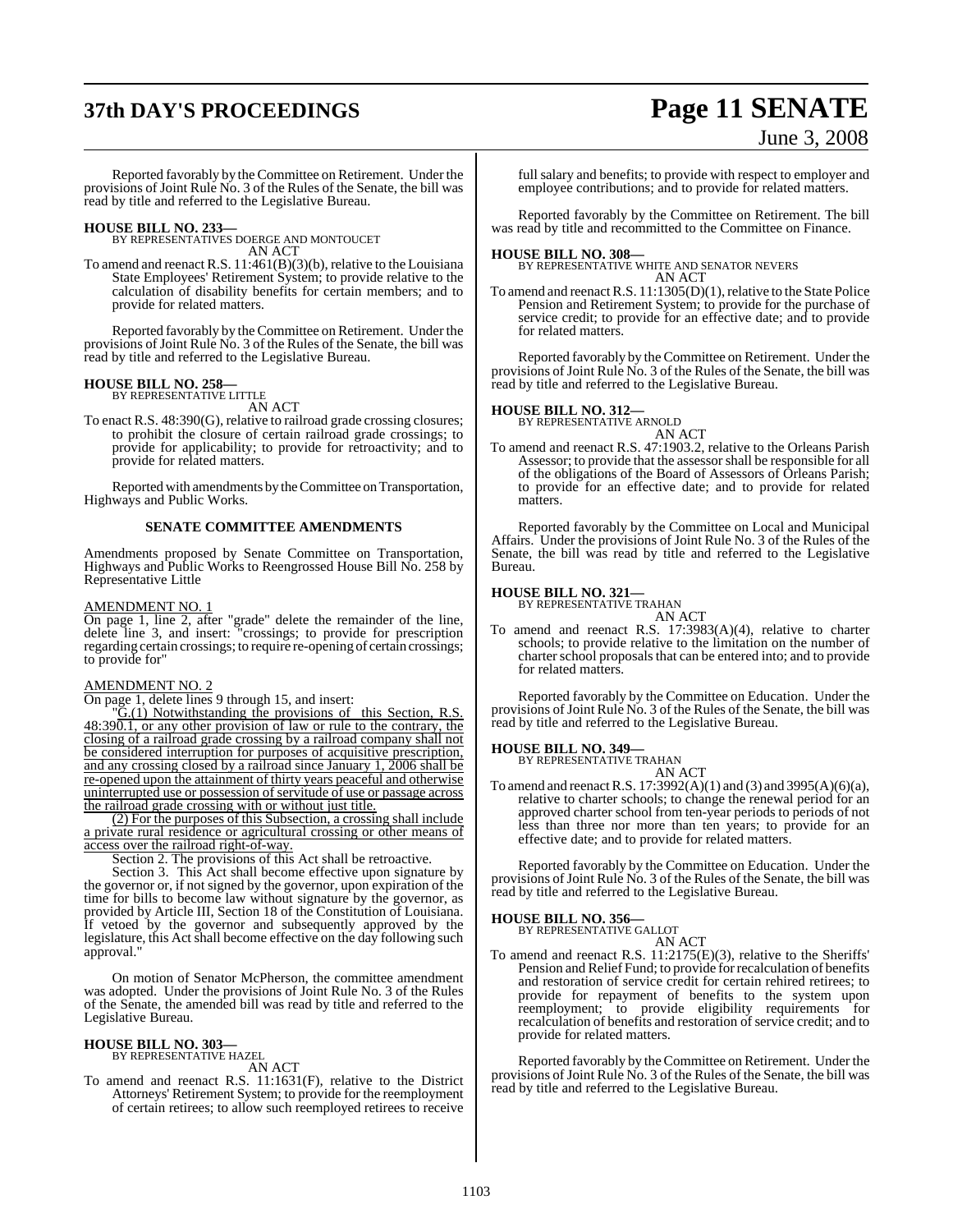Reported favorably by the Committee on Retirement. Under the provisions of Joint Rule No. 3 of the Rules of the Senate, the bill was read by title and referred to the Legislative Bureau.

**HOUSE BILL NO. 233—**
BY REPRESENTATIVES DOERGE AND MONTOUCET
AN ACT

To amend and reenact R.S. 11:461(B)(3)(b), relative to the Louisiana State Employees' Retirement System; to provide relative to the calculation of disability benefits for certain members; and to provide for related matters.

Reported favorably by the Committee on Retirement. Under the provisions of Joint Rule No. 3 of the Rules of the Senate, the bill was read by title and referred to the Legislative Bureau.

**HOUSE BILL NO. 258—**
BY REPRESENTATIVE LITTLE
AN ACT

To enact R.S. 48:390(G), relative to railroad grade crossing closures; to prohibit the closure of certain railroad grade crossings; to provide for applicability; to provide for retroactivity; and to provide for related matters.

Reported with amendments by the Committee on Transportation, Highways and Public Works.

**SENATE COMMITTEE AMENDMENTS**

Amendments proposed by Senate Committee on Transportation, Highways and Public Works to Reengrossed House Bill No. 258 by Representative Little

AMENDMENT NO. 1
On page 1, line 2, after "grade" delete the remainder of the line, delete line 3, and insert: "crossings; to provide for prescription regarding certain crossings; to require re-opening of certain crossings; to provide for"

AMENDMENT NO. 2
On page 1, delete lines 9 through 15, and insert:

"G.(1) Notwithstanding the provisions of this Section, R.S. 48:390.1, or any other provision of law or rule to the contrary, the closing of a railroad grade crossing by a railroad company shall not be considered interruption for purposes of acquisitive prescription, and any crossing closed by a railroad since January 1, 2006 shall be re-opened upon the attainment of thirty years peaceful and otherwise uninterrupted use or possession of servitude of use or passage across the railroad grade crossing with or without just title.

(2) For the purposes of this Subsection, a crossing shall include a private rural residence or agricultural crossing or other means of access over the railroad right-of-way.

Section 2. The provisions of this Act shall be retroactive.

Section 3. This Act shall become effective upon signature by the governor or, if not signed by the governor, upon expiration of the time for bills to become law without signature by the governor, as provided by Article III, Section 18 of the Constitution of Louisiana. If vetoed by the governor and subsequently approved by the legislature, this Act shall become effective on the day following such approval."

On motion of Senator McPherson, the committee amendment was adopted. Under the provisions of Joint Rule No. 3 of the Rules of the Senate, the amended bill was read by title and referred to the Legislative Bureau.

**HOUSE BILL NO. 303—**
BY REPRESENTATIVE HAZEL
AN ACT

To amend and reenact R.S. 11:1631(F), relative to the District Attorneys' Retirement System; to provide for the reemployment of certain retirees; to allow such reemployed retirees to receive full salary and benefits; to provide with respect to employer and employee contributions; and to provide for related matters.

Reported favorably by the Committee on Retirement. The bill was read by title and recommitted to the Committee on Finance.

**HOUSE BILL NO. 308—**
BY REPRESENTATIVE WHITE AND SENATOR NEVERS
AN ACT

To amend and reenact R.S. 11:1305(D)(1), relative to the State Police Pension and Retirement System; to provide for the purchase of service credit; to provide for an effective date; and to provide for related matters.

Reported favorably by the Committee on Retirement. Under the provisions of Joint Rule No. 3 of the Rules of the Senate, the bill was read by title and referred to the Legislative Bureau.

**HOUSE BILL NO. 312—**
BY REPRESENTATIVE ARNOLD
AN ACT

To amend and reenact R.S. 47:1903.2, relative to the Orleans Parish Assessor; to provide that the assessor shall be responsible for all of the obligations of the Board of Assessors of Orleans Parish; to provide for an effective date; and to provide for related matters.

Reported favorably by the Committee on Local and Municipal Affairs. Under the provisions of Joint Rule No. 3 of the Rules of the Senate, the bill was read by title and referred to the Legislative Bureau.

**HOUSE BILL NO. 321—**
BY REPRESENTATIVE TRAHAN
AN ACT

To amend and reenact R.S. 17:3983(A)(4), relative to charter schools; to provide relative to the limitation on the number of charter school proposals that can be entered into; and to provide for related matters.

Reported favorably by the Committee on Education. Under the provisions of Joint Rule No. 3 of the Rules of the Senate, the bill was read by title and referred to the Legislative Bureau.

**HOUSE BILL NO. 349—**
BY REPRESENTATIVE TRAHAN
AN ACT

To amend and reenact R.S. 17:3992(A)(1) and (3) and 3995(A)(6)(a), relative to charter schools; to change the renewal period for an approved charter school from ten-year periods to periods of not less than three nor more than ten years; to provide for an effective date; and to provide for related matters.

Reported favorably by the Committee on Education. Under the provisions of Joint Rule No. 3 of the Rules of the Senate, the bill was read by title and referred to the Legislative Bureau.

**HOUSE BILL NO. 356—**
BY REPRESENTATIVE GALLOT
AN ACT

To amend and reenact R.S. 11:2175(E)(3), relative to the Sheriffs' Pension and Relief Fund; to provide for recalculation of benefits and restoration of service credit for certain rehired retirees; to provide for repayment of benefits to the system upon reemployment; to provide eligibility requirements for recalculation of benefits and restoration of service credit; and to provide for related matters.

Reported favorably by the Committee on Retirement. Under the provisions of Joint Rule No. 3 of the Rules of the Senate, the bill was read by title and referred to the Legislative Bureau.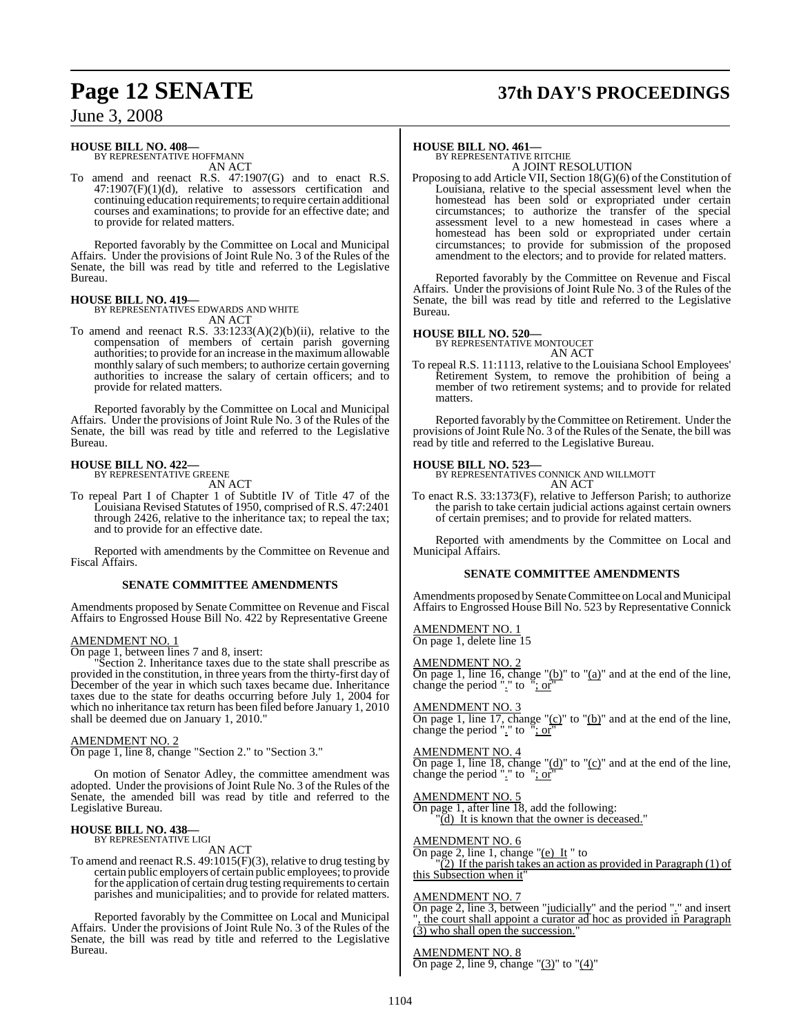**HOUSE BILL NO. 408—**
BY REPRESENTATIVE HOFFMANN
AN ACT

To amend and reenact R.S. 47:1907(G) and to enact R.S. 47:1907(F)(1)(d), relative to assessors certification and continuing education requirements; to require certain additional courses and examinations; to provide for an effective date; and to provide for related matters.

Reported favorably by the Committee on Local and Municipal Affairs. Under the provisions of Joint Rule No. 3 of the Rules of the Senate, the bill was read by title and referred to the Legislative Bureau.

**HOUSE BILL NO. 419—**
BY REPRESENTATIVES EDWARDS AND WHITE
AN ACT

To amend and reenact R.S. 33:1233(A)(2)(b)(ii), relative to the compensation of members of certain parish governing authorities; to provide for an increase in the maximum allowable monthly salary of such members; to authorize certain governing authorities to increase the salary of certain officers; and to provide for related matters.

Reported favorably by the Committee on Local and Municipal Affairs. Under the provisions of Joint Rule No. 3 of the Rules of the Senate, the bill was read by title and referred to the Legislative Bureau.

**HOUSE BILL NO. 422—**
BY REPRESENTATIVE GREENE
AN ACT

To repeal Part I of Chapter 1 of Subtitle IV of Title 47 of the Louisiana Revised Statutes of 1950, comprised of R.S. 47:2401 through 2426, relative to the inheritance tax; to repeal the tax; and to provide for an effective date.

Reported with amendments by the Committee on Revenue and Fiscal Affairs.

**SENATE COMMITTEE AMENDMENTS**

Amendments proposed by Senate Committee on Revenue and Fiscal Affairs to Engrossed House Bill No. 422 by Representative Greene

AMENDMENT NO. 1
On page 1, between lines 7 and 8, insert:
"Section 2. Inheritance taxes due to the state shall prescribe as provided in the constitution, in three years from the thirty-first day of December of the year in which such taxes became due. Inheritance taxes due to the state for deaths occurring before July 1, 2004 for which no inheritance tax return has been filed before January 1, 2010 shall be deemed due on January 1, 2010."

AMENDMENT NO. 2
On page 1, line 8, change "Section 2." to "Section 3."

On motion of Senator Adley, the committee amendment was adopted. Under the provisions of Joint Rule No. 3 of the Rules of the Senate, the amended bill was read by title and referred to the Legislative Bureau.

**HOUSE BILL NO. 438—**
BY REPRESENTATIVE LIGI
AN ACT

To amend and reenact R.S. 49:1015(F)(3), relative to drug testing by certain public employers of certain public employees; to provide for the application of certain drug testing requirements to certain parishes and municipalities; and to provide for related matters.

Reported favorably by the Committee on Local and Municipal Affairs. Under the provisions of Joint Rule No. 3 of the Rules of the Senate, the bill was read by title and referred to the Legislative Bureau.

**HOUSE BILL NO. 461—**
BY REPRESENTATIVE RITCHIE
A JOINT RESOLUTION

Proposing to add Article VII, Section 18(G)(6) of the Constitution of Louisiana, relative to the special assessment level when the homestead has been sold or expropriated under certain circumstances; to authorize the transfer of the special assessment level to a new homestead in cases where a homestead has been sold or expropriated under certain circumstances; to provide for submission of the proposed amendment to the electors; and to provide for related matters.

Reported favorably by the Committee on Revenue and Fiscal Affairs. Under the provisions of Joint Rule No. 3 of the Rules of the Senate, the bill was read by title and referred to the Legislative Bureau.

**HOUSE BILL NO. 520—**
BY REPRESENTATIVE MONTOUCET
AN ACT

To repeal R.S. 11:1113, relative to the Louisiana School Employees' Retirement System, to remove the prohibition of being a member of two retirement systems; and to provide for related matters.

Reported favorably by the Committee on Retirement. Under the provisions of Joint Rule No. 3 of the Rules of the Senate, the bill was read by title and referred to the Legislative Bureau.

**HOUSE BILL NO. 523—**
BY REPRESENTATIVES CONNICK AND WILLMOTT
AN ACT

To enact R.S. 33:1373(F), relative to Jefferson Parish; to authorize the parish to take certain judicial actions against certain owners of certain premises; and to provide for related matters.

Reported with amendments by the Committee on Local and Municipal Affairs.

**SENATE COMMITTEE AMENDMENTS**

Amendments proposed by Senate Committee on Local and Municipal Affairs to Engrossed House Bill No. 523 by Representative Connick

AMENDMENT NO. 1
On page 1, delete line 15

AMENDMENT NO. 2
On page 1, line 16, change "(b)" to "(a)" and at the end of the line, change the period "." to "; or"

AMENDMENT NO. 3
On page 1, line 17, change "(c)" to "(b)" and at the end of the line, change the period "." to "; or"

AMENDMENT NO. 4
On page 1, line 18, change "(d)" to "(c)" and at the end of the line, change the period "." to "; or"

AMENDMENT NO. 5
On page 1, after line 18, add the following:
"(d) It is known that the owner is deceased."

AMENDMENT NO. 6
On page 2, line 1, change "(e) It " to
"(2) If the parish takes an action as provided in Paragraph (1) of this Subsection when it"

AMENDMENT NO. 7
On page 2, line 3, between "judicially" and the period "." and insert ", the court shall appoint a curator ad hoc as provided in Paragraph (3) who shall open the succession."

AMENDMENT NO. 8
On page 2, line 9, change "(3)" to "(4)"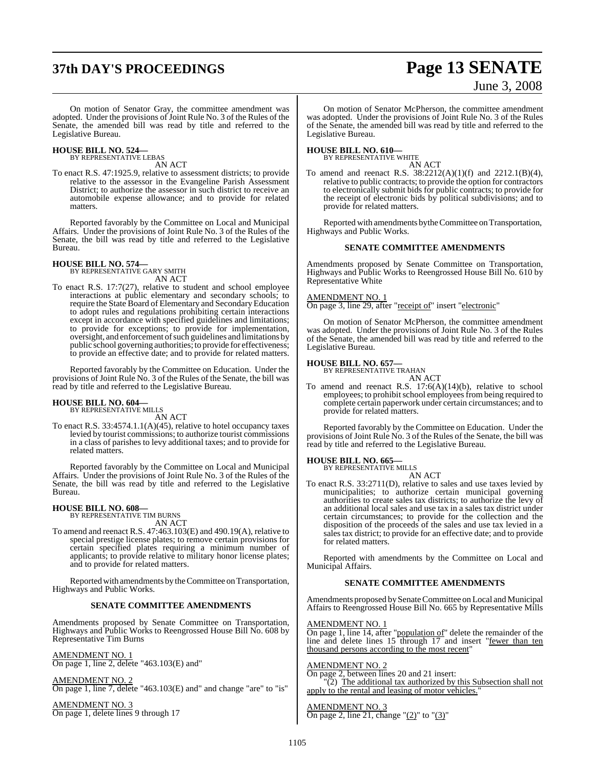On motion of Senator Gray, the committee amendment was adopted. Under the provisions of Joint Rule No. 3 of the Rules of the Senate, the amended bill was read by title and referred to the Legislative Bureau.

**HOUSE BILL NO. 524—**
BY REPRESENTATIVE LEBAS

AN ACT

To enact R.S. 47:1925.9, relative to assessment districts; to provide relative to the assessor in the Evangeline Parish Assessment District; to authorize the assessor in such district to receive an automobile expense allowance; and to provide for related matters.

Reported favorably by the Committee on Local and Municipal Affairs. Under the provisions of Joint Rule No. 3 of the Rules of the Senate, the bill was read by title and referred to the Legislative Bureau.

**HOUSE BILL NO. 574—**
BY REPRESENTATIVE GARY SMITH

AN ACT

To enact R.S. 17:7(27), relative to student and school employee interactions at public elementary and secondary schools; to require the State Board of Elementary and Secondary Education to adopt rules and regulations prohibiting certain interactions except in accordance with specified guidelines and limitations; to provide for exceptions; to provide for implementation, oversight, and enforcement of such guidelines and limitations by public school governing authorities; to provide for effectiveness; to provide an effective date; and to provide for related matters.

Reported favorably by the Committee on Education. Under the provisions of Joint Rule No. 3 of the Rules of the Senate, the bill was read by title and referred to the Legislative Bureau.

**HOUSE BILL NO. 604—**
BY REPRESENTATIVE MILLS

AN ACT

To enact R.S. 33:4574.1.1(A)(45), relative to hotel occupancy taxes levied by tourist commissions; to authorize tourist commissions in a class of parishes to levy additional taxes; and to provide for related matters.

Reported favorably by the Committee on Local and Municipal Affairs. Under the provisions of Joint Rule No. 3 of the Rules of the Senate, the bill was read by title and referred to the Legislative Bureau.

**HOUSE BILL NO. 608—**
BY REPRESENTATIVE TIM BURNS

AN ACT

To amend and reenact R.S. 47:463.103(E) and 490.19(A), relative to special prestige license plates; to remove certain provisions for certain specified plates requiring a minimum number of applicants; to provide relative to military honor license plates; and to provide for related matters.

Reported with amendments by the Committee on Transportation, Highways and Public Works.

**SENATE COMMITTEE AMENDMENTS**

Amendments proposed by Senate Committee on Transportation, Highways and Public Works to Reengrossed House Bill No. 608 by Representative Tim Burns

AMENDMENT NO. 1
On page 1, line 2, delete "463.103(E) and"

AMENDMENT NO. 2
On page 1, line 7, delete "463.103(E) and" and change "are" to "is"

AMENDMENT NO. 3
On page 1, delete lines 9 through 17

On motion of Senator McPherson, the committee amendment was adopted. Under the provisions of Joint Rule No. 3 of the Rules of the Senate, the amended bill was read by title and referred to the Legislative Bureau.

**HOUSE BILL NO. 610—**
BY REPRESENTATIVE WHITE

AN ACT

To amend and reenact R.S. 38:2212(A)(1)(f) and 2212.1(B)(4), relative to public contracts; to provide the option for contractors to electronically submit bids for public contracts; to provide for the receipt of electronic bids by political subdivisions; and to provide for related matters.

Reported with amendments by the Committee on Transportation, Highways and Public Works.

**SENATE COMMITTEE AMENDMENTS**

Amendments proposed by Senate Committee on Transportation, Highways and Public Works to Reengrossed House Bill No. 610 by Representative White

AMENDMENT NO. 1
On page 3, line 29, after "receipt of" insert "electronic"

On motion of Senator McPherson, the committee amendment was adopted. Under the provisions of Joint Rule No. 3 of the Rules of the Senate, the amended bill was read by title and referred to the Legislative Bureau.

**HOUSE BILL NO. 657—**
BY REPRESENTATIVE TRAHAN

AN ACT

To amend and reenact R.S. 17:6(A)(14)(b), relative to school employees; to prohibit school employees from being required to complete certain paperwork under certain circumstances; and to provide for related matters.

Reported favorably by the Committee on Education. Under the provisions of Joint Rule No. 3 of the Rules of the Senate, the bill was read by title and referred to the Legislative Bureau.

**HOUSE BILL NO. 665—**
BY REPRESENTATIVE MILLS

AN ACT

To enact R.S. 33:2711(D), relative to sales and use taxes levied by municipalities; to authorize certain municipal governing authorities to create sales tax districts; to authorize the levy of an additional local sales and use tax in a sales tax district under certain circumstances; to provide for the collection and the disposition of the proceeds of the sales and use tax levied in a sales tax district; to provide for an effective date; and to provide for related matters.

Reported with amendments by the Committee on Local and Municipal Affairs.

**SENATE COMMITTEE AMENDMENTS**

Amendments proposed by Senate Committee on Local and Municipal Affairs to Reengrossed House Bill No. 665 by Representative Mills

AMENDMENT NO. 1
On page 1, line 14, after "population of" delete the remainder of the line and delete lines 15 through 17 and insert "fewer than ten thousand persons according to the most recent"

AMENDMENT NO. 2
On page 2, between lines 20 and 21 insert:

"(2) The additional tax authorized by this Subsection shall not apply to the rental and leasing of motor vehicles."

AMENDMENT NO. 3
On page 2, line 21, change "(2)" to "(3)"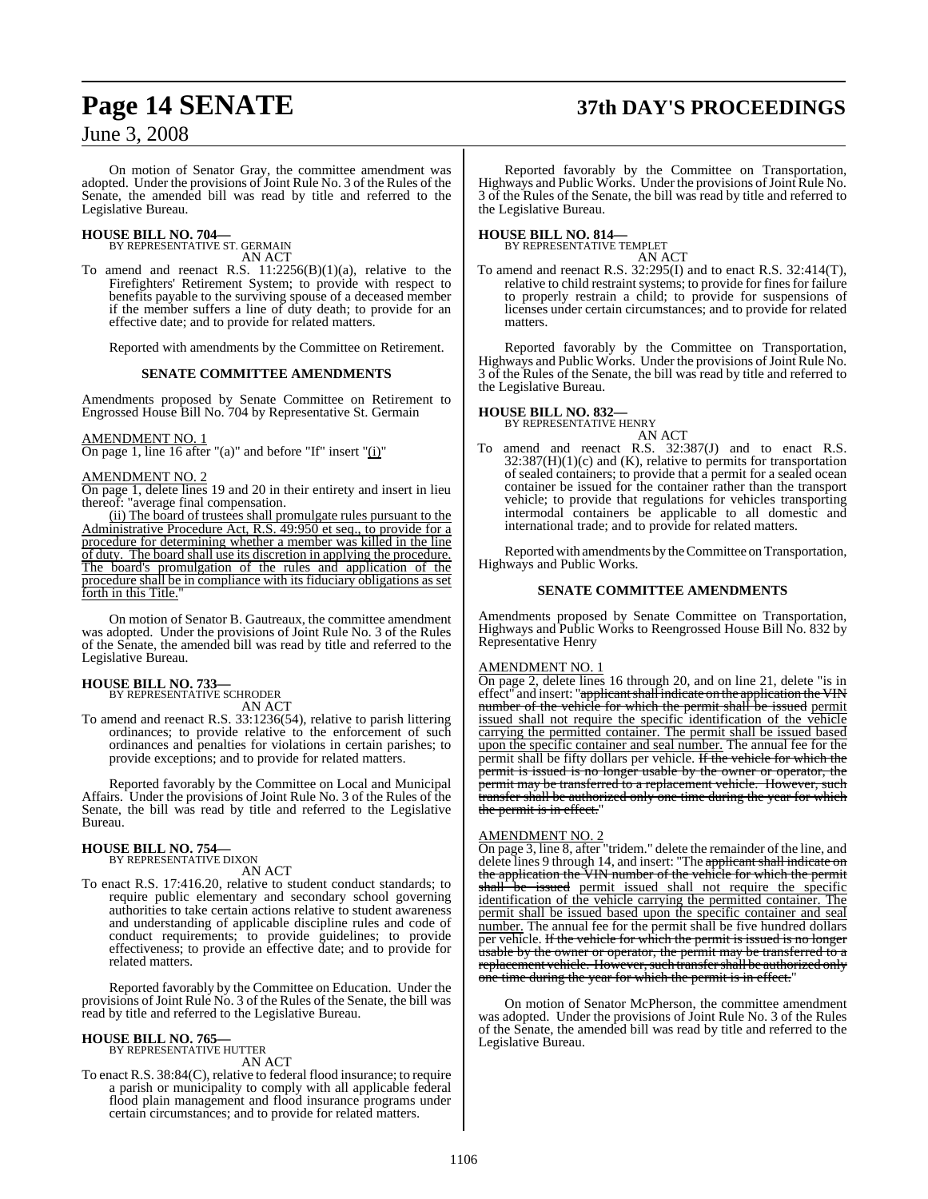On motion of Senator Gray, the committee amendment was adopted. Under the provisions of Joint Rule No. 3 of the Rules of the Senate, the amended bill was read by title and referred to the Legislative Bureau.

**HOUSE BILL NO. 704—**
BY REPRESENTATIVE ST. GERMAIN

AN ACT

To amend and reenact R.S. 11:2256(B)(1)(a), relative to the Firefighters' Retirement System; to provide with respect to benefits payable to the surviving spouse of a deceased member if the member suffers a line of duty death; to provide for an effective date; and to provide for related matters.

Reported with amendments by the Committee on Retirement.

**SENATE COMMITTEE AMENDMENTS**

Amendments proposed by Senate Committee on Retirement to Engrossed House Bill No. 704 by Representative St. Germain

AMENDMENT NO. 1
On page 1, line 16 after "(a)" and before "If" insert "(i)"

AMENDMENT NO. 2
On page 1, delete lines 19 and 20 in their entirety and insert in lieu thereof: "average final compensation.

(ii) The board of trustees shall promulgate rules pursuant to the Administrative Procedure Act, R.S. 49:950 et seq., to provide for a procedure for determining whether a member was killed in the line of duty. The board shall use its discretion in applying the procedure. The board's promulgation of the rules and application of the procedure shall be in compliance with its fiduciary obligations as set forth in this Title."

On motion of Senator B. Gautreaux, the committee amendment was adopted. Under the provisions of Joint Rule No. 3 of the Rules of the Senate, the amended bill was read by title and referred to the Legislative Bureau.

**HOUSE BILL NO. 733—**
BY REPRESENTATIVE SCHRODER

AN ACT

To amend and reenact R.S. 33:1236(54), relative to parish littering ordinances; to provide relative to the enforcement of such ordinances and penalties for violations in certain parishes; to provide exceptions; and to provide for related matters.

Reported favorably by the Committee on Local and Municipal Affairs. Under the provisions of Joint Rule No. 3 of the Rules of the Senate, the bill was read by title and referred to the Legislative Bureau.

**HOUSE BILL NO. 754—**
BY REPRESENTATIVE DIXON

AN ACT

To enact R.S. 17:416.20, relative to student conduct standards; to require public elementary and secondary school governing authorities to take certain actions relative to student awareness and understanding of applicable discipline rules and code of conduct requirements; to provide guidelines; to provide effectiveness; to provide an effective date; and to provide for related matters.

Reported favorably by the Committee on Education. Under the provisions of Joint Rule No. 3 of the Rules of the Senate, the bill was read by title and referred to the Legislative Bureau.

**HOUSE BILL NO. 765—**
BY REPRESENTATIVE HUTTER

AN ACT

To enact R.S. 38:84(C), relative to federal flood insurance; to require a parish or municipality to comply with all applicable federal flood plain management and flood insurance programs under certain circumstances; and to provide for related matters.

Reported favorably by the Committee on Transportation, Highways and Public Works. Under the provisions of Joint Rule No. 3 of the Rules of the Senate, the bill was read by title and referred to the Legislative Bureau.

**HOUSE BILL NO. 814—**
BY REPRESENTATIVE TEMPLET

AN ACT

To amend and reenact R.S. 32:295(I) and to enact R.S. 32:414(T), relative to child restraint systems; to provide for fines for failure to properly restrain a child; to provide for suspensions of licenses under certain circumstances; and to provide for related matters.

Reported favorably by the Committee on Transportation, Highways and Public Works. Under the provisions of Joint Rule No. 3 of the Rules of the Senate, the bill was read by title and referred to the Legislative Bureau.

**HOUSE BILL NO. 832—**
BY REPRESENTATIVE HENRY

AN ACT

To amend and reenact R.S. 32:387(J) and to enact R.S. 32:387(H)(1)(c) and (K), relative to permits for transportation of sealed containers; to provide that a permit for a sealed ocean container be issued for the container rather than the transport vehicle; to provide that regulations for vehicles transporting intermodal containers be applicable to all domestic and international trade; and to provide for related matters.

Reported with amendments by the Committee on Transportation, Highways and Public Works.

**SENATE COMMITTEE AMENDMENTS**

Amendments proposed by Senate Committee on Transportation, Highways and Public Works to Reengrossed House Bill No. 832 by Representative Henry

AMENDMENT NO. 1
On page 2, delete lines 16 through 20, and on line 21, delete "is in effect" and insert: "~~applicant shall indicate on the application the VIN number of the vehicle for which the permit shall be issued~~ permit issued shall not require the specific identification of the vehicle carrying the permitted container. The permit shall be issued based upon the specific container and seal number. The annual fee for the permit shall be fifty dollars per vehicle. ~~If the vehicle for which the permit is issued is no longer usable by the owner or operator, the permit may be transferred to a replacement vehicle. However, such transfer shall be authorized only one time during the year for which the permit is in effect.~~"

AMENDMENT NO. 2
On page 3, line 8, after "tridem." delete the remainder of the line, and delete lines 9 through 14, and insert: "The ~~applicant shall indicate on the application the VIN number of the vehicle for which the permit shall be issued~~ permit issued shall not require the specific identification of the vehicle carrying the permitted container. The permit shall be issued based upon the specific container and seal number. The annual fee for the permit shall be five hundred dollars per vehicle. ~~If the vehicle for which the permit is issued is no longer usable by the owner or operator, the permit may be transferred to a replacement vehicle. However, such transfer shall be authorized only one time during the year for which the permit is in effect.~~"

On motion of Senator McPherson, the committee amendment was adopted. Under the provisions of Joint Rule No. 3 of the Rules of the Senate, the amended bill was read by title and referred to the Legislative Bureau.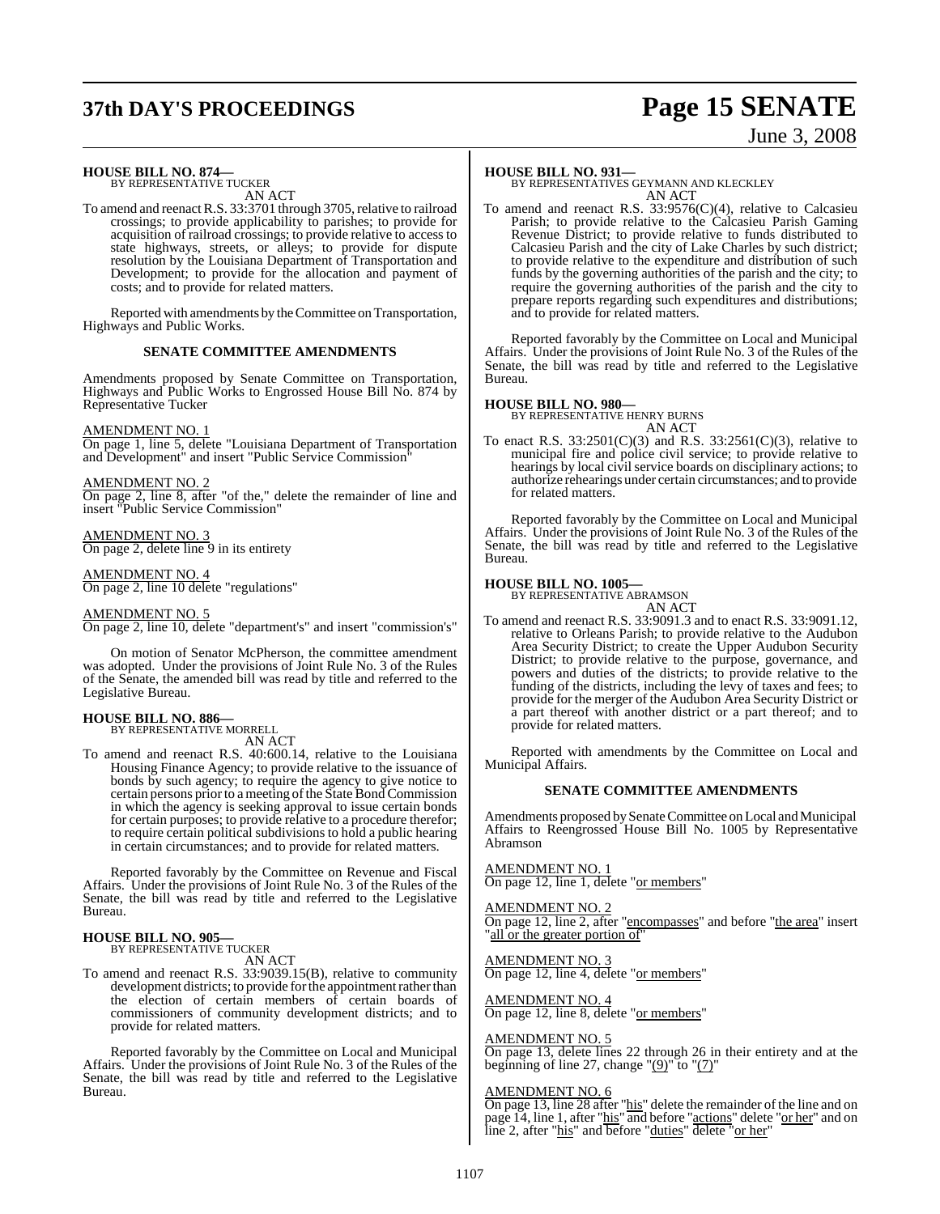**HOUSE BILL NO. 874—**
BY REPRESENTATIVE TUCKER
AN ACT

To amend and reenact R.S. 33:3701 through 3705, relative to railroad crossings; to provide applicability to parishes; to provide for acquisition of railroad crossings; to provide relative to access to state highways, streets, or alleys; to provide for dispute resolution by the Louisiana Department of Transportation and Development; to provide for the allocation and payment of costs; and to provide for related matters.

Reported with amendments by the Committee on Transportation, Highways and Public Works.

**SENATE COMMITTEE AMENDMENTS**

Amendments proposed by Senate Committee on Transportation, Highways and Public Works to Engrossed House Bill No. 874 by Representative Tucker

AMENDMENT NO. 1
On page 1, line 5, delete "Louisiana Department of Transportation and Development" and insert "Public Service Commission"

AMENDMENT NO. 2
On page 2, line 8, after "of the," delete the remainder of line and insert "Public Service Commission"

AMENDMENT NO. 3
On page 2, delete line 9 in its entirety

AMENDMENT NO. 4
On page 2, line 10 delete "regulations"

AMENDMENT NO. 5
On page 2, line 10, delete "department's" and insert "commission's"

On motion of Senator McPherson, the committee amendment was adopted. Under the provisions of Joint Rule No. 3 of the Rules of the Senate, the amended bill was read by title and referred to the Legislative Bureau.

**HOUSE BILL NO. 886—**
BY REPRESENTATIVE MORRELL
AN ACT

To amend and reenact R.S. 40:600.14, relative to the Louisiana Housing Finance Agency; to provide relative to the issuance of bonds by such agency; to require the agency to give notice to certain persons prior to a meeting of the State Bond Commission in which the agency is seeking approval to issue certain bonds for certain purposes; to provide relative to a procedure therefor; to require certain political subdivisions to hold a public hearing in certain circumstances; and to provide for related matters.

Reported favorably by the Committee on Revenue and Fiscal Affairs. Under the provisions of Joint Rule No. 3 of the Rules of the Senate, the bill was read by title and referred to the Legislative Bureau.

**HOUSE BILL NO. 905—**
BY REPRESENTATIVE TUCKER
AN ACT

To amend and reenact R.S. 33:9039.15(B), relative to community development districts; to provide for the appointment rather than the election of certain members of certain boards of commissioners of community development districts; and to provide for related matters.

Reported favorably by the Committee on Local and Municipal Affairs. Under the provisions of Joint Rule No. 3 of the Rules of the Senate, the bill was read by title and referred to the Legislative Bureau.

**HOUSE BILL NO. 931—**
BY REPRESENTATIVES GEYMANN AND KLECKLEY
AN ACT

To amend and reenact R.S. 33:9576(C)(4), relative to Calcasieu Parish; to provide relative to the Calcasieu Parish Gaming Revenue District; to provide relative to funds distributed to Calcasieu Parish and the city of Lake Charles by such district; to provide relative to the expenditure and distribution of such funds by the governing authorities of the parish and the city; to require the governing authorities of the parish and the city to prepare reports regarding such expenditures and distributions; and to provide for related matters.

Reported favorably by the Committee on Local and Municipal Affairs. Under the provisions of Joint Rule No. 3 of the Rules of the Senate, the bill was read by title and referred to the Legislative Bureau.

**HOUSE BILL NO. 980—**
BY REPRESENTATIVE HENRY BURNS
AN ACT

To enact R.S. 33:2501(C)(3) and R.S. 33:2561(C)(3), relative to municipal fire and police civil service; to provide relative to hearings by local civil service boards on disciplinary actions; to authorize rehearings under certain circumstances; and to provide for related matters.

Reported favorably by the Committee on Local and Municipal Affairs. Under the provisions of Joint Rule No. 3 of the Rules of the Senate, the bill was read by title and referred to the Legislative Bureau.

**HOUSE BILL NO. 1005—**
BY REPRESENTATIVE ABRAMSON
AN ACT

To amend and reenact R.S. 33:9091.3 and to enact R.S. 33:9091.12, relative to Orleans Parish; to provide relative to the Audubon Area Security District; to create the Upper Audubon Security District; to provide relative to the purpose, governance, and powers and duties of the districts; to provide relative to the funding of the districts, including the levy of taxes and fees; to provide for the merger of the Audubon Area Security District or a part thereof with another district or a part thereof; and to provide for related matters.

Reported with amendments by the Committee on Local and Municipal Affairs.

**SENATE COMMITTEE AMENDMENTS**

Amendments proposed by Senate Committee on Local and Municipal Affairs to Reengrossed House Bill No. 1005 by Representative Abramson

AMENDMENT NO. 1
On page 12, line 1, delete "or members"

AMENDMENT NO. 2
On page 12, line 2, after "encompasses" and before "the area" insert "all or the greater portion of"

AMENDMENT NO. 3
On page 12, line 4, delete "or members"

AMENDMENT NO. 4
On page 12, line 8, delete "or members"

AMENDMENT NO. 5
On page 13, delete lines 22 through 26 in their entirety and at the beginning of line 27, change "(9)" to "(7)"

AMENDMENT NO. 6
On page 13, line 28 after "his" delete the remainder of the line and on page 14, line 1, after "his" and before "actions" delete "or her" and on line 2, after "his" and before "duties" delete "or her"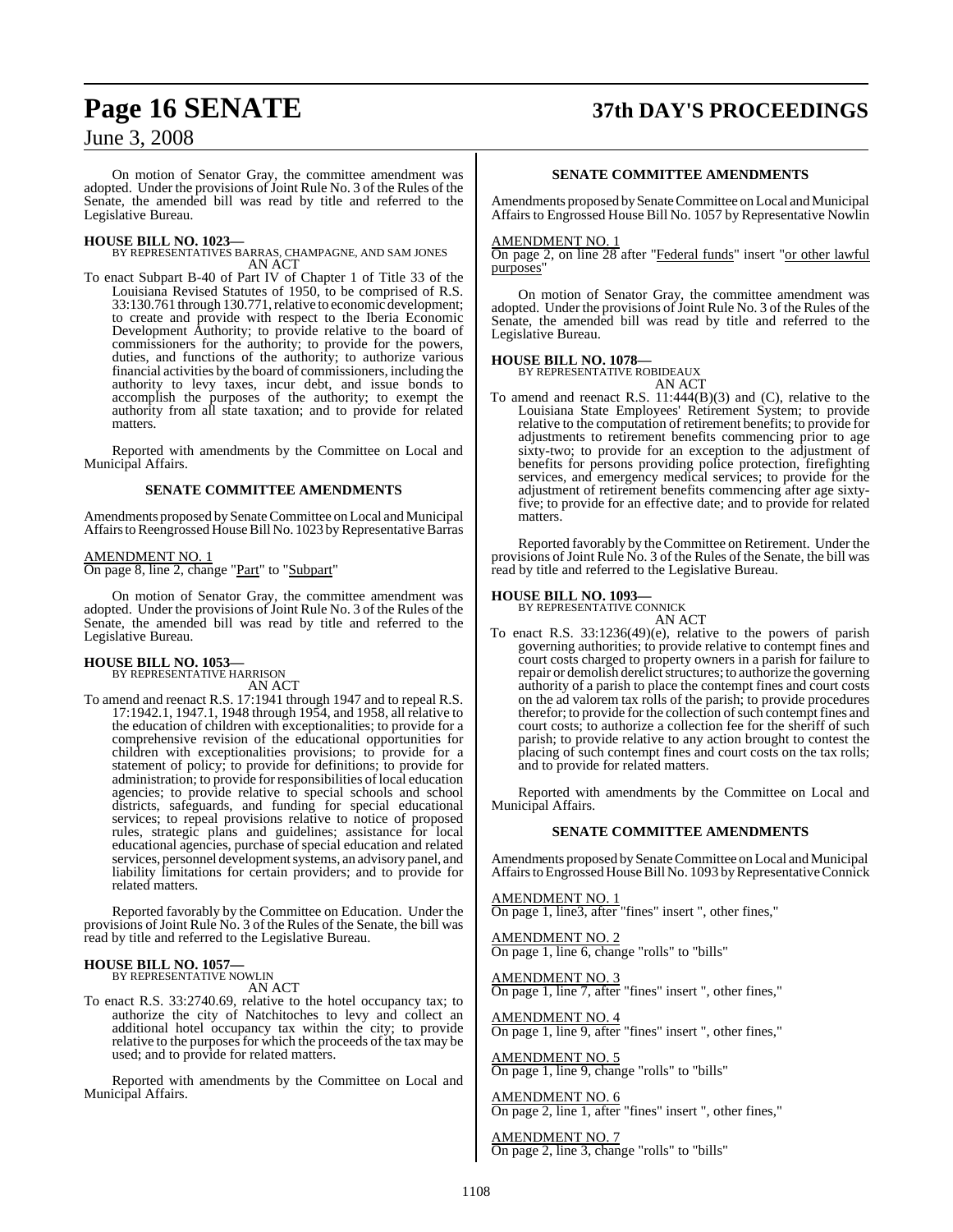On motion of Senator Gray, the committee amendment was adopted. Under the provisions of Joint Rule No. 3 of the Rules of the Senate, the amended bill was read by title and referred to the Legislative Bureau.

**HOUSE BILL NO. 1023—**
BY REPRESENTATIVES BARRAS, CHAMPAGNE, AND SAM JONES
AN ACT

To enact Subpart B-40 of Part IV of Chapter 1 of Title 33 of the Louisiana Revised Statutes of 1950, to be comprised of R.S. 33:130.761 through 130.771, relative to economic development; to create and provide with respect to the Iberia Economic Development Authority; to provide relative to the board of commissioners for the authority; to provide for the powers, duties, and functions of the authority; to authorize various financial activities by the board of commissioners, including the authority to levy taxes, incur debt, and issue bonds to accomplish the purposes of the authority; to exempt the authority from all state taxation; and to provide for related matters.

Reported with amendments by the Committee on Local and Municipal Affairs.

**SENATE COMMITTEE AMENDMENTS**

Amendments proposed by Senate Committee on Local and Municipal Affairs to Reengrossed House Bill No. 1023 by Representative Barras

AMENDMENT NO. 1
On page 8, line 2, change "Part" to "Subpart"

On motion of Senator Gray, the committee amendment was adopted. Under the provisions of Joint Rule No. 3 of the Rules of the Senate, the amended bill was read by title and referred to the Legislative Bureau.

**HOUSE BILL NO. 1053—**
BY REPRESENTATIVE HARRISON
AN ACT

To amend and reenact R.S. 17:1941 through 1947 and to repeal R.S. 17:1942.1, 1947.1, 1948 through 1954, and 1958, all relative to the education of children with exceptionalities; to provide for a comprehensive revision of the educational opportunities for children with exceptionalities provisions; to provide for a statement of policy; to provide for definitions; to provide for administration; to provide for responsibilities of local education agencies; to provide relative to special schools and school districts, safeguards, and funding for special educational services; to repeal provisions relative to notice of proposed rules, strategic plans and guidelines; assistance for local educational agencies, purchase of special education and related services, personnel development systems, an advisory panel, and liability limitations for certain providers; and to provide for related matters.

Reported favorably by the Committee on Education. Under the provisions of Joint Rule No. 3 of the Rules of the Senate, the bill was read by title and referred to the Legislative Bureau.

**HOUSE BILL NO. 1057—**
BY REPRESENTATIVE NOWLIN
AN ACT

To enact R.S. 33:2740.69, relative to the hotel occupancy tax; to authorize the city of Natchitoches to levy and collect an additional hotel occupancy tax within the city; to provide relative to the purposes for which the proceeds of the tax may be used; and to provide for related matters.

Reported with amendments by the Committee on Local and Municipal Affairs.

**SENATE COMMITTEE AMENDMENTS**

Amendments proposed by Senate Committee on Local and Municipal Affairs to Engrossed House Bill No. 1057 by Representative Nowlin

AMENDMENT NO. 1
On page 2, on line 28 after "Federal funds" insert "or other lawful purposes"

On motion of Senator Gray, the committee amendment was adopted. Under the provisions of Joint Rule No. 3 of the Rules of the Senate, the amended bill was read by title and referred to the Legislative Bureau.

**HOUSE BILL NO. 1078—**
BY REPRESENTATIVE ROBIDEAUX
AN ACT

To amend and reenact R.S. 11:444(B)(3) and (C), relative to the Louisiana State Employees' Retirement System; to provide relative to the computation of retirement benefits; to provide for adjustments to retirement benefits commencing prior to age sixty-two; to provide for an exception to the adjustment of benefits for persons providing police protection, firefighting services, and emergency medical services; to provide for the adjustment of retirement benefits commencing after age sixty-five; to provide for an effective date; and to provide for related matters.

Reported favorably by the Committee on Retirement. Under the provisions of Joint Rule No. 3 of the Rules of the Senate, the bill was read by title and referred to the Legislative Bureau.

**HOUSE BILL NO. 1093—**
BY REPRESENTATIVE CONNICK
AN ACT

To enact R.S. 33:1236(49)(e), relative to the powers of parish governing authorities; to provide relative to contempt fines and court costs charged to property owners in a parish for failure to repair or demolish derelict structures; to authorize the governing authority of a parish to place the contempt fines and court costs on the ad valorem tax rolls of the parish; to provide procedures therefor; to provide for the collection of such contempt fines and court costs; to authorize a collection fee for the sheriff of such parish; to provide relative to any action brought to contest the placing of such contempt fines and court costs on the tax rolls; and to provide for related matters.

Reported with amendments by the Committee on Local and Municipal Affairs.

**SENATE COMMITTEE AMENDMENTS**

Amendments proposed by Senate Committee on Local and Municipal Affairs to Engrossed House Bill No. 1093 by Representative Connick

AMENDMENT NO. 1
On page 1, line3, after "fines" insert ", other fines,"

AMENDMENT NO. 2
On page 1, line 6, change "rolls" to "bills"

AMENDMENT NO. 3
On page 1, line 7, after "fines" insert ", other fines,"

AMENDMENT NO. 4
On page 1, line 9, after "fines" insert ", other fines,"

AMENDMENT NO. 5
On page 1, line 9, change "rolls" to "bills"

AMENDMENT NO. 6
On page 2, line 1, after "fines" insert ", other fines,"

AMENDMENT NO. 7
On page 2, line 3, change "rolls" to "bills"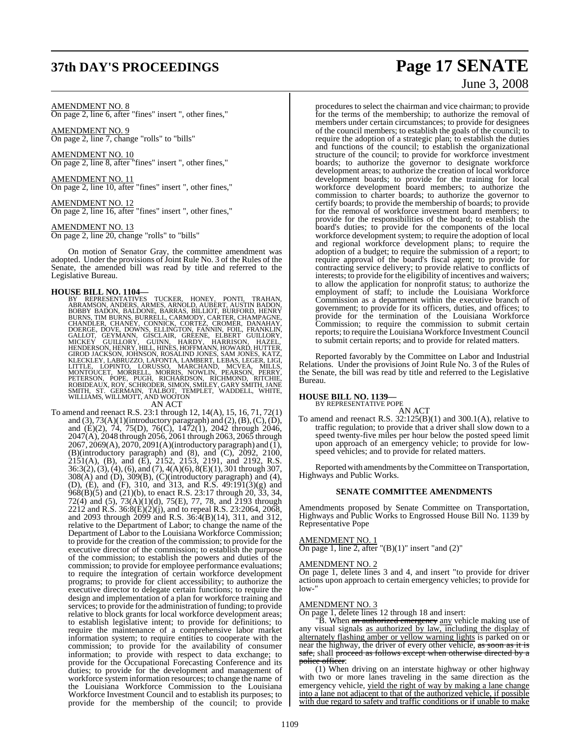AMENDMENT NO. 8

On page 2, line 6, after "fines" insert ", other fines,"

AMENDMENT NO. 9

On page 2, line 7, change "rolls" to "bills"

AMENDMENT NO. 10

On page 2, line 8, after "fines" insert ", other fines,"

AMENDMENT NO. 11

On page 2, line 10, after "fines" insert ", other fines,"

AMENDMENT NO. 12

On page 2, line 16, after "fines" insert ", other fines,"

AMENDMENT NO. 13

On page 2, line 20, change "rolls" to "bills"

On motion of Senator Gray, the committee amendment was adopted. Under the provisions of Joint Rule No. 3 of the Rules of the Senate, the amended bill was read by title and referred to the Legislative Bureau.

**HOUSE BILL NO. 1104—**

BY REPRESENTATIVES TUCKER, HONEY, PONTI, TRAHAN, ABRAMSON, ANDERS, ARMES, ARNOLD, AUBERT, AUSTIN BADON, BOBBY BADON, BALDONE, BARRAS, BILLIOT, BURFORD, HENRY BURNS, TIM BURNS, BURRELL, CARMODY, CARTER, CHAMPAGNE, CHANDLER, CHANEY, CONNICK, CORTEZ, CROMER, DANAHAY, DOERGE, DOVE, DOWNS, ELLINGTON, FANNIN, FOIL, FRANKLIN, GALLOT, GEYMANN, GISCLAIR, GREENE, ELBERT GUILLORY, MICKEY GUILLORY, GUINN, HARDY, HARRISON, HAZEL, HENDERSON, HENRY, HILL, HINES, HOFFMANN, HOWARD, HUTTER, GIROD JACKSON, JOHNSON, ROSALIND JONES, SAM JONES, KATZ, KLECKLEY, LABRUZZO, LAFONTA, LAMBERT, LEBAS, LEGER, LIGI, LITTLE, LOPINTO, LORUSSO, MARCHAND, MCVEA, MILLS, MONTOUCET, MORRELL, MORRIS, NOWLIN, PEARSON, PERRY, PETERSON, POPE, PUGH, RICHARDSON, RICHMOND, RITCHIE, ROBIDEAUX, ROY, SCHRODER, SIMON, SMILEY, GARY SMITH, JANE SMITH, ST. GERMAIN, TALBOT, TEMPLET, WADDELL, WHITE, WILLIAMS, WILLMOTT, AND WOOTON

AN ACT

To amend and reenact R.S. 23:1 through 12, 14(A), 15, 16, 71, 72(1) and (3), 73(A)(1)(introductory paragraph) and (2), (B), (C), (D), and (E)(2), 74, 75(D), 76(C), 1472(1), 2042 through 2046, 2047(A), 2048 through 2056, 2061 through 2063, 2065 through 2067, 2069(A), 2070, 2091(A)(introductory paragraph) and (1), (B)(introductory paragraph) and (8), and (C), 2092, 2100, 2151(A), (B), and (E), 2152, 2153, 2191, and 2192, R.S. 36:3(2), (3), (4), (6), and (7), 4(A)(6), 8(E)(1), 301 through 307, 308(A) and (D), 309(B), (C)(introductory paragraph) and (4), (D), (E), and (F), 310, and 313, and R.S. 49:191(3)(g) and 968(B)(5) and (21)(b), to enact R.S. 23:17 through 20, 33, 34, 72(4) and (5), 73(A)(1)(d), 75(E), 77, 78, and 2193 through 2212 and R.S. 36:8(E)(2)(j), and to repeal R.S. 23:2064, 2068, and 2093 through 2099 and R.S. 36:4(B)(14), 311, and 312, relative to the Department of Labor; to change the name of the Department of Labor to the Louisiana Workforce Commission; to provide for the creation of the commission; to provide for the executive director of the commission; to establish the purpose of the commission; to establish the powers and duties of the commission; to provide for employee performance evaluations; to require the integration of certain workforce development programs; to provide for client accessibility; to authorize the executive director to delegate certain functions; to require the design and implementation of a plan for workforce training and services; to provide for the administration of funding; to provide relative to block grants for local workforce development areas; to establish legislative intent; to provide for definitions; to require the maintenance of a comprehensive labor market information system; to require entities to cooperate with the commission; to provide for the availability of consumer information; to provide with respect to data exchange; to provide for the Occupational Forecasting Conference and its duties; to provide for the development and management of workforce system information resources; to change the name of the Louisiana Workforce Commission to the Louisiana Workforce Investment Council and to establish its purposes; to provide for the membership of the council; to provide procedures to select the chairman and vice chairman; to provide for the terms of the membership; to authorize the removal of members under certain circumstances; to provide for designees of the council members; to establish the goals of the council; to require the adoption of a strategic plan; to establish the duties and functions of the council; to establish the organizational structure of the council; to provide for workforce investment boards; to authorize the governor to designate workforce development areas; to authorize the creation of local workforce development boards; to provide for the training for local workforce development board members; to authorize the commission to charter boards; to authorize the governor to certify boards; to provide the membership of boards; to provide for the removal of workforce investment board members; to provide for the responsibilities of the board; to establish the board's duties; to provide for the components of the local workforce development system; to require the adoption of local and regional workforce development plans; to require the adoption of a budget; to require the submission of a report; to require approval of the board's fiscal agent; to provide for contracting service delivery; to provide relative to conflicts of interests; to provide for the eligibility of incentives and waivers; to allow the application for nonprofit status; to authorize the employment of staff; to include the Louisiana Workforce Commission as a department within the executive branch of government; to provide for its officers, duties, and offices; to provide for the termination of the Louisiana Workforce Commission; to require the commission to submit certain reports; to require the Louisiana Workforce Investment Council to submit certain reports; and to provide for related matters.

Reported favorably by the Committee on Labor and Industrial Relations. Under the provisions of Joint Rule No. 3 of the Rules of the Senate, the bill was read by title and referred to the Legislative Bureau.

**HOUSE BILL NO. 1139—**

BY REPRESENTATIVE POPE

AN ACT

To amend and reenact R.S. 32:125(B)(1) and 300.1(A), relative to traffic regulation; to provide that a driver shall slow down to a speed twenty-five miles per hour below the posted speed limit upon approach of an emergency vehicle; to provide for low-speed vehicles; and to provide for related matters.

Reported with amendments by the Committee on Transportation, Highways and Public Works.

**SENATE COMMITTEE AMENDMENTS**

Amendments proposed by Senate Committee on Transportation, Highways and Public Works to Engrossed House Bill No. 1139 by Representative Pope

AMENDMENT NO. 1

On page 1, line 2, after "(B)(1)" insert "and (2)"

AMENDMENT NO. 2

On page 1, delete lines 3 and 4, and insert "to provide for driver actions upon approach to certain emergency vehicles; to provide for low-"

AMENDMENT NO. 3

On page 1, delete lines 12 through 18 and insert:

"B. When ~~an authorized emergency~~ any vehicle making use of any visual signals as authorized by law, including the display of alternately flashing amber or yellow warning lights is parked on or near the highway, the driver of every other vehicle, ~~as soon as it is safe,~~ shall ~~proceed as follows except when otherwise directed by a police officer~~:

(1) When driving on an interstate highway or other highway with two or more lanes traveling in the same direction as the emergency vehicle, yield the right of way by making a lane change into a lane not adjacent to that of the authorized vehicle, if possible with due regard to safety and traffic conditions or if unable to make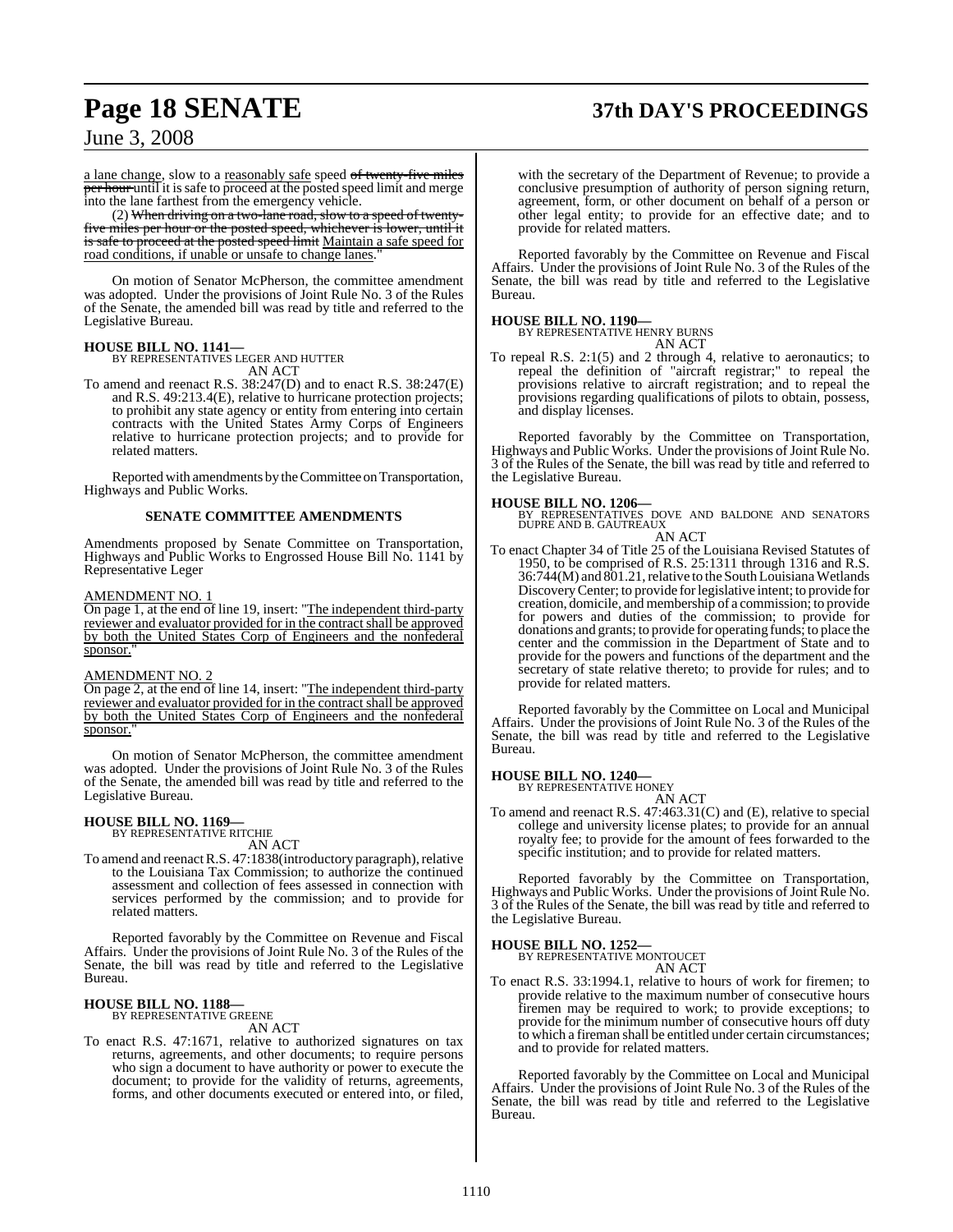a lane change, slow to a reasonably safe speed ~~of twenty-five miles per hour~~ until it is safe to proceed at the posted speed limit and merge into the lane farthest from the emergency vehicle.

(2) ~~When driving on a two-lane road, slow to a speed of twenty-five miles per hour or the posted speed, whichever is lower, until it is safe to proceed at the posted speed limit~~ Maintain a safe speed for road conditions, if unable or unsafe to change lanes."

On motion of Senator McPherson, the committee amendment was adopted. Under the provisions of Joint Rule No. 3 of the Rules of the Senate, the amended bill was read by title and referred to the Legislative Bureau.

**HOUSE BILL NO. 1141—**
BY REPRESENTATIVES LEGER AND HUTTER
AN ACT

To amend and reenact R.S. 38:247(D) and to enact R.S. 38:247(E) and R.S. 49:213.4(E), relative to hurricane protection projects; to prohibit any state agency or entity from entering into certain contracts with the United States Army Corps of Engineers relative to hurricane protection projects; and to provide for related matters.

Reported with amendments by the Committee on Transportation, Highways and Public Works.

**SENATE COMMITTEE AMENDMENTS**

Amendments proposed by Senate Committee on Transportation, Highways and Public Works to Engrossed House Bill No. 1141 by Representative Leger

AMENDMENT NO. 1
On page 1, at the end of line 19, insert: "The independent third-party reviewer and evaluator provided for in the contract shall be approved by both the United States Corp of Engineers and the nonfederal sponsor."

AMENDMENT NO. 2
On page 2, at the end of line 14, insert: "The independent third-party reviewer and evaluator provided for in the contract shall be approved by both the United States Corp of Engineers and the nonfederal sponsor."

On motion of Senator McPherson, the committee amendment was adopted. Under the provisions of Joint Rule No. 3 of the Rules of the Senate, the amended bill was read by title and referred to the Legislative Bureau.

**HOUSE BILL NO. 1169—**
BY REPRESENTATIVE RITCHIE
AN ACT

To amend and reenact R.S. 47:1838(introductory paragraph), relative to the Louisiana Tax Commission; to authorize the continued assessment and collection of fees assessed in connection with services performed by the commission; and to provide for related matters.

Reported favorably by the Committee on Revenue and Fiscal Affairs. Under the provisions of Joint Rule No. 3 of the Rules of the Senate, the bill was read by title and referred to the Legislative Bureau.

**HOUSE BILL NO. 1188—**
BY REPRESENTATIVE GREENE
AN ACT

To enact R.S. 47:1671, relative to authorized signatures on tax returns, agreements, and other documents; to require persons who sign a document to have authority or power to execute the document; to provide for the validity of returns, agreements, forms, and other documents executed or entered into, or filed, with the secretary of the Department of Revenue; to provide a conclusive presumption of authority of person signing return, agreement, form, or other document on behalf of a person or other legal entity; to provide for an effective date; and to provide for related matters.

Reported favorably by the Committee on Revenue and Fiscal Affairs. Under the provisions of Joint Rule No. 3 of the Rules of the Senate, the bill was read by title and referred to the Legislative Bureau.

**HOUSE BILL NO. 1190—**
BY REPRESENTATIVE HENRY BURNS
AN ACT

To repeal R.S. 2:1(5) and 2 through 4, relative to aeronautics; to repeal the definition of "aircraft registrar;" to repeal the provisions relative to aircraft registration; and to repeal the provisions regarding qualifications of pilots to obtain, possess, and display licenses.

Reported favorably by the Committee on Transportation, Highways and Public Works. Under the provisions of Joint Rule No. 3 of the Rules of the Senate, the bill was read by title and referred to the Legislative Bureau.

**HOUSE BILL NO. 1206—**
BY REPRESENTATIVES DOVE AND BALDONE AND SENATORS DUPRE AND B. GAUTREAUX
AN ACT

To enact Chapter 34 of Title 25 of the Louisiana Revised Statutes of 1950, to be comprised of R.S. 25:1311 through 1316 and R.S. 36:744(M) and 801.21, relative to the South Louisiana Wetlands Discovery Center; to provide for legislative intent; to provide for creation, domicile, and membership of a commission; to provide for powers and duties of the commission; to provide for donations and grants; to provide for operating funds; to place the center and the commission in the Department of State and to provide for the powers and functions of the department and the secretary of state relative thereto; to provide for rules; and to provide for related matters.

Reported favorably by the Committee on Local and Municipal Affairs. Under the provisions of Joint Rule No. 3 of the Rules of the Senate, the bill was read by title and referred to the Legislative Bureau.

**HOUSE BILL NO. 1240—**
BY REPRESENTATIVE HONEY
AN ACT

To amend and reenact R.S. 47:463.31(C) and (E), relative to special college and university license plates; to provide for an annual royalty fee; to provide for the amount of fees forwarded to the specific institution; and to provide for related matters.

Reported favorably by the Committee on Transportation, Highways and Public Works. Under the provisions of Joint Rule No. 3 of the Rules of the Senate, the bill was read by title and referred to the Legislative Bureau.

**HOUSE BILL NO. 1252—**
BY REPRESENTATIVE MONTOUCET
AN ACT

To enact R.S. 33:1994.1, relative to hours of work for firemen; to provide relative to the maximum number of consecutive hours firemen may be required to work; to provide exceptions; to provide for the minimum number of consecutive hours off duty to which a fireman shall be entitled under certain circumstances; and to provide for related matters.

Reported favorably by the Committee on Local and Municipal Affairs. Under the provisions of Joint Rule No. 3 of the Rules of the Senate, the bill was read by title and referred to the Legislative Bureau.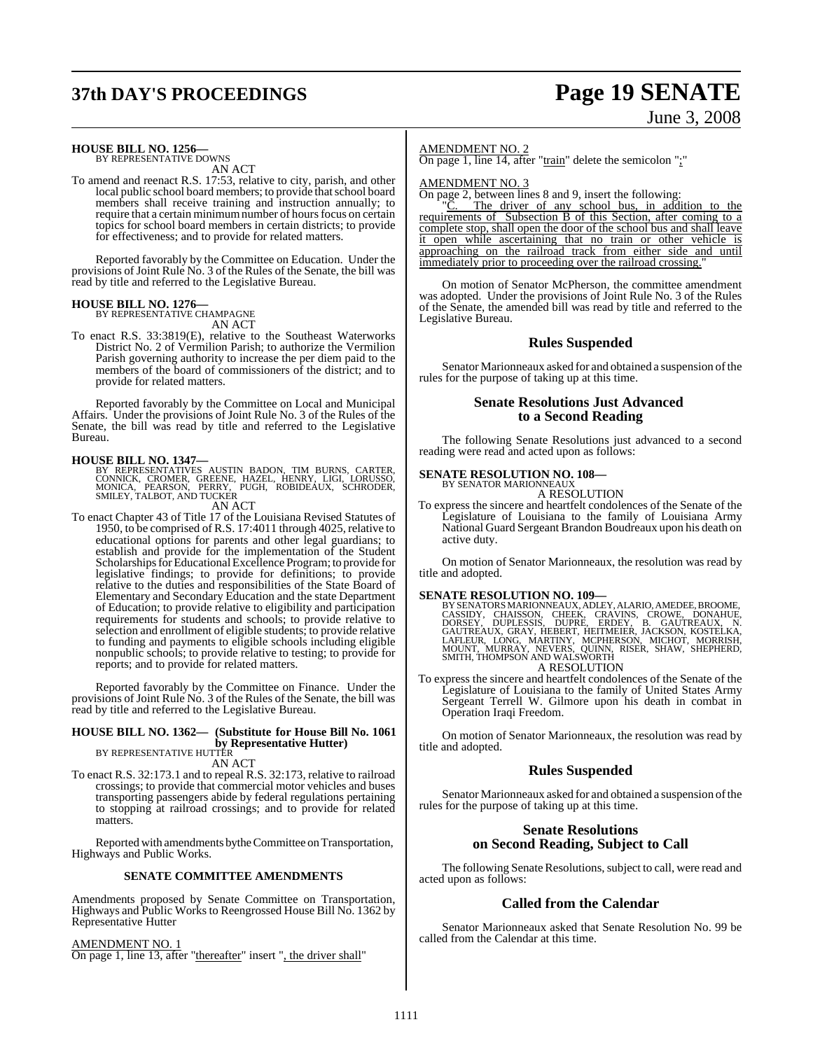**HOUSE BILL NO. 1256—**
BY REPRESENTATIVE DOWNS
AN ACT

To amend and reenact R.S. 17:53, relative to city, parish, and other local public school board members; to provide that school board members shall receive training and instruction annually; to require that a certain minimum number of hours focus on certain topics for school board members in certain districts; to provide for effectiveness; and to provide for related matters.

Reported favorably by the Committee on Education. Under the provisions of Joint Rule No. 3 of the Rules of the Senate, the bill was read by title and referred to the Legislative Bureau.

**HOUSE BILL NO. 1276—**
BY REPRESENTATIVE CHAMPAGNE
AN ACT

To enact R.S. 33:3819(E), relative to the Southeast Waterworks District No. 2 of Vermilion Parish; to authorize the Vermilion Parish governing authority to increase the per diem paid to the members of the board of commissioners of the district; and to provide for related matters.

Reported favorably by the Committee on Local and Municipal Affairs. Under the provisions of Joint Rule No. 3 of the Rules of the Senate, the bill was read by title and referred to the Legislative Bureau.

**HOUSE BILL NO. 1347—**
BY REPRESENTATIVES AUSTIN BADON, TIM BURNS, CARTER, CONNICK, CROMER, GREENE, HAZEL, HENRY, LIGI, LORUSSO, MONICA, PEARSON, PERRY, PUGH, ROBIDEAUX, SCHRODER, SMILEY, TALBOT, AND TUCKER
AN ACT

To enact Chapter 43 of Title 17 of the Louisiana Revised Statutes of 1950, to be comprised of R.S. 17:4011 through 4025, relative to educational options for parents and other legal guardians; to establish and provide for the implementation of the Student Scholarships for Educational Excellence Program; to provide for legislative findings; to provide for definitions; to provide relative to the duties and responsibilities of the State Board of Elementary and Secondary Education and the state Department of Education; to provide relative to eligibility and participation requirements for students and schools; to provide relative to selection and enrollment of eligible students; to provide relative to funding and payments to eligible schools including eligible nonpublic schools; to provide relative to testing; to provide for reports; and to provide for related matters.

Reported favorably by the Committee on Finance. Under the provisions of Joint Rule No. 3 of the Rules of the Senate, the bill was read by title and referred to the Legislative Bureau.

**HOUSE BILL NO. 1362— (Substitute for House Bill No. 1061 by Representative Hutter)**
BY REPRESENTATIVE HUTTER
AN ACT

To enact R.S. 32:173.1 and to repeal R.S. 32:173, relative to railroad crossings; to provide that commercial motor vehicles and buses transporting passengers abide by federal regulations pertaining to stopping at railroad crossings; and to provide for related matters.

Reported with amendments by the Committee on Transportation, Highways and Public Works.

**SENATE COMMITTEE AMENDMENTS**

Amendments proposed by Senate Committee on Transportation, Highways and Public Works to Reengrossed House Bill No. 1362 by Representative Hutter

AMENDMENT NO. 1
On page 1, line 13, after "thereafter" insert ", the driver shall"

AMENDMENT NO. 2
On page 1, line 14, after "train" delete the semicolon ";"

AMENDMENT NO. 3
On page 2, between lines 8 and 9, insert the following:

"C. The driver of any school bus, in addition to the requirements of Subsection B of this Section, after coming to a complete stop, shall open the door of the school bus and shall leave it open while ascertaining that no train or other vehicle is approaching on the railroad track from either side and until immediately prior to proceeding over the railroad crossing."

On motion of Senator McPherson, the committee amendment was adopted. Under the provisions of Joint Rule No. 3 of the Rules of the Senate, the amended bill was read by title and referred to the Legislative Bureau.

## Rules Suspended

Senator Marionneaux asked for and obtained a suspension of the rules for the purpose of taking up at this time.

## Senate Resolutions Just Advanced to a Second Reading

The following Senate Resolutions just advanced to a second reading were read and acted upon as follows:

**SENATE RESOLUTION NO. 108—**
BY SENATOR MARIONNEAUX
A RESOLUTION

To express the sincere and heartfelt condolences of the Senate of the Legislature of Louisiana to the family of Louisiana Army National Guard Sergeant Brandon Boudreaux upon his death on active duty.

On motion of Senator Marionneaux, the resolution was read by title and adopted.

**SENATE RESOLUTION NO. 109—**
BY SENATORS MARIONNEAUX, ADLEY, ALARIO, AMEDEE, BROOME, CASSIDY, CHAISSON, CHEEK, CRAVINS, CROWE, DONAHUE, DORSEY, DUPLESSIS, DUPRE, ERDEY, B. GAUTREAUX, N. GAUTREAUX, GRAY, HEBERT, HEITMEIER, JACKSON, KOSTELKA, LAFLEUR, LONG, MARTINY, MCPHERSON, MICHOT, MORRISH, MOUNT, MURRAY, NEVERS, QUINN, RISER, SHAW, SHEPHERD, SMITH, THOMPSON AND WALSWORTH
A RESOLUTION

To express the sincere and heartfelt condolences of the Senate of the Legislature of Louisiana to the family of United States Army Sergeant Terrell W. Gilmore upon his death in combat in Operation Iraqi Freedom.

On motion of Senator Marionneaux, the resolution was read by title and adopted.

## Rules Suspended

Senator Marionneaux asked for and obtained a suspension of the rules for the purpose of taking up at this time.

## Senate Resolutions on Second Reading, Subject to Call

The following Senate Resolutions, subject to call, were read and acted upon as follows:

## Called from the Calendar

Senator Marionneaux asked that Senate Resolution No. 99 be called from the Calendar at this time.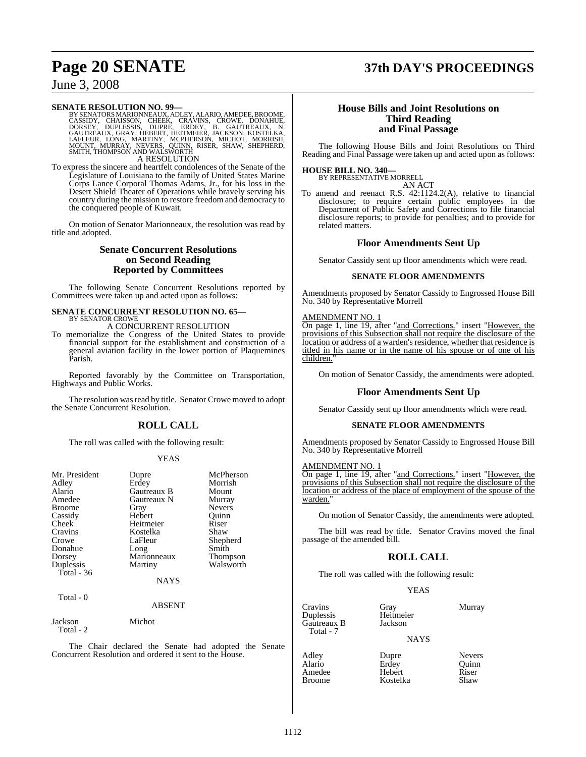**SENATE RESOLUTION NO. 99—**
BY SENATORS MARIONNEAUX, ADLEY, ALARIO, AMEDEE, BROOME, CASSIDY, CHAISSON, CHEEK, CRAVINS, CROWE, DONAHUE, DORSEY, DUPLESSIS, DUPRE, ERDEY, B. GAUTREAUX, N. GAUTREAUX, GRAY, HEBERT, HEITMEIER, JACKSON, KOSTELKA, LAFLEUR, LONG, MARTINY, MCPHERSON, MICHOT, MORRISH, MOUNT, MURRAY, NEVERS, QUINN, RISER, SHAW, SHEPHERD, SMITH, THOMPSON AND WALSWORTH

A RESOLUTION

To express the sincere and heartfelt condolences of the Senate of the Legislature of Louisiana to the family of United States Marine Corps Lance Corporal Thomas Adams, Jr., for his loss in the Desert Shield Theater of Operations while bravely serving his country during the mission to restore freedom and democracy to the conquered people of Kuwait.

On motion of Senator Marionneaux, the resolution was read by title and adopted.

## Senate Concurrent Resolutions on Second Reading Reported by Committees

The following Senate Concurrent Resolutions reported by Committees were taken up and acted upon as follows:

**SENATE CONCURRENT RESOLUTION NO. 65—**
BY SENATOR CROWE

A CONCURRENT RESOLUTION

To memorialize the Congress of the United States to provide financial support for the establishment and construction of a general aviation facility in the lower portion of Plaquemines Parish.

Reported favorably by the Committee on Transportation, Highways and Public Works.

The resolution was read by title. Senator Crowe moved to adopt the Senate Concurrent Resolution.

## ROLL CALL

The roll was called with the following result:

YEAS

| | | |
|---|---|---|
| Mr. President | Dupre | McPherson |
| Adley | Erdey | Morrish |
| Alario | Gautreaux B | Mount |
| Amedee | Gautreaux N | Murray |
| Broome | Gray | Nevers |
| Cassidy | Hebert | Quinn |
| Cheek | Heitmeier | Riser |
| Cravins | Kostelka | Shaw |
| Crowe | LaFleur | Shepherd |
| Donahue | Long | Smith |
| Dorsey | Marionneaux | Thompson |
| Duplessis | Martiny | Walsworth |

Total - 36

NAYS

Total - 0

ABSENT

| | |
|---|---|
| Jackson | Michot |

Total - 2

The Chair declared the Senate had adopted the Senate Concurrent Resolution and ordered it sent to the House.

## House Bills and Joint Resolutions on Third Reading and Final Passage

The following House Bills and Joint Resolutions on Third Reading and Final Passage were taken up and acted upon as follows:

**HOUSE BILL NO. 340—**
BY REPRESENTATIVE MORRELL

AN ACT

To amend and reenact R.S. 42:1124.2(A), relative to financial disclosure; to require certain public employees in the Department of Public Safety and Corrections to file financial disclosure reports; to provide for penalties; and to provide for related matters.

## Floor Amendments Sent Up

Senator Cassidy sent up floor amendments which were read.

### SENATE FLOOR AMENDMENTS

Amendments proposed by Senator Cassidy to Engrossed House Bill No. 340 by Representative Morrell

AMENDMENT NO. 1

On page 1, line 19, after "and Corrections." insert "However, the provisions of this Subsection shall not require the disclosure of the location or address of a warden's residence, whether that residence is titled in his name or in the name of his spouse or of one of his children."

On motion of Senator Cassidy, the amendments were adopted.

## Floor Amendments Sent Up

Senator Cassidy sent up floor amendments which were read.

### SENATE FLOOR AMENDMENTS

Amendments proposed by Senator Cassidy to Engrossed House Bill No. 340 by Representative Morrell

AMENDMENT NO. 1

On page 1, line 19, after "and Corrections." insert "However, the provisions of this Subsection shall not require the disclosure of the location or address of the place of employment of the spouse of the warden."

On motion of Senator Cassidy, the amendments were adopted.

The bill was read by title. Senator Cravins moved the final passage of the amended bill.

## ROLL CALL

The roll was called with the following result:

YEAS

| | | |
|---|---|---|
| Cravins | Gray | Murray |
| Duplessis | Heitmeier | |
| Gautreaux B | Jackson | |

Total - 7

NAYS

| | | |
|---|---|---|
| Adley | Dupre | Nevers |
| Alario | Erdey | Quinn |
| Amedee | Hebert | Riser |
| Broome | Kostelka | Shaw |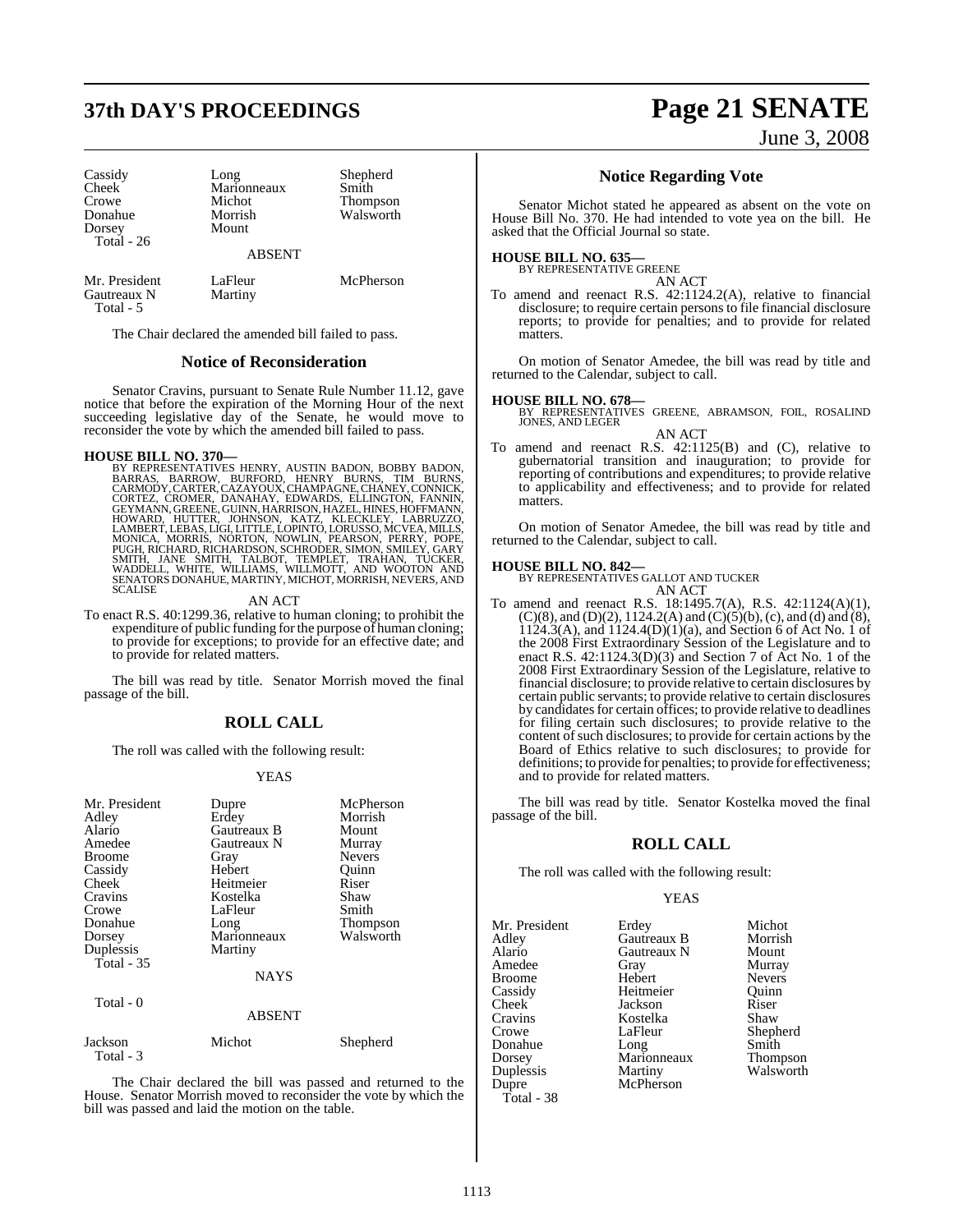| | | |
|---|---|---|
| Cassidy | Long | Shepherd |
| Cheek | Marionneaux | Smith |
| Crowe | Michot | Thompson |
| Donahue | Morrish | Walsworth |
| Dorsey | Mount | |
| Total - 26 | | |

ABSENT

| | | |
|---|---|---|
| Mr. President | LaFleur | McPherson |
| Gautreaux N | Martiny | |
| Total - 5 | | |

The Chair declared the amended bill failed to pass.

## Notice of Reconsideration

Senator Cravins, pursuant to Senate Rule Number 11.12, gave notice that before the expiration of the Morning Hour of the next succeeding legislative day of the Senate, he would move to reconsider the vote by which the amended bill failed to pass.

**HOUSE BILL NO. 370—**
BY REPRESENTATIVES HENRY, AUSTIN BADON, BOBBY BADON, BARRAS, BARROW, BURFORD, HENRY BURNS, TIM BURNS, CARMODY, CARTER, CAZAYOUX, CHAMPAGNE, CHANEY, CONNICK, CORTEZ, CROMER, DANAHAY, EDWARDS, ELLINGTON, FANNIN, GEYMANN, GREENE, GUINN, HARRISON, HAZEL, HINES, HOFFMANN, HOWARD, HUTTER, JOHNSON, KATZ, KLECKLEY, LABRUZZO, LAMBERT, LEBAS, LIGI, LITTLE, LOPINTO, LORUSSO, MCVEA, MILLS, MONICA, MORRIS, NORTON, NOWLIN, PEARSON, PERRY, POPE, PUGH, RICHARD, RICHARDSON, SCHRODER, SIMON, SMILEY, GARY SMITH, JANE SMITH, TALBOT, TEMPLET, TRAHAN, TUCKER, WADDELL, WHITE, WILLIAMS, WILLMOTT, AND WOOTON AND SENATORS DONAHUE, MARTINY, MICHOT, MORRISH, NEVERS, AND SCALISE

AN ACT

To enact R.S. 40:1299.36, relative to human cloning; to prohibit the expenditure of public funding for the purpose of human cloning; to provide for exceptions; to provide for an effective date; and to provide for related matters.

The bill was read by title. Senator Morrish moved the final passage of the bill.

## ROLL CALL

The roll was called with the following result:

YEAS

| | | |
|---|---|---|
| Mr. President | Dupre | McPherson |
| Adley | Erdey | Morrish |
| Alario | Gautreaux B | Mount |
| Amedee | Gautreaux N | Murray |
| Broome | Gray | Nevers |
| Cassidy | Hebert | Quinn |
| Cheek | Heitmeier | Riser |
| Cravins | Kostelka | Shaw |
| Crowe | LaFleur | Smith |
| Donahue | Long | Thompson |
| Dorsey | Marionneaux | Walsworth |
| Duplessis | Martiny | |
| Total - 35 | | |

NAYS

Total - 0

ABSENT

| | | |
|---|---|---|
| Jackson | Michot | Shepherd |
| Total - 3 | | |

The Chair declared the bill was passed and returned to the House. Senator Morrish moved to reconsider the vote by which the bill was passed and laid the motion on the table.

## Notice Regarding Vote

Senator Michot stated he appeared as absent on the vote on House Bill No. 370. He had intended to vote yea on the bill. He asked that the Official Journal so state.

**HOUSE BILL NO. 635—**
BY REPRESENTATIVE GREENE

AN ACT

To amend and reenact R.S. 42:1124.2(A), relative to financial disclosure; to require certain persons to file financial disclosure reports; to provide for penalties; and to provide for related matters.

On motion of Senator Amedee, the bill was read by title and returned to the Calendar, subject to call.

**HOUSE BILL NO. 678—**
BY REPRESENTATIVES GREENE, ABRAMSON, FOIL, ROSALIND JONES, AND LEGER

AN ACT

To amend and reenact R.S. 42:1125(B) and (C), relative to gubernatorial transition and inauguration; to provide for reporting of contributions and expenditures; to provide relative to applicability and effectiveness; and to provide for related matters.

On motion of Senator Amedee, the bill was read by title and returned to the Calendar, subject to call.

**HOUSE BILL NO. 842—**
BY REPRESENTATIVES GALLOT AND TUCKER

AN ACT

To amend and reenact R.S. 18:1495.7(A), R.S. 42:1124(A)(1), (C)(8), and (D)(2), 1124.2(A) and (C)(5)(b), (c), and (d) and (8), 1124.3(A), and 1124.4(D)(1)(a), and Section 6 of Act No. 1 of the 2008 First Extraordinary Session of the Legislature and to enact R.S. 42:1124.3(D)(3) and Section 7 of Act No. 1 of the 2008 First Extraordinary Session of the Legislature, relative to financial disclosure; to provide relative to certain disclosures by certain public servants; to provide relative to certain disclosures by candidates for certain offices; to provide relative to deadlines for filing certain such disclosures; to provide relative to the content of such disclosures; to provide for certain actions by the Board of Ethics relative to such disclosures; to provide for definitions; to provide for penalties; to provide for effectiveness; and to provide for related matters.

The bill was read by title. Senator Kostelka moved the final passage of the bill.

## ROLL CALL

The roll was called with the following result:

YEAS

| | | |
|---|---|---|
| Mr. President | Erdey | Michot |
| Adley | Gautreaux B | Morrish |
| Alario | Gautreaux N | Mount |
| Amedee | Gray | Murray |
| Broome | Hebert | Nevers |
| Cassidy | Heitmeier | Quinn |
| Cheek | Jackson | Riser |
| Cravins | Kostelka | Shaw |
| Crowe | LaFleur | Shepherd |
| Donahue | Long | Smith |
| Dorsey | Marionneaux | Thompson |
| Duplessis | Martiny | Walsworth |
| Dupre | McPherson | |
| Total - 38 | | |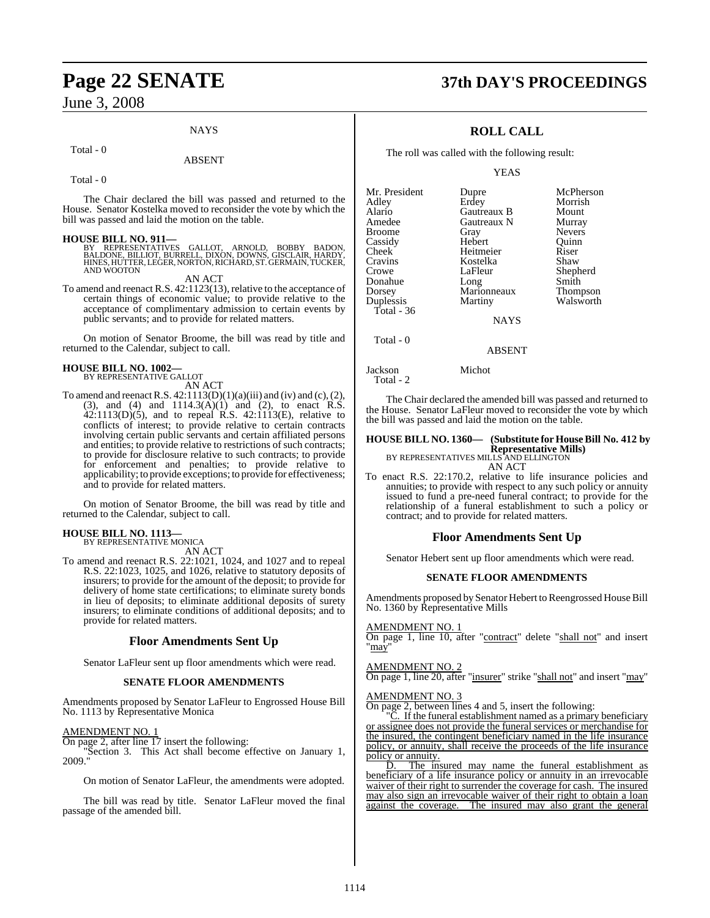NAYS

Total - 0

ABSENT

Total - 0

The Chair declared the bill was passed and returned to the House. Senator Kostelka moved to reconsider the vote by which the bill was passed and laid the motion on the table.

**HOUSE BILL NO. 911—**
BY REPRESENTATIVES GALLOT, ARNOLD, BOBBY BADON, BALDONE, BILLIOT, BURRELL, DIXON, DOWNS, GISCLAIR, HARDY, HINES, HUTTER, LEGER, NORTON, RICHARD, ST. GERMAIN, TUCKER, AND WOOTON

AN ACT

To amend and reenact R.S. 42:1123(13), relative to the acceptance of certain things of economic value; to provide relative to the acceptance of complimentary admission to certain events by public servants; and to provide for related matters.

On motion of Senator Broome, the bill was read by title and returned to the Calendar, subject to call.

**HOUSE BILL NO. 1002—**
BY REPRESENTATIVE GALLOT

AN ACT

To amend and reenact R.S. 42:1113(D)(1)(a)(iii) and (iv) and (c), (2), (3), and (4) and 1114.3(A)(1) and (2), to enact R.S. 42:1113(D)(5), and to repeal R.S. 42:1113(E), relative to conflicts of interest; to provide relative to certain contracts involving certain public servants and certain affiliated persons and entities; to provide relative to restrictions of such contracts; to provide for disclosure relative to such contracts; to provide for enforcement and penalties; to provide relative to applicability; to provide exceptions; to provide for effectiveness; and to provide for related matters.

On motion of Senator Broome, the bill was read by title and returned to the Calendar, subject to call.

**HOUSE BILL NO. 1113—**
BY REPRESENTATIVE MONICA

AN ACT

To amend and reenact R.S. 22:1021, 1024, and 1027 and to repeal R.S. 22:1023, 1025, and 1026, relative to statutory deposits of insurers; to provide for the amount of the deposit; to provide for delivery of home state certifications; to eliminate surety bonds in lieu of deposits; to eliminate additional deposits of surety insurers; to eliminate conditions of additional deposits; and to provide for related matters.

## Floor Amendments Sent Up

Senator LaFleur sent up floor amendments which were read.

### SENATE FLOOR AMENDMENTS

Amendments proposed by Senator LaFleur to Engrossed House Bill No. 1113 by Representative Monica

AMENDMENT NO. 1

On page 2, after line 17 insert the following:

"Section 3. This Act shall become effective on January 1, 2009."

On motion of Senator LaFleur, the amendments were adopted.

The bill was read by title. Senator LaFleur moved the final passage of the amended bill.

## ROLL CALL

The roll was called with the following result:

YEAS

| | | |
|---|---|---|
| Mr. President | Dupre | McPherson |
| Adley | Erdey | Morrish |
| Alario | Gautreaux B | Mount |
| Amedee | Gautreaux N | Murray |
| Broome | Gray | Nevers |
| Cassidy | Hebert | Quinn |
| Cheek | Heitmeier | Riser |
| Cravins | Kostelka | Shaw |
| Crowe | LaFleur | Shepherd |
| Donahue | Long | Smith |
| Dorsey | Marionneaux | Thompson |
| Duplessis | Martiny | Walsworth |

Total - 36

NAYS

Total - 0

ABSENT

Jackson Michot

Total - 2

The Chair declared the amended bill was passed and returned to the House. Senator LaFleur moved to reconsider the vote by which the bill was passed and laid the motion on the table.

**HOUSE BILL NO. 1360— (Substitute for House Bill No. 412 by Representative Mills)**
BY REPRESENTATIVES MILLS AND ELLINGTON

AN ACT

To enact R.S. 22:170.2, relative to life insurance policies and annuities; to provide with respect to any such policy or annuity issued to fund a pre-need funeral contract; to provide for the relationship of a funeral establishment to such a policy or contract; and to provide for related matters.

## Floor Amendments Sent Up

Senator Hebert sent up floor amendments which were read.

### SENATE FLOOR AMENDMENTS

Amendments proposed by Senator Hebert to Reengrossed House Bill No. 1360 by Representative Mills

AMENDMENT NO. 1

On page 1, line 10, after "contract" delete "shall not" and insert "may"

AMENDMENT NO. 2

On page 1, line 20, after "insurer" strike "shall not" and insert "may"

AMENDMENT NO. 3

On page 2, between lines 4 and 5, insert the following:

"C. If the funeral establishment named as a primary beneficiary or assignee does not provide the funeral services or merchandise for the insured, the contingent beneficiary named in the life insurance policy, or annuity, shall receive the proceeds of the life insurance policy or annuity.

D. The insured may name the funeral establishment as beneficiary of a life insurance policy or annuity in an irrevocable waiver of their right to surrender the coverage for cash. The insured may also sign an irrevocable waiver of their right to obtain a loan against the coverage. The insured may also grant the general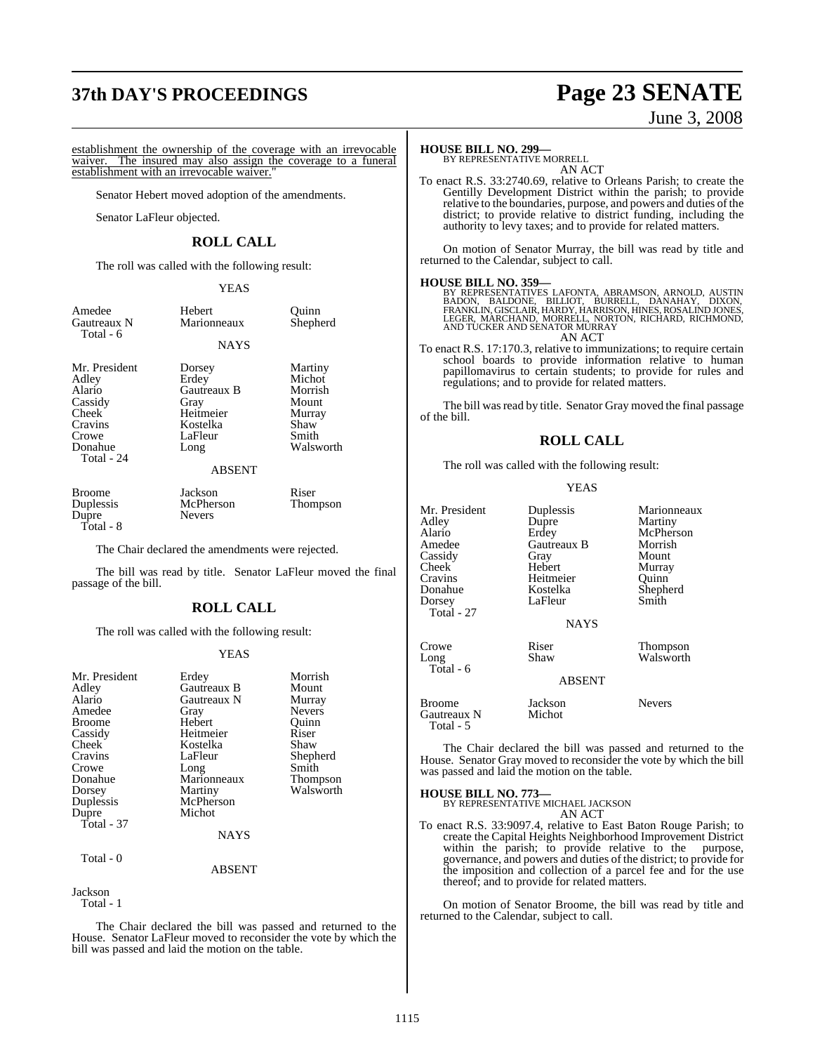establishment the ownership of the coverage with an irrevocable waiver. The insured may also assign the coverage to a funeral establishment with an irrevocable waiver."

Senator Hebert moved adoption of the amendments.

Senator LaFleur objected.

## ROLL CALL

The roll was called with the following result:

YEAS

| | | |
|---|---|---|
| Amedee | Hebert | Quinn |
| Gautreaux N | Marionneaux | Shepherd |
| Total - 6 | | |

NAYS

| | | |
|---|---|---|
| Mr. President | Dorsey | Martiny |
| Adley | Erdey | Michot |
| Alario | Gautreaux B | Morrish |
| Cassidy | Gray | Mount |
| Cheek | Heitmeier | Murray |
| Cravins | Kostelka | Shaw |
| Crowe | LaFleur | Smith |
| Donahue | Long | Walsworth |
| Total - 24 | | |

ABSENT

| | | |
|---|---|---|
| Broome | Jackson | Riser |
| Duplessis | McPherson | Thompson |
| Dupre | Nevers | |
| Total - 8 | | |

The Chair declared the amendments were rejected.

The bill was read by title. Senator LaFleur moved the final passage of the bill.

## ROLL CALL

The roll was called with the following result:

YEAS

| | | |
|---|---|---|
| Mr. President | Erdey | Morrish |
| Adley | Gautreaux B | Mount |
| Alario | Gautreaux N | Murray |
| Amedee | Gray | Nevers |
| Broome | Hebert | Quinn |
| Cassidy | Heitmeier | Riser |
| Cheek | Kostelka | Shaw |
| Cravins | LaFleur | Shepherd |
| Crowe | Long | Smith |
| Donahue | Marionneaux | Thompson |
| Dorsey | Martiny | Walsworth |
| Duplessis | McPherson | |
| Dupre | Michot | |
| Total - 37 | | |

NAYS

Total - 0

ABSENT

Jackson
Total - 1

The Chair declared the bill was passed and returned to the House. Senator LaFleur moved to reconsider the vote by which the bill was passed and laid the motion on the table.

**HOUSE BILL NO. 299—**
BY REPRESENTATIVE MORRELL

AN ACT

To enact R.S. 33:2740.69, relative to Orleans Parish; to create the Gentilly Development District within the parish; to provide relative to the boundaries, purpose, and powers and duties of the district; to provide relative to district funding, including the authority to levy taxes; and to provide for related matters.

On motion of Senator Murray, the bill was read by title and returned to the Calendar, subject to call.

**HOUSE BILL NO. 359—**
BY REPRESENTATIVES LAFONTA, ABRAMSON, ARNOLD, AUSTIN BADON, BALDONE, BILLIOT, BURRELL, DANAHAY, DIXON, FRANKLIN, GISCLAIR, HARDY, HARRISON, HINES, ROSALIND JONES, LEGER, MARCHAND, MORRELL, NORTON, RICHARD, RICHMOND, AND TUCKER AND SENATOR MURRAY

AN ACT

To enact R.S. 17:170.3, relative to immunizations; to require certain school boards to provide information relative to human papillomavirus to certain students; to provide for rules and regulations; and to provide for related matters.

The bill was read by title. Senator Gray moved the final passage of the bill.

## ROLL CALL

The roll was called with the following result:

YEAS

| | | |
|---|---|---|
| Mr. President | Duplessis | Marionneaux |
| Adley | Dupre | Martiny |
| Alario | Erdey | McPherson |
| Amedee | Gautreaux B | Morrish |
| Cassidy | Gray | Mount |
| Cheek | Hebert | Murray |
| Cravins | Heitmeier | Quinn |
| Donahue | Kostelka | Shepherd |
| Dorsey | LaFleur | Smith |
| Total - 27 | | |

NAYS

| | | |
|---|---|---|
| Crowe | Riser | Thompson |
| Long | Shaw | Walsworth |
| Total - 6 | | |

ABSENT

| | | |
|---|---|---|
| Broome | Jackson | Nevers |
| Gautreaux N | Michot | |
| Total - 5 | | |

The Chair declared the bill was passed and returned to the House. Senator Gray moved to reconsider the vote by which the bill was passed and laid the motion on the table.

**HOUSE BILL NO. 773—**
BY REPRESENTATIVE MICHAEL JACKSON

AN ACT

To enact R.S. 33:9097.4, relative to East Baton Rouge Parish; to create the Capital Heights Neighborhood Improvement District within the parish; to provide relative to the purpose, governance, and powers and duties of the district; to provide for the imposition and collection of a parcel fee and for the use thereof; and to provide for related matters.

On motion of Senator Broome, the bill was read by title and returned to the Calendar, subject to call.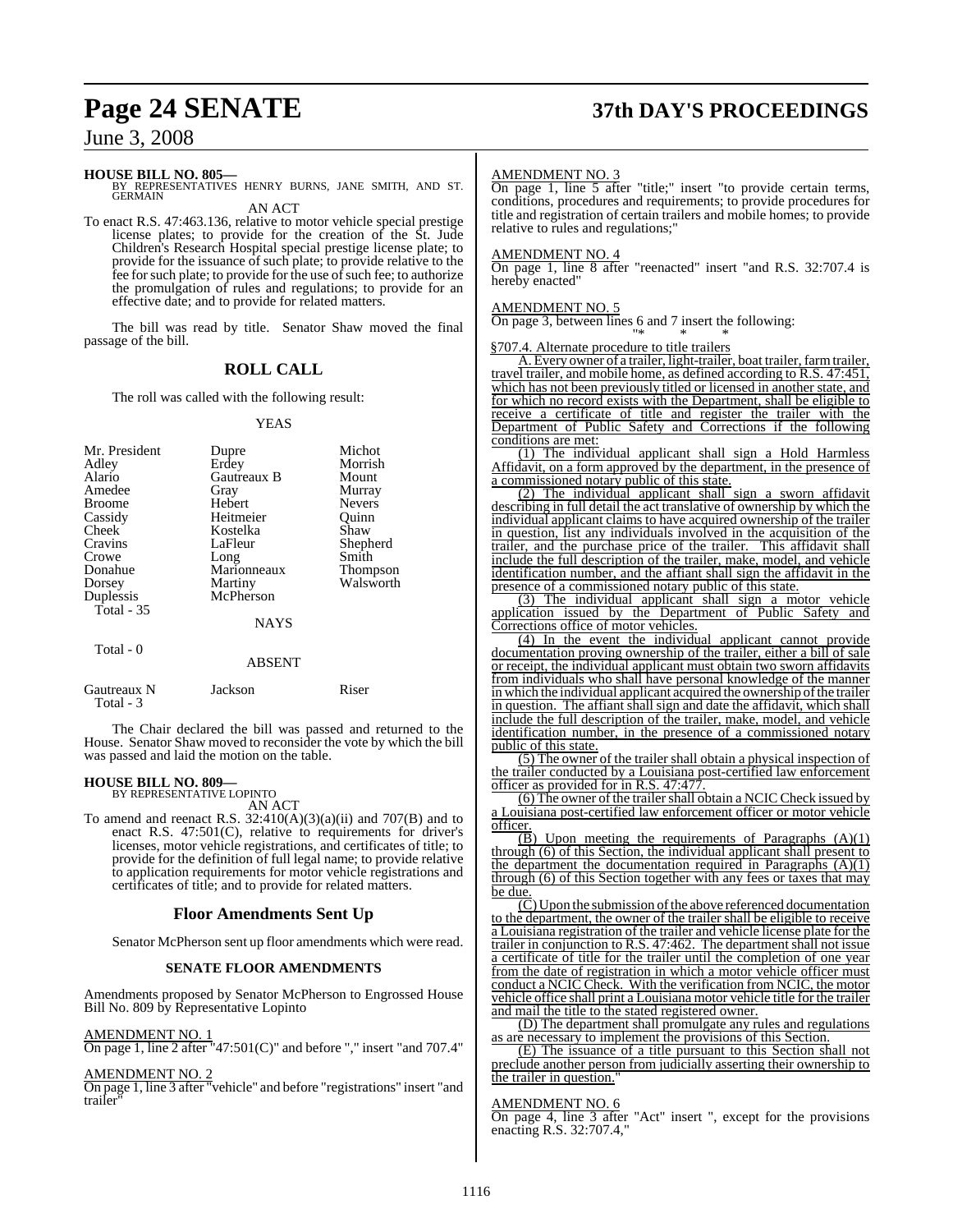**HOUSE BILL NO. 805—**
BY REPRESENTATIVES HENRY BURNS, JANE SMITH, AND ST. GERMAIN

AN ACT

To enact R.S. 47:463.136, relative to motor vehicle special prestige license plates; to provide for the creation of the St. Jude Children's Research Hospital special prestige license plate; to provide for the issuance of such plate; to provide relative to the fee for such plate; to provide for the use of such fee; to authorize the promulgation of rules and regulations; to provide for an effective date; and to provide for related matters.

The bill was read by title. Senator Shaw moved the final passage of the bill.

## ROLL CALL

The roll was called with the following result:

YEAS

| | | |
|---|---|---|
| Mr. President | Dupre | Michot |
| Adley | Erdey | Morrish |
| Alario | Gautreaux B | Mount |
| Amedee | Gray | Murray |
| Broome | Hebert | Nevers |
| Cassidy | Heitmeier | Quinn |
| Cheek | Kostelka | Shaw |
| Cravins | LaFleur | Shepherd |
| Crowe | Long | Smith |
| Donahue | Marionneaux | Thompson |
| Dorsey | Martiny | Walsworth |
| Duplessis | McPherson | |

Total - 35

NAYS

Total - 0

ABSENT

| | | |
|---|---|---|
| Gautreaux N | Jackson | Riser |

Total - 3

The Chair declared the bill was passed and returned to the House. Senator Shaw moved to reconsider the vote by which the bill was passed and laid the motion on the table.

**HOUSE BILL NO. 809—**
BY REPRESENTATIVE LOPINTO

AN ACT

To amend and reenact R.S. 32:410(A)(3)(a)(ii) and 707(B) and to enact R.S. 47:501(C), relative to requirements for driver's licenses, motor vehicle registrations, and certificates of title; to provide for the definition of full legal name; to provide relative to application requirements for motor vehicle registrations and certificates of title; and to provide for related matters.

## Floor Amendments Sent Up

Senator McPherson sent up floor amendments which were read.

### SENATE FLOOR AMENDMENTS

Amendments proposed by Senator McPherson to Engrossed House Bill No. 809 by Representative Lopinto

AMENDMENT NO. 1
On page 1, line 2 after "47:501(C)" and before "," insert "and 707.4"

AMENDMENT NO. 2
On page 1, line 3 after "vehicle" and before "registrations" insert "and trailer"

AMENDMENT NO. 3
On page 1, line 5 after "title;" insert "to provide certain terms, conditions, procedures and requirements; to provide procedures for title and registration of certain trailers and mobile homes; to provide relative to rules and regulations;"

AMENDMENT NO. 4
On page 1, line 8 after "reenacted" insert "and R.S. 32:707.4 is hereby enacted"

AMENDMENT NO. 5
On page 3, between lines 6 and 7 insert the following:

"* * *

§707.4. Alternate procedure to title trailers

A. Every owner of a trailer, light-trailer, boat trailer, farm trailer, travel trailer, and mobile home, as defined according to R.S. 47:451, which has not been previously titled or licensed in another state, and for which no record exists with the Department, shall be eligible to receive a certificate of title and register the trailer with the Department of Public Safety and Corrections if the following conditions are met:

(1) The individual applicant shall sign a Hold Harmless Affidavit, on a form approved by the department, in the presence of a commissioned notary public of this state.

(2) The individual applicant shall sign a sworn affidavit describing in full detail the act translative of ownership by which the individual applicant claims to have acquired ownership of the trailer in question, list any individuals involved in the acquisition of the trailer, and the purchase price of the trailer. This affidavit shall include the full description of the trailer, make, model, and vehicle identification number, and the affiant shall sign the affidavit in the presence of a commissioned notary public of this state.

(3) The individual applicant shall sign a motor vehicle application issued by the Department of Public Safety and Corrections office of motor vehicles.

(4) In the event the individual applicant cannot provide documentation proving ownership of the trailer, either a bill of sale or receipt, the individual applicant must obtain two sworn affidavits from individuals who shall have personal knowledge of the manner in which the individual applicant acquired the ownership of the trailer in question. The affiant shall sign and date the affidavit, which shall include the full description of the trailer, make, model, and vehicle identification number, in the presence of a commissioned notary public of this state.

(5) The owner of the trailer shall obtain a physical inspection of the trailer conducted by a Louisiana post-certified law enforcement officer as provided for in R.S. 47:477.

(6) The owner of the trailer shall obtain a NCIC Check issued by a Louisiana post-certified law enforcement officer or motor vehicle officer.

(B) Upon meeting the requirements of Paragraphs (A)(1) through (6) of this Section, the individual applicant shall present to the department the documentation required in Paragraphs (A)(1) through (6) of this Section together with any fees or taxes that may be due.

(C) Upon the submission of the above referenced documentation to the department, the owner of the trailer shall be eligible to receive a Louisiana registration of the trailer and vehicle license plate for the trailer in conjunction to R.S. 47:462. The department shall not issue a certificate of title for the trailer until the completion of one year from the date of registration in which a motor vehicle officer must conduct a NCIC Check. With the verification from NCIC, the motor vehicle office shall print a Louisiana motor vehicle title for the trailer and mail the title to the stated registered owner.

(D) The department shall promulgate any rules and regulations as are necessary to implement the provisions of this Section.

(E) The issuance of a title pursuant to this Section shall not preclude another person from judicially asserting their ownership to the trailer in question."

AMENDMENT NO. 6
On page 4, line 3 after "Act" insert ", except for the provisions enacting R.S. 32:707.4,"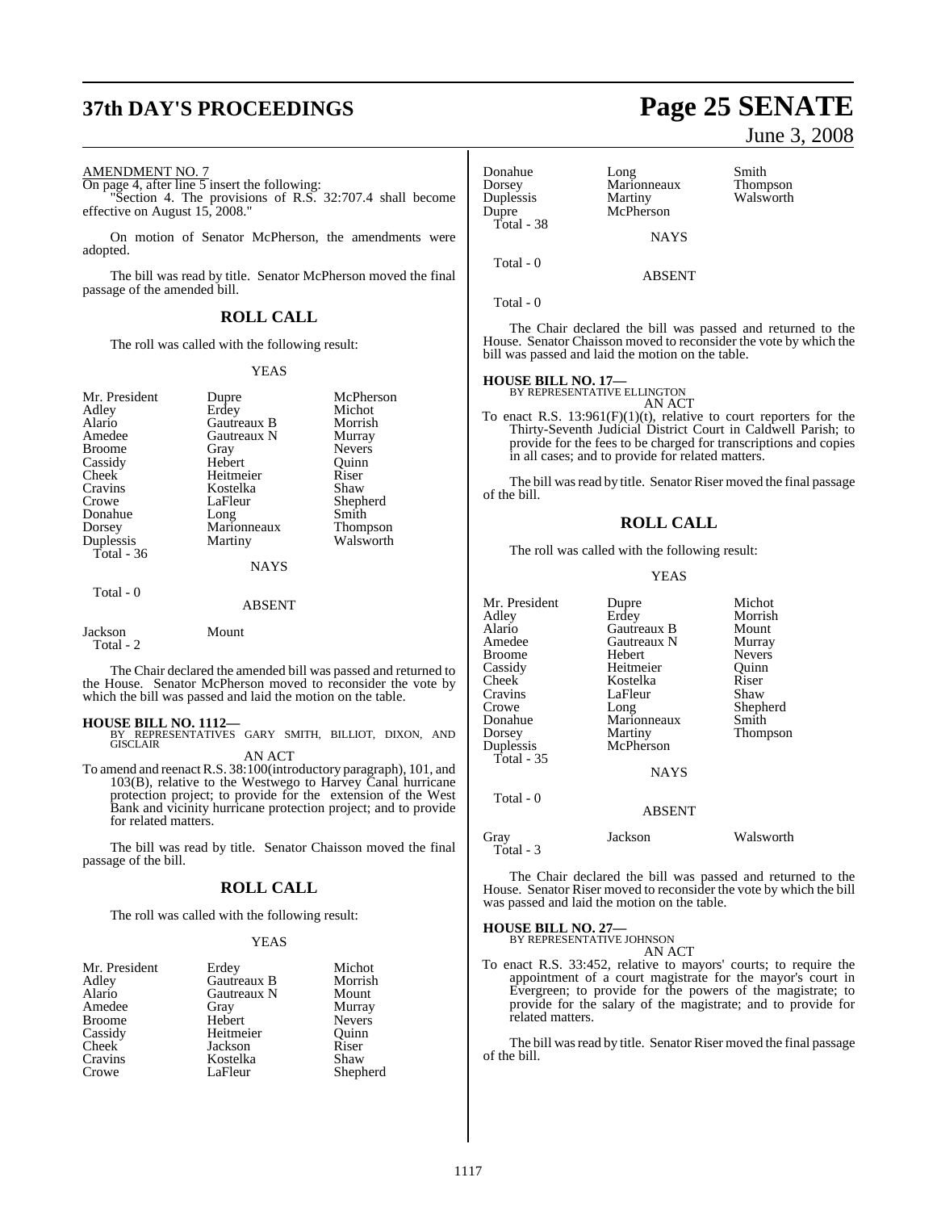AMENDMENT NO. 7

On page 4, after line 5 insert the following:

"Section 4. The provisions of R.S. 32:707.4 shall become effective on August 15, 2008."

On motion of Senator McPherson, the amendments were adopted.

The bill was read by title. Senator McPherson moved the final passage of the amended bill.

## ROLL CALL

The roll was called with the following result:

YEAS

| | | |
|---|---|---|
| Mr. President | Dupre | McPherson |
| Adley | Erdey | Michot |
| Alario | Gautreaux B | Morrish |
| Amedee | Gautreaux N | Murray |
| Broome | Gray | Nevers |
| Cassidy | Hebert | Quinn |
| Cheek | Heitmeier | Riser |
| Cravins | Kostelka | Shaw |
| Crowe | LaFleur | Shepherd |
| Donahue | Long | Smith |
| Dorsey | Marionneaux | Thompson |
| Duplessis | Martiny | Walsworth |

Total - 36

NAYS

Total - 0

ABSENT

Jackson Mount

Total - 2

The Chair declared the amended bill was passed and returned to the House. Senator McPherson moved to reconsider the vote by which the bill was passed and laid the motion on the table.

**HOUSE BILL NO. 1112—**
BY REPRESENTATIVES GARY SMITH, BILLIOT, DIXON, AND GISCLAIR

AN ACT

To amend and reenact R.S. 38:100(introductory paragraph), 101, and 103(B), relative to the Westwego to Harvey Canal hurricane protection project; to provide for the extension of the West Bank and vicinity hurricane protection project; and to provide for related matters.

The bill was read by title. Senator Chaisson moved the final passage of the bill.

## ROLL CALL

The roll was called with the following result:

YEAS

| | | |
|---|---|---|
| Mr. President | Erdey | Michot |
| Adley | Gautreaux B | Morrish |
| Alario | Gautreaux N | Mount |
| Amedee | Gray | Murray |
| Broome | Hebert | Nevers |
| Cassidy | Heitmeier | Quinn |
| Cheek | Jackson | Riser |
| Cravins | Kostelka | Shaw |
| Crowe | LaFleur | Shepherd |
| Donahue | Long | Smith |
| Dorsey | Marionneaux | Thompson |
| Duplessis | Martiny | Walsworth |
| Dupre | McPherson | |

Total - 38

NAYS

Total - 0

ABSENT

Total - 0

The Chair declared the bill was passed and returned to the House. Senator Chaisson moved to reconsider the vote by which the bill was passed and laid the motion on the table.

**HOUSE BILL NO. 17—**
BY REPRESENTATIVE ELLINGTON

AN ACT

To enact R.S. 13:961(F)(1)(t), relative to court reporters for the Thirty-Seventh Judicial District Court in Caldwell Parish; to provide for the fees to be charged for transcriptions and copies in all cases; and to provide for related matters.

The bill was read by title. Senator Riser moved the final passage of the bill.

## ROLL CALL

The roll was called with the following result:

YEAS

| | | |
|---|---|---|
| Mr. President | Dupre | Michot |
| Adley | Erdey | Morrish |
| Alario | Gautreaux B | Mount |
| Amedee | Gautreaux N | Murray |
| Broome | Hebert | Nevers |
| Cassidy | Heitmeier | Quinn |
| Cheek | Kostelka | Riser |
| Cravins | LaFleur | Shaw |
| Crowe | Long | Shepherd |
| Donahue | Marionneaux | Smith |
| Dorsey | Martiny | Thompson |
| Duplessis | McPherson | |

Total - 35

NAYS

Total - 0

ABSENT

Gray Jackson Walsworth

Total - 3

The Chair declared the bill was passed and returned to the House. Senator Riser moved to reconsider the vote by which the bill was passed and laid the motion on the table.

**HOUSE BILL NO. 27—**
BY REPRESENTATIVE JOHNSON

AN ACT

To enact R.S. 33:452, relative to mayors' courts; to require the appointment of a court magistrate for the mayor's court in Evergreen; to provide for the powers of the magistrate; to provide for the salary of the magistrate; and to provide for related matters.

The bill was read by title. Senator Riser moved the final passage of the bill.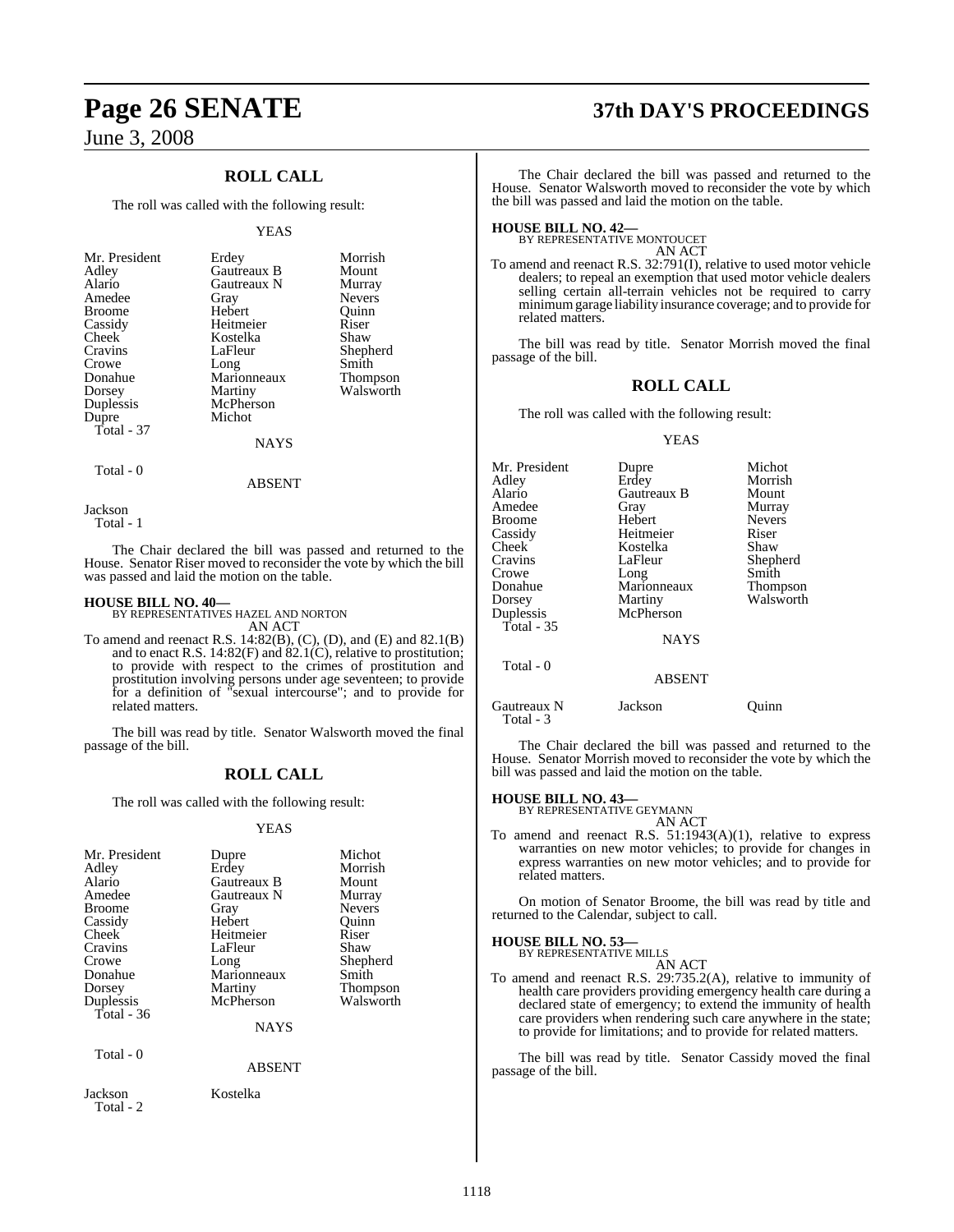## ROLL CALL

The roll was called with the following result:

YEAS

| | | |
|---|---|---|
| Mr. President | Erdey | Morrish |
| Adley | Gautreaux B | Mount |
| Alario | Gautreaux N | Murray |
| Amedee | Gray | Nevers |
| Broome | Hebert | Quinn |
| Cassidy | Heitmeier | Riser |
| Cheek | Kostelka | Shaw |
| Cravins | LaFleur | Shepherd |
| Crowe | Long | Smith |
| Donahue | Marionneaux | Thompson |
| Dorsey | Martiny | Walsworth |
| Duplessis | McPherson | |
| Dupre | Michot | |
| Total - 37 | | |

NAYS

Total - 0

ABSENT

Jackson
Total - 1

The Chair declared the bill was passed and returned to the House. Senator Riser moved to reconsider the vote by which the bill was passed and laid the motion on the table.

**HOUSE BILL NO. 40—**
BY REPRESENTATIVES HAZEL AND NORTON
AN ACT

To amend and reenact R.S. 14:82(B), (C), (D), and (E) and 82.1(B) and to enact R.S. 14:82(F) and 82.1(C), relative to prostitution; to provide with respect to the crimes of prostitution and prostitution involving persons under age seventeen; to provide for a definition of "sexual intercourse"; and to provide for related matters.

The bill was read by title. Senator Walsworth moved the final passage of the bill.

## ROLL CALL

The roll was called with the following result:

YEAS

| | | |
|---|---|---|
| Mr. President | Dupre | Michot |
| Adley | Erdey | Morrish |
| Alario | Gautreaux B | Mount |
| Amedee | Gautreaux N | Murray |
| Broome | Gray | Nevers |
| Cassidy | Hebert | Quinn |
| Cheek | Heitmeier | Riser |
| Cravins | LaFleur | Shaw |
| Crowe | Long | Shepherd |
| Donahue | Marionneaux | Smith |
| Dorsey | Martiny | Thompson |
| Duplessis | McPherson | Walsworth |
| Total - 36 | | |

NAYS

Total - 0

ABSENT

| | |
|---|---|
| Jackson | Kostelka |
| Total - 2 | |

The Chair declared the bill was passed and returned to the House. Senator Walsworth moved to reconsider the vote by which the bill was passed and laid the motion on the table.

**HOUSE BILL NO. 42—**
BY REPRESENTATIVE MONTOUCET
AN ACT

To amend and reenact R.S. 32:791(I), relative to used motor vehicle dealers; to repeal an exemption that used motor vehicle dealers selling certain all-terrain vehicles not be required to carry minimum garage liability insurance coverage; and to provide for related matters.

The bill was read by title. Senator Morrish moved the final passage of the bill.

## ROLL CALL

The roll was called with the following result:

YEAS

| | | |
|---|---|---|
| Mr. President | Dupre | Michot |
| Adley | Erdey | Morrish |
| Alario | Gautreaux B | Mount |
| Amedee | Gray | Murray |
| Broome | Hebert | Nevers |
| Cassidy | Heitmeier | Riser |
| Cheek | Kostelka | Shaw |
| Cravins | LaFleur | Shepherd |
| Crowe | Long | Smith |
| Donahue | Marionneaux | Thompson |
| Dorsey | Martiny | Walsworth |
| Duplessis | McPherson | |
| Total - 35 | | |

NAYS

Total - 0

ABSENT

| | | |
|---|---|---|
| Gautreaux N | Jackson | Quinn |
| Total - 3 | | |

The Chair declared the bill was passed and returned to the House. Senator Morrish moved to reconsider the vote by which the bill was passed and laid the motion on the table.

**HOUSE BILL NO. 43—**
BY REPRESENTATIVE GEYMANN
AN ACT

To amend and reenact R.S. 51:1943(A)(1), relative to express warranties on new motor vehicles; to provide for changes in express warranties on new motor vehicles; and to provide for related matters.

On motion of Senator Broome, the bill was read by title and returned to the Calendar, subject to call.

**HOUSE BILL NO. 53—**
BY REPRESENTATIVE MILLS
AN ACT

To amend and reenact R.S. 29:735.2(A), relative to immunity of health care providers providing emergency health care during a declared state of emergency; to extend the immunity of health care providers when rendering such care anywhere in the state; to provide for limitations; and to provide for related matters.

The bill was read by title. Senator Cassidy moved the final passage of the bill.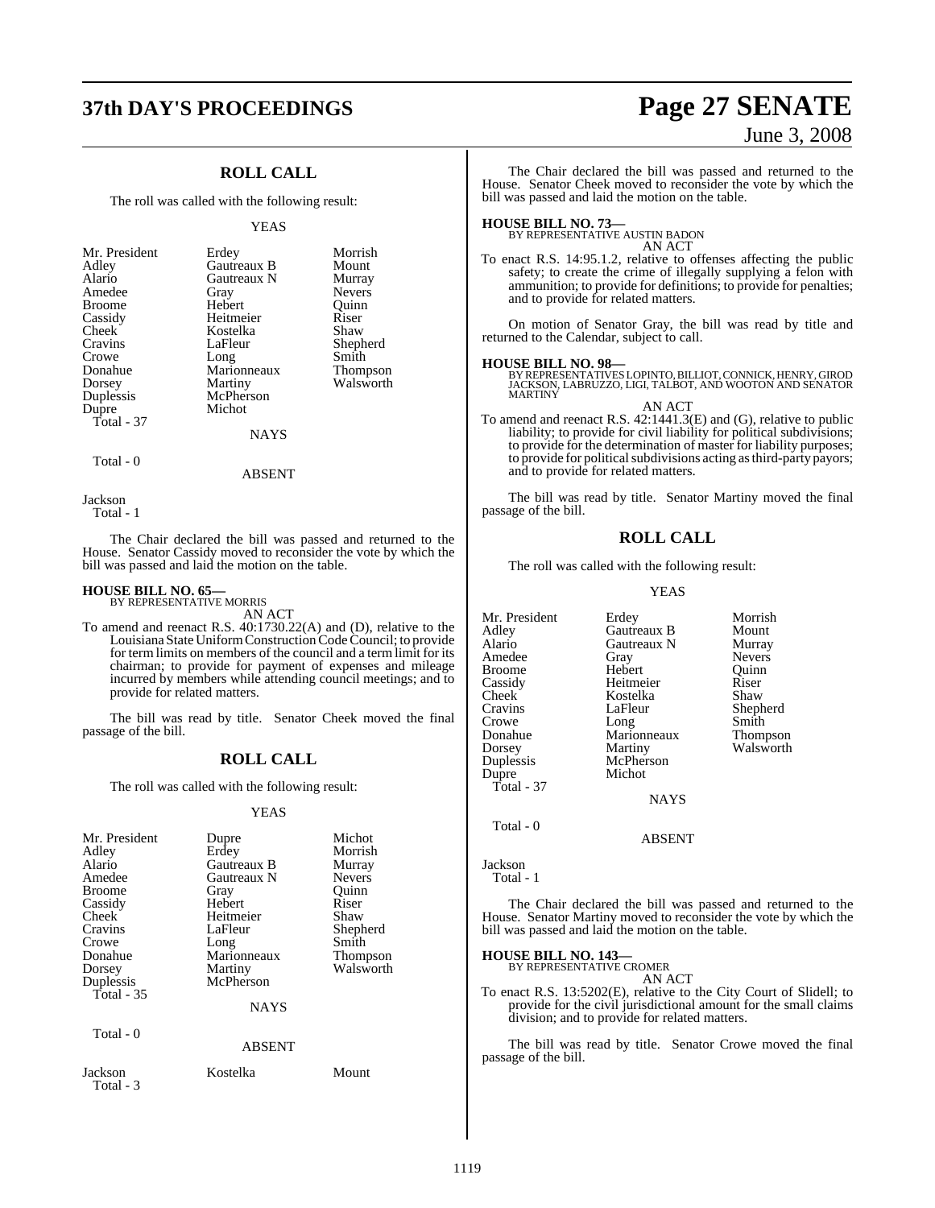## ROLL CALL

The roll was called with the following result:

YEAS

| | | |
|---|---|---|
| Mr. President | Erdey | Morrish |
| Adley | Gautreaux B | Mount |
| Alario | Gautreaux N | Murray |
| Amedee | Gray | Nevers |
| Broome | Hebert | Quinn |
| Cassidy | Heitmeier | Riser |
| Cheek | Kostelka | Shaw |
| Cravins | LaFleur | Shepherd |
| Crowe | Long | Smith |
| Donahue | Marionneaux | Thompson |
| Dorsey | Martiny | Walsworth |
| Duplessis | McPherson | |
| Dupre | Michot | |

Total - 37

NAYS

Total - 0

ABSENT

Jackson

Total - 1

The Chair declared the bill was passed and returned to the House. Senator Cassidy moved to reconsider the vote by which the bill was passed and laid the motion on the table.

**HOUSE BILL NO. 65—**
BY REPRESENTATIVE MORRIS

AN ACT

To amend and reenact R.S. 40:1730.22(A) and (D), relative to the Louisiana State Uniform Construction Code Council; to provide for term limits on members of the council and a term limit for its chairman; to provide for payment of expenses and mileage incurred by members while attending council meetings; and to provide for related matters.

The bill was read by title. Senator Cheek moved the final passage of the bill.

## ROLL CALL

The roll was called with the following result:

YEAS

| | | |
|---|---|---|
| Mr. President | Dupre | Michot |
| Adley | Erdey | Morrish |
| Alario | Gautreaux B | Murray |
| Amedee | Gautreaux N | Nevers |
| Broome | Gray | Quinn |
| Cassidy | Hebert | Riser |
| Cheek | Heitmeier | Shaw |
| Cravins | LaFleur | Shepherd |
| Crowe | Long | Smith |
| Donahue | Marionneaux | Thompson |
| Dorsey | Martiny | Walsworth |
| Duplessis | McPherson | |

Total - 35

NAYS

Total - 0

ABSENT

| | | |
|---|---|---|
| Jackson | Kostelka | Mount |

Total - 3

The Chair declared the bill was passed and returned to the House. Senator Cheek moved to reconsider the vote by which the bill was passed and laid the motion on the table.

**HOUSE BILL NO. 73—**
BY REPRESENTATIVE AUSTIN BADON

AN ACT

To enact R.S. 14:95.1.2, relative to offenses affecting the public safety; to create the crime of illegally supplying a felon with ammunition; to provide for definitions; to provide for penalties; and to provide for related matters.

On motion of Senator Gray, the bill was read by title and returned to the Calendar, subject to call.

**HOUSE BILL NO. 98—**
BY REPRESENTATIVES LOPINTO, BILLIOT, CONNICK, HENRY, GIROD JACKSON, LABRUZZO, LIGI, TALBOT, AND WOOTON AND SENATOR MARTINY

AN ACT

To amend and reenact R.S. 42:1441.3(E) and (G), relative to public liability; to provide for civil liability for political subdivisions; to provide for the determination of master for liability purposes; to provide for political subdivisions acting as third-party payors; and to provide for related matters.

The bill was read by title. Senator Martiny moved the final passage of the bill.

## ROLL CALL

The roll was called with the following result:

YEAS

| | | |
|---|---|---|
| Mr. President | Erdey | Morrish |
| Adley | Gautreaux B | Mount |
| Alario | Gautreaux N | Murray |
| Amedee | Gray | Nevers |
| Broome | Hebert | Quinn |
| Cassidy | Heitmeier | Riser |
| Cheek | Kostelka | Shaw |
| Cravins | LaFleur | Shepherd |
| Crowe | Long | Smith |
| Donahue | Marionneaux | Thompson |
| Dorsey | Martiny | Walsworth |
| Duplessis | McPherson | |
| Dupre | Michot | |

Total - 37

NAYS

Total - 0

ABSENT

Jackson

Total - 1

The Chair declared the bill was passed and returned to the House. Senator Martiny moved to reconsider the vote by which the bill was passed and laid the motion on the table.

**HOUSE BILL NO. 143—**
BY REPRESENTATIVE CROMER

AN ACT

To enact R.S. 13:5202(E), relative to the City Court of Slidell; to provide for the civil jurisdictional amount for the small claims division; and to provide for related matters.

The bill was read by title. Senator Crowe moved the final passage of the bill.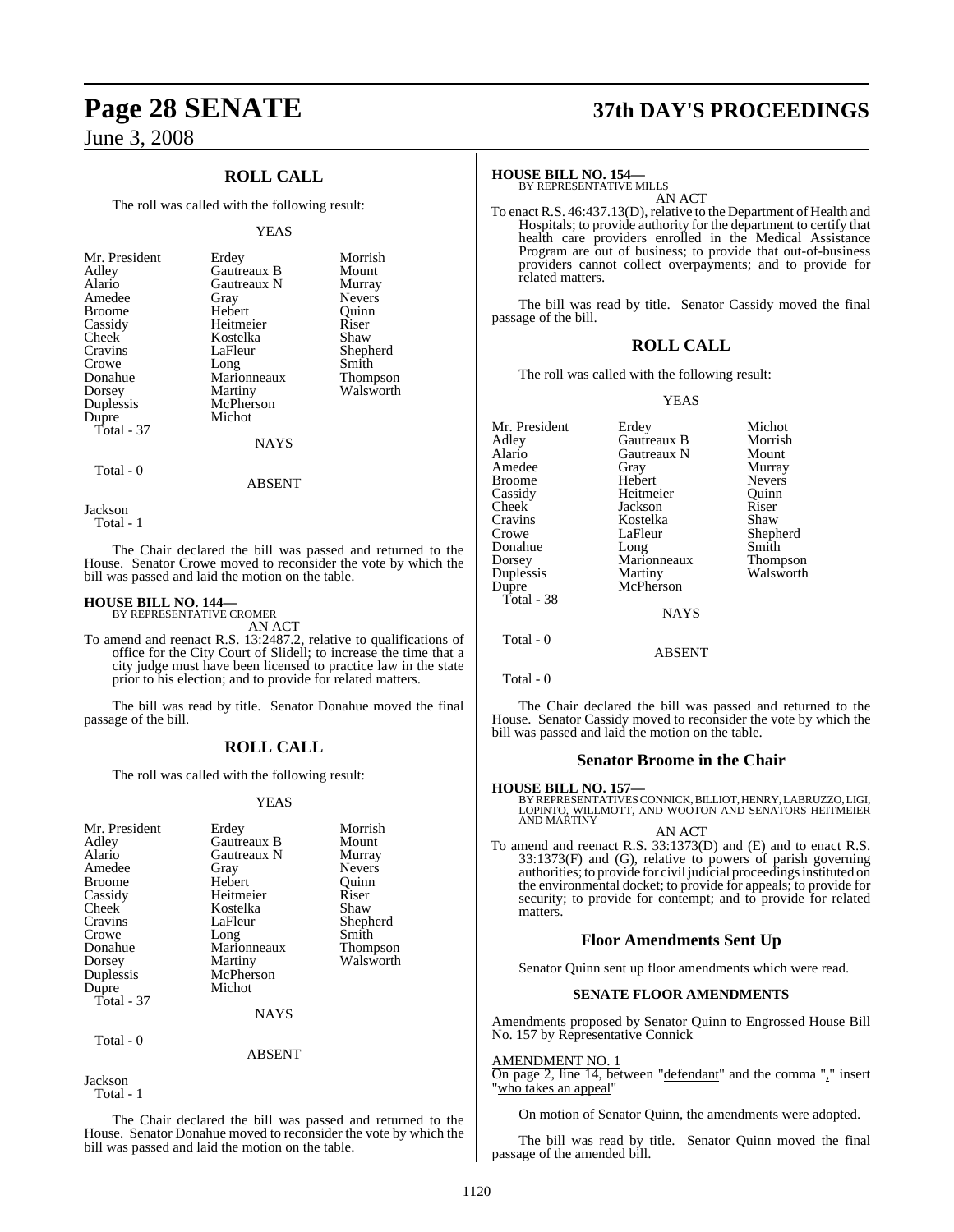## ROLL CALL

The roll was called with the following result:

YEAS

| | | |
|---|---|---|
| Mr. President | Erdey | Morrish |
| Adley | Gautreaux B | Mount |
| Alario | Gautreaux N | Murray |
| Amedee | Gray | Nevers |
| Broome | Hebert | Quinn |
| Cassidy | Heitmeier | Riser |
| Cheek | Kostelka | Shaw |
| Cravins | LaFleur | Shepherd |
| Crowe | Long | Smith |
| Donahue | Marionneaux | Thompson |
| Dorsey | Martiny | Walsworth |
| Duplessis | McPherson | |
| Dupre | Michot | |
| Total - 37 | | |

NAYS

Total - 0

ABSENT

Jackson
Total - 1

The Chair declared the bill was passed and returned to the House. Senator Crowe moved to reconsider the vote by which the bill was passed and laid the motion on the table.

**HOUSE BILL NO. 144—**
BY REPRESENTATIVE CROMER

AN ACT

To amend and reenact R.S. 13:2487.2, relative to qualifications of office for the City Court of Slidell; to increase the time that a city judge must have been licensed to practice law in the state prior to his election; and to provide for related matters.

The bill was read by title. Senator Donahue moved the final passage of the bill.

## ROLL CALL

The roll was called with the following result:

YEAS

| | | |
|---|---|---|
| Mr. President | Erdey | Morrish |
| Adley | Gautreaux B | Mount |
| Alario | Gautreaux N | Murray |
| Amedee | Gray | Nevers |
| Broome | Hebert | Quinn |
| Cassidy | Heitmeier | Riser |
| Cheek | Kostelka | Shaw |
| Cravins | LaFleur | Shepherd |
| Crowe | Long | Smith |
| Donahue | Marionneaux | Thompson |
| Dorsey | Martiny | Walsworth |
| Duplessis | McPherson | |
| Dupre | Michot | |
| Total - 37 | | |

NAYS

Total - 0

ABSENT

Jackson
Total - 1

The Chair declared the bill was passed and returned to the House. Senator Donahue moved to reconsider the vote by which the bill was passed and laid the motion on the table.

**HOUSE BILL NO. 154—**
BY REPRESENTATIVE MILLS

AN ACT

To enact R.S. 46:437.13(D), relative to the Department of Health and Hospitals; to provide authority for the department to certify that health care providers enrolled in the Medical Assistance Program are out of business; to provide that out-of-business providers cannot collect overpayments; and to provide for related matters.

The bill was read by title. Senator Cassidy moved the final passage of the bill.

## ROLL CALL

The roll was called with the following result:

YEAS

| | | |
|---|---|---|
| Mr. President | Erdey | Michot |
| Adley | Gautreaux B | Morrish |
| Alario | Gautreaux N | Mount |
| Amedee | Gray | Murray |
| Broome | Hebert | Nevers |
| Cassidy | Heitmeier | Quinn |
| Cheek | Jackson | Riser |
| Cravins | Kostelka | Shaw |
| Crowe | LaFleur | Shepherd |
| Donahue | Long | Smith |
| Dorsey | Marionneaux | Thompson |
| Duplessis | Martiny | Walsworth |
| Dupre | McPherson | |
| Total - 38 | | |

NAYS

Total - 0

ABSENT

Total - 0

The Chair declared the bill was passed and returned to the House. Senator Cassidy moved to reconsider the vote by which the bill was passed and laid the motion on the table.

## Senator Broome in the Chair

**HOUSE BILL NO. 157—**
BY REPRESENTATIVES CONNICK, BILLIOT, HENRY, LABRUZZO, LIGI, LOPINTO, WILLMOTT, AND WOOTON AND SENATORS HEITMEIER AND MARTINY

AN ACT

To amend and reenact R.S. 33:1373(D) and (E) and to enact R.S. 33:1373(F) and (G), relative to powers of parish governing authorities; to provide for civil judicial proceedings instituted on the environmental docket; to provide for appeals; to provide for security; to provide for contempt; and to provide for related matters.

## Floor Amendments Sent Up

Senator Quinn sent up floor amendments which were read.

### SENATE FLOOR AMENDMENTS

Amendments proposed by Senator Quinn to Engrossed House Bill No. 157 by Representative Connick

AMENDMENT NO. 1
On page 2, line 14, between "defendant" and the comma "," insert "who takes an appeal"

On motion of Senator Quinn, the amendments were adopted.

The bill was read by title. Senator Quinn moved the final passage of the amended bill.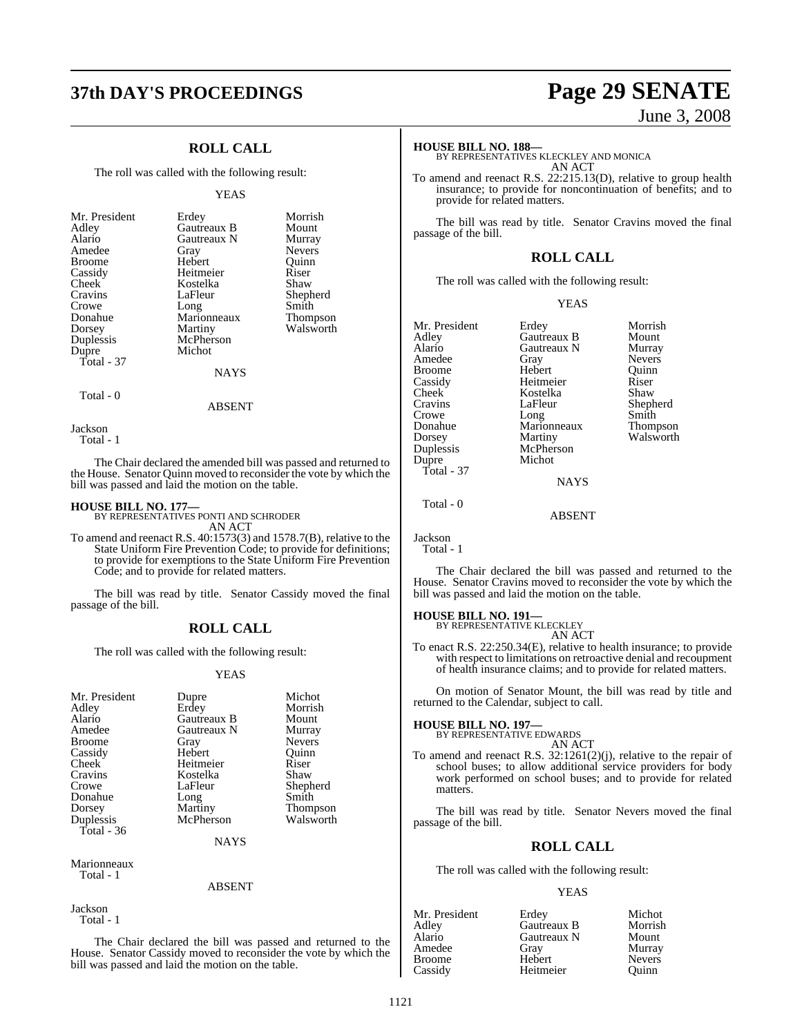## ROLL CALL

The roll was called with the following result:

YEAS

| | | |
|---|---|---|
| Mr. President | Erdey | Morrish |
| Adley | Gautreaux B | Mount |
| Alario | Gautreaux N | Murray |
| Amedee | Gray | Nevers |
| Broome | Hebert | Quinn |
| Cassidy | Heitmeier | Riser |
| Cheek | Kostelka | Shaw |
| Cravins | LaFleur | Shepherd |
| Crowe | Long | Smith |
| Donahue | Marionneaux | Thompson |
| Dorsey | Martiny | Walsworth |
| Duplessis | McPherson | |
| Dupre | Michot | |

Total - 37

NAYS

Total - 0

ABSENT

Jackson

Total - 1

The Chair declared the amended bill was passed and returned to the House. Senator Quinn moved to reconsider the vote by which the bill was passed and laid the motion on the table.

**HOUSE BILL NO. 177—**
BY REPRESENTATIVES PONTI AND SCHRODER
AN ACT

To amend and reenact R.S. 40:1573(3) and 1578.7(B), relative to the State Uniform Fire Prevention Code; to provide for definitions; to provide for exemptions to the State Uniform Fire Prevention Code; and to provide for related matters.

The bill was read by title. Senator Cassidy moved the final passage of the bill.

## ROLL CALL

The roll was called with the following result:

YEAS

| | | |
|---|---|---|
| Mr. President | Dupre | Michot |
| Adley | Erdey | Morrish |
| Alario | Gautreaux B | Mount |
| Amedee | Gautreaux N | Murray |
| Broome | Gray | Nevers |
| Cassidy | Hebert | Quinn |
| Cheek | Heitmeier | Riser |
| Cravins | Kostelka | Shaw |
| Crowe | LaFleur | Shepherd |
| Donahue | Long | Smith |
| Dorsey | Martiny | Thompson |
| Duplessis | McPherson | Walsworth |

Total - 36

NAYS

Marionneaux

Total - 1

ABSENT

Jackson

Total - 1

The Chair declared the bill was passed and returned to the House. Senator Cassidy moved to reconsider the vote by which the bill was passed and laid the motion on the table.

**HOUSE BILL NO. 188—**
BY REPRESENTATIVES KLECKLEY AND MONICA
AN ACT

To amend and reenact R.S. 22:215.13(D), relative to group health insurance; to provide for noncontinuation of benefits; and to provide for related matters.

The bill was read by title. Senator Cravins moved the final passage of the bill.

## ROLL CALL

The roll was called with the following result:

YEAS

| | | |
|---|---|---|
| Mr. President | Erdey | Morrish |
| Adley | Gautreaux B | Mount |
| Alario | Gautreaux N | Murray |
| Amedee | Gray | Nevers |
| Broome | Hebert | Quinn |
| Cassidy | Heitmeier | Riser |
| Cheek | Kostelka | Shaw |
| Cravins | LaFleur | Shepherd |
| Crowe | Long | Smith |
| Donahue | Marionneaux | Thompson |
| Dorsey | Martiny | Walsworth |
| Duplessis | McPherson | |
| Dupre | Michot | |

Total - 37

NAYS

Total - 0

ABSENT

Jackson

Total - 1

The Chair declared the bill was passed and returned to the House. Senator Cravins moved to reconsider the vote by which the bill was passed and laid the motion on the table.

**HOUSE BILL NO. 191—**
BY REPRESENTATIVE KLECKLEY
AN ACT

To enact R.S. 22:250.34(E), relative to health insurance; to provide with respect to limitations on retroactive denial and recoupment of health insurance claims; and to provide for related matters.

On motion of Senator Mount, the bill was read by title and returned to the Calendar, subject to call.

**HOUSE BILL NO. 197—**
BY REPRESENTATIVE EDWARDS
AN ACT

To amend and reenact R.S. 32:1261(2)(j), relative to the repair of school buses; to allow additional service providers for body work performed on school buses; and to provide for related matters.

The bill was read by title. Senator Nevers moved the final passage of the bill.

## ROLL CALL

The roll was called with the following result:

YEAS

| | | |
|---|---|---|
| Mr. President | Erdey | Michot |
| Adley | Gautreaux B | Morrish |
| Alario | Gautreaux N | Mount |
| Amedee | Gray | Murray |
| Broome | Hebert | Nevers |
| Cassidy | Heitmeier | Quinn |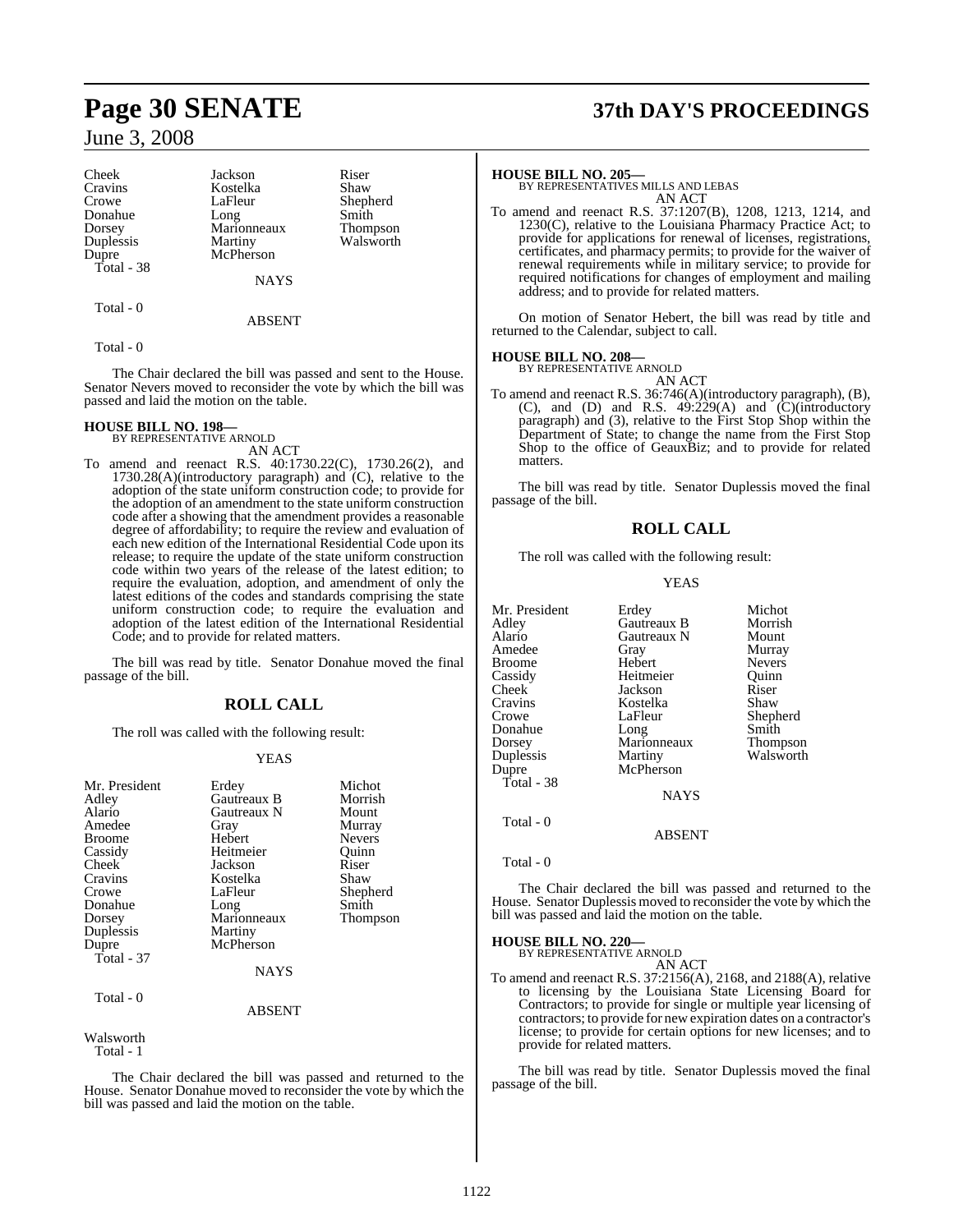| | | |
|---|---|---|
| Cheek | Jackson | Riser |
| Cravins | Kostelka | Shaw |
| Crowe | LaFleur | Shepherd |
| Donahue | Long | Smith |
| Dorsey | Marionneaux | Thompson |
| Duplessis | Martiny | Walsworth |
| Dupre | McPherson | |
| Total - 38 | | |

NAYS

Total - 0

ABSENT

Total - 0

The Chair declared the bill was passed and sent to the House. Senator Nevers moved to reconsider the vote by which the bill was passed and laid the motion on the table.

**HOUSE BILL NO. 198—**
BY REPRESENTATIVE ARNOLD

AN ACT

To amend and reenact R.S. 40:1730.22(C), 1730.26(2), and 1730.28(A)(introductory paragraph) and (C), relative to the adoption of the state uniform construction code; to provide for the adoption of an amendment to the state uniform construction code after a showing that the amendment provides a reasonable degree of affordability; to require the review and evaluation of each new edition of the International Residential Code upon its release; to require the update of the state uniform construction code within two years of the release of the latest edition; to require the evaluation, adoption, and amendment of only the latest editions of the codes and standards comprising the state uniform construction code; to require the evaluation and adoption of the latest edition of the International Residential Code; and to provide for related matters.

The bill was read by title. Senator Donahue moved the final passage of the bill.

## ROLL CALL

The roll was called with the following result:

YEAS

| | | |
|---|---|---|
| Mr. President | Erdey | Michot |
| Adley | Gautreaux B | Morrish |
| Alario | Gautreaux N | Mount |
| Amedee | Gray | Murray |
| Broome | Hebert | Nevers |
| Cassidy | Heitmeier | Quinn |
| Cheek | Jackson | Riser |
| Cravins | Kostelka | Shaw |
| Crowe | LaFleur | Shepherd |
| Donahue | Long | Smith |
| Dorsey | Marionneaux | Thompson |
| Duplessis | Martiny | |
| Dupre | McPherson | |
| Total - 37 | | |

NAYS

Total - 0

ABSENT

Walsworth
Total - 1

The Chair declared the bill was passed and returned to the House. Senator Donahue moved to reconsider the vote by which the bill was passed and laid the motion on the table.

**HOUSE BILL NO. 205—**
BY REPRESENTATIVES MILLS AND LEBAS

AN ACT

To amend and reenact R.S. 37:1207(B), 1208, 1213, 1214, and 1230(C), relative to the Louisiana Pharmacy Practice Act; to provide for applications for renewal of licenses, registrations, certificates, and pharmacy permits; to provide for the waiver of renewal requirements while in military service; to provide for required notifications for changes of employment and mailing address; and to provide for related matters.

On motion of Senator Hebert, the bill was read by title and returned to the Calendar, subject to call.

**HOUSE BILL NO. 208—**
BY REPRESENTATIVE ARNOLD

AN ACT

To amend and reenact R.S. 36:746(A)(introductory paragraph), (B), (C), and (D) and R.S. 49:229(A) and (C)(introductory paragraph) and (3), relative to the First Stop Shop within the Department of State; to change the name from the First Stop Shop to the office of GeauxBiz; and to provide for related matters.

The bill was read by title. Senator Duplessis moved the final passage of the bill.

## ROLL CALL

The roll was called with the following result:

YEAS

| | | |
|---|---|---|
| Mr. President | Erdey | Michot |
| Adley | Gautreaux B | Morrish |
| Alario | Gautreaux N | Mount |
| Amedee | Gray | Murray |
| Broome | Hebert | Nevers |
| Cassidy | Heitmeier | Quinn |
| Cheek | Jackson | Riser |
| Cravins | Kostelka | Shaw |
| Crowe | LaFleur | Shepherd |
| Donahue | Long | Smith |
| Dorsey | Marionneaux | Thompson |
| Duplessis | Martiny | Walsworth |
| Dupre | McPherson | |
| Total - 38 | | |

NAYS

Total - 0

ABSENT

Total - 0

The Chair declared the bill was passed and returned to the House. Senator Duplessis moved to reconsider the vote by which the bill was passed and laid the motion on the table.

**HOUSE BILL NO. 220—**
BY REPRESENTATIVE ARNOLD

AN ACT

To amend and reenact R.S. 37:2156(A), 2168, and 2188(A), relative to licensing by the Louisiana State Licensing Board for Contractors; to provide for single or multiple year licensing of contractors; to provide for new expiration dates on a contractor's license; to provide for certain options for new licenses; and to provide for related matters.

The bill was read by title. Senator Duplessis moved the final passage of the bill.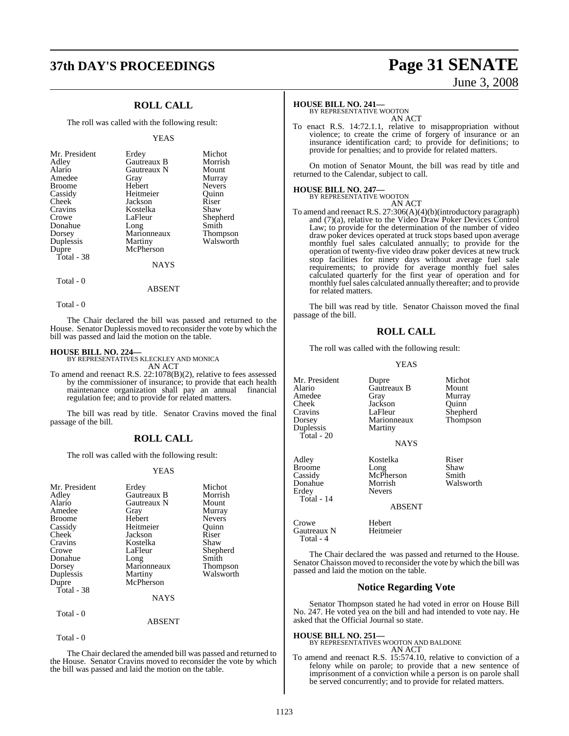## ROLL CALL

The roll was called with the following result:

YEAS

| | | |
|---|---|---|
| Mr. President | Erdey | Michot |
| Adley | Gautreaux B | Morrish |
| Alario | Gautreaux N | Mount |
| Amedee | Gray | Murray |
| Broome | Hebert | Nevers |
| Cassidy | Heitmeier | Quinn |
| Cheek | Jackson | Riser |
| Cravins | Kostelka | Shaw |
| Crowe | LaFleur | Shepherd |
| Donahue | Long | Smith |
| Dorsey | Marionneaux | Thompson |
| Duplessis | Martiny | Walsworth |
| Dupre | McPherson | |
| Total - 38 | | |

NAYS

Total - 0

ABSENT

Total - 0

The Chair declared the bill was passed and returned to the House. Senator Duplessis moved to reconsider the vote by which the bill was passed and laid the motion on the table.

**HOUSE BILL NO. 224—**
BY REPRESENTATIVES KLECKLEY AND MONICA
AN ACT
To amend and reenact R.S. 22:1078(B)(2), relative to fees assessed by the commissioner of insurance; to provide that each health maintenance organization shall pay an annual financial regulation fee; and to provide for related matters.

The bill was read by title. Senator Cravins moved the final passage of the bill.

## ROLL CALL

The roll was called with the following result:

YEAS

| | | |
|---|---|---|
| Mr. President | Erdey | Michot |
| Adley | Gautreaux B | Morrish |
| Alario | Gautreaux N | Mount |
| Amedee | Gray | Murray |
| Broome | Hebert | Nevers |
| Cassidy | Heitmeier | Quinn |
| Cheek | Jackson | Riser |
| Cravins | Kostelka | Shaw |
| Crowe | LaFleur | Shepherd |
| Donahue | Long | Smith |
| Dorsey | Marionneaux | Thompson |
| Duplessis | Martiny | Walsworth |
| Dupre | McPherson | |
| Total - 38 | | |

NAYS

Total - 0

ABSENT

Total - 0

The Chair declared the amended bill was passed and returned to the House. Senator Cravins moved to reconsider the vote by which the bill was passed and laid the motion on the table.

**HOUSE BILL NO. 241—**
BY REPRESENTATIVE WOOTON
AN ACT
To enact R.S. 14:72.1.1, relative to misappropriation without violence; to create the crime of forgery of insurance or an insurance identification card; to provide for definitions; to provide for penalties; and to provide for related matters.

On motion of Senator Mount, the bill was read by title and returned to the Calendar, subject to call.

**HOUSE BILL NO. 247—**
BY REPRESENTATIVE WOOTON
AN ACT
To amend and reenact R.S. 27:306(A)(4)(b)(introductory paragraph) and (7)(a), relative to the Video Draw Poker Devices Control Law; to provide for the determination of the number of video draw poker devices operated at truck stops based upon average monthly fuel sales calculated annually; to provide for the operation of twenty-five video draw poker devices at new truck stop facilities for ninety days without average fuel sale requirements; to provide for average monthly fuel sales calculated quarterly for the first year of operation and for monthly fuel sales calculated annually thereafter; and to provide for related matters.

The bill was read by title. Senator Chaisson moved the final passage of the bill.

## ROLL CALL

The roll was called with the following result:

YEAS

| | | |
|---|---|---|
| Mr. President | Dupre | Michot |
| Alario | Gautreaux B | Mount |
| Amedee | Gray | Murray |
| Cheek | Jackson | Quinn |
| Cravins | LaFleur | Shepherd |
| Dorsey | Marionneaux | Thompson |
| Duplessis | Martiny | |
| Total - 20 | | |

NAYS

| | | |
|---|---|---|
| Adley | Kostelka | Riser |
| Broome | Long | Shaw |
| Cassidy | McPherson | Smith |
| Donahue | Morrish | Walsworth |
| Erdey | Nevers | |
| Total - 14 | | |

ABSENT

| | |
|---|---|
| Crowe | Hebert |
| Gautreaux N | Heitmeier |
| Total - 4 | |

The Chair declared the was passed and returned to the House. Senator Chaisson moved to reconsider the vote by which the bill was passed and laid the motion on the table.

## Notice Regarding Vote

Senator Thompson stated he had voted in error on House Bill No. 247. He voted yea on the bill and had intended to vote nay. He asked that the Official Journal so state.

**HOUSE BILL NO. 251—**
BY REPRESENTATIVES WOOTON AND BALDONE
AN ACT
To amend and reenact R.S. 15:574.10, relative to conviction of a felony while on parole; to provide that a new sentence of imprisonment of a conviction while a person is on parole shall be served concurrently; and to provide for related matters.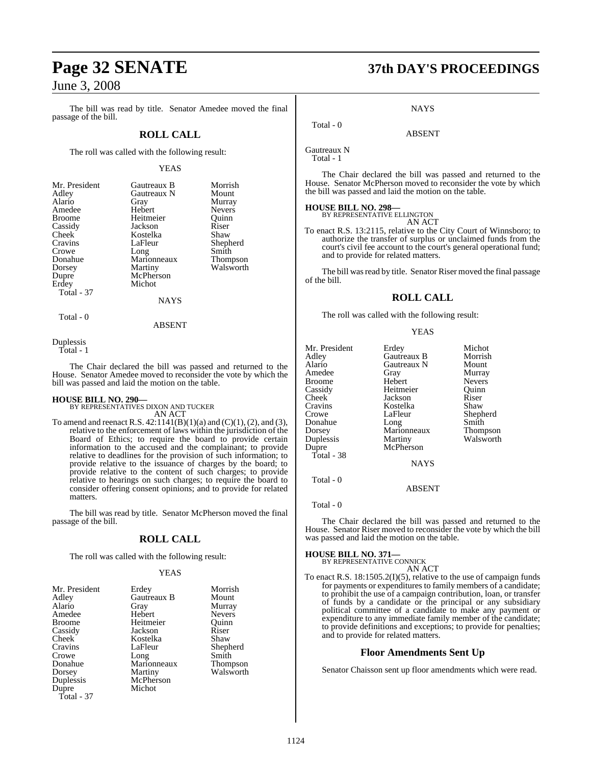The bill was read by title. Senator Amedee moved the final passage of the bill.

## ROLL CALL

The roll was called with the following result:

YEAS

| | | |
|---|---|---|
| Mr. President | Gautreaux B | Morrish |
| Adley | Gautreaux N | Mount |
| Alario | Gray | Murray |
| Amedee | Hebert | Nevers |
| Broome | Heitmeier | Quinn |
| Cassidy | Jackson | Riser |
| Cheek | Kostelka | Shaw |
| Cravins | LaFleur | Shepherd |
| Crowe | Long | Smith |
| Donahue | Marionneaux | Thompson |
| Dorsey | Martiny | Walsworth |
| Dupre | McPherson | |
| Erdey | Michot | |

Total - 37

NAYS

Total - 0

ABSENT

Duplessis

Total - 1

The Chair declared the bill was passed and returned to the House. Senator Amedee moved to reconsider the vote by which the bill was passed and laid the motion on the table.

**HOUSE BILL NO. 290—**
BY REPRESENTATIVES DIXON AND TUCKER
AN ACT

To amend and reenact R.S. 42:1141(B)(1)(a) and (C)(1), (2), and (3), relative to the enforcement of laws within the jurisdiction of the Board of Ethics; to require the board to provide certain information to the accused and the complainant; to provide relative to deadlines for the provision of such information; to provide relative to the issuance of charges by the board; to provide relative to the content of such charges; to provide relative to hearings on such charges; to require the board to consider offering consent opinions; and to provide for related matters.

The bill was read by title. Senator McPherson moved the final passage of the bill.

## ROLL CALL

The roll was called with the following result:

YEAS

| | | |
|---|---|---|
| Mr. President | Erdey | Morrish |
| Adley | Gautreaux B | Mount |
| Alario | Gray | Murray |
| Amedee | Hebert | Nevers |
| Broome | Heitmeier | Quinn |
| Cassidy | Jackson | Riser |
| Cheek | Kostelka | Shaw |
| Cravins | LaFleur | Shepherd |
| Crowe | Long | Smith |
| Donahue | Marionneaux | Thompson |
| Dorsey | Martiny | Walsworth |
| Duplessis | McPherson | |
| Dupre | Michot | |

Total - 37

NAYS

Total - 0

ABSENT

Gautreaux N

Total - 1

The Chair declared the bill was passed and returned to the House. Senator McPherson moved to reconsider the vote by which the bill was passed and laid the motion on the table.

**HOUSE BILL NO. 298—**
BY REPRESENTATIVE ELLINGTON
AN ACT

To enact R.S. 13:2115, relative to the City Court of Winnsboro; to authorize the transfer of surplus or unclaimed funds from the court's civil fee account to the court's general operational fund; and to provide for related matters.

The bill was read by title. Senator Riser moved the final passage of the bill.

## ROLL CALL

The roll was called with the following result:

YEAS

| | | |
|---|---|---|
| Mr. President | Erdey | Michot |
| Adley | Gautreaux B | Morrish |
| Alario | Gautreaux N | Mount |
| Amedee | Gray | Murray |
| Broome | Hebert | Nevers |
| Cassidy | Heitmeier | Quinn |
| Cheek | Jackson | Riser |
| Cravins | Kostelka | Shaw |
| Crowe | LaFleur | Shepherd |
| Donahue | Long | Smith |
| Dorsey | Marionneaux | Thompson |
| Duplessis | Martiny | Walsworth |
| Dupre | McPherson | |

Total - 38

NAYS

Total - 0

ABSENT

Total - 0

The Chair declared the bill was passed and returned to the House. Senator Riser moved to reconsider the vote by which the bill was passed and laid the motion on the table.

**HOUSE BILL NO. 371—**
BY REPRESENTATIVE CONNICK
AN ACT

To enact R.S. 18:1505.2(I)(5), relative to the use of campaign funds for payments or expenditures to family members of a candidate; to prohibit the use of a campaign contribution, loan, or transfer of funds by a candidate or the principal or any subsidiary political committee of a candidate to make any payment or expenditure to any immediate family member of the candidate; to provide definitions and exceptions; to provide for penalties; and to provide for related matters.

## Floor Amendments Sent Up

Senator Chaisson sent up floor amendments which were read.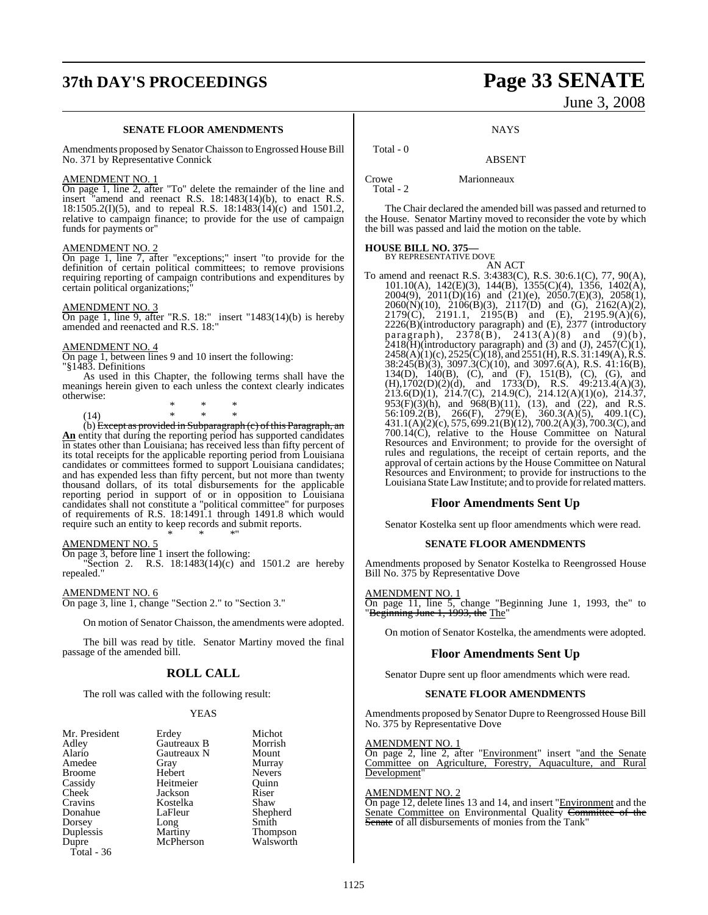### SENATE FLOOR AMENDMENTS

Amendments proposed by Senator Chaisson to Engrossed House Bill No. 371 by Representative Connick

AMENDMENT NO. 1

On page 1, line 2, after "To" delete the remainder of the line and insert "amend and reenact R.S. 18:1483(14)(b), to enact R.S. 18:1505.2(I)(5), and to repeal R.S. 18:1483(14)(c) and 1501.2, relative to campaign finance; to provide for the use of campaign funds for payments or"

AMENDMENT NO. 2

On page 1, line 7, after "exceptions;" insert "to provide for the definition of certain political committees; to remove provisions requiring reporting of campaign contributions and expenditures by certain political organizations;"

AMENDMENT NO. 3

On page 1, line 9, after "R.S. 18:" insert "1483(14)(b) is hereby amended and reenacted and R.S. 18:"

AMENDMENT NO. 4

On page 1, between lines 9 and 10 insert the following:

"§1483. Definitions

As used in this Chapter, the following terms shall have the meanings herein given to each unless the context clearly indicates otherwise:

\* \* \*

(14) \* \* \*

(b) ~~Except as provided in Subparagraph (c) of this Paragraph, an~~ **An** entity that during the reporting period has supported candidates in states other than Louisiana; has received less than fifty percent of its total receipts for the applicable reporting period from Louisiana candidates or committees formed to support Louisiana candidates; and has expended less than fifty percent, but not more than twenty thousand dollars, of its total disbursements for the applicable reporting period in support of or in opposition to Louisiana candidates shall not constitute a "political committee" for purposes of requirements of R.S. 18:1491.1 through 1491.8 which would require such an entity to keep records and submit reports.

\* \* \*"

AMENDMENT NO. 5

On page 3, before line 1 insert the following:

"Section 2. R.S. 18:1483(14)(c) and 1501.2 are hereby repealed."

AMENDMENT NO. 6

On page 3, line 1, change "Section 2." to "Section 3."

On motion of Senator Chaisson, the amendments were adopted.

The bill was read by title. Senator Martiny moved the final passage of the amended bill.

## ROLL CALL

The roll was called with the following result:

YEAS

| | | |
|---|---|---|
| Mr. President | Erdey | Michot |
| Adley | Gautreaux B | Morrish |
| Alario | Gautreaux N | Mount |
| Amedee | Gray | Murray |
| Broome | Hebert | Nevers |
| Cassidy | Heitmeier | Quinn |
| Cheek | Jackson | Riser |
| Cravins | Kostelka | Shaw |
| Donahue | LaFleur | Shepherd |
| Dorsey | Long | Smith |
| Duplessis | Martiny | Thompson |
| Dupre | McPherson | Walsworth |

Total - 36

NAYS

Total - 0

ABSENT

Crowe Marionneaux

Total - 2

The Chair declared the amended bill was passed and returned to the House. Senator Martiny moved to reconsider the vote by which the bill was passed and laid the motion on the table.

**HOUSE BILL NO. 375—**
BY REPRESENTATIVE DOVE

AN ACT

To amend and reenact R.S. 3:4383(C), R.S. 30:6.1(C), 77, 90(A), 101.10(A), 142(E)(3), 144(B), 1355(C)(4), 1356, 1402(A), 2004(9), 2011(D)(16) and (21)(e), 2050.7(E)(3), 2058(1), 2060(N)(10), 2106(B)(3), 2117(D) and (G), 2162(A)(2), 2179(C), 2191.1, 2195(B) and (E), 2195.9(A)(6), 2226(B)(introductory paragraph) and (E), 2377 (introductory paragraph), 2378(B), 2413(A)(8) and (9)(b), 2418(H)(introductory paragraph) and (3) and (J), 2457(C)(1), 2458(A)(1)(c), 2525(C)(18), and 2551(H), R.S. 31:149(A), R.S. 38:245(B)(3), 3097.3(C)(10), and 3097.6(A), R.S. 41:16(B), 134(D), 140(B), (C), and (F), 151(B), (C), (G), and (H),1702(D)(2)(d), and 1733(D), R.S. 49:213.4(A)(3), 213.6(D)(1), 214.7(C), 214.9(C), 214.12(A)(1)(o), 214.37, 953(F)(3)(h), and 968(B)(11), (13), and (22), and R.S. 56:109.2(B), 266(F), 279(E), 360.3(A)(5), 409.1(C), 431.1(A)(2)(c), 575, 699.21(B)(12), 700.2(A)(3), 700.3(C), and 700.14(C), relative to the House Committee on Natural Resources and Environment; to provide for the oversight of rules and regulations, the receipt of certain reports, and the approval of certain actions by the House Committee on Natural Resources and Environment; to provide for instructions to the Louisiana State Law Institute; and to provide for related matters.

## Floor Amendments Sent Up

Senator Kostelka sent up floor amendments which were read.

### SENATE FLOOR AMENDMENTS

Amendments proposed by Senator Kostelka to Reengrossed House Bill No. 375 by Representative Dove

AMENDMENT NO. 1

On page 11, line 5, change "Beginning June 1, 1993, the" to "~~Beginning June 1, 1993, the~~ The"

On motion of Senator Kostelka, the amendments were adopted.

## Floor Amendments Sent Up

Senator Dupre sent up floor amendments which were read.

### SENATE FLOOR AMENDMENTS

Amendments proposed by Senator Dupre to Reengrossed House Bill No. 375 by Representative Dove

AMENDMENT NO. 1

On page 2, line 2, after "Environment" insert "and the Senate Committee on Agriculture, Forestry, Aquaculture, and Rural Development"

AMENDMENT NO. 2

On page 12, delete lines 13 and 14, and insert "Environment and the Senate Committee on Environmental Quality ~~Committee of the Senate~~ of all disbursements of monies from the Tank"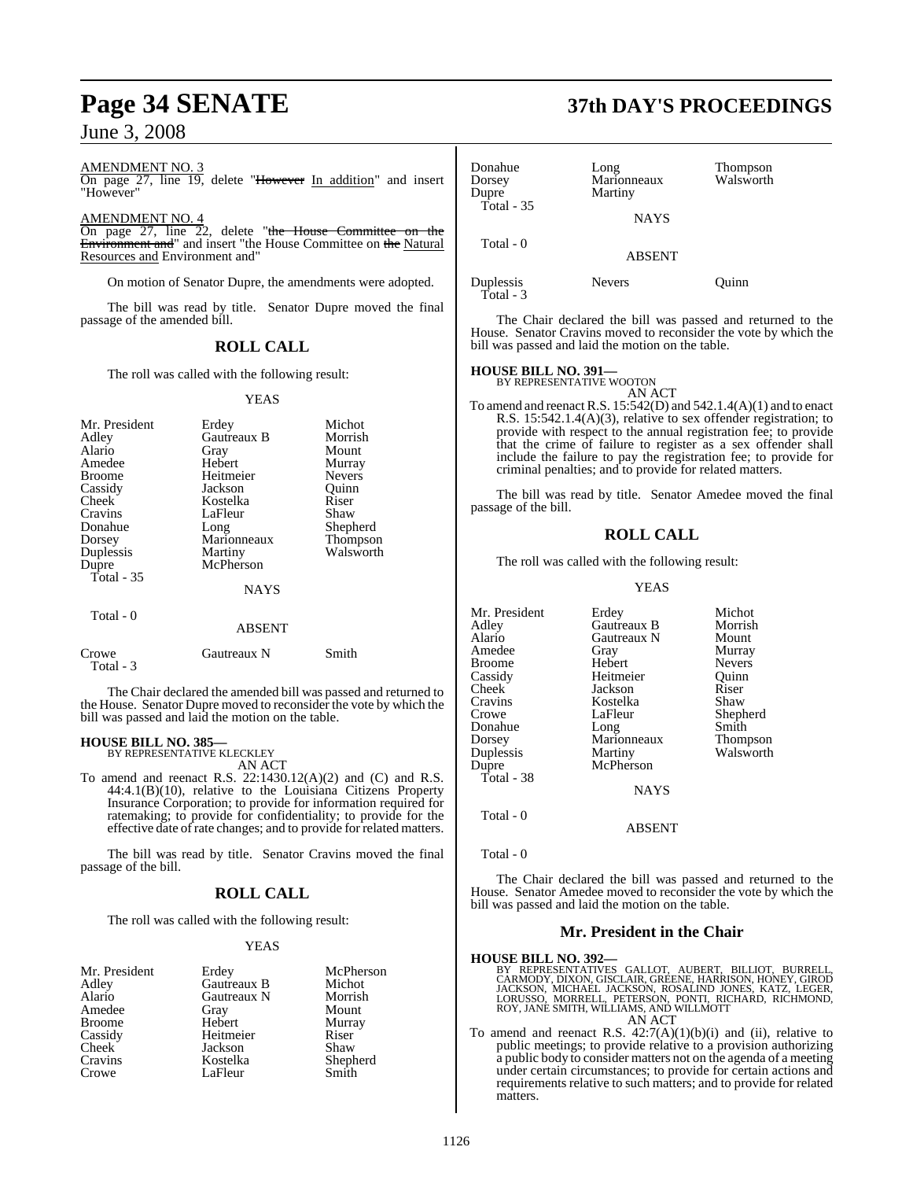AMENDMENT NO. 3

On page 27, line 19, delete "~~However~~ In addition" and insert "However"

AMENDMENT NO. 4

On page 27, line 22, delete "~~the House Committee on the Environment and~~" and insert "the House Committee on ~~the~~ Natural Resources and Environment and"

On motion of Senator Dupre, the amendments were adopted.

The bill was read by title. Senator Dupre moved the final passage of the amended bill.

## ROLL CALL

The roll was called with the following result:

YEAS

| | | |
|---|---|---|
| Mr. President | Erdey | Michot |
| Adley | Gautreaux B | Morrish |
| Alario | Gray | Mount |
| Amedee | Hebert | Murray |
| Broome | Heitmeier | Nevers |
| Cassidy | Jackson | Quinn |
| Cheek | Kostelka | Riser |
| Cravins | LaFleur | Shaw |
| Donahue | Long | Shepherd |
| Dorsey | Marionneaux | Thompson |
| Duplessis | Martiny | Walsworth |
| Dupre | McPherson | |

Total - 35

NAYS

Total - 0

ABSENT

| | | |
|---|---|---|
| Crowe | Gautreaux N | Smith |

Total - 3

The Chair declared the amended bill was passed and returned to the House. Senator Dupre moved to reconsider the vote by which the bill was passed and laid the motion on the table.

**HOUSE BILL NO. 385—**
BY REPRESENTATIVE KLECKLEY
AN ACT

To amend and reenact R.S. 22:1430.12(A)(2) and (C) and R.S. 44:4.1(B)(10), relative to the Louisiana Citizens Property Insurance Corporation; to provide for information required for ratemaking; to provide for confidentiality; to provide for the effective date of rate changes; and to provide for related matters.

The bill was read by title. Senator Cravins moved the final passage of the bill.

## ROLL CALL

The roll was called with the following result:

YEAS

| | | |
|---|---|---|
| Mr. President | Erdey | McPherson |
| Adley | Gautreaux B | Michot |
| Alario | Gautreaux N | Morrish |
| Amedee | Gray | Mount |
| Broome | Hebert | Murray |
| Cassidy | Heitmeier | Riser |
| Cheek | Jackson | Shaw |
| Cravins | Kostelka | Shepherd |
| Crowe | LaFleur | Smith |
| Donahue | Long | Thompson |
| Dorsey | Marionneaux | Walsworth |
| Dupre | Martiny | |

Total - 35

NAYS

Total - 0

ABSENT

| | | |
|---|---|---|
| Duplessis | Nevers | Quinn |

Total - 3

The Chair declared the bill was passed and returned to the House. Senator Cravins moved to reconsider the vote by which the bill was passed and laid the motion on the table.

**HOUSE BILL NO. 391—**
BY REPRESENTATIVE WOOTON
AN ACT

To amend and reenact R.S. 15:542(D) and 542.1.4(A)(1) and to enact R.S. 15:542.1.4(A)(3), relative to sex offender registration; to provide with respect to the annual registration fee; to provide that the crime of failure to register as a sex offender shall include the failure to pay the registration fee; to provide for criminal penalties; and to provide for related matters.

The bill was read by title. Senator Amedee moved the final passage of the bill.

## ROLL CALL

The roll was called with the following result:

YEAS

| | | |
|---|---|---|
| Mr. President | Erdey | Michot |
| Adley | Gautreaux B | Morrish |
| Alario | Gautreaux N | Mount |
| Amedee | Gray | Murray |
| Broome | Hebert | Nevers |
| Cassidy | Heitmeier | Quinn |
| Cheek | Jackson | Riser |
| Cravins | Kostelka | Shaw |
| Crowe | LaFleur | Shepherd |
| Donahue | Long | Smith |
| Dorsey | Marionneaux | Thompson |
| Duplessis | Martiny | Walsworth |
| Dupre | McPherson | |

Total - 38

NAYS

Total - 0

ABSENT

Total - 0

The Chair declared the bill was passed and returned to the House. Senator Amedee moved to reconsider the vote by which the bill was passed and laid the motion on the table.

## Mr. President in the Chair

**HOUSE BILL NO. 392—**
BY REPRESENTATIVES GALLOT, AUBERT, BILLIOT, BURRELL, CARMODY, DIXON, GISCLAIR, GREENE, HARRISON, HONEY, GIROD JACKSON, MICHAEL JACKSON, ROSALIND JONES, KATZ, LEGER, LORUSSO, MORRELL, PETERSON, PONTI, RICHARD, RICHMOND, ROY, JANE SMITH, WILLIAMS, AND WILLMOTT
AN ACT

To amend and reenact R.S. 42:7(A)(1)(b)(i) and (ii), relative to public meetings; to provide relative to a provision authorizing a public body to consider matters not on the agenda of a meeting under certain circumstances; to provide for certain actions and requirements relative to such matters; and to provide for related matters.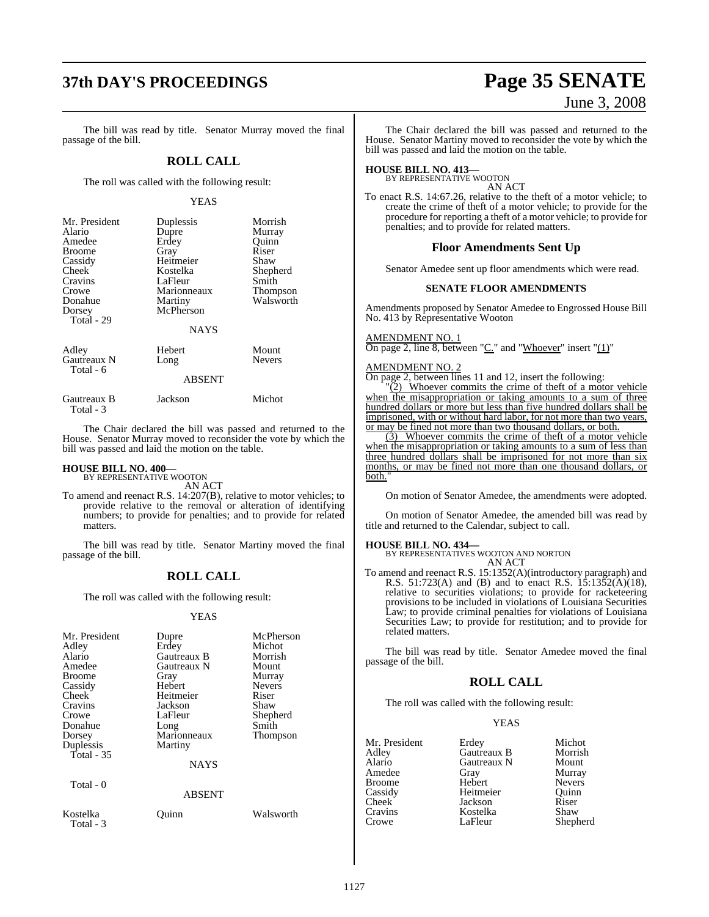The bill was read by title. Senator Murray moved the final passage of the bill.

## ROLL CALL

The roll was called with the following result:

YEAS

| | | |
|---|---|---|
| Mr. President | Duplessis | Morrish |
| Alario | Dupre | Murray |
| Amedee | Erdey | Quinn |
| Broome | Gray | Riser |
| Cassidy | Heitmeier | Shaw |
| Cheek | Kostelka | Shepherd |
| Cravins | LaFleur | Smith |
| Crowe | Marionneaux | Thompson |
| Donahue | Martiny | Walsworth |
| Dorsey | McPherson | |
| Total - 29 | | |

NAYS

| | | |
|---|---|---|
| Adley | Hebert | Mount |
| Gautreaux N | Long | Nevers |
| Total - 6 | | |

ABSENT

| | | |
|---|---|---|
| Gautreaux B | Jackson | Michot |
| Total - 3 | | |

The Chair declared the bill was passed and returned to the House. Senator Murray moved to reconsider the vote by which the bill was passed and laid the motion on the table.

**HOUSE BILL NO. 400—**
BY REPRESENTATIVE WOOTON
AN ACT

To amend and reenact R.S. 14:207(B), relative to motor vehicles; to provide relative to the removal or alteration of identifying numbers; to provide for penalties; and to provide for related matters.

The bill was read by title. Senator Martiny moved the final passage of the bill.

## ROLL CALL

The roll was called with the following result:

YEAS

| | | |
|---|---|---|
| Mr. President | Dupre | McPherson |
| Adley | Erdey | Michot |
| Alario | Gautreaux B | Morrish |
| Amedee | Gautreaux N | Mount |
| Broome | Gray | Murray |
| Cassidy | Hebert | Nevers |
| Cheek | Heitmeier | Riser |
| Cravins | Jackson | Shaw |
| Crowe | LaFleur | Shepherd |
| Donahue | Long | Smith |
| Dorsey | Marionneaux | Thompson |
| Duplessis | Martiny | |
| Total - 35 | | |

NAYS

Total - 0

ABSENT

| | | |
|---|---|---|
| Kostelka | Quinn | Walsworth |
| Total - 3 | | |

The Chair declared the bill was passed and returned to the House. Senator Martiny moved to reconsider the vote by which the bill was passed and laid the motion on the table.

**HOUSE BILL NO. 413—**
BY REPRESENTATIVE WOOTON
AN ACT

To enact R.S. 14:67.26, relative to the theft of a motor vehicle; to create the crime of theft of a motor vehicle; to provide for the procedure for reporting a theft of a motor vehicle; to provide for penalties; and to provide for related matters.

## Floor Amendments Sent Up

Senator Amedee sent up floor amendments which were read.

### SENATE FLOOR AMENDMENTS

Amendments proposed by Senator Amedee to Engrossed House Bill No. 413 by Representative Wooton

AMENDMENT NO. 1
On page 2, line 8, between "C." and "Whoever" insert "(1)"

AMENDMENT NO. 2
On page 2, between lines 11 and 12, insert the following:

"(2) Whoever commits the crime of theft of a motor vehicle when the misappropriation or taking amounts to a sum of three hundred dollars or more but less than five hundred dollars shall be imprisoned, with or without hard labor, for not more than two years, or may be fined not more than two thousand dollars, or both.

(3) Whoever commits the crime of theft of a motor vehicle when the misappropriation or taking amounts to a sum of less than three hundred dollars shall be imprisoned for not more than six months, or may be fined not more than one thousand dollars, or both."

On motion of Senator Amedee, the amendments were adopted.

On motion of Senator Amedee, the amended bill was read by title and returned to the Calendar, subject to call.

**HOUSE BILL NO. 434—**
BY REPRESENTATIVES WOOTON AND NORTON
AN ACT

To amend and reenact R.S. 15:1352(A)(introductory paragraph) and R.S. 51:723(A) and (B) and to enact R.S. 15:1352(A)(18), relative to securities violations; to provide for racketeering provisions to be included in violations of Louisiana Securities Law; to provide criminal penalties for violations of Louisiana Securities Law; to provide for restitution; and to provide for related matters.

The bill was read by title. Senator Amedee moved the final passage of the bill.

## ROLL CALL

The roll was called with the following result:

YEAS

| | | |
|---|---|---|
| Mr. President | Erdey | Michot |
| Adley | Gautreaux B | Morrish |
| Alario | Gautreaux N | Mount |
| Amedee | Gray | Murray |
| Broome | Hebert | Nevers |
| Cassidy | Heitmeier | Quinn |
| Cheek | Jackson | Riser |
| Cravins | Kostelka | Shaw |
| Crowe | LaFleur | Shepherd |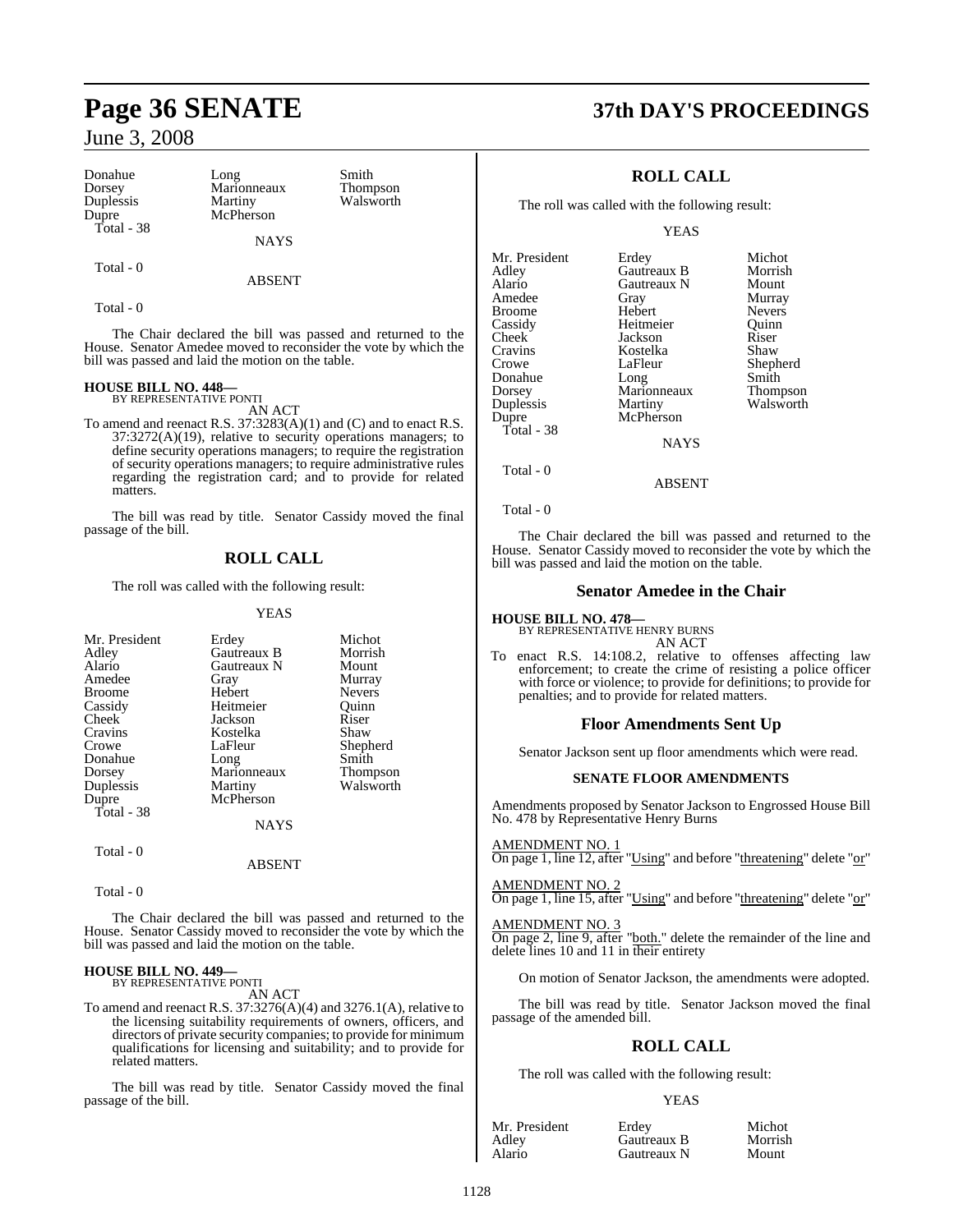| | | |
|---|---|---|
| Donahue | Long | Smith |
| Dorsey | Marionneaux | Thompson |
| Duplessis | Martiny | Walsworth |
| Dupre | McPherson | |
| Total - 38 | | |

NAYS

Total - 0

ABSENT

Total - 0

The Chair declared the bill was passed and returned to the House. Senator Amedee moved to reconsider the vote by which the bill was passed and laid the motion on the table.

**HOUSE BILL NO. 448—**
BY REPRESENTATIVE PONTI

AN ACT

To amend and reenact R.S. 37:3283(A)(1) and (C) and to enact R.S. 37:3272(A)(19), relative to security operations managers; to define security operations managers; to require the registration of security operations managers; to require administrative rules regarding the registration card; and to provide for related matters.

The bill was read by title. Senator Cassidy moved the final passage of the bill.

## ROLL CALL

The roll was called with the following result:

YEAS

| | | |
|---|---|---|
| Mr. President | Erdey | Michot |
| Adley | Gautreaux B | Morrish |
| Alario | Gautreaux N | Mount |
| Amedee | Gray | Murray |
| Broome | Hebert | Nevers |
| Cassidy | Heitmeier | Quinn |
| Cheek | Jackson | Riser |
| Cravins | Kostelka | Shaw |
| Crowe | LaFleur | Shepherd |
| Donahue | Long | Smith |
| Dorsey | Marionneaux | Thompson |
| Duplessis | Martiny | Walsworth |
| Dupre | McPherson | |
| Total - 38 | | |

NAYS

Total - 0

ABSENT

Total - 0

The Chair declared the bill was passed and returned to the House. Senator Cassidy moved to reconsider the vote by which the bill was passed and laid the motion on the table.

**HOUSE BILL NO. 449—**
BY REPRESENTATIVE PONTI

AN ACT

To amend and reenact R.S. 37:3276(A)(4) and 3276.1(A), relative to the licensing suitability requirements of owners, officers, and directors of private security companies; to provide for minimum qualifications for licensing and suitability; and to provide for related matters.

The bill was read by title. Senator Cassidy moved the final passage of the bill.

## ROLL CALL

The roll was called with the following result:

YEAS

| | | |
|---|---|---|
| Mr. President | Erdey | Michot |
| Adley | Gautreaux B | Morrish |
| Alario | Gautreaux N | Mount |
| Amedee | Gray | Murray |
| Broome | Hebert | Nevers |
| Cassidy | Heitmeier | Quinn |
| Cheek | Jackson | Riser |
| Cravins | Kostelka | Shaw |
| Crowe | LaFleur | Shepherd |
| Donahue | Long | Smith |
| Dorsey | Marionneaux | Thompson |
| Duplessis | Martiny | Walsworth |
| Dupre | McPherson | |
| Total - 38 | | |

NAYS

Total - 0

ABSENT

Total - 0

The Chair declared the bill was passed and returned to the House. Senator Cassidy moved to reconsider the vote by which the bill was passed and laid the motion on the table.

## Senator Amedee in the Chair

**HOUSE BILL NO. 478—**
BY REPRESENTATIVE HENRY BURNS

AN ACT

To enact R.S. 14:108.2, relative to offenses affecting law enforcement; to create the crime of resisting a police officer with force or violence; to provide for definitions; to provide for penalties; and to provide for related matters.

## Floor Amendments Sent Up

Senator Jackson sent up floor amendments which were read.

### SENATE FLOOR AMENDMENTS

Amendments proposed by Senator Jackson to Engrossed House Bill No. 478 by Representative Henry Burns

AMENDMENT NO. 1
On page 1, line 12, after "Using" and before "threatening" delete "or"

AMENDMENT NO. 2
On page 1, line 15, after "Using" and before "threatening" delete "or"

AMENDMENT NO. 3
On page 2, line 9, after "both." delete the remainder of the line and delete lines 10 and 11 in their entirety

On motion of Senator Jackson, the amendments were adopted.

The bill was read by title. Senator Jackson moved the final passage of the amended bill.

## ROLL CALL

The roll was called with the following result:

YEAS

| | | |
|---|---|---|
| Mr. President | Erdey | Michot |
| Adley | Gautreaux B | Morrish |
| Alario | Gautreaux N | Mount |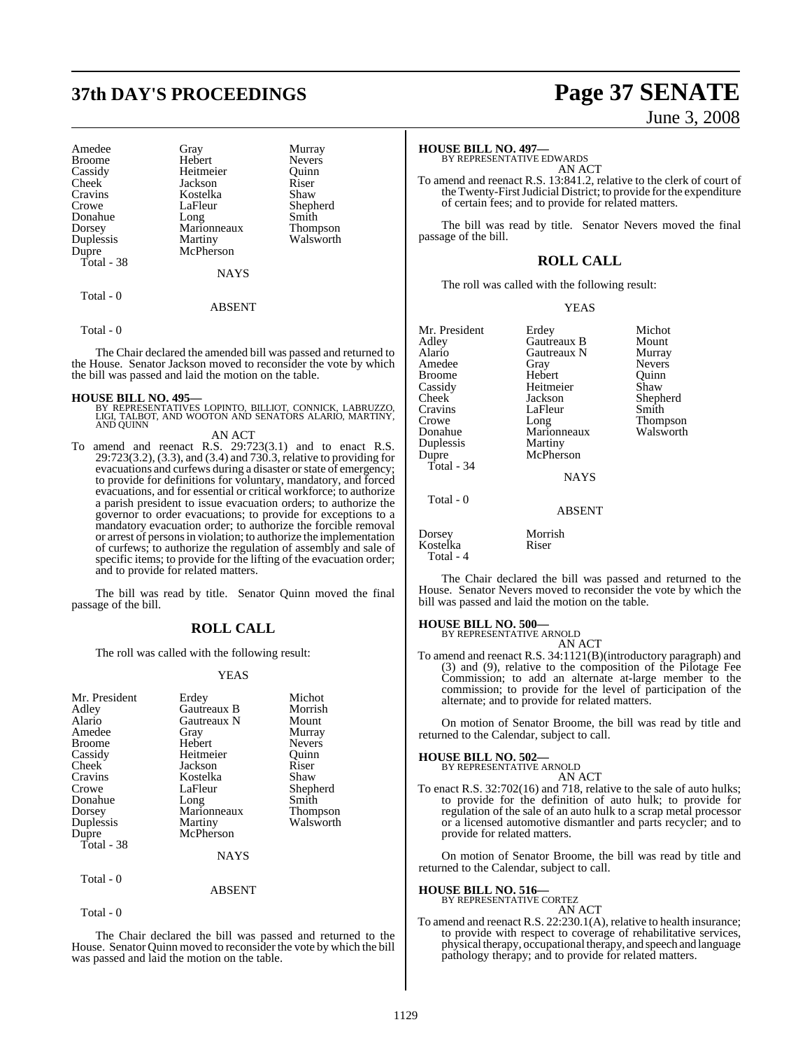| | | |
|---|---|---|
| Amedee | Gray | Murray |
| Broome | Hebert | Nevers |
| Cassidy | Heitmeier | Quinn |
| Cheek | Jackson | Riser |
| Cravins | Kostelka | Shaw |
| Crowe | LaFleur | Shepherd |
| Donahue | Long | Smith |
| Dorsey | Marionneaux | Thompson |
| Duplessis | Martiny | Walsworth |
| Dupre | McPherson | |

Total - 38

NAYS

Total - 0

ABSENT

Total - 0

The Chair declared the amended bill was passed and returned to the House. Senator Jackson moved to reconsider the vote by which the bill was passed and laid the motion on the table.

**HOUSE BILL NO. 495—**
BY REPRESENTATIVES LOPINTO, BILLIOT, CONNICK, LABRUZZO, LIGI, TALBOT, AND WOOTON AND SENATORS ALARIO, MARTINY, AND QUINN

AN ACT

To amend and reenact R.S. 29:723(3.1) and to enact R.S. 29:723(3.2), (3.3), and (3.4) and 730.3, relative to providing for evacuations and curfews during a disaster or state of emergency; to provide for definitions for voluntary, mandatory, and forced evacuations, and for essential or critical workforce; to authorize a parish president to issue evacuation orders; to authorize the governor to order evacuations; to provide for exceptions to a mandatory evacuation order; to authorize the forcible removal or arrest of persons in violation; to authorize the implementation of curfews; to authorize the regulation of assembly and sale of specific items; to provide for the lifting of the evacuation order; and to provide for related matters.

The bill was read by title. Senator Quinn moved the final passage of the bill.

## ROLL CALL

The roll was called with the following result:

YEAS

| | | |
|---|---|---|
| Mr. President | Erdey | Michot |
| Adley | Gautreaux B | Morrish |
| Alario | Gautreaux N | Mount |
| Amedee | Gray | Murray |
| Broome | Hebert | Nevers |
| Cassidy | Heitmeier | Quinn |
| Cheek | Jackson | Riser |
| Cravins | Kostelka | Shaw |
| Crowe | LaFleur | Shepherd |
| Donahue | Long | Smith |
| Dorsey | Marionneaux | Thompson |
| Duplessis | Martiny | Walsworth |
| Dupre | McPherson | |

Total - 38

NAYS

Total - 0

ABSENT

Total - 0

The Chair declared the bill was passed and returned to the House. Senator Quinn moved to reconsider the vote by which the bill was passed and laid the motion on the table.

**HOUSE BILL NO. 497—**
BY REPRESENTATIVE EDWARDS

AN ACT

To amend and reenact R.S. 13:841.2, relative to the clerk of court of the Twenty-First Judicial District; to provide for the expenditure of certain fees; and to provide for related matters.

The bill was read by title. Senator Nevers moved the final passage of the bill.

## ROLL CALL

The roll was called with the following result:

YEAS

| | | |
|---|---|---|
| Mr. President | Erdey | Michot |
| Adley | Gautreaux B | Mount |
| Alario | Gautreaux N | Murray |
| Amedee | Gray | Nevers |
| Broome | Hebert | Quinn |
| Cassidy | Heitmeier | Shaw |
| Cheek | Jackson | Shepherd |
| Cravins | LaFleur | Smith |
| Crowe | Long | Thompson |
| Donahue | Marionneaux | Walsworth |
| Duplessis | Martiny | |
| Dupre | McPherson | |

Total - 34

NAYS

Total - 0

ABSENT

| | |
|---|---|
| Dorsey | Morrish |
| Kostelka | Riser |

Total - 4

The Chair declared the bill was passed and returned to the House. Senator Nevers moved to reconsider the vote by which the bill was passed and laid the motion on the table.

**HOUSE BILL NO. 500—**
BY REPRESENTATIVE ARNOLD

AN ACT

To amend and reenact R.S. 34:1121(B)(introductory paragraph) and (3) and (9), relative to the composition of the Pilotage Fee Commission; to add an alternate at-large member to the commission; to provide for the level of participation of the alternate; and to provide for related matters.

On motion of Senator Broome, the bill was read by title and returned to the Calendar, subject to call.

**HOUSE BILL NO. 502—**
BY REPRESENTATIVE ARNOLD

AN ACT

To enact R.S. 32:702(16) and 718, relative to the sale of auto hulks; to provide for the definition of auto hulk; to provide for regulation of the sale of an auto hulk to a scrap metal processor or a licensed automotive dismantler and parts recycler; and to provide for related matters.

On motion of Senator Broome, the bill was read by title and returned to the Calendar, subject to call.

**HOUSE BILL NO. 516—**
BY REPRESENTATIVE CORTEZ

AN ACT

To amend and reenact R.S. 22:230.1(A), relative to health insurance; to provide with respect to coverage of rehabilitative services, physical therapy, occupational therapy, and speech and language pathology therapy; and to provide for related matters.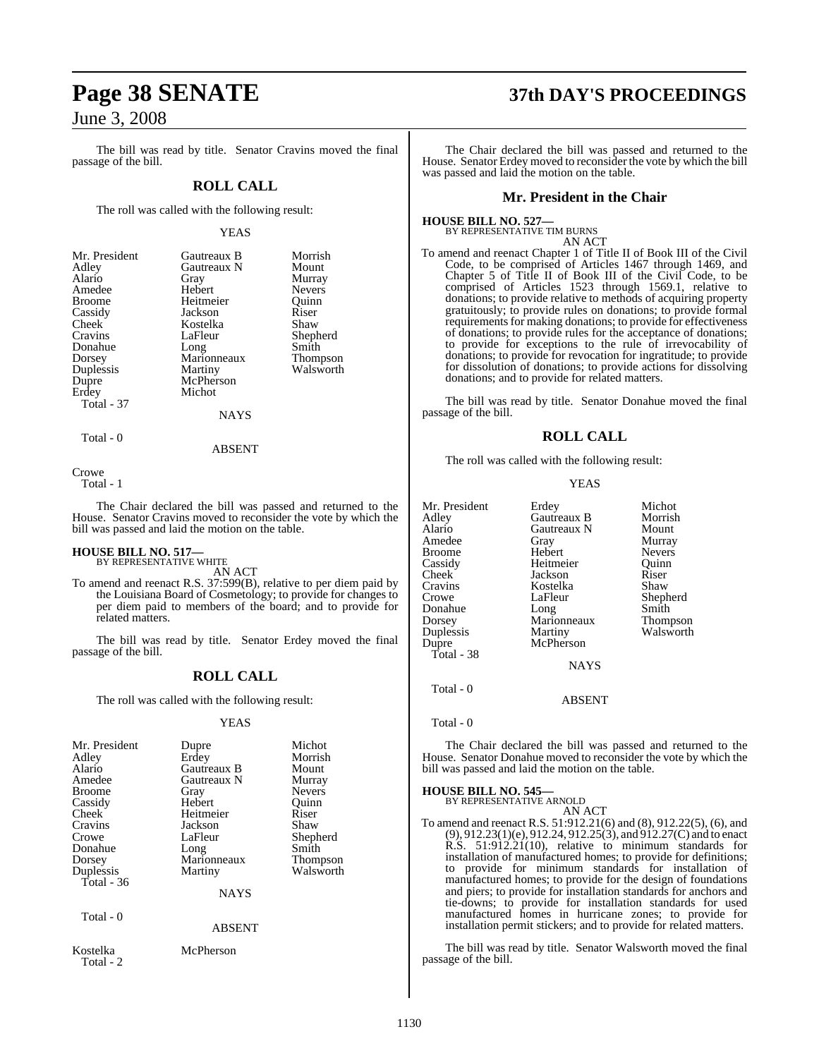The bill was read by title. Senator Cravins moved the final passage of the bill.

## ROLL CALL

The roll was called with the following result:

YEAS

| | | |
|---|---|---|
| Mr. President | Gautreaux B | Morrish |
| Adley | Gautreaux N | Mount |
| Alario | Gray | Murray |
| Amedee | Hebert | Nevers |
| Broome | Heitmeier | Quinn |
| Cassidy | Jackson | Riser |
| Cheek | Kostelka | Shaw |
| Cravins | LaFleur | Shepherd |
| Donahue | Long | Smith |
| Dorsey | Marionneaux | Thompson |
| Duplessis | Martiny | Walsworth |
| Dupre | McPherson | |
| Erdey | Michot | |
| Total - 37 | | |

NAYS

Total - 0

ABSENT

Crowe
Total - 1

The Chair declared the bill was passed and returned to the House. Senator Cravins moved to reconsider the vote by which the bill was passed and laid the motion on the table.

**HOUSE BILL NO. 517—**
BY REPRESENTATIVE WHITE
AN ACT

To amend and reenact R.S. 37:599(B), relative to per diem paid by the Louisiana Board of Cosmetology; to provide for changes to per diem paid to members of the board; and to provide for related matters.

The bill was read by title. Senator Erdey moved the final passage of the bill.

## ROLL CALL

The roll was called with the following result:

YEAS

| | | |
|---|---|---|
| Mr. President | Dupre | Michot |
| Adley | Erdey | Morrish |
| Alario | Gautreaux B | Mount |
| Amedee | Gautreaux N | Murray |
| Broome | Gray | Nevers |
| Cassidy | Hebert | Quinn |
| Cheek | Heitmeier | Riser |
| Cravins | Jackson | Shaw |
| Crowe | LaFleur | Shepherd |
| Donahue | Long | Smith |
| Dorsey | Marionneaux | Thompson |
| Duplessis | Martiny | Walsworth |
| Total - 36 | | |

NAYS

Total - 0

ABSENT

Kostelka McPherson
Total - 2

The Chair declared the bill was passed and returned to the House. Senator Erdey moved to reconsider the vote by which the bill was passed and laid the motion on the table.

## Mr. President in the Chair

**HOUSE BILL NO. 527—**
BY REPRESENTATIVE TIM BURNS
AN ACT

To amend and reenact Chapter 1 of Title II of Book III of the Civil Code, to be comprised of Articles 1467 through 1469, and Chapter 5 of Title II of Book III of the Civil Code, to be comprised of Articles 1523 through 1569.1, relative to donations; to provide relative to methods of acquiring property gratuitously; to provide rules on donations; to provide formal requirements for making donations; to provide for effectiveness of donations; to provide rules for the acceptance of donations; to provide for exceptions to the rule of irrevocability of donations; to provide for revocation for ingratitude; to provide for dissolution of donations; to provide actions for dissolving donations; and to provide for related matters.

The bill was read by title. Senator Donahue moved the final passage of the bill.

## ROLL CALL

The roll was called with the following result:

YEAS

| | | |
|---|---|---|
| Mr. President | Erdey | Michot |
| Adley | Gautreaux B | Morrish |
| Alario | Gautreaux N | Mount |
| Amedee | Gray | Murray |
| Broome | Hebert | Nevers |
| Cassidy | Heitmeier | Quinn |
| Cheek | Jackson | Riser |
| Cravins | Kostelka | Shaw |
| Crowe | LaFleur | Shepherd |
| Donahue | Long | Smith |
| Dorsey | Marionneaux | Thompson |
| Duplessis | Martiny | Walsworth |
| Dupre | McPherson | |
| Total - 38 | | |

NAYS

Total - 0

ABSENT

Total - 0

The Chair declared the bill was passed and returned to the House. Senator Donahue moved to reconsider the vote by which the bill was passed and laid the motion on the table.

**HOUSE BILL NO. 545—**
BY REPRESENTATIVE ARNOLD
AN ACT

To amend and reenact R.S. 51:912.21(6) and (8), 912.22(5), (6), and (9), 912.23(1)(e), 912.24, 912.25(3), and 912.27(C) and to enact R.S. 51:912.21(10), relative to minimum standards for installation of manufactured homes; to provide for definitions; to provide for minimum standards for installation of manufactured homes; to provide for the design of foundations and piers; to provide for installation standards for anchors and tie-downs; to provide for installation standards for used manufactured homes in hurricane zones; to provide for installation permit stickers; and to provide for related matters.

The bill was read by title. Senator Walsworth moved the final passage of the bill.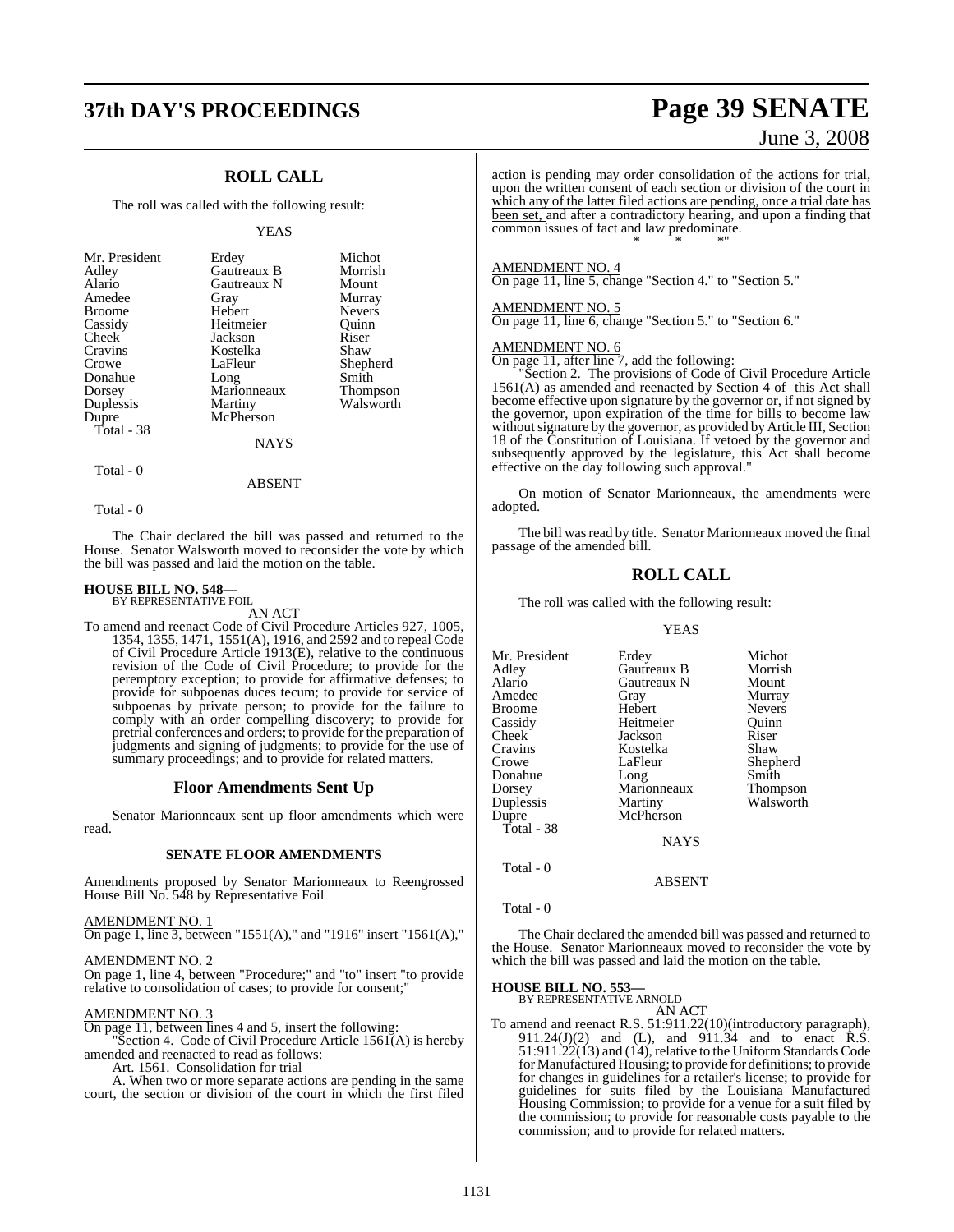## ROLL CALL

The roll was called with the following result:

YEAS

| | | |
|---|---|---|
| Mr. President | Erdey | Michot |
| Adley | Gautreaux B | Morrish |
| Alario | Gautreaux N | Mount |
| Amedee | Gray | Murray |
| Broome | Hebert | Nevers |
| Cassidy | Heitmeier | Quinn |
| Cheek | Jackson | Riser |
| Cravins | Kostelka | Shaw |
| Crowe | LaFleur | Shepherd |
| Donahue | Long | Smith |
| Dorsey | Marionneaux | Thompson |
| Duplessis | Martiny | Walsworth |
| Dupre | McPherson | |

Total - 38

NAYS

Total - 0

ABSENT

Total - 0

The Chair declared the bill was passed and returned to the House. Senator Walsworth moved to reconsider the vote by which the bill was passed and laid the motion on the table.

**HOUSE BILL NO. 548—**
BY REPRESENTATIVE FOIL

AN ACT

To amend and reenact Code of Civil Procedure Articles 927, 1005, 1354, 1355, 1471, 1551(A), 1916, and 2592 and to repeal Code of Civil Procedure Article 1913(E), relative to the continuous revision of the Code of Civil Procedure; to provide for the peremptory exception; to provide for affirmative defenses; to provide for subpoenas duces tecum; to provide for service of subpoenas by private person; to provide for the failure to comply with an order compelling discovery; to provide for pretrial conferences and orders; to provide for the preparation of judgments and signing of judgments; to provide for the use of summary proceedings; and to provide for related matters.

## Floor Amendments Sent Up

Senator Marionneaux sent up floor amendments which were read.

### SENATE FLOOR AMENDMENTS

Amendments proposed by Senator Marionneaux to Reengrossed House Bill No. 548 by Representative Foil

AMENDMENT NO. 1
On page 1, line 3, between "1551(A)," and "1916" insert "1561(A),"

AMENDMENT NO. 2
On page 1, line 4, between "Procedure;" and "to" insert "to provide relative to consolidation of cases; to provide for consent;"

AMENDMENT NO. 3
On page 11, between lines 4 and 5, insert the following:

"Section 4. Code of Civil Procedure Article 1561(A) is hereby amended and reenacted to read as follows:

Art. 1561. Consolidation for trial

A. When two or more separate actions are pending in the same court, the section or division of the court in which the first filed action is pending may order consolidation of the actions for trial, upon the written consent of each section or division of the court in which any of the latter filed actions are pending, once a trial date has been set, and after a contradictory hearing, and upon a finding that common issues of fact and law predominate.

\* \* \*"

AMENDMENT NO. 4
On page 11, line 5, change "Section 4." to "Section 5."

AMENDMENT NO. 5
On page 11, line 6, change "Section 5." to "Section 6."

AMENDMENT NO. 6
On page 11, after line 7, add the following:

"Section 2. The provisions of Code of Civil Procedure Article 1561(A) as amended and reenacted by Section 4 of this Act shall become effective upon signature by the governor or, if not signed by the governor, upon expiration of the time for bills to become law without signature by the governor, as provided by Article III, Section 18 of the Constitution of Louisiana. If vetoed by the governor and subsequently approved by the legislature, this Act shall become effective on the day following such approval."

On motion of Senator Marionneaux, the amendments were adopted.

The bill was read by title. Senator Marionneaux moved the final passage of the amended bill.

## ROLL CALL

The roll was called with the following result:

YEAS

| | | |
|---|---|---|
| Mr. President | Erdey | Michot |
| Adley | Gautreaux B | Morrish |
| Alario | Gautreaux N | Mount |
| Amedee | Gray | Murray |
| Broome | Hebert | Nevers |
| Cassidy | Heitmeier | Quinn |
| Cheek | Jackson | Riser |
| Cravins | Kostelka | Shaw |
| Crowe | LaFleur | Shepherd |
| Donahue | Long | Smith |
| Dorsey | Marionneaux | Thompson |
| Duplessis | Martiny | Walsworth |
| Dupre | McPherson | |

Total - 38

NAYS

Total - 0

ABSENT

Total - 0

The Chair declared the amended bill was passed and returned to the House. Senator Marionneaux moved to reconsider the vote by which the bill was passed and laid the motion on the table.

**HOUSE BILL NO. 553—**
BY REPRESENTATIVE ARNOLD

AN ACT

To amend and reenact R.S. 51:911.22(10)(introductory paragraph), 911.24(J)(2) and (L), and 911.34 and to enact R.S. 51:911.22(13) and (14), relative to the Uniform Standards Code for Manufactured Housing; to provide for definitions; to provide for changes in guidelines for a retailer's license; to provide for guidelines for suits filed by the Louisiana Manufactured Housing Commission; to provide for a venue for a suit filed by the commission; to provide for reasonable costs payable to the commission; and to provide for related matters.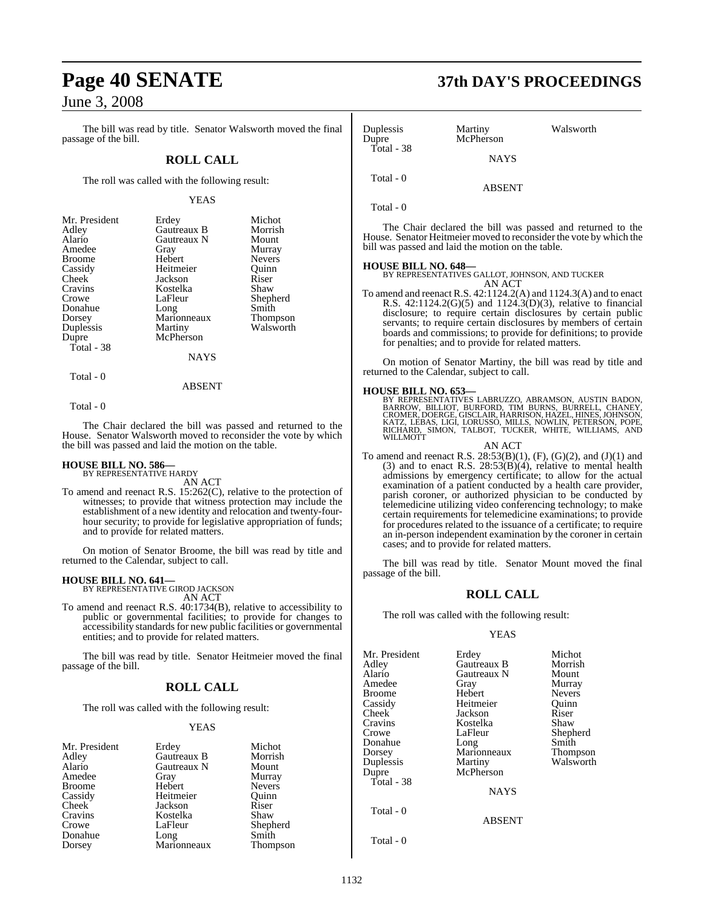The bill was read by title. Senator Walsworth moved the final passage of the bill.

## ROLL CALL

The roll was called with the following result:

YEAS

| | | |
|---|---|---|
| Mr. President | Erdey | Michot |
| Adley | Gautreaux B | Morrish |
| Alario | Gautreaux N | Mount |
| Amedee | Gray | Murray |
| Broome | Hebert | Nevers |
| Cassidy | Heitmeier | Quinn |
| Cheek | Jackson | Riser |
| Cravins | Kostelka | Shaw |
| Crowe | LaFleur | Shepherd |
| Donahue | Long | Smith |
| Dorsey | Marionneaux | Thompson |
| Duplessis | Martiny | Walsworth |
| Dupre | McPherson | |

Total - 38

NAYS

Total - 0

ABSENT

Total - 0

The Chair declared the bill was passed and returned to the House. Senator Walsworth moved to reconsider the vote by which the bill was passed and laid the motion on the table.

**HOUSE BILL NO. 586—**
BY REPRESENTATIVE HARDY
AN ACT

To amend and reenact R.S. 15:262(C), relative to the protection of witnesses; to provide that witness protection may include the establishment of a new identity and relocation and twenty-four-hour security; to provide for legislative appropriation of funds; and to provide for related matters.

On motion of Senator Broome, the bill was read by title and returned to the Calendar, subject to call.

**HOUSE BILL NO. 641—**
BY REPRESENTATIVE GIROD JACKSON
AN ACT

To amend and reenact R.S. 40:1734(B), relative to accessibility to public or governmental facilities; to provide for changes to accessibility standards for new public facilities or governmental entities; and to provide for related matters.

The bill was read by title. Senator Heitmeier moved the final passage of the bill.

## ROLL CALL

The roll was called with the following result:

YEAS

| | | |
|---|---|---|
| Mr. President | Erdey | Michot |
| Adley | Gautreaux B | Morrish |
| Alario | Gautreaux N | Mount |
| Amedee | Gray | Murray |
| Broome | Hebert | Nevers |
| Cassidy | Heitmeier | Quinn |
| Cheek | Jackson | Riser |
| Cravins | Kostelka | Shaw |
| Crowe | LaFleur | Shepherd |
| Donahue | Long | Smith |
| Dorsey | Marionneaux | Thompson |
| Duplessis | Martiny | Walsworth |
| Dupre | McPherson | |

Total - 38

NAYS

Total - 0

ABSENT

Total - 0

The Chair declared the bill was passed and returned to the House. Senator Heitmeier moved to reconsider the vote by which the bill was passed and laid the motion on the table.

**HOUSE BILL NO. 648—**
BY REPRESENTATIVES GALLOT, JOHNSON, AND TUCKER
AN ACT

To amend and reenact R.S. 42:1124.2(A) and 1124.3(A) and to enact R.S. 42:1124.2(G)(5) and 1124.3(D)(3), relative to financial disclosure; to require certain disclosures by certain public servants; to require certain disclosures by members of certain boards and commissions; to provide for definitions; to provide for penalties; and to provide for related matters.

On motion of Senator Martiny, the bill was read by title and returned to the Calendar, subject to call.

**HOUSE BILL NO. 653—**
BY REPRESENTATIVES LABRUZZO, ABRAMSON, AUSTIN BADON, BARROW, BILLIOT, BURFORD, TIM BURNS, BURRELL, CHANEY, CROMER, DOERGE, GISCLAIR, HARRISON, HAZEL, HINES, JOHNSON, KATZ, LEBAS, LIGI, LORUSSO, MILLS, NOWLIN, PETERSON, POPE, RICHARD, SIMON, TALBOT, TUCKER, WHITE, WILLIAMS, AND WILLMOTT
AN ACT

To amend and reenact R.S. 28:53(B)(1), (F), (G)(2), and (J)(1) and (3) and to enact R.S. 28:53(B)(4), relative to mental health admissions by emergency certificate; to allow for the actual examination of a patient conducted by a health care provider, parish coroner, or authorized physician to be conducted by telemedicine utilizing video conferencing technology; to make certain requirements for telemedicine examinations; to provide for procedures related to the issuance of a certificate; to require an in-person independent examination by the coroner in certain cases; and to provide for related matters.

The bill was read by title. Senator Mount moved the final passage of the bill.

## ROLL CALL

The roll was called with the following result:

YEAS

| | | |
|---|---|---|
| Mr. President | Erdey | Michot |
| Adley | Gautreaux B | Morrish |
| Alario | Gautreaux N | Mount |
| Amedee | Gray | Murray |
| Broome | Hebert | Nevers |
| Cassidy | Heitmeier | Quinn |
| Cheek | Jackson | Riser |
| Cravins | Kostelka | Shaw |
| Crowe | LaFleur | Shepherd |
| Donahue | Long | Smith |
| Dorsey | Marionneaux | Thompson |
| Duplessis | Martiny | Walsworth |
| Dupre | McPherson | |

Total - 38

NAYS

Total - 0

ABSENT

Total - 0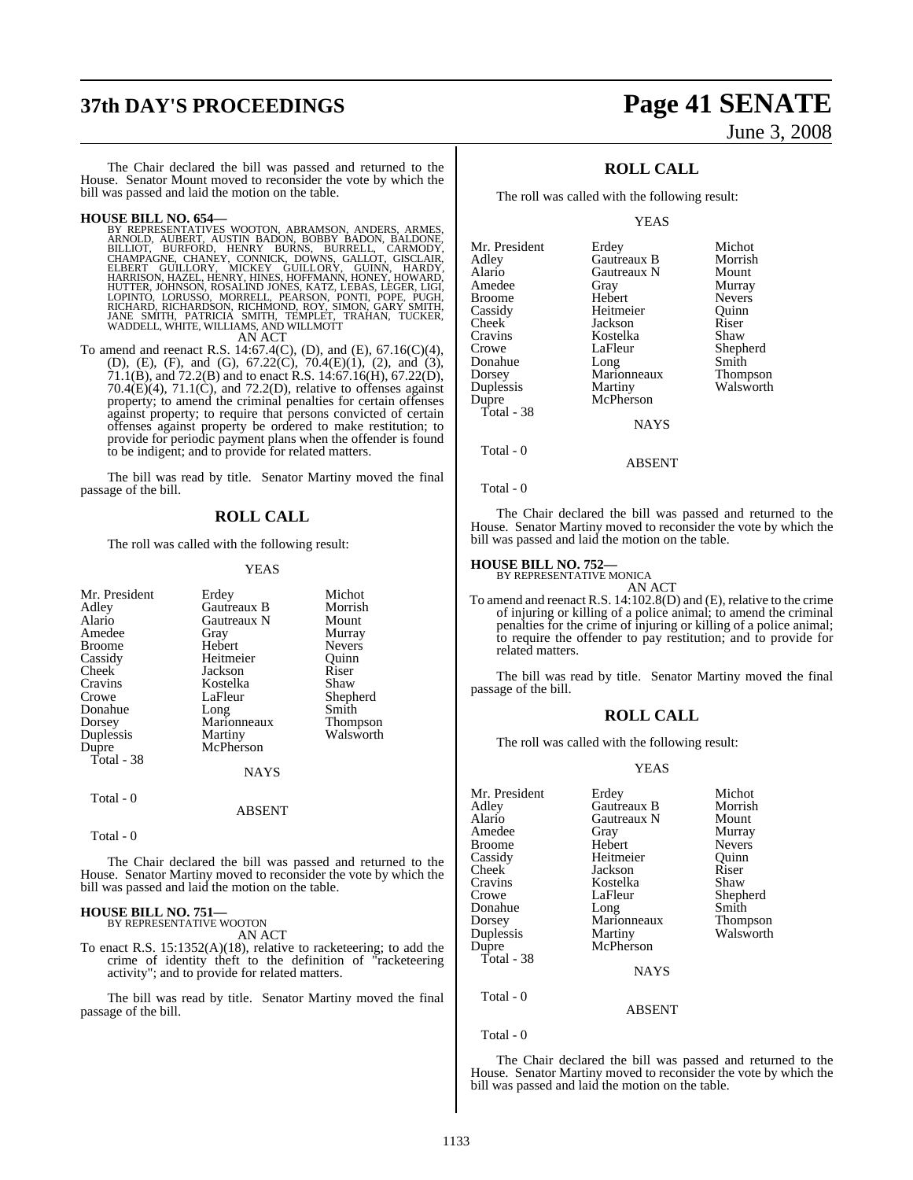The Chair declared the bill was passed and returned to the House. Senator Mount moved to reconsider the vote by which the bill was passed and laid the motion on the table.

**HOUSE BILL NO. 654—**
BY REPRESENTATIVES WOOTON, ABRAMSON, ANDERS, ARMES, ARNOLD, AUBERT, AUSTIN BADON, BOBBY BADON, BALDONE, BILLIOT, BURFORD, HENRY BURNS, BURRELL, CARMODY, CHAMPAGNE, CHANEY, CONNICK, DOWNS, GALLOT, GISCLAIR, ELBERT GUILLORY, MICKEY GUILLORY, GUINN, HARDY, HARRISON, HAZEL, HENRY, HINES, HOFFMANN, HONEY, HOWARD, HUTTER, JOHNSON, ROSALIND JONES, KATZ, LEBAS, LEGER, LIGI, LOPINTO, LORUSSO, MORRELL, PEARSON, PONTI, POPE, PUGH, RICHARD, RICHARDSON, RICHMOND, ROY, SIMON, GARY SMITH, JANE SMITH, PATRICIA SMITH, TEMPLET, TRAHAN, TUCKER, WADDELL, WHITE, WILLIAMS, AND WILLMOTT

AN ACT

To amend and reenact R.S. 14:67.4(C), (D), and (E), 67.16(C)(4), (D), (E), (F), and (G), 67.22(C), 70.4(E)(1), (2), and (3), 71.1(B), and 72.2(B) and to enact R.S. 14:67.16(H), 67.22(D), 70.4(E)(4), 71.1(C), and 72.2(D), relative to offenses against property; to amend the criminal penalties for certain offenses against property; to require that persons convicted of certain offenses against property be ordered to make restitution; to provide for periodic payment plans when the offender is found to be indigent; and to provide for related matters.

The bill was read by title. Senator Martiny moved the final passage of the bill.

## ROLL CALL

The roll was called with the following result:

YEAS

| | | |
|---|---|---|
| Mr. President | Erdey | Michot |
| Adley | Gautreaux B | Morrish |
| Alario | Gautreaux N | Mount |
| Amedee | Gray | Murray |
| Broome | Hebert | Nevers |
| Cassidy | Heitmeier | Quinn |
| Cheek | Jackson | Riser |
| Cravins | Kostelka | Shaw |
| Crowe | LaFleur | Shepherd |
| Donahue | Long | Smith |
| Dorsey | Marionneaux | Thompson |
| Duplessis | Martiny | Walsworth |
| Dupre | McPherson | |

Total - 38

NAYS

Total - 0

ABSENT

Total - 0

The Chair declared the bill was passed and returned to the House. Senator Martiny moved to reconsider the vote by which the bill was passed and laid the motion on the table.

**HOUSE BILL NO. 751—**
BY REPRESENTATIVE WOOTON

AN ACT

To enact R.S. 15:1352(A)(18), relative to racketeering; to add the crime of identity theft to the definition of "racketeering activity"; and to provide for related matters.

The bill was read by title. Senator Martiny moved the final passage of the bill.

## ROLL CALL

The roll was called with the following result:

YEAS

| | | |
|---|---|---|
| Mr. President | Erdey | Michot |
| Adley | Gautreaux B | Morrish |
| Alario | Gautreaux N | Mount |
| Amedee | Gray | Murray |
| Broome | Hebert | Nevers |
| Cassidy | Heitmeier | Quinn |
| Cheek | Jackson | Riser |
| Cravins | Kostelka | Shaw |
| Crowe | LaFleur | Shepherd |
| Donahue | Long | Smith |
| Dorsey | Marionneaux | Thompson |
| Duplessis | Martiny | Walsworth |
| Dupre | McPherson | |

Total - 38

NAYS

Total - 0

ABSENT

Total - 0

The Chair declared the bill was passed and returned to the House. Senator Martiny moved to reconsider the vote by which the bill was passed and laid the motion on the table.

**HOUSE BILL NO. 752—**
BY REPRESENTATIVE MONICA

AN ACT

To amend and reenact R.S. 14:102.8(D) and (E), relative to the crime of injuring or killing of a police animal; to amend the criminal penalties for the crime of injuring or killing of a police animal; to require the offender to pay restitution; and to provide for related matters.

The bill was read by title. Senator Martiny moved the final passage of the bill.

## ROLL CALL

The roll was called with the following result:

YEAS

| | | |
|---|---|---|
| Mr. President | Erdey | Michot |
| Adley | Gautreaux B | Morrish |
| Alario | Gautreaux N | Mount |
| Amedee | Gray | Murray |
| Broome | Hebert | Nevers |
| Cassidy | Heitmeier | Quinn |
| Cheek | Jackson | Riser |
| Cravins | Kostelka | Shaw |
| Crowe | LaFleur | Shepherd |
| Donahue | Long | Smith |
| Dorsey | Marionneaux | Thompson |
| Duplessis | Martiny | Walsworth |
| Dupre | McPherson | |

Total - 38

NAYS

Total - 0

ABSENT

Total - 0

The Chair declared the bill was passed and returned to the House. Senator Martiny moved to reconsider the vote by which the bill was passed and laid the motion on the table.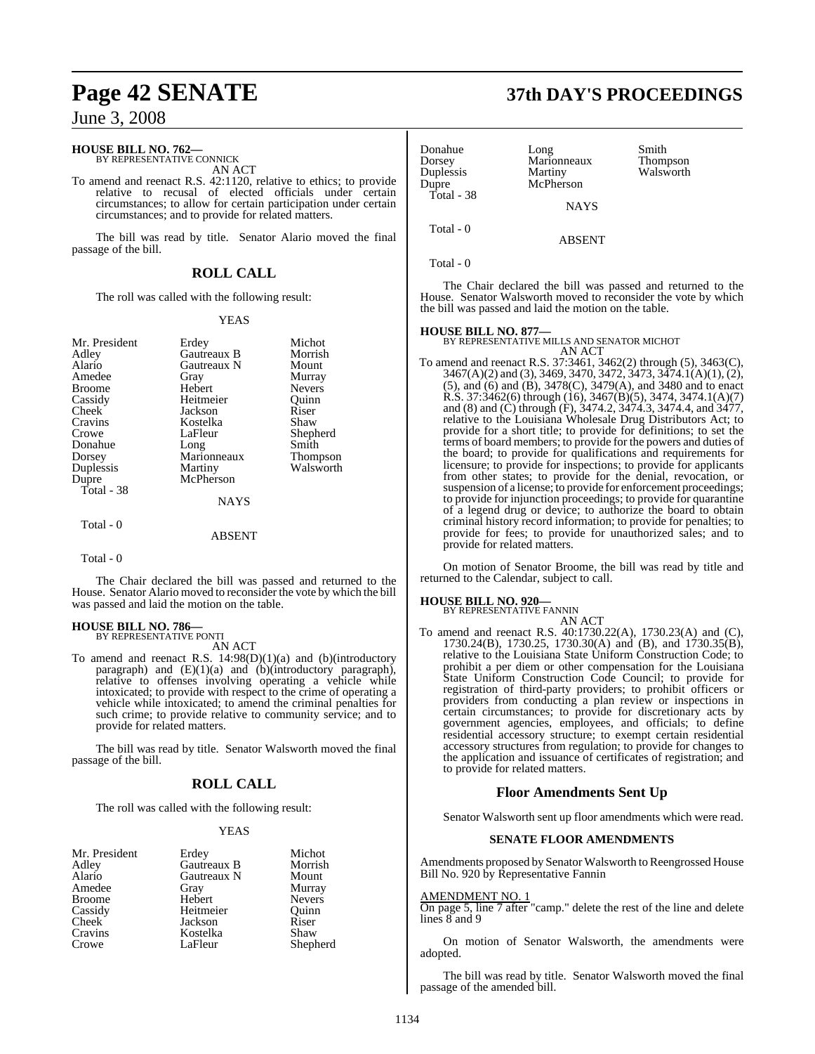**HOUSE BILL NO. 762—**
BY REPRESENTATIVE CONNICK

AN ACT

To amend and reenact R.S. 42:1120, relative to ethics; to provide relative to recusal of elected officials under certain circumstances; to allow for certain participation under certain circumstances; and to provide for related matters.

The bill was read by title. Senator Alario moved the final passage of the bill.

## ROLL CALL

The roll was called with the following result:

YEAS

| | | |
|---|---|---|
| Mr. President | Erdey | Michot |
| Adley | Gautreaux B | Morrish |
| Alario | Gautreaux N | Mount |
| Amedee | Gray | Murray |
| Broome | Hebert | Nevers |
| Cassidy | Heitmeier | Quinn |
| Cheek | Jackson | Riser |
| Cravins | Kostelka | Shaw |
| Crowe | LaFleur | Shepherd |
| Donahue | Long | Smith |
| Dorsey | Marionneaux | Thompson |
| Duplessis | Martiny | Walsworth |
| Dupre | McPherson | |

Total - 38

NAYS

Total - 0

ABSENT

Total - 0

The Chair declared the bill was passed and returned to the House. Senator Alario moved to reconsider the vote by which the bill was passed and laid the motion on the table.

**HOUSE BILL NO. 786—**
BY REPRESENTATIVE PONTI

AN ACT

To amend and reenact R.S. 14:98(D)(1)(a) and (b)(introductory paragraph) and (E)(1)(a) and (b)(introductory paragraph), relative to offenses involving operating a vehicle while intoxicated; to provide with respect to the crime of operating a vehicle while intoxicated; to amend the criminal penalties for such crime; to provide relative to community service; and to provide for related matters.

The bill was read by title. Senator Walsworth moved the final passage of the bill.

## ROLL CALL

The roll was called with the following result:

YEAS

| | | |
|---|---|---|
| Mr. President | Erdey | Michot |
| Adley | Gautreaux B | Morrish |
| Alario | Gautreaux N | Mount |
| Amedee | Gray | Murray |
| Broome | Hebert | Nevers |
| Cassidy | Heitmeier | Quinn |
| Cheek | Jackson | Riser |
| Cravins | Kostelka | Shaw |
| Crowe | LaFleur | Shepherd |
| Donahue | Long | Smith |
| Dorsey | Marionneaux | Thompson |
| Duplessis | Martiny | Walsworth |
| Dupre | McPherson | |

Total - 38

NAYS

Total - 0

ABSENT

Total - 0

The Chair declared the bill was passed and returned to the House. Senator Walsworth moved to reconsider the vote by which the bill was passed and laid the motion on the table.

**HOUSE BILL NO. 877—**
BY REPRESENTATIVE MILLS AND SENATOR MICHOT

AN ACT

To amend and reenact R.S. 37:3461, 3462(2) through (5), 3463(C), 3467(A)(2) and (3), 3469, 3470, 3472, 3473, 3474.1(A)(1), (2), (5), and (6) and (B), 3478(C), 3479(A), and 3480 and to enact R.S. 37:3462(6) through (16), 3467(B)(5), 3474, 3474.1(A)(7) and (8) and (C) through (F), 3474.2, 3474.3, 3474.4, and 3477, relative to the Louisiana Wholesale Drug Distributors Act; to provide for a short title; to provide for definitions; to set the terms of board members; to provide for the powers and duties of the board; to provide for qualifications and requirements for licensure; to provide for inspections; to provide for applicants from other states; to provide for the denial, revocation, or suspension of a license; to provide for enforcement proceedings; to provide for injunction proceedings; to provide for quarantine of a legend drug or device; to authorize the board to obtain criminal history record information; to provide for penalties; to provide for fees; to provide for unauthorized sales; and to provide for related matters.

On motion of Senator Broome, the bill was read by title and returned to the Calendar, subject to call.

**HOUSE BILL NO. 920—**
BY REPRESENTATIVE FANNIN

AN ACT

To amend and reenact R.S. 40:1730.22(A), 1730.23(A) and (C), 1730.24(B), 1730.25, 1730.30(A) and (B), and 1730.35(B), relative to the Louisiana State Uniform Construction Code; to prohibit a per diem or other compensation for the Louisiana State Uniform Construction Code Council; to provide for registration of third-party providers; to prohibit officers or providers from conducting a plan review or inspections in certain circumstances; to provide for discretionary acts by government agencies, employees, and officials; to define residential accessory structure; to exempt certain residential accessory structures from regulation; to provide for changes to the application and issuance of certificates of registration; and to provide for related matters.

## Floor Amendments Sent Up

Senator Walsworth sent up floor amendments which were read.

### SENATE FLOOR AMENDMENTS

Amendments proposed by Senator Walsworth to Reengrossed House Bill No. 920 by Representative Fannin

AMENDMENT NO. 1

On page 5, line 7 after "camp." delete the rest of the line and delete lines 8 and 9

On motion of Senator Walsworth, the amendments were adopted.

The bill was read by title. Senator Walsworth moved the final passage of the amended bill.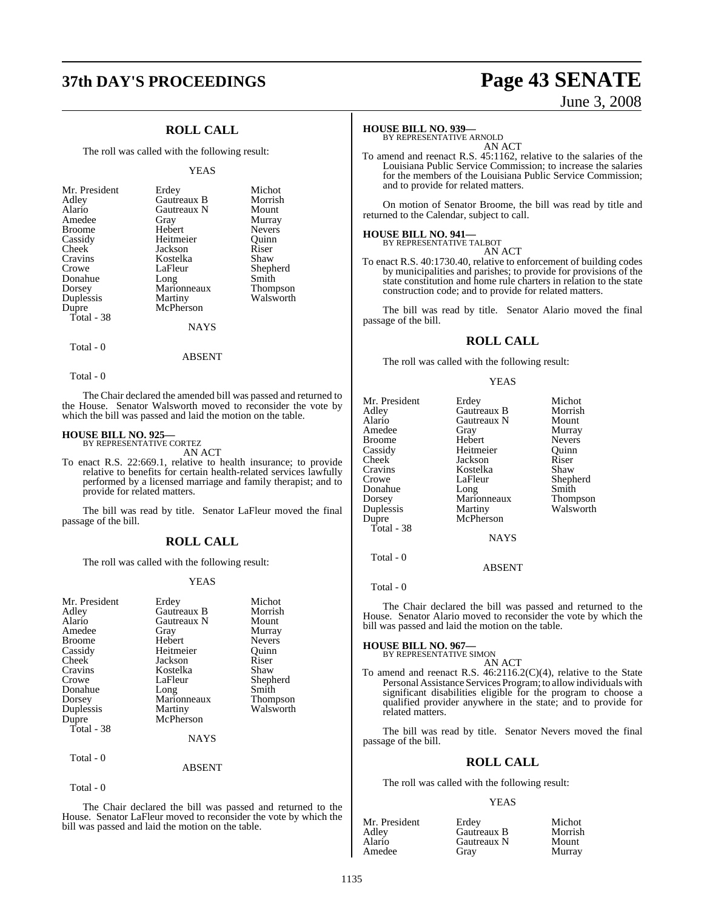## ROLL CALL

The roll was called with the following result:

YEAS

| | | |
|---|---|---|
| Mr. President | Erdey | Michot |
| Adley | Gautreaux B | Morrish |
| Alario | Gautreaux N | Mount |
| Amedee | Gray | Murray |
| Broome | Hebert | Nevers |
| Cassidy | Heitmeier | Quinn |
| Cheek | Jackson | Riser |
| Cravins | Kostelka | Shaw |
| Crowe | LaFleur | Shepherd |
| Donahue | Long | Smith |
| Dorsey | Marionneaux | Thompson |
| Duplessis | Martiny | Walsworth |
| Dupre | McPherson | |

Total - 38

NAYS

Total - 0

ABSENT

Total - 0

The Chair declared the amended bill was passed and returned to the House. Senator Walsworth moved to reconsider the vote by which the bill was passed and laid the motion on the table.

**HOUSE BILL NO. 925—**
BY REPRESENTATIVE CORTEZ
AN ACT

To enact R.S. 22:669.1, relative to health insurance; to provide relative to benefits for certain health-related services lawfully performed by a licensed marriage and family therapist; and to provide for related matters.

The bill was read by title. Senator LaFleur moved the final passage of the bill.

## ROLL CALL

The roll was called with the following result:

YEAS

| | | |
|---|---|---|
| Mr. President | Erdey | Michot |
| Adley | Gautreaux B | Morrish |
| Alario | Gautreaux N | Mount |
| Amedee | Gray | Murray |
| Broome | Hebert | Nevers |
| Cassidy | Heitmeier | Quinn |
| Cheek | Jackson | Riser |
| Cravins | Kostelka | Shaw |
| Crowe | LaFleur | Shepherd |
| Donahue | Long | Smith |
| Dorsey | Marionneaux | Thompson |
| Duplessis | Martiny | Walsworth |
| Dupre | McPherson | |

Total - 38

NAYS

Total - 0

ABSENT

Total - 0

The Chair declared the bill was passed and returned to the House. Senator LaFleur moved to reconsider the vote by which the bill was passed and laid the motion on the table.

**HOUSE BILL NO. 939—**
BY REPRESENTATIVE ARNOLD
AN ACT

To amend and reenact R.S. 45:1162, relative to the salaries of the Louisiana Public Service Commission; to increase the salaries for the members of the Louisiana Public Service Commission; and to provide for related matters.

On motion of Senator Broome, the bill was read by title and returned to the Calendar, subject to call.

**HOUSE BILL NO. 941—**
BY REPRESENTATIVE TALBOT
AN ACT

To enact R.S. 40:1730.40, relative to enforcement of building codes by municipalities and parishes; to provide for provisions of the state constitution and home rule charters in relation to the state construction code; and to provide for related matters.

The bill was read by title. Senator Alario moved the final passage of the bill.

## ROLL CALL

The roll was called with the following result:

YEAS

| | | |
|---|---|---|
| Mr. President | Erdey | Michot |
| Adley | Gautreaux B | Morrish |
| Alario | Gautreaux N | Mount |
| Amedee | Gray | Murray |
| Broome | Hebert | Nevers |
| Cassidy | Heitmeier | Quinn |
| Cheek | Jackson | Riser |
| Cravins | Kostelka | Shaw |
| Crowe | LaFleur | Shepherd |
| Donahue | Long | Smith |
| Dorsey | Marionneaux | Thompson |
| Duplessis | Martiny | Walsworth |
| Dupre | McPherson | |

Total - 38

NAYS

Total - 0

ABSENT

Total - 0

The Chair declared the bill was passed and returned to the House. Senator Alario moved to reconsider the vote by which the bill was passed and laid the motion on the table.

**HOUSE BILL NO. 967—**
BY REPRESENTATIVE SIMON
AN ACT

To amend and reenact R.S. 46:2116.2(C)(4), relative to the State Personal Assistance Services Program; to allow individuals with significant disabilities eligible for the program to choose a qualified provider anywhere in the state; and to provide for related matters.

The bill was read by title. Senator Nevers moved the final passage of the bill.

## ROLL CALL

The roll was called with the following result:

YEAS

| | | |
|---|---|---|
| Mr. President | Erdey | Michot |
| Adley | Gautreaux B | Morrish |
| Alario | Gautreaux N | Mount |
| Amedee | Gray | Murray |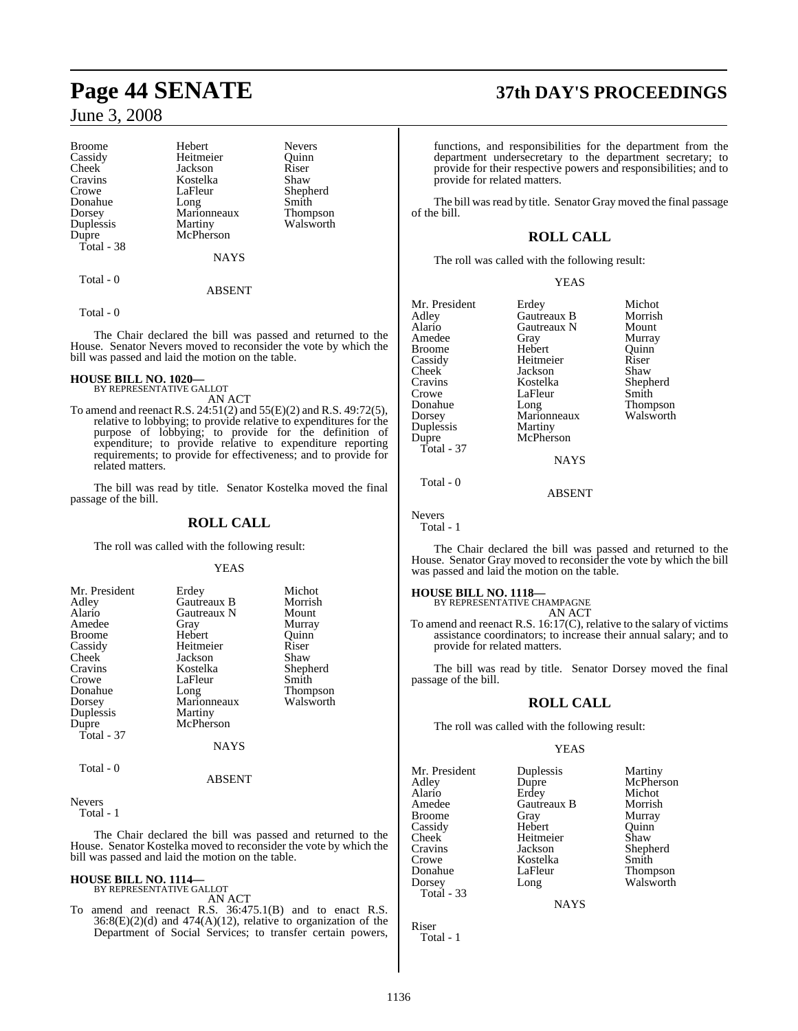| | | |
|---|---|---|
| Broome | Hebert | Nevers |
| Cassidy | Heitmeier | Quinn |
| Cheek | Jackson | Riser |
| Cravins | Kostelka | Shaw |
| Crowe | LaFleur | Shepherd |
| Donahue | Long | Smith |
| Dorsey | Marionneaux | Thompson |
| Duplessis | Martiny | Walsworth |
| Dupre | McPherson | |
| Total - 38 | | |

NAYS

Total - 0

ABSENT

Total - 0

The Chair declared the bill was passed and returned to the House. Senator Nevers moved to reconsider the vote by which the bill was passed and laid the motion on the table.

**HOUSE BILL NO. 1020—**
BY REPRESENTATIVE GALLOT
AN ACT

To amend and reenact R.S. 24:51(2) and 55(E)(2) and R.S. 49:72(5), relative to lobbying; to provide relative to expenditures for the purpose of lobbying; to provide for the definition of expenditure; to provide relative to expenditure reporting requirements; to provide for effectiveness; and to provide for related matters.

The bill was read by title. Senator Kostelka moved the final passage of the bill.

## ROLL CALL

The roll was called with the following result:

YEAS

| | | |
|---|---|---|
| Mr. President | Erdey | Michot |
| Adley | Gautreaux B | Morrish |
| Alario | Gautreaux N | Mount |
| Amedee | Gray | Murray |
| Broome | Hebert | Quinn |
| Cassidy | Heitmeier | Riser |
| Cheek | Jackson | Shaw |
| Cravins | Kostelka | Shepherd |
| Crowe | LaFleur | Smith |
| Donahue | Long | Thompson |
| Dorsey | Marionneaux | Walsworth |
| Duplessis | Martiny | |
| Dupre | McPherson | |
| Total - 37 | | |

NAYS

Total - 0

ABSENT

Nevers
Total - 1

The Chair declared the bill was passed and returned to the House. Senator Kostelka moved to reconsider the vote by which the bill was passed and laid the motion on the table.

**HOUSE BILL NO. 1114—**
BY REPRESENTATIVE GALLOT
AN ACT

To amend and reenact R.S. 36:475.1(B) and to enact R.S. 36:8(E)(2)(d) and 474(A)(12), relative to organization of the Department of Social Services; to transfer certain powers, functions, and responsibilities for the department from the department undersecretary to the department secretary; to provide for their respective powers and responsibilities; and to provide for related matters.

The bill was read by title. Senator Gray moved the final passage of the bill.

## ROLL CALL

The roll was called with the following result:

YEAS

| | | |
|---|---|---|
| Mr. President | Erdey | Michot |
| Adley | Gautreaux B | Morrish |
| Alario | Gautreaux N | Mount |
| Amedee | Gray | Murray |
| Broome | Hebert | Quinn |
| Cassidy | Heitmeier | Riser |
| Cheek | Jackson | Shaw |
| Cravins | Kostelka | Shepherd |
| Crowe | LaFleur | Smith |
| Donahue | Long | Thompson |
| Dorsey | Marionneaux | Walsworth |
| Duplessis | Martiny | |
| Dupre | McPherson | |
| Total - 37 | | |

NAYS

Total - 0

ABSENT

Nevers
Total - 1

The Chair declared the bill was passed and returned to the House. Senator Gray moved to reconsider the vote by which the bill was passed and laid the motion on the table.

**HOUSE BILL NO. 1118—**
BY REPRESENTATIVE CHAMPAGNE
AN ACT

To amend and reenact R.S. 16:17(C), relative to the salary of victims assistance coordinators; to increase their annual salary; and to provide for related matters.

The bill was read by title. Senator Dorsey moved the final passage of the bill.

## ROLL CALL

The roll was called with the following result:

YEAS

| | | |
|---|---|---|
| Mr. President | Duplessis | Martiny |
| Adley | Dupre | McPherson |
| Alario | Erdey | Michot |
| Amedee | Gautreaux B | Morrish |
| Broome | Gray | Murray |
| Cassidy | Hebert | Quinn |
| Cheek | Heitmeier | Shaw |
| Cravins | Jackson | Shepherd |
| Crowe | Kostelka | Smith |
| Donahue | LaFleur | Thompson |
| Dorsey | Long | Walsworth |
| Total - 33 | | |

NAYS

Riser
Total - 1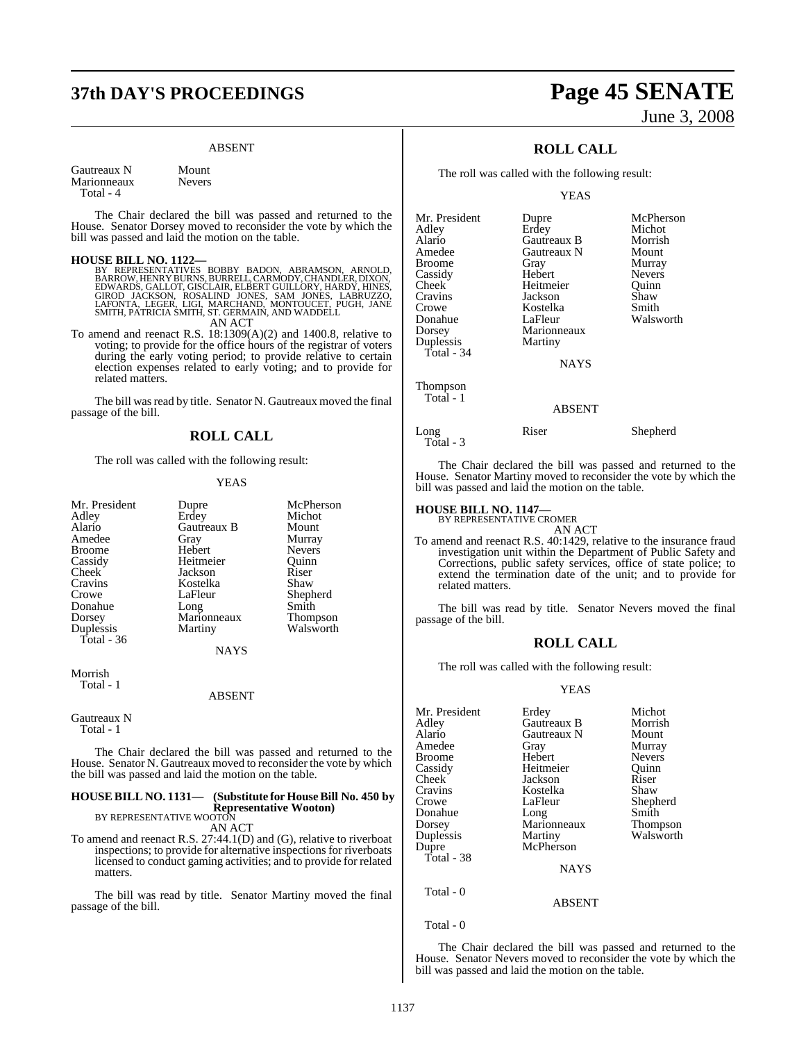### ABSENT

| | |
|---|---|
| Gautreaux N | Mount |
| Marionneaux | Nevers |
| Total - 4 | |

The Chair declared the bill was passed and returned to the House. Senator Dorsey moved to reconsider the vote by which the bill was passed and laid the motion on the table.

**HOUSE BILL NO. 1122—**
BY REPRESENTATIVES BOBBY BADON, ABRAMSON, ARNOLD, BARROW, HENRY BURNS, BURRELL, CARMODY, CHANDLER, DIXON, EDWARDS, GALLOT, GISCLAIR, ELBERT GUILLORY, HARDY, HINES, GIROD JACKSON, ROSALIND JONES, SAM JONES, LABRUZZO, LAFONTA, LEGER, LIGI, MARCHAND, MONTOUCET, PUGH, JANE SMITH, PATRICIA SMITH, ST. GERMAIN, AND WADDELL

AN ACT

To amend and reenact R.S. 18:1309(A)(2) and 1400.8, relative to voting; to provide for the office hours of the registrar of voters during the early voting period; to provide relative to certain election expenses related to early voting; and to provide for related matters.

The bill was read by title. Senator N. Gautreaux moved the final passage of the bill.

## ROLL CALL

The roll was called with the following result:

### YEAS

| | | |
|---|---|---|
| Mr. President | Dupre | McPherson |
| Adley | Erdey | Michot |
| Alario | Gautreaux B | Mount |
| Amedee | Gray | Murray |
| Broome | Hebert | Nevers |
| Cassidy | Heitmeier | Quinn |
| Cheek | Jackson | Riser |
| Cravins | Kostelka | Shaw |
| Crowe | LaFleur | Shepherd |
| Donahue | Long | Smith |
| Dorsey | Marionneaux | Thompson |
| Duplessis | Martiny | Walsworth |
| Total - 36 | | |

### NAYS

Morrish
Total - 1

### ABSENT

Gautreaux N
Total - 1

The Chair declared the bill was passed and returned to the House. Senator N. Gautreaux moved to reconsider the vote by which the bill was passed and laid the motion on the table.

**HOUSE BILL NO. 1131— (Substitute for House Bill No. 450 by Representative Wooton)**
BY REPRESENTATIVE WOOTON

AN ACT

To amend and reenact R.S. 27:44.1(D) and (G), relative to riverboat inspections; to provide for alternative inspections for riverboats licensed to conduct gaming activities; and to provide for related matters.

The bill was read by title. Senator Martiny moved the final passage of the bill.

## ROLL CALL

The roll was called with the following result:

### YEAS

| | | |
|---|---|---|
| Mr. President | Dupre | McPherson |
| Adley | Erdey | Michot |
| Alario | Gautreaux B | Morrish |
| Amedee | Gautreaux N | Mount |
| Broome | Gray | Murray |
| Cassidy | Hebert | Nevers |
| Cheek | Heitmeier | Quinn |
| Cravins | Jackson | Shaw |
| Crowe | Kostelka | Smith |
| Donahue | LaFleur | Walsworth |
| Dorsey | Marionneaux | |
| Duplessis | Martiny | |
| Total - 34 | | |

### NAYS

Thompson
Total - 1

### ABSENT

| | | |
|---|---|---|
| Long | Riser | Shepherd |
| Total - 3 | | |

The Chair declared the bill was passed and returned to the House. Senator Martiny moved to reconsider the vote by which the bill was passed and laid the motion on the table.

**HOUSE BILL NO. 1147—**
BY REPRESENTATIVE CROMER

AN ACT

To amend and reenact R.S. 40:1429, relative to the insurance fraud investigation unit within the Department of Public Safety and Corrections, public safety services, office of state police; to extend the termination date of the unit; and to provide for related matters.

The bill was read by title. Senator Nevers moved the final passage of the bill.

## ROLL CALL

The roll was called with the following result:

### YEAS

| | | |
|---|---|---|
| Mr. President | Erdey | Michot |
| Adley | Gautreaux B | Morrish |
| Alario | Gautreaux N | Mount |
| Amedee | Gray | Murray |
| Broome | Hebert | Nevers |
| Cassidy | Heitmeier | Quinn |
| Cheek | Jackson | Riser |
| Cravins | Kostelka | Shaw |
| Crowe | LaFleur | Shepherd |
| Donahue | Long | Smith |
| Dorsey | Marionneaux | Thompson |
| Duplessis | Martiny | Walsworth |
| Dupre | McPherson | |
| Total - 38 | | |

### NAYS

Total - 0

### ABSENT

Total - 0

The Chair declared the bill was passed and returned to the House. Senator Nevers moved to reconsider the vote by which the bill was passed and laid the motion on the table.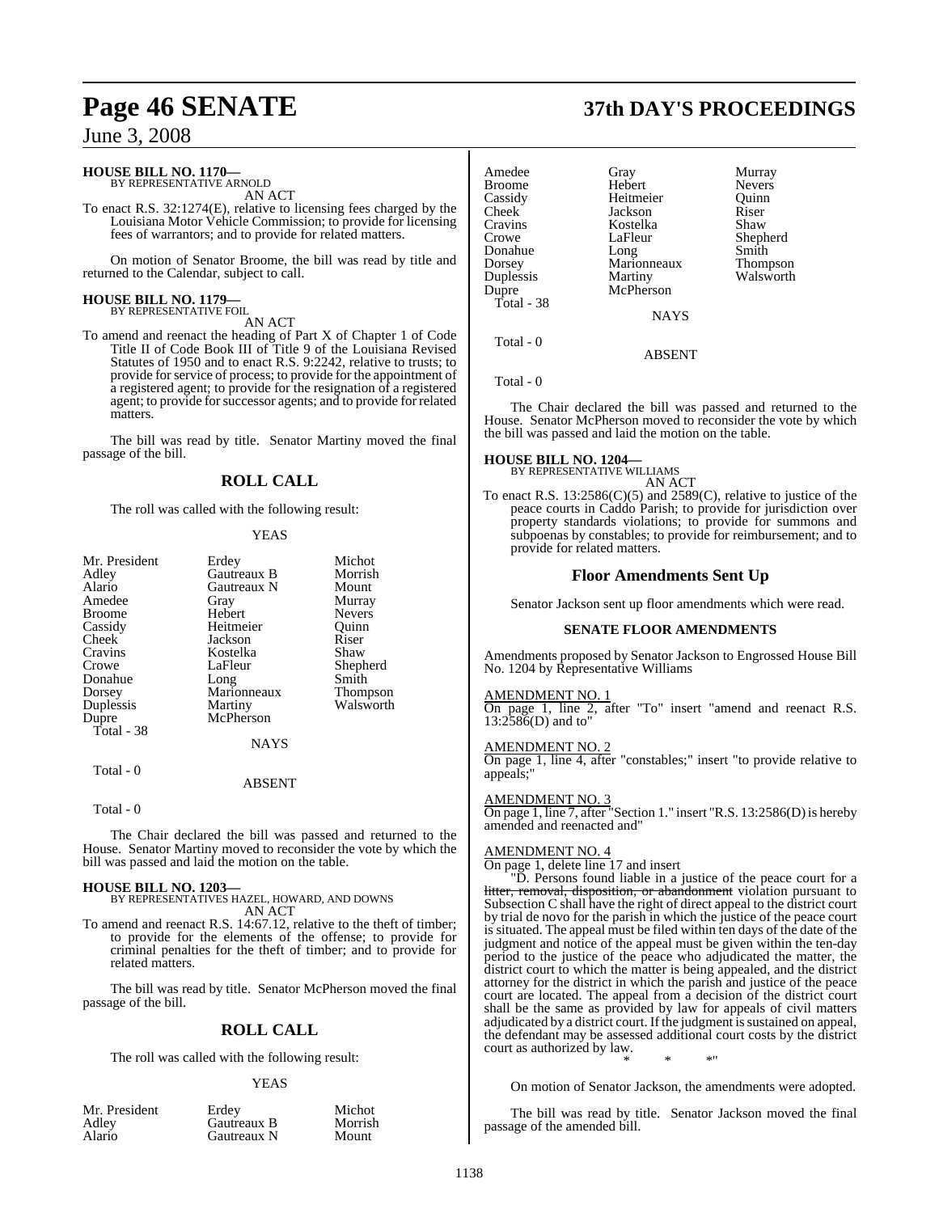**HOUSE BILL NO. 1170—**
BY REPRESENTATIVE ARNOLD

AN ACT

To enact R.S. 32:1274(E), relative to licensing fees charged by the Louisiana Motor Vehicle Commission; to provide for licensing fees of warrantors; and to provide for related matters.

On motion of Senator Broome, the bill was read by title and returned to the Calendar, subject to call.

**HOUSE BILL NO. 1179—**
BY REPRESENTATIVE FOIL

AN ACT

To amend and reenact the heading of Part X of Chapter 1 of Code Title II of Code Book III of Title 9 of the Louisiana Revised Statutes of 1950 and to enact R.S. 9:2242, relative to trusts; to provide for service of process; to provide for the appointment of a registered agent; to provide for the resignation of a registered agent; to provide for successor agents; and to provide for related matters.

The bill was read by title. Senator Martiny moved the final passage of the bill.

## ROLL CALL

The roll was called with the following result:

YEAS

| | | |
|---|---|---|
| Mr. President | Erdey | Michot |
| Adley | Gautreaux B | Morrish |
| Alario | Gautreaux N | Mount |
| Amedee | Gray | Murray |
| Broome | Hebert | Nevers |
| Cassidy | Heitmeier | Quinn |
| Cheek | Jackson | Riser |
| Cravins | Kostelka | Shaw |
| Crowe | LaFleur | Shepherd |
| Donahue | Long | Smith |
| Dorsey | Marionneaux | Thompson |
| Duplessis | Martiny | Walsworth |
| Dupre | McPherson | |

Total - 38

NAYS

Total - 0

ABSENT

Total - 0

The Chair declared the bill was passed and returned to the House. Senator Martiny moved to reconsider the vote by which the bill was passed and laid the motion on the table.

**HOUSE BILL NO. 1203—**
BY REPRESENTATIVES HAZEL, HOWARD, AND DOWNS

AN ACT

To amend and reenact R.S. 14:67.12, relative to the theft of timber; to provide for the elements of the offense; to provide for criminal penalties for the theft of timber; and to provide for related matters.

The bill was read by title. Senator McPherson moved the final passage of the bill.

## ROLL CALL

The roll was called with the following result:

YEAS

| | | |
|---|---|---|
| Mr. President | Erdey | Michot |
| Adley | Gautreaux B | Morrish |
| Alario | Gautreaux N | Mount |
| Amedee | Gray | Murray |
| Broome | Hebert | Nevers |
| Cassidy | Heitmeier | Quinn |
| Cheek | Jackson | Riser |
| Cravins | Kostelka | Shaw |
| Crowe | LaFleur | Shepherd |
| Donahue | Long | Smith |
| Dorsey | Marionneaux | Thompson |
| Duplessis | Martiny | Walsworth |
| Dupre | McPherson | |

Total - 38

NAYS

Total - 0

ABSENT

Total - 0

The Chair declared the bill was passed and returned to the House. Senator McPherson moved to reconsider the vote by which the bill was passed and laid the motion on the table.

**HOUSE BILL NO. 1204—**
BY REPRESENTATIVE WILLIAMS

AN ACT

To enact R.S. 13:2586(C)(5) and 2589(C), relative to justice of the peace courts in Caddo Parish; to provide for jurisdiction over property standards violations; to provide for summons and subpoenas by constables; to provide for reimbursement; and to provide for related matters.

## Floor Amendments Sent Up

Senator Jackson sent up floor amendments which were read.

### SENATE FLOOR AMENDMENTS

Amendments proposed by Senator Jackson to Engrossed House Bill No. 1204 by Representative Williams

AMENDMENT NO. 1
On page 1, line 2, after "To" insert "amend and reenact R.S. 13:2586(D) and to"

AMENDMENT NO. 2
On page 1, line 4, after "constables;" insert "to provide relative to appeals;"

AMENDMENT NO. 3
On page 1, line 7, after "Section 1." insert "R.S. 13:2586(D) is hereby amended and reenacted and"

AMENDMENT NO. 4
On page 1, delete line 17 and insert

"D. Persons found liable in a justice of the peace court for a ~~litter, removal, disposition, or abandonment~~ violation pursuant to Subsection C shall have the right of direct appeal to the district court by trial de novo for the parish in which the justice of the peace court is situated. The appeal must be filed within ten days of the date of the judgment and notice of the appeal must be given within the ten-day period to the justice of the peace who adjudicated the matter, the district court to which the matter is being appealed, and the district attorney for the district in which the parish and justice of the peace court are located. The appeal from a decision of the district court shall be the same as provided by law for appeals of civil matters adjudicated by a district court. If the judgment is sustained on appeal, the defendant may be assessed additional court costs by the district court as authorized by law.

\* \* \*"

On motion of Senator Jackson, the amendments were adopted.

The bill was read by title. Senator Jackson moved the final passage of the amended bill.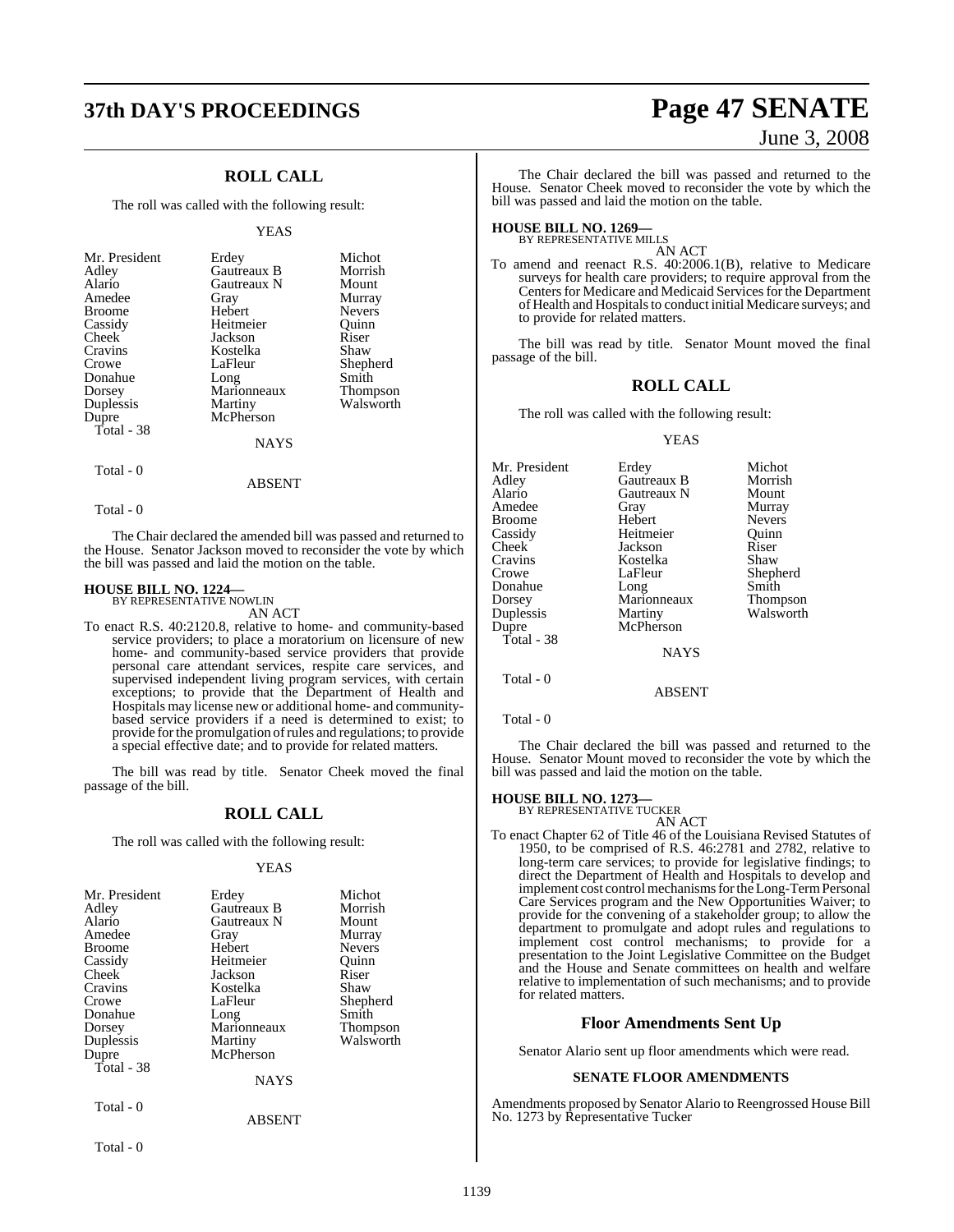## ROLL CALL

The roll was called with the following result:

YEAS

| | | |
|---|---|---|
| Mr. President | Erdey | Michot |
| Adley | Gautreaux B | Morrish |
| Alario | Gautreaux N | Mount |
| Amedee | Gray | Murray |
| Broome | Hebert | Nevers |
| Cassidy | Heitmeier | Quinn |
| Cheek | Jackson | Riser |
| Cravins | Kostelka | Shaw |
| Crowe | LaFleur | Shepherd |
| Donahue | Long | Smith |
| Dorsey | Marionneaux | Thompson |
| Duplessis | Martiny | Walsworth |
| Dupre | McPherson | |
| Total - 38 | | |

NAYS

Total - 0

ABSENT

Total - 0

The Chair declared the amended bill was passed and returned to the House. Senator Jackson moved to reconsider the vote by which the bill was passed and laid the motion on the table.

**HOUSE BILL NO. 1224—**
BY REPRESENTATIVE NOWLIN

AN ACT

To enact R.S. 40:2120.8, relative to home- and community-based service providers; to place a moratorium on licensure of new home- and community-based service providers that provide personal care attendant services, respite care services, and supervised independent living program services, with certain exceptions; to provide that the Department of Health and Hospitals may license new or additional home- and community-based service providers if a need is determined to exist; to provide for the promulgation of rules and regulations; to provide a special effective date; and to provide for related matters.

The bill was read by title. Senator Cheek moved the final passage of the bill.

## ROLL CALL

The roll was called with the following result:

YEAS

| | | |
|---|---|---|
| Mr. President | Erdey | Michot |
| Adley | Gautreaux B | Morrish |
| Alario | Gautreaux N | Mount |
| Amedee | Gray | Murray |
| Broome | Hebert | Nevers |
| Cassidy | Heitmeier | Quinn |
| Cheek | Jackson | Riser |
| Cravins | Kostelka | Shaw |
| Crowe | LaFleur | Shepherd |
| Donahue | Long | Smith |
| Dorsey | Marionneaux | Thompson |
| Duplessis | Martiny | Walsworth |
| Dupre | McPherson | |
| Total - 38 | | |

NAYS

Total - 0

ABSENT

Total - 0

The Chair declared the bill was passed and returned to the House. Senator Cheek moved to reconsider the vote by which the bill was passed and laid the motion on the table.

**HOUSE BILL NO. 1269—**
BY REPRESENTATIVE MILLS

AN ACT

To amend and reenact R.S. 40:2006.1(B), relative to Medicare surveys for health care providers; to require approval from the Centers for Medicare and Medicaid Services for the Department of Health and Hospitals to conduct initial Medicare surveys; and to provide for related matters.

The bill was read by title. Senator Mount moved the final passage of the bill.

## ROLL CALL

The roll was called with the following result:

YEAS

| | | |
|---|---|---|
| Mr. President | Erdey | Michot |
| Adley | Gautreaux B | Morrish |
| Alario | Gautreaux N | Mount |
| Amedee | Gray | Murray |
| Broome | Hebert | Nevers |
| Cassidy | Heitmeier | Quinn |
| Cheek | Jackson | Riser |
| Cravins | Kostelka | Shaw |
| Crowe | LaFleur | Shepherd |
| Donahue | Long | Smith |
| Dorsey | Marionneaux | Thompson |
| Duplessis | Martiny | Walsworth |
| Dupre | McPherson | |
| Total - 38 | | |

NAYS

Total - 0

ABSENT

Total - 0

The Chair declared the bill was passed and returned to the House. Senator Mount moved to reconsider the vote by which the bill was passed and laid the motion on the table.

**HOUSE BILL NO. 1273—**
BY REPRESENTATIVE TUCKER

AN ACT

To enact Chapter 62 of Title 46 of the Louisiana Revised Statutes of 1950, to be comprised of R.S. 46:2781 and 2782, relative to long-term care services; to provide for legislative findings; to direct the Department of Health and Hospitals to develop and implement cost control mechanisms for the Long-Term Personal Care Services program and the New Opportunities Waiver; to provide for the convening of a stakeholder group; to allow the department to promulgate and adopt rules and regulations to implement cost control mechanisms; to provide for a presentation to the Joint Legislative Committee on the Budget and the House and Senate committees on health and welfare relative to implementation of such mechanisms; and to provide for related matters.

## Floor Amendments Sent Up

Senator Alario sent up floor amendments which were read.

### SENATE FLOOR AMENDMENTS

Amendments proposed by Senator Alario to Reengrossed House Bill No. 1273 by Representative Tucker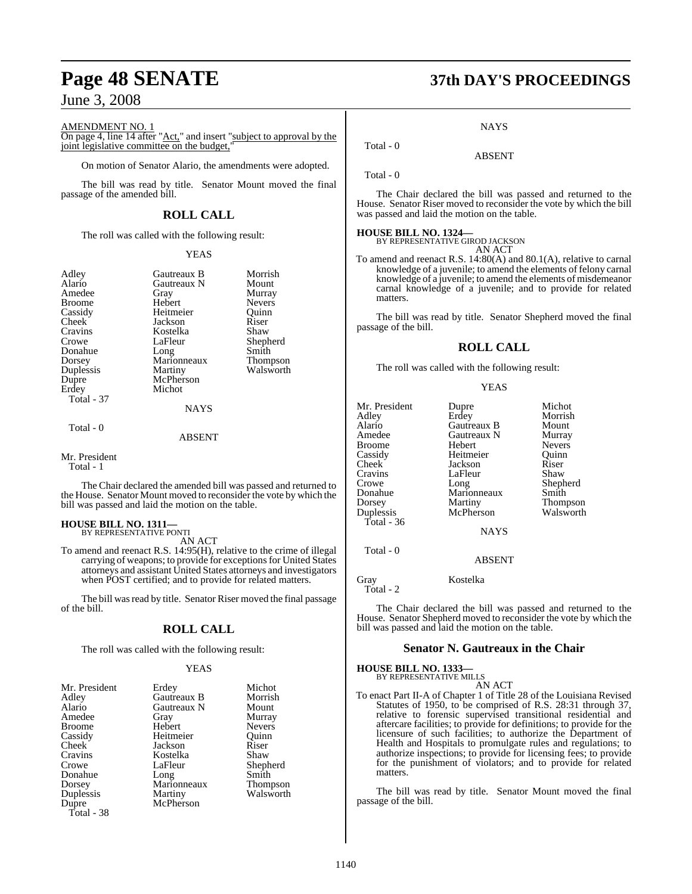AMENDMENT NO. 1

On page 4, line 14 after "Act," and insert "subject to approval by the joint legislative committee on the budget,"

On motion of Senator Alario, the amendments were adopted.

The bill was read by title. Senator Mount moved the final passage of the amended bill.

## ROLL CALL

The roll was called with the following result:

YEAS

| | | |
|---|---|---|
| Adley | Gautreaux B | Morrish |
| Alario | Gautreaux N | Mount |
| Amedee | Gray | Murray |
| Broome | Hebert | Nevers |
| Cassidy | Heitmeier | Quinn |
| Cheek | Jackson | Riser |
| Cravins | Kostelka | Shaw |
| Crowe | LaFleur | Shepherd |
| Donahue | Long | Smith |
| Dorsey | Marionneaux | Thompson |
| Duplessis | Martiny | Walsworth |
| Dupre | McPherson | |
| Erdey | Michot | |

Total - 37

NAYS

Total - 0

ABSENT

Mr. President

Total - 1

The Chair declared the amended bill was passed and returned to the House. Senator Mount moved to reconsider the vote by which the bill was passed and laid the motion on the table.

**HOUSE BILL NO. 1311—**
BY REPRESENTATIVE PONTI

AN ACT

To amend and reenact R.S. 14:95(H), relative to the crime of illegal carrying of weapons; to provide for exceptions for United States attorneys and assistant United States attorneys and investigators when POST certified; and to provide for related matters.

The bill was read by title. Senator Riser moved the final passage of the bill.

## ROLL CALL

The roll was called with the following result:

YEAS

| | | |
|---|---|---|
| Mr. President | Erdey | Michot |
| Adley | Gautreaux B | Morrish |
| Alario | Gautreaux N | Mount |
| Amedee | Gray | Murray |
| Broome | Hebert | Nevers |
| Cassidy | Heitmeier | Quinn |
| Cheek | Jackson | Riser |
| Cravins | Kostelka | Shaw |
| Crowe | LaFleur | Shepherd |
| Donahue | Long | Smith |
| Dorsey | Marionneaux | Thompson |
| Duplessis | Martiny | Walsworth |
| Dupre | McPherson | |

Total - 38

NAYS

Total - 0

ABSENT

Total - 0

The Chair declared the bill was passed and returned to the House. Senator Riser moved to reconsider the vote by which the bill was passed and laid the motion on the table.

**HOUSE BILL NO. 1324—**
BY REPRESENTATIVE GIROD JACKSON

AN ACT

To amend and reenact R.S. 14:80(A) and 80.1(A), relative to carnal knowledge of a juvenile; to amend the elements of felony carnal knowledge of a juvenile; to amend the elements of misdemeanor carnal knowledge of a juvenile; and to provide for related matters.

The bill was read by title. Senator Shepherd moved the final passage of the bill.

## ROLL CALL

The roll was called with the following result:

YEAS

| | | |
|---|---|---|
| Mr. President | Dupre | Michot |
| Adley | Erdey | Morrish |
| Alario | Gautreaux B | Mount |
| Amedee | Gautreaux N | Murray |
| Broome | Hebert | Nevers |
| Cassidy | Heitmeier | Quinn |
| Cheek | Jackson | Riser |
| Cravins | LaFleur | Shaw |
| Crowe | Long | Shepherd |
| Donahue | Marionneaux | Smith |
| Dorsey | Martiny | Thompson |
| Duplessis | McPherson | Walsworth |

Total - 36

NAYS

Total - 0

ABSENT

Gray Kostelka

Total - 2

The Chair declared the bill was passed and returned to the House. Senator Shepherd moved to reconsider the vote by which the bill was passed and laid the motion on the table.

## Senator N. Gautreaux in the Chair

**HOUSE BILL NO. 1333—**
BY REPRESENTATIVE MILLS

AN ACT

To enact Part II-A of Chapter 1 of Title 28 of the Louisiana Revised Statutes of 1950, to be comprised of R.S. 28:31 through 37, relative to forensic supervised transitional residential and aftercare facilities; to provide for definitions; to provide for the licensure of such facilities; to authorize the Department of Health and Hospitals to promulgate rules and regulations; to authorize inspections; to provide for licensing fees; to provide for the punishment of violators; and to provide for related matters.

The bill was read by title. Senator Mount moved the final passage of the bill.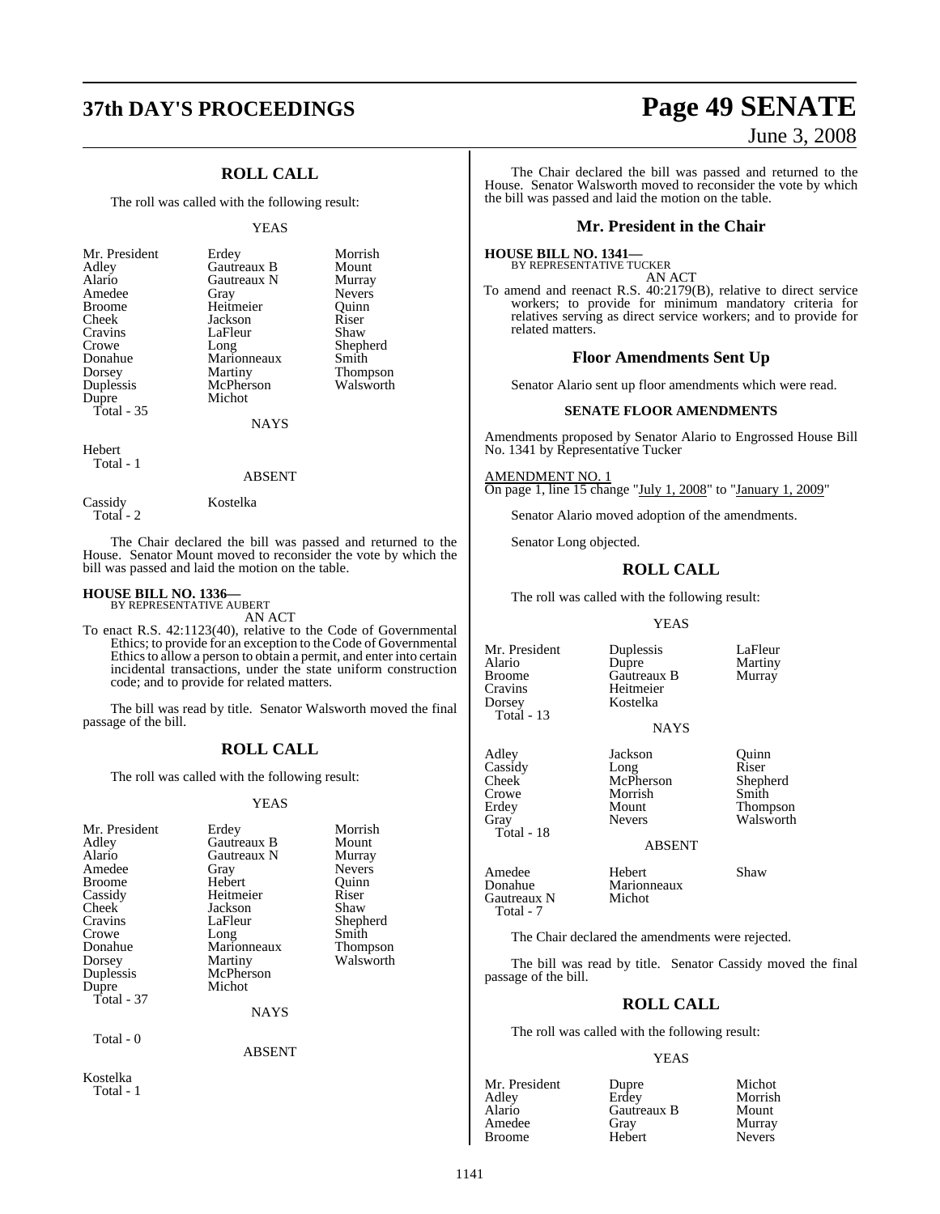## ROLL CALL

The roll was called with the following result:

YEAS

| | | |
|---|---|---|
| Mr. President | Erdey | Morrish |
| Adley | Gautreaux B | Mount |
| Alario | Gautreaux N | Murray |
| Amedee | Gray | Nevers |
| Broome | Heitmeier | Quinn |
| Cheek | Jackson | Riser |
| Cravins | LaFleur | Shaw |
| Crowe | Long | Shepherd |
| Donahue | Marionneaux | Smith |
| Dorsey | Martiny | Thompson |
| Duplessis | McPherson | Walsworth |
| Dupre | Michot | |

Total - 35

NAYS

Hebert

Total - 1

ABSENT

Cassidy Kostelka

Total - 2

The Chair declared the bill was passed and returned to the House. Senator Mount moved to reconsider the vote by which the bill was passed and laid the motion on the table.

**HOUSE BILL NO. 1336—**
BY REPRESENTATIVE AUBERT

AN ACT

To enact R.S. 42:1123(40), relative to the Code of Governmental Ethics; to provide for an exception to the Code of Governmental Ethics to allow a person to obtain a permit, and enter into certain incidental transactions, under the state uniform construction code; and to provide for related matters.

The bill was read by title. Senator Walsworth moved the final passage of the bill.

## ROLL CALL

The roll was called with the following result:

YEAS

| | | |
|---|---|---|
| Mr. President | Erdey | Morrish |
| Adley | Gautreaux B | Mount |
| Alario | Gautreaux N | Murray |
| Amedee | Gray | Nevers |
| Broome | Hebert | Quinn |
| Cassidy | Heitmeier | Riser |
| Cheek | Jackson | Shaw |
| Cravins | LaFleur | Shepherd |
| Crowe | Long | Smith |
| Donahue | Marionneaux | Thompson |
| Dorsey | Martiny | Walsworth |
| Duplessis | McPherson | |
| Dupre | Michot | |

Total - 37

NAYS

Total - 0

ABSENT

Kostelka

Total - 1

The Chair declared the bill was passed and returned to the House. Senator Walsworth moved to reconsider the vote by which the bill was passed and laid the motion on the table.

## Mr. President in the Chair

**HOUSE BILL NO. 1341—**
BY REPRESENTATIVE TUCKER

AN ACT

To amend and reenact R.S. 40:2179(B), relative to direct service workers; to provide for minimum mandatory criteria for relatives serving as direct service workers; and to provide for related matters.

## Floor Amendments Sent Up

Senator Alario sent up floor amendments which were read.

### SENATE FLOOR AMENDMENTS

Amendments proposed by Senator Alario to Engrossed House Bill No. 1341 by Representative Tucker

AMENDMENT NO. 1

On page 1, line 15 change "July 1, 2008" to "January 1, 2009"

Senator Alario moved adoption of the amendments.

Senator Long objected.

## ROLL CALL

The roll was called with the following result:

YEAS

| | | |
|---|---|---|
| Mr. President | Duplessis | LaFleur |
| Alario | Dupre | Martiny |
| Broome | Gautreaux B | Murray |
| Cravins | Heitmeier | |
| Dorsey | Kostelka | |

Total - 13

NAYS

| | | |
|---|---|---|
| Adley | Jackson | Quinn |
| Cassidy | Long | Riser |
| Cheek | McPherson | Shepherd |
| Crowe | Morrish | Smith |
| Erdey | Mount | Thompson |
| Gray | Nevers | Walsworth |

Total - 18

ABSENT

| | | |
|---|---|---|
| Amedee | Hebert | Shaw |
| Donahue | Marionneaux | |
| Gautreaux N | Michot | |

Total - 7

The Chair declared the amendments were rejected.

The bill was read by title. Senator Cassidy moved the final passage of the bill.

## ROLL CALL

The roll was called with the following result:

YEAS

| | | |
|---|---|---|
| Mr. President | Dupre | Michot |
| Adley | Erdey | Morrish |
| Alario | Gautreaux B | Mount |
| Amedee | Gray | Murray |
| Broome | Hebert | Nevers |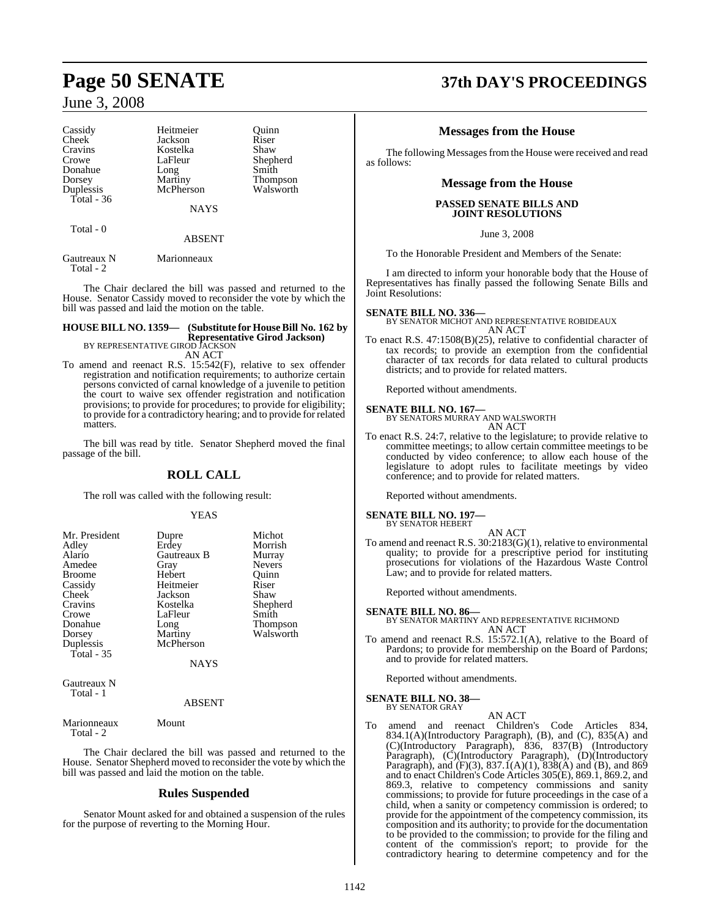| | | |
|---|---|---|
| Cassidy | Heitmeier | Quinn |
| Cheek | Jackson | Riser |
| Cravins | Kostelka | Shaw |
| Crowe | LaFleur | Shepherd |
| Donahue | Long | Smith |
| Dorsey | Martiny | Thompson |
| Duplessis | McPherson | Walsworth |
| Total - 36 | | |

NAYS

Total - 0

ABSENT

| | |
|---|---|
| Gautreaux N | Marionneaux |
| Total - 2 | |

The Chair declared the bill was passed and returned to the House. Senator Cassidy moved to reconsider the vote by which the bill was passed and laid the motion on the table.

**HOUSE BILL NO. 1359— (Substitute for House Bill No. 162 by Representative Girod Jackson)**
BY REPRESENTATIVE GIROD JACKSON
AN ACT

To amend and reenact R.S. 15:542(F), relative to sex offender registration and notification requirements; to authorize certain persons convicted of carnal knowledge of a juvenile to petition the court to waive sex offender registration and notification provisions; to provide for procedures; to provide for eligibility; to provide for a contradictory hearing; and to provide for related matters.

The bill was read by title. Senator Shepherd moved the final passage of the bill.

## ROLL CALL

The roll was called with the following result:

YEAS

| | | |
|---|---|---|
| Mr. President | Dupre | Michot |
| Adley | Erdey | Morrish |
| Alario | Gautreaux B | Murray |
| Amedee | Gray | Nevers |
| Broome | Hebert | Quinn |
| Cassidy | Heitmeier | Riser |
| Cheek | Jackson | Shaw |
| Cravins | Kostelka | Shepherd |
| Crowe | LaFleur | Smith |
| Donahue | Long | Thompson |
| Dorsey | Martiny | Walsworth |
| Duplessis | McPherson | |
| Total - 35 | | |

NAYS

Gautreaux N
Total - 1

ABSENT

| | |
|---|---|
| Marionneaux | Mount |
| Total - 2 | |

The Chair declared the bill was passed and returned to the House. Senator Shepherd moved to reconsider the vote by which the bill was passed and laid the motion on the table.

## Rules Suspended

Senator Mount asked for and obtained a suspension of the rules for the purpose of reverting to the Morning Hour.

## Messages from the House

The following Messages from the House were received and read as follows:

## Message from the House

**PASSED SENATE BILLS AND JOINT RESOLUTIONS**

June 3, 2008

To the Honorable President and Members of the Senate:

I am directed to inform your honorable body that the House of Representatives has finally passed the following Senate Bills and Joint Resolutions:

**SENATE BILL NO. 336—**
BY SENATOR MICHOT AND REPRESENTATIVE ROBIDEAUX
AN ACT

To enact R.S. 47:1508(B)(25), relative to confidential character of tax records; to provide an exemption from the confidential character of tax records for data related to cultural products districts; and to provide for related matters.

Reported without amendments.

**SENATE BILL NO. 167—**
BY SENATORS MURRAY AND WALSWORTH
AN ACT

To enact R.S. 24:7, relative to the legislature; to provide relative to committee meetings; to allow certain committee meetings to be conducted by video conference; to allow each house of the legislature to adopt rules to facilitate meetings by video conference; and to provide for related matters.

Reported without amendments.

**SENATE BILL NO. 197—**
BY SENATOR HEBERT
AN ACT

To amend and reenact R.S. 30:2183(G)(1), relative to environmental quality; to provide for a prescriptive period for instituting prosecutions for violations of the Hazardous Waste Control Law; and to provide for related matters.

Reported without amendments.

**SENATE BILL NO. 86—**
BY SENATOR MARTINY AND REPRESENTATIVE RICHMOND
AN ACT

To amend and reenact R.S. 15:572.1(A), relative to the Board of Pardons; to provide for membership on the Board of Pardons; and to provide for related matters.

Reported without amendments.

**SENATE BILL NO. 38—**
BY SENATOR GRAY
AN ACT

To amend and reenact Children's Code Articles 834, 834.1(A)(Introductory Paragraph), (B), and (C), 835(A) and (C)(Introductory Paragraph), 836, 837(B) (Introductory Paragraph), (C)(Introductory Paragraph), (D)(Introductory Paragraph), and (F)(3), 837.1(A)(1), 838(A) and (B), and 869 and to enact Children's Code Articles 305(E), 869.1, 869.2, and 869.3, relative to competency commissions and sanity commissions; to provide for future proceedings in the case of a child, when a sanity or competency commission is ordered; to provide for the appointment of the competency commission, its composition and its authority; to provide for the documentation to be provided to the commission; to provide for the filing and content of the commission's report; to provide for the contradictory hearing to determine competency and for the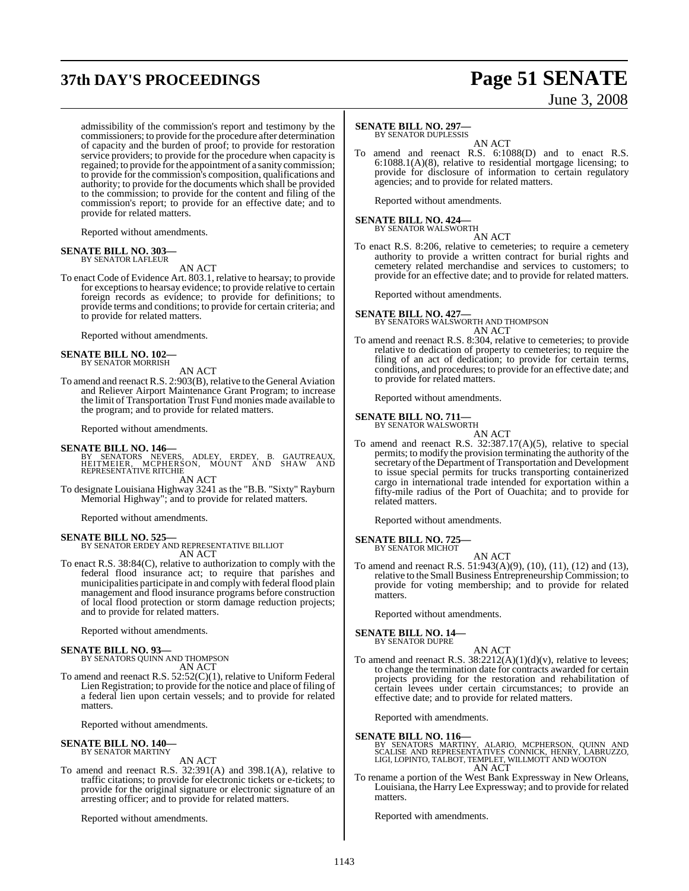admissibility of the commission's report and testimony by the commissioners; to provide for the procedure after determination of capacity and the burden of proof; to provide for restoration service providers; to provide for the procedure when capacity is regained; to provide for the appointment of a sanity commission; to provide for the commission's composition, qualifications and authority; to provide for the documents which shall be provided to the commission; to provide for the content and filing of the commission's report; to provide for an effective date; and to provide for related matters.

Reported without amendments.

**SENATE BILL NO. 303—**
BY SENATOR LAFLEUR

AN ACT

To enact Code of Evidence Art. 803.1, relative to hearsay; to provide for exceptions to hearsay evidence; to provide relative to certain foreign records as evidence; to provide for definitions; to provide terms and conditions; to provide for certain criteria; and to provide for related matters.

Reported without amendments.

**SENATE BILL NO. 102—**
BY SENATOR MORRISH

AN ACT

To amend and reenact R.S. 2:903(B), relative to the General Aviation and Reliever Airport Maintenance Grant Program; to increase the limit of Transportation Trust Fund monies made available to the program; and to provide for related matters.

Reported without amendments.

**SENATE BILL NO. 146—**
BY SENATORS NEVERS, ADLEY, ERDEY, B. GAUTREAUX, HEITMEIER, MCPHERSON, MOUNT AND SHAW AND REPRESENTATIVE RITCHIE

AN ACT

To designate Louisiana Highway 3241 as the "B.B. "Sixty" Rayburn Memorial Highway"; and to provide for related matters.

Reported without amendments.

**SENATE BILL NO. 525—**
BY SENATOR ERDEY AND REPRESENTATIVE BILLIOT

AN ACT

To enact R.S. 38:84(C), relative to authorization to comply with the federal flood insurance act; to require that parishes and municipalities participate in and comply with federal flood plain management and flood insurance programs before construction of local flood protection or storm damage reduction projects; and to provide for related matters.

Reported without amendments.

**SENATE BILL NO. 93—**
BY SENATORS QUINN AND THOMPSON

AN ACT

To amend and reenact R.S. 52:52(C)(1), relative to Uniform Federal Lien Registration; to provide for the notice and place of filing of a federal lien upon certain vessels; and to provide for related matters.

Reported without amendments.

**SENATE BILL NO. 140—**
BY SENATOR MARTINY

AN ACT

To amend and reenact R.S. 32:391(A) and 398.1(A), relative to traffic citations; to provide for electronic tickets or e-tickets; to provide for the original signature or electronic signature of an arresting officer; and to provide for related matters.

Reported without amendments.

**SENATE BILL NO. 297—**
BY SENATOR DUPLESSIS

AN ACT

To amend and reenact R.S. 6:1088(D) and to enact R.S. 6:1088.1(A)(8), relative to residential mortgage licensing; to provide for disclosure of information to certain regulatory agencies; and to provide for related matters.

Reported without amendments.

**SENATE BILL NO. 424—**
BY SENATOR WALSWORTH

AN ACT

To enact R.S. 8:206, relative to cemeteries; to require a cemetery authority to provide a written contract for burial rights and cemetery related merchandise and services to customers; to provide for an effective date; and to provide for related matters.

Reported without amendments.

**SENATE BILL NO. 427—**
BY SENATORS WALSWORTH AND THOMPSON

AN ACT

To amend and reenact R.S. 8:304, relative to cemeteries; to provide relative to dedication of property to cemeteries; to require the filing of an act of dedication; to provide for certain terms, conditions, and procedures; to provide for an effective date; and to provide for related matters.

Reported without amendments.

**SENATE BILL NO. 711—**
BY SENATOR WALSWORTH

AN ACT

To amend and reenact R.S. 32:387.17(A)(5), relative to special permits; to modify the provision terminating the authority of the secretary of the Department of Transportation and Development to issue special permits for trucks transporting containerized cargo in international trade intended for exportation within a fifty-mile radius of the Port of Ouachita; and to provide for related matters.

Reported without amendments.

**SENATE BILL NO. 725—**
BY SENATOR MICHOT

AN ACT

To amend and reenact R.S. 51:943(A)(9), (10), (11), (12) and (13), relative to the Small Business Entrepreneurship Commission; to provide for voting membership; and to provide for related matters.

Reported without amendments.

**SENATE BILL NO. 14—**
BY SENATOR DUPRE

AN ACT

To amend and reenact R.S. 38:2212(A)(1)(d)(v), relative to levees; to change the termination date for contracts awarded for certain projects providing for the restoration and rehabilitation of certain levees under certain circumstances; to provide an effective date; and to provide for related matters.

Reported with amendments.

**SENATE BILL NO. 116—**
BY SENATORS MARTINY, ALARIO, MCPHERSON, QUINN AND SCALISE AND REPRESENTATIVES CONNICK, HENRY, LABRUZZO, LIGI, LOPINTO, TALBOT, TEMPLET, WILLMOTT AND WOOTON

AN ACT

To rename a portion of the West Bank Expressway in New Orleans, Louisiana, the Harry Lee Expressway; and to provide for related matters.

Reported with amendments.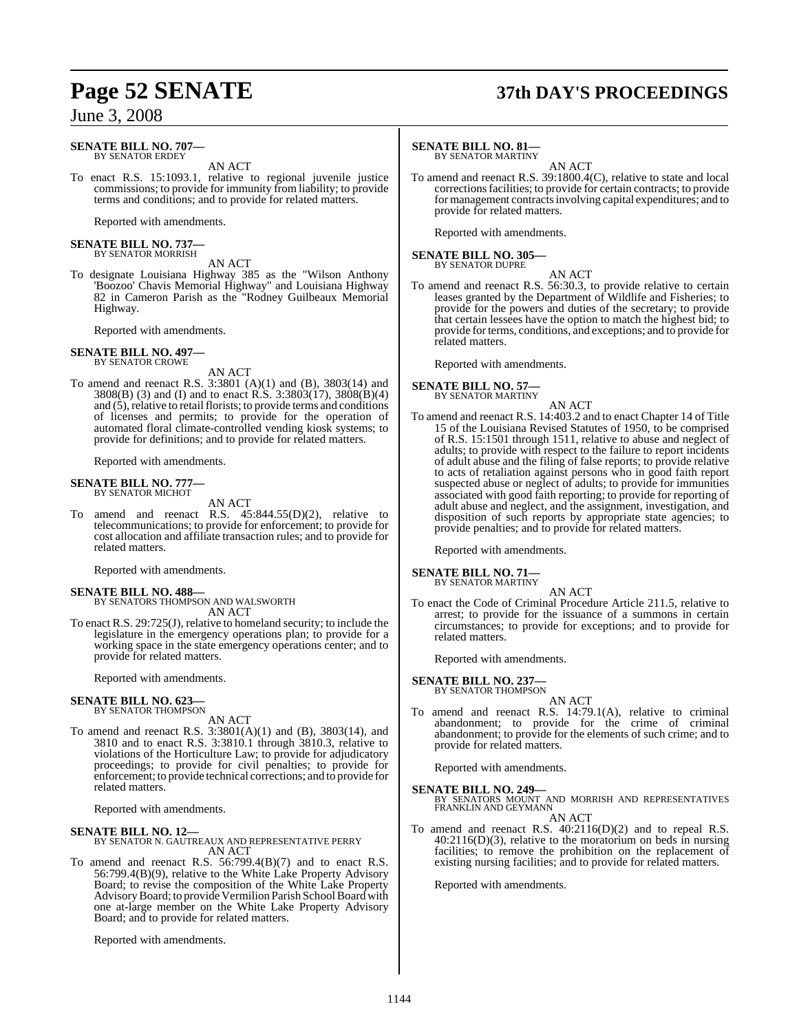**SENATE BILL NO. 707—**
BY SENATOR ERDEY

AN ACT

To enact R.S. 15:1093.1, relative to regional juvenile justice commissions; to provide for immunity from liability; to provide terms and conditions; and to provide for related matters.

Reported with amendments.

**SENATE BILL NO. 737—**
BY SENATOR MORRISH

AN ACT

To designate Louisiana Highway 385 as the "Wilson Anthony 'Boozoo' Chavis Memorial Highway" and Louisiana Highway 82 in Cameron Parish as the "Rodney Guilbeaux Memorial Highway.

Reported with amendments.

**SENATE BILL NO. 497—**
BY SENATOR CROWE

AN ACT

To amend and reenact R.S. 3:3801 (A)(1) and (B), 3803(14) and 3808(B) (3) and (I) and to enact R.S. 3:3803(17), 3808(B)(4) and (5), relative to retail florists; to provide terms and conditions of licenses and permits; to provide for the operation of automated floral climate-controlled vending kiosk systems; to provide for definitions; and to provide for related matters.

Reported with amendments.

**SENATE BILL NO. 777—**
BY SENATOR MICHOT

AN ACT

To amend and reenact R.S. 45:844.55(D)(2), relative to telecommunications; to provide for enforcement; to provide for cost allocation and affiliate transaction rules; and to provide for related matters.

Reported with amendments.

**SENATE BILL NO. 488—**
BY SENATORS THOMPSON AND WALSWORTH

AN ACT

To enact R.S. 29:725(J), relative to homeland security; to include the legislature in the emergency operations plan; to provide for a working space in the state emergency operations center; and to provide for related matters.

Reported with amendments.

**SENATE BILL NO. 623—**
BY SENATOR THOMPSON

AN ACT

To amend and reenact R.S. 3:3801(A)(1) and (B), 3803(14), and 3810 and to enact R.S. 3:3810.1 through 3810.3, relative to violations of the Horticulture Law; to provide for adjudicatory proceedings; to provide for civil penalties; to provide for enforcement; to provide technical corrections; and to provide for related matters.

Reported with amendments.

**SENATE BILL NO. 12—**
BY SENATOR N. GAUTREAUX AND REPRESENTATIVE PERRY

AN ACT

To amend and reenact R.S. 56:799.4(B)(7) and to enact R.S. 56:799.4(B)(9), relative to the White Lake Property Advisory Board; to revise the composition of the White Lake Property Advisory Board; to provide Vermilion Parish School Board with one at-large member on the White Lake Property Advisory Board; and to provide for related matters.

Reported with amendments.

**SENATE BILL NO. 81—**
BY SENATOR MARTINY

AN ACT

To amend and reenact R.S. 39:1800.4(C), relative to state and local corrections facilities; to provide for certain contracts; to provide for management contracts involving capital expenditures; and to provide for related matters.

Reported with amendments.

**SENATE BILL NO. 305—**
BY SENATOR DUPRE

AN ACT

To amend and reenact R.S. 56:30.3, to provide relative to certain leases granted by the Department of Wildlife and Fisheries; to provide for the powers and duties of the secretary; to provide that certain lessees have the option to match the highest bid; to provide for terms, conditions, and exceptions; and to provide for related matters.

Reported with amendments.

**SENATE BILL NO. 57—**
BY SENATOR MARTINY

AN ACT

To amend and reenact R.S. 14:403.2 and to enact Chapter 14 of Title 15 of the Louisiana Revised Statutes of 1950, to be comprised of R.S. 15:1501 through 1511, relative to abuse and neglect of adults; to provide with respect to the failure to report incidents of adult abuse and the filing of false reports; to provide relative to acts of retaliation against persons who in good faith report suspected abuse or neglect of adults; to provide for immunities associated with good faith reporting; to provide for reporting of adult abuse and neglect, and the assignment, investigation, and disposition of such reports by appropriate state agencies; to provide penalties; and to provide for related matters.

Reported with amendments.

**SENATE BILL NO. 71—**
BY SENATOR MARTINY

AN ACT

To enact the Code of Criminal Procedure Article 211.5, relative to arrest; to provide for the issuance of a summons in certain circumstances; to provide for exceptions; and to provide for related matters.

Reported with amendments.

**SENATE BILL NO. 237—**
BY SENATOR THOMPSON

AN ACT

To amend and reenact R.S. 14:79.1(A), relative to criminal abandonment; to provide for the crime of criminal abandonment; to provide for the elements of such crime; and to provide for related matters.

Reported with amendments.

**SENATE BILL NO. 249—**
BY SENATORS MOUNT AND MORRISH AND REPRESENTATIVES FRANKLIN AND GEYMANN

AN ACT

To amend and reenact R.S. 40:2116(D)(2) and to repeal R.S. 40:2116(D)(3), relative to the moratorium on beds in nursing facilities; to remove the prohibition on the replacement of existing nursing facilities; and to provide for related matters.

Reported with amendments.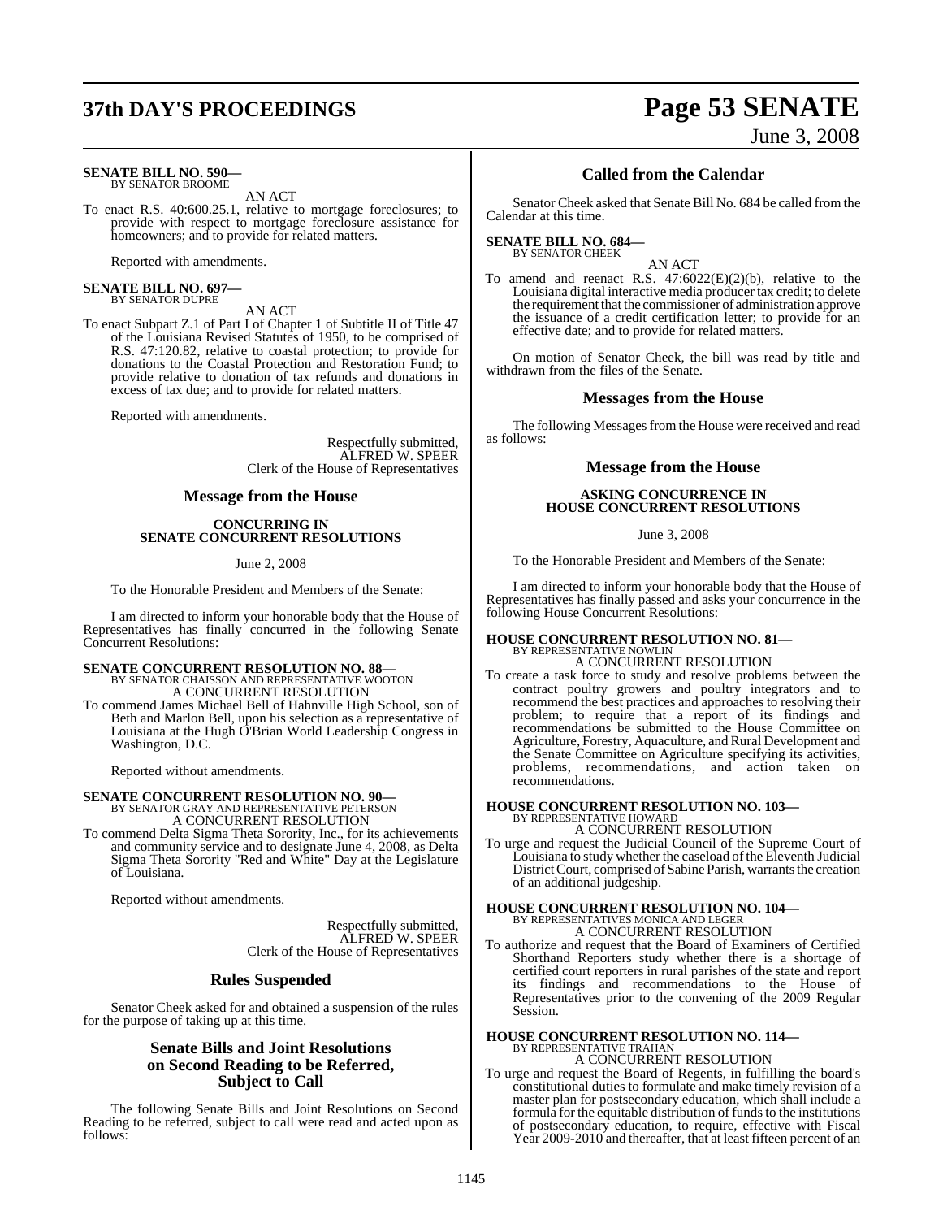**SENATE BILL NO. 590—**
BY SENATOR BROOME

AN ACT

To enact R.S. 40:600.25.1, relative to mortgage foreclosures; to provide with respect to mortgage foreclosure assistance for homeowners; and to provide for related matters.

Reported with amendments.

**SENATE BILL NO. 697—**
BY SENATOR DUPRE

AN ACT

To enact Subpart Z.1 of Part I of Chapter 1 of Subtitle II of Title 47 of the Louisiana Revised Statutes of 1950, to be comprised of R.S. 47:120.82, relative to coastal protection; to provide for donations to the Coastal Protection and Restoration Fund; to provide relative to donation of tax refunds and donations in excess of tax due; and to provide for related matters.

Reported with amendments.

Respectfully submitted,
ALFRED W. SPEER
Clerk of the House of Representatives

## Message from the House

**CONCURRING IN SENATE CONCURRENT RESOLUTIONS**

June 2, 2008

To the Honorable President and Members of the Senate:

I am directed to inform your honorable body that the House of Representatives has finally concurred in the following Senate Concurrent Resolutions:

**SENATE CONCURRENT RESOLUTION NO. 88—**
BY SENATOR CHAISSON AND REPRESENTATIVE WOOTON

A CONCURRENT RESOLUTION

To commend James Michael Bell of Hahnville High School, son of Beth and Marlon Bell, upon his selection as a representative of Louisiana at the Hugh O'Brian World Leadership Congress in Washington, D.C.

Reported without amendments.

**SENATE CONCURRENT RESOLUTION NO. 90—**
BY SENATOR GRAY AND REPRESENTATIVE PETERSON

A CONCURRENT RESOLUTION

To commend Delta Sigma Theta Sorority, Inc., for its achievements and community service and to designate June 4, 2008, as Delta Sigma Theta Sorority "Red and White" Day at the Legislature of Louisiana.

Reported without amendments.

Respectfully submitted,
ALFRED W. SPEER
Clerk of the House of Representatives

## Rules Suspended

Senator Cheek asked for and obtained a suspension of the rules for the purpose of taking up at this time.

## Senate Bills and Joint Resolutions on Second Reading to be Referred, Subject to Call

The following Senate Bills and Joint Resolutions on Second Reading to be referred, subject to call were read and acted upon as follows:

## Called from the Calendar

Senator Cheek asked that Senate Bill No. 684 be called from the Calendar at this time.

**SENATE BILL NO. 684—**
BY SENATOR CHEEK

AN ACT

To amend and reenact R.S. 47:6022(E)(2)(b), relative to the Louisiana digital interactive media producer tax credit; to delete the requirement that the commissioner of administration approve the issuance of a credit certification letter; to provide for an effective date; and to provide for related matters.

On motion of Senator Cheek, the bill was read by title and withdrawn from the files of the Senate.

## Messages from the House

The following Messages from the House were received and read as follows:

## Message from the House

**ASKING CONCURRENCE IN HOUSE CONCURRENT RESOLUTIONS**

June 3, 2008

To the Honorable President and Members of the Senate:

I am directed to inform your honorable body that the House of Representatives has finally passed and asks your concurrence in the following House Concurrent Resolutions:

**HOUSE CONCURRENT RESOLUTION NO. 81—**
BY REPRESENTATIVE NOWLIN

A CONCURRENT RESOLUTION

To create a task force to study and resolve problems between the contract poultry growers and poultry integrators and to recommend the best practices and approaches to resolving their problem; to require that a report of its findings and recommendations be submitted to the House Committee on Agriculture, Forestry, Aquaculture, and Rural Development and the Senate Committee on Agriculture specifying its activities, problems, recommendations, and action taken on recommendations.

**HOUSE CONCURRENT RESOLUTION NO. 103—**
BY REPRESENTATIVE HOWARD

A CONCURRENT RESOLUTION

To urge and request the Judicial Council of the Supreme Court of Louisiana to study whether the caseload of the Eleventh Judicial District Court, comprised of Sabine Parish, warrants the creation of an additional judgeship.

**HOUSE CONCURRENT RESOLUTION NO. 104—**
BY REPRESENTATIVES MONICA AND LEGER

A CONCURRENT RESOLUTION

To authorize and request that the Board of Examiners of Certified Shorthand Reporters study whether there is a shortage of certified court reporters in rural parishes of the state and report its findings and recommendations to the House of Representatives prior to the convening of the 2009 Regular Session.

**HOUSE CONCURRENT RESOLUTION NO. 114—**
BY REPRESENTATIVE TRAHAN

A CONCURRENT RESOLUTION

To urge and request the Board of Regents, in fulfilling the board's constitutional duties to formulate and make timely revision of a master plan for postsecondary education, which shall include a formula for the equitable distribution of funds to the institutions of postsecondary education, to require, effective with Fiscal Year 2009-2010 and thereafter, that at least fifteen percent of an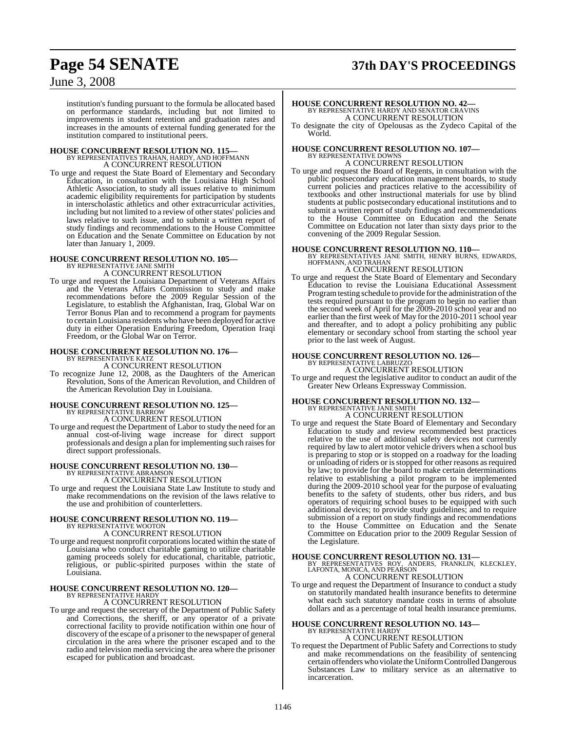institution's funding pursuant to the formula be allocated based on performance standards, including but not limited to improvements in student retention and graduation rates and increases in the amounts of external funding generated for the institution compared to institutional peers.

**HOUSE CONCURRENT RESOLUTION NO. 115—**
BY REPRESENTATIVES TRAHAN, HARDY, AND HOFFMANN
A CONCURRENT RESOLUTION

To urge and request the State Board of Elementary and Secondary Education, in consultation with the Louisiana High School Athletic Association, to study all issues relative to minimum academic eligibility requirements for participation by students in interscholastic athletics and other extracurricular activities, including but not limited to a review of other states' policies and laws relative to such issue, and to submit a written report of study findings and recommendations to the House Committee on Education and the Senate Committee on Education by not later than January 1, 2009.

**HOUSE CONCURRENT RESOLUTION NO. 105—**
BY REPRESENTATIVE JANE SMITH
A CONCURRENT RESOLUTION

To urge and request the Louisiana Department of Veterans Affairs and the Veterans Affairs Commission to study and make recommendations before the 2009 Regular Session of the Legislature, to establish the Afghanistan, Iraq, Global War on Terror Bonus Plan and to recommend a program for payments to certain Louisiana residents who have been deployed for active duty in either Operation Enduring Freedom, Operation Iraqi Freedom, or the Global War on Terror.

**HOUSE CONCURRENT RESOLUTION NO. 176—**
BY REPRESENTATIVE KATZ
A CONCURRENT RESOLUTION

To recognize June 12, 2008, as the Daughters of the American Revolution, Sons of the American Revolution, and Children of the American Revolution Day in Louisiana.

**HOUSE CONCURRENT RESOLUTION NO. 125—**
BY REPRESENTATIVE BARROW
A CONCURRENT RESOLUTION

To urge and request the Department of Labor to study the need for an annual cost-of-living wage increase for direct support professionals and design a plan for implementing such raises for direct support professionals.

**HOUSE CONCURRENT RESOLUTION NO. 130—**
BY REPRESENTATIVE ABRAMSON
A CONCURRENT RESOLUTION

To urge and request the Louisiana State Law Institute to study and make recommendations on the revision of the laws relative to the use and prohibition of counterletters.

**HOUSE CONCURRENT RESOLUTION NO. 119—**
BY REPRESENTATIVE WOOTON
A CONCURRENT RESOLUTION

To urge and request nonprofit corporations located within the state of Louisiana who conduct charitable gaming to utilize charitable gaming proceeds solely for educational, charitable, patriotic, religious, or public-spirited purposes within the state of Louisiana.

**HOUSE CONCURRENT RESOLUTION NO. 120—**
BY REPRESENTATIVE HARDY
A CONCURRENT RESOLUTION

To urge and request the secretary of the Department of Public Safety and Corrections, the sheriff, or any operator of a private correctional facility to provide notification within one hour of discovery of the escape of a prisoner to the newspaper of general circulation in the area where the prisoner escaped and to the radio and television media servicing the area where the prisoner escaped for publication and broadcast.

**HOUSE CONCURRENT RESOLUTION NO. 42—**
BY REPRESENTATIVE HARDY AND SENATOR CRAVINS
A CONCURRENT RESOLUTION

To designate the city of Opelousas as the Zydeco Capital of the World.

**HOUSE CONCURRENT RESOLUTION NO. 107—**
BY REPRESENTATIVE DOWNS
A CONCURRENT RESOLUTION

To urge and request the Board of Regents, in consultation with the public postsecondary education management boards, to study current policies and practices relative to the accessibility of textbooks and other instructional materials for use by blind students at public postsecondary educational institutions and to submit a written report of study findings and recommendations to the House Committee on Education and the Senate Committee on Education not later than sixty days prior to the convening of the 2009 Regular Session.

**HOUSE CONCURRENT RESOLUTION NO. 110—**
BY REPRESENTATIVES JANE SMITH, HENRY BURNS, EDWARDS, HOFFMANN, AND TRAHAN
A CONCURRENT RESOLUTION

To urge and request the State Board of Elementary and Secondary Education to revise the Louisiana Educational Assessment Program testing schedule to provide for the administration of the tests required pursuant to the program to begin no earlier than the second week of April for the 2009-2010 school year and no earlier than the first week of May for the 2010-2011 school year and thereafter, and to adopt a policy prohibiting any public elementary or secondary school from starting the school year prior to the last week of August.

**HOUSE CONCURRENT RESOLUTION NO. 126—**
BY REPRESENTATIVE LABRUZZO
A CONCURRENT RESOLUTION

To urge and request the legislative auditor to conduct an audit of the Greater New Orleans Expressway Commission.

**HOUSE CONCURRENT RESOLUTION NO. 132—**
BY REPRESENTATIVE JANE SMITH
A CONCURRENT RESOLUTION

To urge and request the State Board of Elementary and Secondary Education to study and review recommended best practices relative to the use of additional safety devices not currently required by law to alert motor vehicle drivers when a school bus is preparing to stop or is stopped on a roadway for the loading or unloading of riders or is stopped for other reasons as required by law; to provide for the board to make certain determinations relative to establishing a pilot program to be implemented during the 2009-2010 school year for the purpose of evaluating benefits to the safety of students, other bus riders, and bus operators of requiring school buses to be equipped with such additional devices; to provide study guidelines; and to require submission of a report on study findings and recommendations to the House Committee on Education and the Senate Committee on Education prior to the 2009 Regular Session of the Legislature.

**HOUSE CONCURRENT RESOLUTION NO. 131—**
BY REPRESENTATIVES ROY, ANDERS, FRANKLIN, KLECKLEY, LAFONTA, MONICA, AND PEARSON
A CONCURRENT RESOLUTION

To urge and request the Department of Insurance to conduct a study on statutorily mandated health insurance benefits to determine what each such statutory mandate costs in terms of absolute dollars and as a percentage of total health insurance premiums.

**HOUSE CONCURRENT RESOLUTION NO. 143—**
BY REPRESENTATIVE HARDY
A CONCURRENT RESOLUTION

To request the Department of Public Safety and Corrections to study and make recommendations on the feasibility of sentencing certain offenders who violate the Uniform Controlled Dangerous Substances Law to military service as an alternative to incarceration.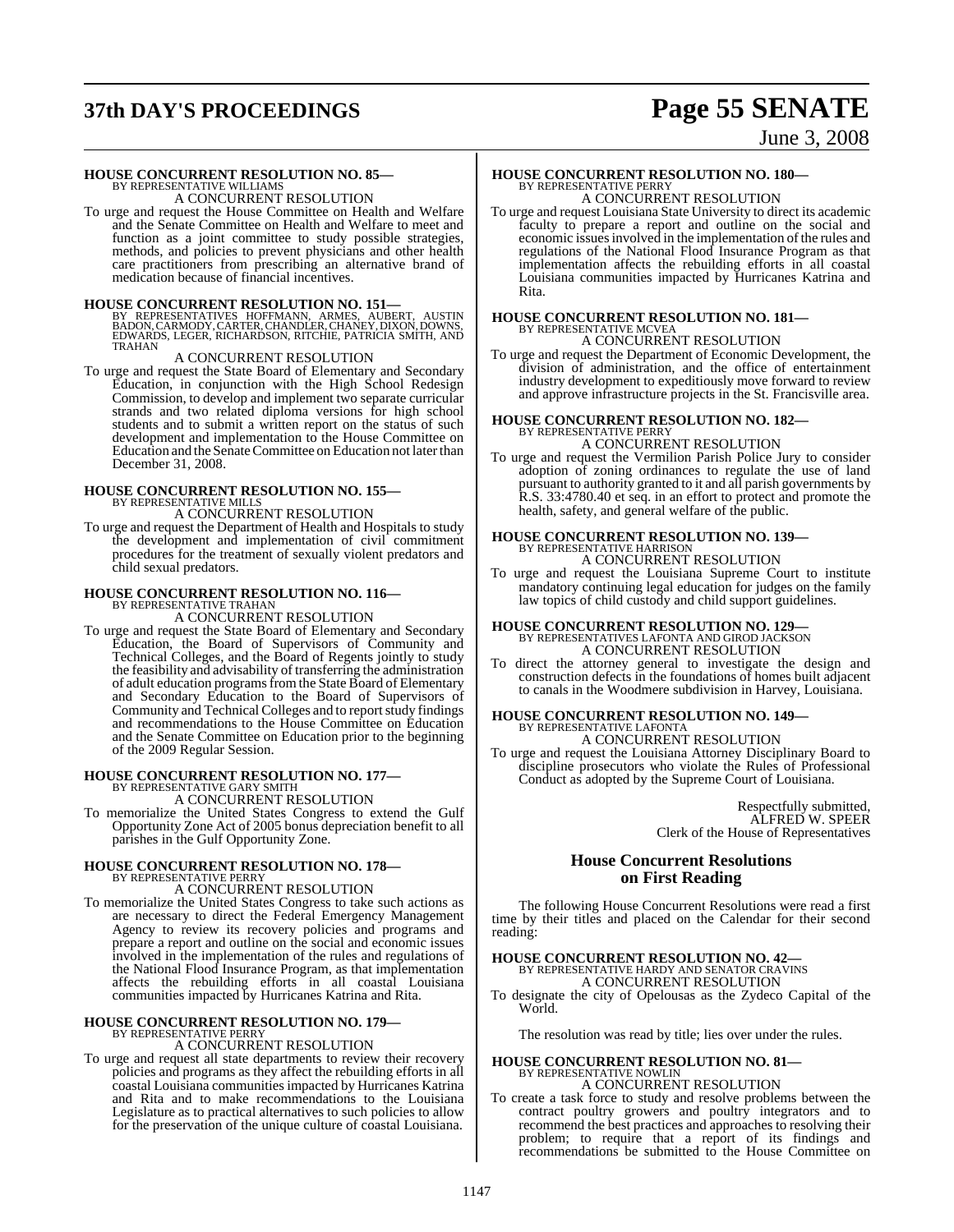**HOUSE CONCURRENT RESOLUTION NO. 85—**
BY REPRESENTATIVE WILLIAMS
A CONCURRENT RESOLUTION

To urge and request the House Committee on Health and Welfare and the Senate Committee on Health and Welfare to meet and function as a joint committee to study possible strategies, methods, and policies to prevent physicians and other health care practitioners from prescribing an alternative brand of medication because of financial incentives.

**HOUSE CONCURRENT RESOLUTION NO. 151—**
BY REPRESENTATIVES HOFFMANN, ARMES, AUBERT, AUSTIN BADON, CARMODY, CARTER, CHANDLER, CHANEY, DIXON, DOWNS, EDWARDS, LEGER, RICHARDSON, RITCHIE, PATRICIA SMITH, AND TRAHAN
A CONCURRENT RESOLUTION

To urge and request the State Board of Elementary and Secondary Education, in conjunction with the High School Redesign Commission, to develop and implement two separate curricular strands and two related diploma versions for high school students and to submit a written report on the status of such development and implementation to the House Committee on Education and the Senate Committee on Education not later than December 31, 2008.

**HOUSE CONCURRENT RESOLUTION NO. 155—**
BY REPRESENTATIVE MILLS
A CONCURRENT RESOLUTION

To urge and request the Department of Health and Hospitals to study the development and implementation of civil commitment procedures for the treatment of sexually violent predators and child sexual predators.

**HOUSE CONCURRENT RESOLUTION NO. 116—**
BY REPRESENTATIVE TRAHAN
A CONCURRENT RESOLUTION

To urge and request the State Board of Elementary and Secondary Education, the Board of Supervisors of Community and Technical Colleges, and the Board of Regents jointly to study the feasibility and advisability of transferring the administration of adult education programs from the State Board of Elementary and Secondary Education to the Board of Supervisors of Community and Technical Colleges and to report study findings and recommendations to the House Committee on Education and the Senate Committee on Education prior to the beginning of the 2009 Regular Session.

**HOUSE CONCURRENT RESOLUTION NO. 177—**
BY REPRESENTATIVE GARY SMITH
A CONCURRENT RESOLUTION

To memorialize the United States Congress to extend the Gulf Opportunity Zone Act of 2005 bonus depreciation benefit to all parishes in the Gulf Opportunity Zone.

**HOUSE CONCURRENT RESOLUTION NO. 178—**
BY REPRESENTATIVE PERRY
A CONCURRENT RESOLUTION

To memorialize the United States Congress to take such actions as are necessary to direct the Federal Emergency Management Agency to review its recovery policies and programs and prepare a report and outline on the social and economic issues involved in the implementation of the rules and regulations of the National Flood Insurance Program, as that implementation affects the rebuilding efforts in all coastal Louisiana communities impacted by Hurricanes Katrina and Rita.

**HOUSE CONCURRENT RESOLUTION NO. 179—**
BY REPRESENTATIVE PERRY
A CONCURRENT RESOLUTION

To urge and request all state departments to review their recovery policies and programs as they affect the rebuilding efforts in all coastal Louisiana communities impacted by Hurricanes Katrina and Rita and to make recommendations to the Louisiana Legislature as to practical alternatives to such policies to allow for the preservation of the unique culture of coastal Louisiana.

**HOUSE CONCURRENT RESOLUTION NO. 180—**
BY REPRESENTATIVE PERRY
A CONCURRENT RESOLUTION

To urge and request Louisiana State University to direct its academic faculty to prepare a report and outline on the social and economic issues involved in the implementation of the rules and regulations of the National Flood Insurance Program as that implementation affects the rebuilding efforts in all coastal Louisiana communities impacted by Hurricanes Katrina and Rita.

**HOUSE CONCURRENT RESOLUTION NO. 181—**
BY REPRESENTATIVE MCVEA
A CONCURRENT RESOLUTION

To urge and request the Department of Economic Development, the division of administration, and the office of entertainment industry development to expeditiously move forward to review and approve infrastructure projects in the St. Francisville area.

**HOUSE CONCURRENT RESOLUTION NO. 182—**
BY REPRESENTATIVE PERRY
A CONCURRENT RESOLUTION

To urge and request the Vermilion Parish Police Jury to consider adoption of zoning ordinances to regulate the use of land pursuant to authority granted to it and all parish governments by R.S. 33:4780.40 et seq. in an effort to protect and promote the health, safety, and general welfare of the public.

**HOUSE CONCURRENT RESOLUTION NO. 139—**
BY REPRESENTATIVE HARRISON
A CONCURRENT RESOLUTION

To urge and request the Louisiana Supreme Court to institute mandatory continuing legal education for judges on the family law topics of child custody and child support guidelines.

**HOUSE CONCURRENT RESOLUTION NO. 129—**
BY REPRESENTATIVES LAFONTA AND GIROD JACKSON
A CONCURRENT RESOLUTION

To direct the attorney general to investigate the design and construction defects in the foundations of homes built adjacent to canals in the Woodmere subdivision in Harvey, Louisiana.

**HOUSE CONCURRENT RESOLUTION NO. 149—**
BY REPRESENTATIVE LAFONTA
A CONCURRENT RESOLUTION

To urge and request the Louisiana Attorney Disciplinary Board to discipline prosecutors who violate the Rules of Professional Conduct as adopted by the Supreme Court of Louisiana.

Respectfully submitted,
ALFRED W. SPEER
Clerk of the House of Representatives

## House Concurrent Resolutions on First Reading

The following House Concurrent Resolutions were read a first time by their titles and placed on the Calendar for their second reading:

**HOUSE CONCURRENT RESOLUTION NO. 42—**
BY REPRESENTATIVE HARDY AND SENATOR CRAVINS
A CONCURRENT RESOLUTION

To designate the city of Opelousas as the Zydeco Capital of the World.

The resolution was read by title; lies over under the rules.

**HOUSE CONCURRENT RESOLUTION NO. 81—**
BY REPRESENTATIVE NOWLIN
A CONCURRENT RESOLUTION

To create a task force to study and resolve problems between the contract poultry growers and poultry integrators and to recommend the best practices and approaches to resolving their problem; to require that a report of its findings and recommendations be submitted to the House Committee on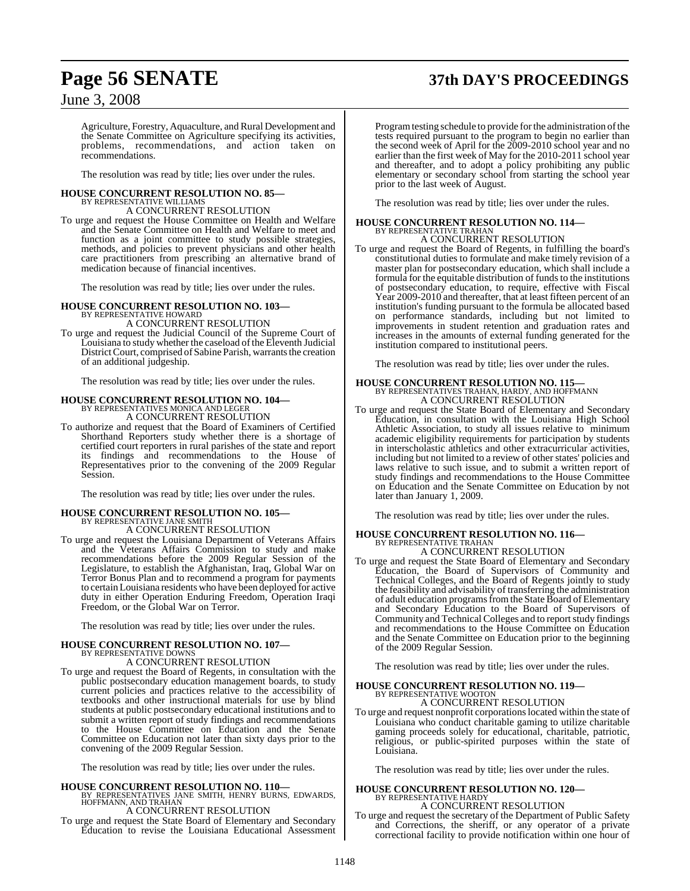Agriculture, Forestry, Aquaculture, and Rural Development and the Senate Committee on Agriculture specifying its activities, problems, recommendations, and action taken on recommendations.

The resolution was read by title; lies over under the rules.

**HOUSE CONCURRENT RESOLUTION NO. 85—**
BY REPRESENTATIVE WILLIAMS
A CONCURRENT RESOLUTION

To urge and request the House Committee on Health and Welfare and the Senate Committee on Health and Welfare to meet and function as a joint committee to study possible strategies, methods, and policies to prevent physicians and other health care practitioners from prescribing an alternative brand of medication because of financial incentives.

The resolution was read by title; lies over under the rules.

**HOUSE CONCURRENT RESOLUTION NO. 103—**
BY REPRESENTATIVE HOWARD
A CONCURRENT RESOLUTION

To urge and request the Judicial Council of the Supreme Court of Louisiana to study whether the caseload of the Eleventh Judicial District Court, comprised of Sabine Parish, warrants the creation of an additional judgeship.

The resolution was read by title; lies over under the rules.

**HOUSE CONCURRENT RESOLUTION NO. 104—**
BY REPRESENTATIVES MONICA AND LEGER
A CONCURRENT RESOLUTION

To authorize and request that the Board of Examiners of Certified Shorthand Reporters study whether there is a shortage of certified court reporters in rural parishes of the state and report its findings and recommendations to the House of Representatives prior to the convening of the 2009 Regular Session.

The resolution was read by title; lies over under the rules.

**HOUSE CONCURRENT RESOLUTION NO. 105—**
BY REPRESENTATIVE JANE SMITH
A CONCURRENT RESOLUTION

To urge and request the Louisiana Department of Veterans Affairs and the Veterans Affairs Commission to study and make recommendations before the 2009 Regular Session of the Legislature, to establish the Afghanistan, Iraq, Global War on Terror Bonus Plan and to recommend a program for payments to certain Louisiana residents who have been deployed for active duty in either Operation Enduring Freedom, Operation Iraqi Freedom, or the Global War on Terror.

The resolution was read by title; lies over under the rules.

**HOUSE CONCURRENT RESOLUTION NO. 107—**
BY REPRESENTATIVE DOWNS
A CONCURRENT RESOLUTION

To urge and request the Board of Regents, in consultation with the public postsecondary education management boards, to study current policies and practices relative to the accessibility of textbooks and other instructional materials for use by blind students at public postsecondary educational institutions and to submit a written report of study findings and recommendations to the House Committee on Education and the Senate Committee on Education not later than sixty days prior to the convening of the 2009 Regular Session.

The resolution was read by title; lies over under the rules.

**HOUSE CONCURRENT RESOLUTION NO. 110—**
BY REPRESENTATIVES JANE SMITH, HENRY BURNS, EDWARDS, HOFFMANN, AND TRAHAN
A CONCURRENT RESOLUTION

To urge and request the State Board of Elementary and Secondary Education to revise the Louisiana Educational Assessment Program testing schedule to provide for the administration of the tests required pursuant to the program to begin no earlier than the second week of April for the 2009-2010 school year and no earlier than the first week of May for the 2010-2011 school year and thereafter, and to adopt a policy prohibiting any public elementary or secondary school from starting the school year prior to the last week of August.

The resolution was read by title; lies over under the rules.

**HOUSE CONCURRENT RESOLUTION NO. 114—**
BY REPRESENTATIVE TRAHAN
A CONCURRENT RESOLUTION

To urge and request the Board of Regents, in fulfilling the board's constitutional duties to formulate and make timely revision of a master plan for postsecondary education, which shall include a formula for the equitable distribution of funds to the institutions of postsecondary education, to require, effective with Fiscal Year 2009-2010 and thereafter, that at least fifteen percent of an institution's funding pursuant to the formula be allocated based on performance standards, including but not limited to improvements in student retention and graduation rates and increases in the amounts of external funding generated for the institution compared to institutional peers.

The resolution was read by title; lies over under the rules.

**HOUSE CONCURRENT RESOLUTION NO. 115—**
BY REPRESENTATIVES TRAHAN, HARDY, AND HOFFMANN
A CONCURRENT RESOLUTION

To urge and request the State Board of Elementary and Secondary Education, in consultation with the Louisiana High School Athletic Association, to study all issues relative to minimum academic eligibility requirements for participation by students in interscholastic athletics and other extracurricular activities, including but not limited to a review of other states' policies and laws relative to such issue, and to submit a written report of study findings and recommendations to the House Committee on Education and the Senate Committee on Education by not later than January 1, 2009.

The resolution was read by title; lies over under the rules.

**HOUSE CONCURRENT RESOLUTION NO. 116—**
BY REPRESENTATIVE TRAHAN
A CONCURRENT RESOLUTION

To urge and request the State Board of Elementary and Secondary Education, the Board of Supervisors of Community and Technical Colleges, and the Board of Regents jointly to study the feasibility and advisability of transferring the administration of adult education programs from the State Board of Elementary and Secondary Education to the Board of Supervisors of Community and Technical Colleges and to report study findings and recommendations to the House Committee on Education and the Senate Committee on Education prior to the beginning of the 2009 Regular Session.

The resolution was read by title; lies over under the rules.

**HOUSE CONCURRENT RESOLUTION NO. 119—**
BY REPRESENTATIVE WOOTON
A CONCURRENT RESOLUTION

To urge and request nonprofit corporations located within the state of Louisiana who conduct charitable gaming to utilize charitable gaming proceeds solely for educational, charitable, patriotic, religious, or public-spirited purposes within the state of Louisiana.

The resolution was read by title; lies over under the rules.

**HOUSE CONCURRENT RESOLUTION NO. 120—**
BY REPRESENTATIVE HARDY
A CONCURRENT RESOLUTION

To urge and request the secretary of the Department of Public Safety and Corrections, the sheriff, or any operator of a private correctional facility to provide notification within one hour of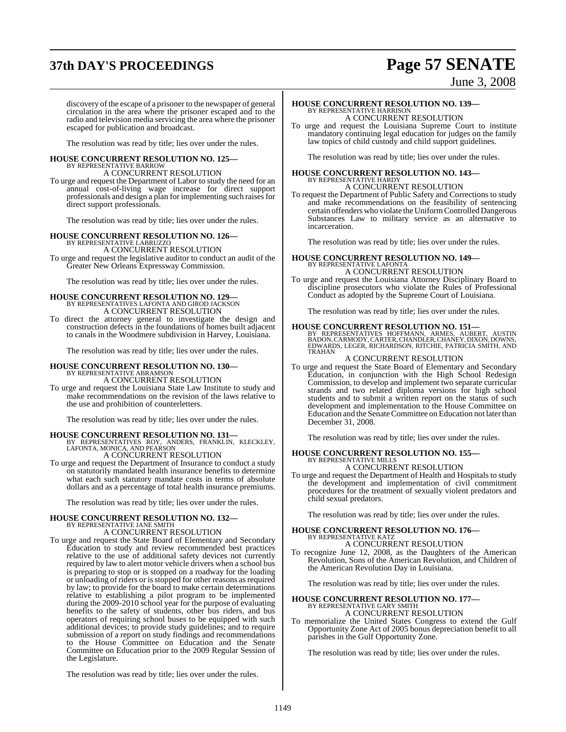discovery of the escape of a prisoner to the newspaper of general circulation in the area where the prisoner escaped and to the radio and television media servicing the area where the prisoner escaped for publication and broadcast.

The resolution was read by title; lies over under the rules.

**HOUSE CONCURRENT RESOLUTION NO. 125—**
BY REPRESENTATIVE BARROW
A CONCURRENT RESOLUTION

To urge and request the Department of Labor to study the need for an annual cost-of-living wage increase for direct support professionals and design a plan for implementing such raises for direct support professionals.

The resolution was read by title; lies over under the rules.

**HOUSE CONCURRENT RESOLUTION NO. 126—**
BY REPRESENTATIVE LABRUZZO
A CONCURRENT RESOLUTION

To urge and request the legislative auditor to conduct an audit of the Greater New Orleans Expressway Commission.

The resolution was read by title; lies over under the rules.

**HOUSE CONCURRENT RESOLUTION NO. 129—**
BY REPRESENTATIVES LAFONTA AND GIROD JACKSON
A CONCURRENT RESOLUTION

To direct the attorney general to investigate the design and construction defects in the foundations of homes built adjacent to canals in the Woodmere subdivision in Harvey, Louisiana.

The resolution was read by title; lies over under the rules.

**HOUSE CONCURRENT RESOLUTION NO. 130—**
BY REPRESENTATIVE ABRAMSON
A CONCURRENT RESOLUTION

To urge and request the Louisiana State Law Institute to study and make recommendations on the revision of the laws relative to the use and prohibition of counterletters.

The resolution was read by title; lies over under the rules.

**HOUSE CONCURRENT RESOLUTION NO. 131—**
BY REPRESENTATIVES ROY, ANDERS, FRANKLIN, KLECKLEY, LAFONTA, MONICA, AND PEARSON
A CONCURRENT RESOLUTION

To urge and request the Department of Insurance to conduct a study on statutorily mandated health insurance benefits to determine what each such statutory mandate costs in terms of absolute dollars and as a percentage of total health insurance premiums.

The resolution was read by title; lies over under the rules.

**HOUSE CONCURRENT RESOLUTION NO. 132—**
BY REPRESENTATIVE JANE SMITH
A CONCURRENT RESOLUTION

To urge and request the State Board of Elementary and Secondary Education to study and review recommended best practices relative to the use of additional safety devices not currently required by law to alert motor vehicle drivers when a school bus is preparing to stop or is stopped on a roadway for the loading or unloading of riders or is stopped for other reasons as required by law; to provide for the board to make certain determinations relative to establishing a pilot program to be implemented during the 2009-2010 school year for the purpose of evaluating benefits to the safety of students, other bus riders, and bus operators of requiring school buses to be equipped with such additional devices; to provide study guidelines; and to require submission of a report on study findings and recommendations to the House Committee on Education and the Senate Committee on Education prior to the 2009 Regular Session of the Legislature.

The resolution was read by title; lies over under the rules.

**HOUSE CONCURRENT RESOLUTION NO. 139—**
BY REPRESENTATIVE HARRISON
A CONCURRENT RESOLUTION

To urge and request the Louisiana Supreme Court to institute mandatory continuing legal education for judges on the family law topics of child custody and child support guidelines.

The resolution was read by title; lies over under the rules.

**HOUSE CONCURRENT RESOLUTION NO. 143—**
BY REPRESENTATIVE HARDY
A CONCURRENT RESOLUTION

To request the Department of Public Safety and Corrections to study and make recommendations on the feasibility of sentencing certain offenders who violate the Uniform Controlled Dangerous Substances Law to military service as an alternative to incarceration.

The resolution was read by title; lies over under the rules.

**HOUSE CONCURRENT RESOLUTION NO. 149—**
BY REPRESENTATIVE LAFONTA
A CONCURRENT RESOLUTION

To urge and request the Louisiana Attorney Disciplinary Board to discipline prosecutors who violate the Rules of Professional Conduct as adopted by the Supreme Court of Louisiana.

The resolution was read by title; lies over under the rules.

**HOUSE CONCURRENT RESOLUTION NO. 151—**
BY REPRESENTATIVES HOFFMANN, ARMES, AUBERT, AUSTIN BADON, CARMODY, CARTER, CHANDLER, CHANEY, DIXON, DOWNS, EDWARDS, LEGER, RICHARDSON, RITCHIE, PATRICIA SMITH, AND TRAHAN
A CONCURRENT RESOLUTION

To urge and request the State Board of Elementary and Secondary Education, in conjunction with the High School Redesign Commission, to develop and implement two separate curricular strands and two related diploma versions for high school students and to submit a written report on the status of such development and implementation to the House Committee on Education and the Senate Committee on Education not later than December 31, 2008.

The resolution was read by title; lies over under the rules.

**HOUSE CONCURRENT RESOLUTION NO. 155—**
BY REPRESENTATIVE MILLS
A CONCURRENT RESOLUTION

To urge and request the Department of Health and Hospitals to study the development and implementation of civil commitment procedures for the treatment of sexually violent predators and child sexual predators.

The resolution was read by title; lies over under the rules.

**HOUSE CONCURRENT RESOLUTION NO. 176—**
BY REPRESENTATIVE KATZ
A CONCURRENT RESOLUTION

To recognize June 12, 2008, as the Daughters of the American Revolution, Sons of the American Revolution, and Children of the American Revolution Day in Louisiana.

The resolution was read by title; lies over under the rules.

**HOUSE CONCURRENT RESOLUTION NO. 177—**
BY REPRESENTATIVE GARY SMITH
A CONCURRENT RESOLUTION

To memorialize the United States Congress to extend the Gulf Opportunity Zone Act of 2005 bonus depreciation benefit to all parishes in the Gulf Opportunity Zone.

The resolution was read by title; lies over under the rules.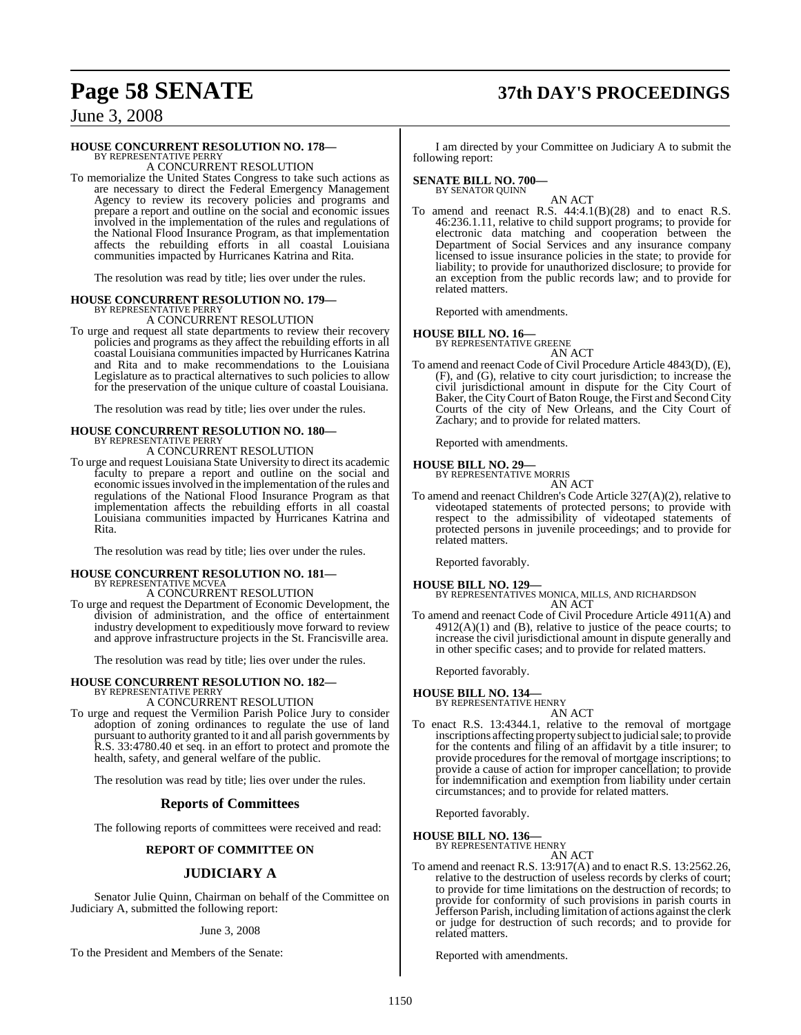**HOUSE CONCURRENT RESOLUTION NO. 178—**
BY REPRESENTATIVE PERRY
A CONCURRENT RESOLUTION

To memorialize the United States Congress to take such actions as are necessary to direct the Federal Emergency Management Agency to review its recovery policies and programs and prepare a report and outline on the social and economic issues involved in the implementation of the rules and regulations of the National Flood Insurance Program, as that implementation affects the rebuilding efforts in all coastal Louisiana communities impacted by Hurricanes Katrina and Rita.

The resolution was read by title; lies over under the rules.

**HOUSE CONCURRENT RESOLUTION NO. 179—**
BY REPRESENTATIVE PERRY
A CONCURRENT RESOLUTION

To urge and request all state departments to review their recovery policies and programs as they affect the rebuilding efforts in all coastal Louisiana communities impacted by Hurricanes Katrina and Rita and to make recommendations to the Louisiana Legislature as to practical alternatives to such policies to allow for the preservation of the unique culture of coastal Louisiana.

The resolution was read by title; lies over under the rules.

**HOUSE CONCURRENT RESOLUTION NO. 180—**
BY REPRESENTATIVE PERRY
A CONCURRENT RESOLUTION

To urge and request Louisiana State University to direct its academic faculty to prepare a report and outline on the social and economic issues involved in the implementation of the rules and regulations of the National Flood Insurance Program as that implementation affects the rebuilding efforts in all coastal Louisiana communities impacted by Hurricanes Katrina and Rita.

The resolution was read by title; lies over under the rules.

**HOUSE CONCURRENT RESOLUTION NO. 181—**
BY REPRESENTATIVE MCVEA
A CONCURRENT RESOLUTION

To urge and request the Department of Economic Development, the division of administration, and the office of entertainment industry development to expeditiously move forward to review and approve infrastructure projects in the St. Francisville area.

The resolution was read by title; lies over under the rules.

**HOUSE CONCURRENT RESOLUTION NO. 182—**
BY REPRESENTATIVE PERRY
A CONCURRENT RESOLUTION

To urge and request the Vermilion Parish Police Jury to consider adoption of zoning ordinances to regulate the use of land pursuant to authority granted to it and all parish governments by R.S. 33:4780.40 et seq. in an effort to protect and promote the health, safety, and general welfare of the public.

The resolution was read by title; lies over under the rules.

## Reports of Committees

The following reports of committees were received and read:

### REPORT OF COMMITTEE ON

## JUDICIARY A

Senator Julie Quinn, Chairman on behalf of the Committee on Judiciary A, submitted the following report:

June 3, 2008

To the President and Members of the Senate:

I am directed by your Committee on Judiciary A to submit the following report:

**SENATE BILL NO. 700—**
BY SENATOR QUINN
AN ACT

To amend and reenact R.S. 44:4.1(B)(28) and to enact R.S. 46:236.1.11, relative to child support programs; to provide for electronic data matching and cooperation between the Department of Social Services and any insurance company licensed to issue insurance policies in the state; to provide for liability; to provide for unauthorized disclosure; to provide for an exception from the public records law; and to provide for related matters.

Reported with amendments.

**HOUSE BILL NO. 16—**
BY REPRESENTATIVE GREENE
AN ACT

To amend and reenact Code of Civil Procedure Article 4843(D), (E), (F), and (G), relative to city court jurisdiction; to increase the civil jurisdictional amount in dispute for the City Court of Baker, the City Court of Baton Rouge, the First and Second City Courts of the city of New Orleans, and the City Court of Zachary; and to provide for related matters.

Reported with amendments.

**HOUSE BILL NO. 29—**
BY REPRESENTATIVE MORRIS
AN ACT

To amend and reenact Children's Code Article 327(A)(2), relative to videotaped statements of protected persons; to provide with respect to the admissibility of videotaped statements of protected persons in juvenile proceedings; and to provide for related matters.

Reported favorably.

**HOUSE BILL NO. 129—**
BY REPRESENTATIVES MONICA, MILLS, AND RICHARDSON
AN ACT

To amend and reenact Code of Civil Procedure Article 4911(A) and 4912(A)(1) and (B), relative to justice of the peace courts; to increase the civil jurisdictional amount in dispute generally and in other specific cases; and to provide for related matters.

Reported favorably.

**HOUSE BILL NO. 134—**
BY REPRESENTATIVE HENRY
AN ACT

To enact R.S. 13:4344.1, relative to the removal of mortgage inscriptions affecting property subject to judicial sale; to provide for the contents and filing of an affidavit by a title insurer; to provide procedures for the removal of mortgage inscriptions; to provide a cause of action for improper cancellation; to provide for indemnification and exemption from liability under certain circumstances; and to provide for related matters.

Reported favorably.

**HOUSE BILL NO. 136—**
BY REPRESENTATIVE HENRY
AN ACT

To amend and reenact R.S. 13:917(A) and to enact R.S. 13:2562.26, relative to the destruction of useless records by clerks of court; to provide for time limitations on the destruction of records; to provide for conformity of such provisions in parish courts in Jefferson Parish, including limitation of actions against the clerk or judge for destruction of such records; and to provide for related matters.

Reported with amendments.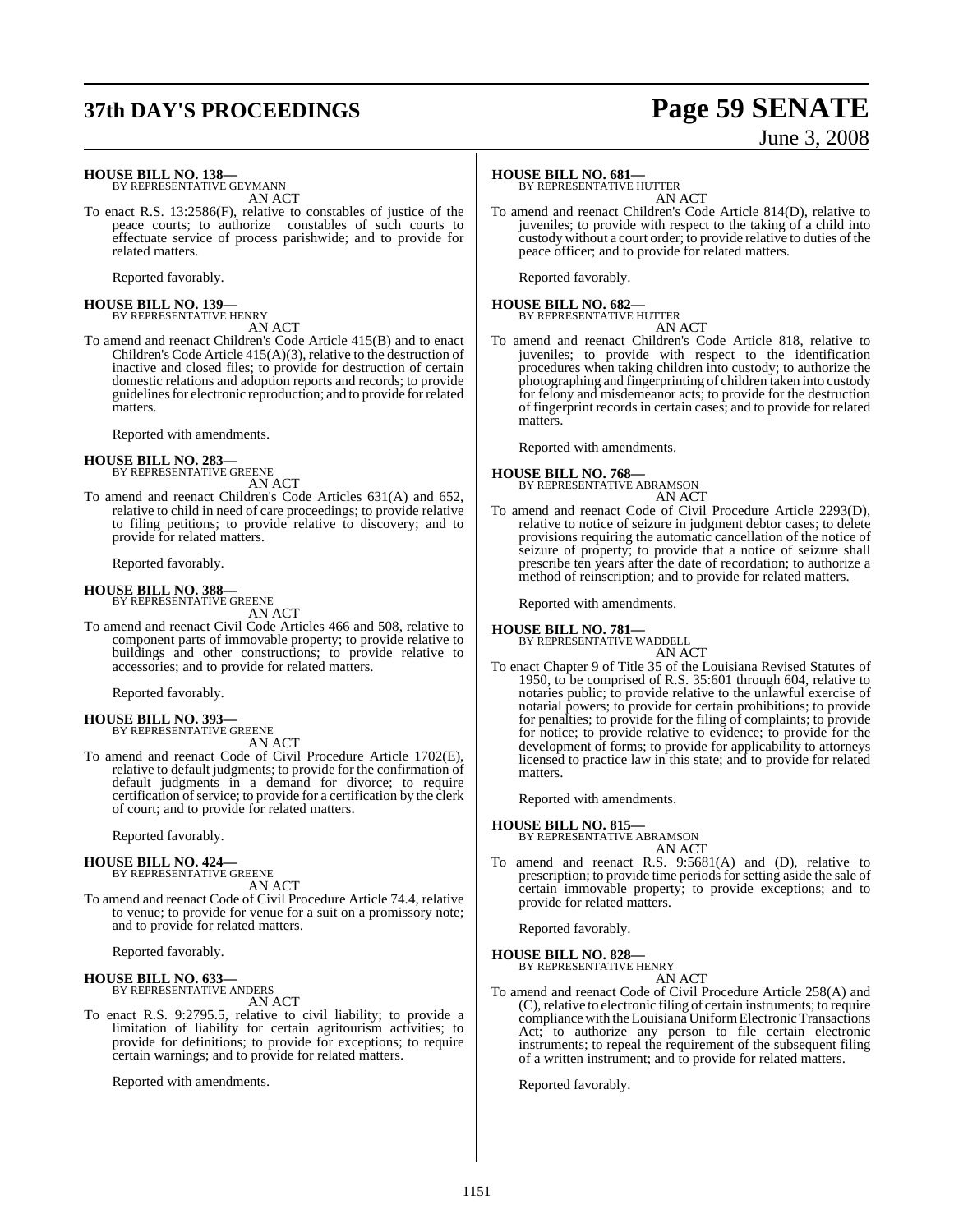**HOUSE BILL NO. 138—**
BY REPRESENTATIVE GEYMANN

AN ACT

To enact R.S. 13:2586(F), relative to constables of justice of the peace courts; to authorize constables of such courts to effectuate service of process parishwide; and to provide for related matters.

Reported favorably.

**HOUSE BILL NO. 139—**
BY REPRESENTATIVE HENRY

AN ACT

To amend and reenact Children's Code Article 415(B) and to enact Children's Code Article 415(A)(3), relative to the destruction of inactive and closed files; to provide for destruction of certain domestic relations and adoption reports and records; to provide guidelines for electronic reproduction; and to provide for related matters.

Reported with amendments.

**HOUSE BILL NO. 283—**
BY REPRESENTATIVE GREENE

AN ACT

To amend and reenact Children's Code Articles 631(A) and 652, relative to child in need of care proceedings; to provide relative to filing petitions; to provide relative to discovery; and to provide for related matters.

Reported favorably.

**HOUSE BILL NO. 388—**
BY REPRESENTATIVE GREENE

AN ACT

To amend and reenact Civil Code Articles 466 and 508, relative to component parts of immovable property; to provide relative to buildings and other constructions; to provide relative to accessories; and to provide for related matters.

Reported favorably.

**HOUSE BILL NO. 393—**
BY REPRESENTATIVE GREENE

AN ACT

To amend and reenact Code of Civil Procedure Article 1702(E), relative to default judgments; to provide for the confirmation of default judgments in a demand for divorce; to require certification of service; to provide for a certification by the clerk of court; and to provide for related matters.

Reported favorably.

**HOUSE BILL NO. 424—**
BY REPRESENTATIVE GREENE

AN ACT

To amend and reenact Code of Civil Procedure Article 74.4, relative to venue; to provide for venue for a suit on a promissory note; and to provide for related matters.

Reported favorably.

**HOUSE BILL NO. 633—**
BY REPRESENTATIVE ANDERS

AN ACT

To enact R.S. 9:2795.5, relative to civil liability; to provide a limitation of liability for certain agritourism activities; to provide for definitions; to provide for exceptions; to require certain warnings; and to provide for related matters.

Reported with amendments.

**HOUSE BILL NO. 681—**
BY REPRESENTATIVE HUTTER

AN ACT

To amend and reenact Children's Code Article 814(D), relative to juveniles; to provide with respect to the taking of a child into custody without a court order; to provide relative to duties of the peace officer; and to provide for related matters.

Reported favorably.

**HOUSE BILL NO. 682—**
BY REPRESENTATIVE HUTTER

AN ACT

To amend and reenact Children's Code Article 818, relative to juveniles; to provide with respect to the identification procedures when taking children into custody; to authorize the photographing and fingerprinting of children taken into custody for felony and misdemeanor acts; to provide for the destruction of fingerprint records in certain cases; and to provide for related matters.

Reported with amendments.

**HOUSE BILL NO. 768—**
BY REPRESENTATIVE ABRAMSON

AN ACT

To amend and reenact Code of Civil Procedure Article 2293(D), relative to notice of seizure in judgment debtor cases; to delete provisions requiring the automatic cancellation of the notice of seizure of property; to provide that a notice of seizure shall prescribe ten years after the date of recordation; to authorize a method of reinscription; and to provide for related matters.

Reported with amendments.

**HOUSE BILL NO. 781—**
BY REPRESENTATIVE WADDELL

AN ACT

To enact Chapter 9 of Title 35 of the Louisiana Revised Statutes of 1950, to be comprised of R.S. 35:601 through 604, relative to notaries public; to provide relative to the unlawful exercise of notarial powers; to provide for certain prohibitions; to provide for penalties; to provide for the filing of complaints; to provide for notice; to provide relative to evidence; to provide for the development of forms; to provide for applicability to attorneys licensed to practice law in this state; and to provide for related matters.

Reported with amendments.

**HOUSE BILL NO. 815—**
BY REPRESENTATIVE ABRAMSON

AN ACT

To amend and reenact R.S. 9:5681(A) and (D), relative to prescription; to provide time periods for setting aside the sale of certain immovable property; to provide exceptions; and to provide for related matters.

Reported favorably.

**HOUSE BILL NO. 828—**
BY REPRESENTATIVE HENRY

AN ACT

To amend and reenact Code of Civil Procedure Article 258(A) and (C), relative to electronic filing of certain instruments; to require compliance with the Louisiana Uniform Electronic Transactions Act; to authorize any person to file certain electronic instruments; to repeal the requirement of the subsequent filing of a written instrument; and to provide for related matters.

Reported favorably.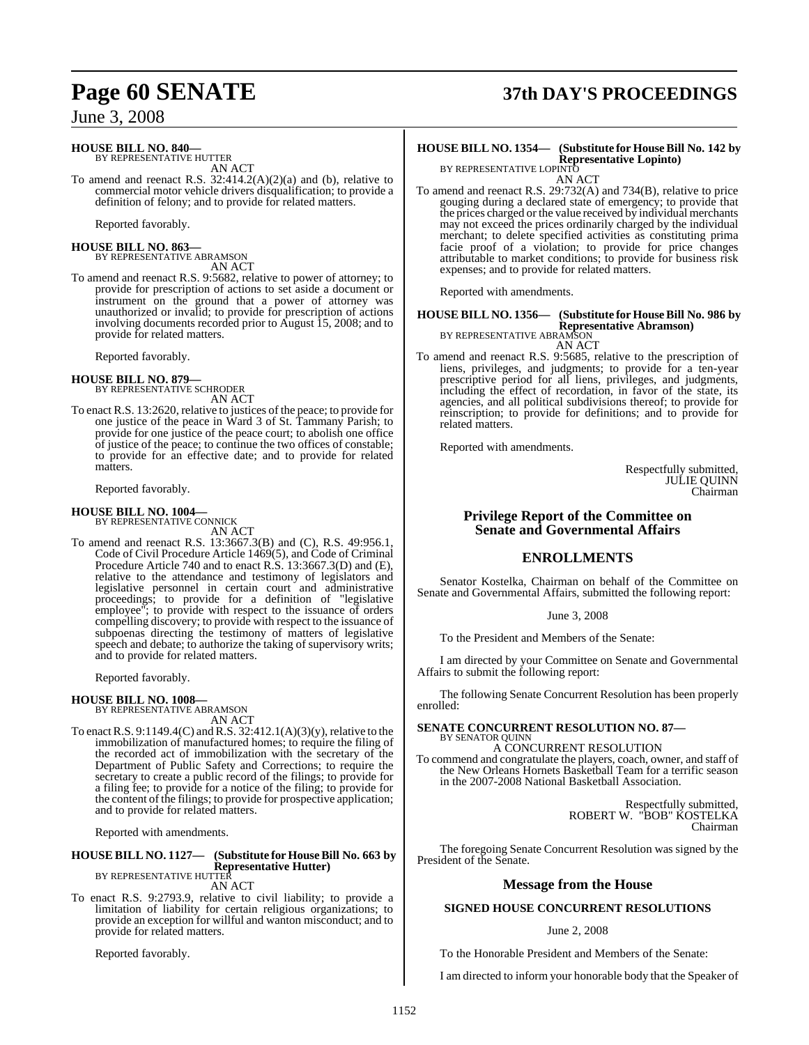**HOUSE BILL NO. 840—**
BY REPRESENTATIVE HUTTER

AN ACT

To amend and reenact R.S. 32:414.2(A)(2)(a) and (b), relative to commercial motor vehicle drivers disqualification; to provide a definition of felony; and to provide for related matters.

Reported favorably.

**HOUSE BILL NO. 863—**
BY REPRESENTATIVE ABRAMSON

AN ACT

To amend and reenact R.S. 9:5682, relative to power of attorney; to provide for prescription of actions to set aside a document or instrument on the ground that a power of attorney was unauthorized or invalid; to provide for prescription of actions involving documents recorded prior to August 15, 2008; and to provide for related matters.

Reported favorably.

**HOUSE BILL NO. 879—**
BY REPRESENTATIVE SCHRODER

AN ACT

To enact R.S. 13:2620, relative to justices of the peace; to provide for one justice of the peace in Ward 3 of St. Tammany Parish; to provide for one justice of the peace court; to abolish one office of justice of the peace; to continue the two offices of constable; to provide for an effective date; and to provide for related matters.

Reported favorably.

**HOUSE BILL NO. 1004—**
BY REPRESENTATIVE CONNICK

AN ACT

To amend and reenact R.S. 13:3667.3(B) and (C), R.S. 49:956.1, Code of Civil Procedure Article 1469(5), and Code of Criminal Procedure Article 740 and to enact R.S. 13:3667.3(D) and (E), relative to the attendance and testimony of legislators and legislative personnel in certain court and administrative proceedings; to provide for a definition of "legislative employee"; to provide with respect to the issuance of orders compelling discovery; to provide with respect to the issuance of subpoenas directing the testimony of matters of legislative speech and debate; to authorize the taking of supervisory writs; and to provide for related matters.

Reported favorably.

**HOUSE BILL NO. 1008—**
BY REPRESENTATIVE ABRAMSON

AN ACT

To enact R.S. 9:1149.4(C) and R.S. 32:412.1(A)(3)(y), relative to the immobilization of manufactured homes; to require the filing of the recorded act of immobilization with the secretary of the Department of Public Safety and Corrections; to require the secretary to create a public record of the filings; to provide for a filing fee; to provide for a notice of the filing; to provide for the content of the filings; to provide for prospective application; and to provide for related matters.

Reported with amendments.

**HOUSE BILL NO. 1127— (Substitute for House Bill No. 663 by Representative Hutter)**
BY REPRESENTATIVE HUTTER

AN ACT

To enact R.S. 9:2793.9, relative to civil liability; to provide a limitation of liability for certain religious organizations; to provide an exception for willful and wanton misconduct; and to provide for related matters.

Reported favorably.

**HOUSE BILL NO. 1354— (Substitute for House Bill No. 142 by Representative Lopinto)**
BY REPRESENTATIVE LOPINTO

AN ACT

To amend and reenact R.S. 29:732(A) and 734(B), relative to price gouging during a declared state of emergency; to provide that the prices charged or the value received by individual merchants may not exceed the prices ordinarily charged by the individual merchant; to delete specified activities as constituting prima facie proof of a violation; to provide for price changes attributable to market conditions; to provide for business risk expenses; and to provide for related matters.

Reported with amendments.

**HOUSE BILL NO. 1356— (Substitute for House Bill No. 986 by Representative Abramson)**
BY REPRESENTATIVE ABRAMSON

AN ACT

To amend and reenact R.S. 9:5685, relative to the prescription of liens, privileges, and judgments; to provide for a ten-year prescriptive period for all liens, privileges, and judgments, including the effect of recordation, in favor of the state, its agencies, and all political subdivisions thereof; to provide for reinscription; to provide for definitions; and to provide for related matters.

Reported with amendments.

Respectfully submitted,
JULIE QUINN
Chairman

## Privilege Report of the Committee on Senate and Governmental Affairs

## ENROLLMENTS

Senator Kostelka, Chairman on behalf of the Committee on Senate and Governmental Affairs, submitted the following report:

June 3, 2008

To the President and Members of the Senate:

I am directed by your Committee on Senate and Governmental Affairs to submit the following report:

The following Senate Concurrent Resolution has been properly enrolled:

**SENATE CONCURRENT RESOLUTION NO. 87—**
BY SENATOR QUINN

A CONCURRENT RESOLUTION

To commend and congratulate the players, coach, owner, and staff of the New Orleans Hornets Basketball Team for a terrific season in the 2007-2008 National Basketball Association.

Respectfully submitted,
ROBERT W. "BOB" KOSTELKA
Chairman

The foregoing Senate Concurrent Resolution was signed by the President of the Senate.

## Message from the House

### SIGNED HOUSE CONCURRENT RESOLUTIONS

June 2, 2008

To the Honorable President and Members of the Senate:

I am directed to inform your honorable body that the Speaker of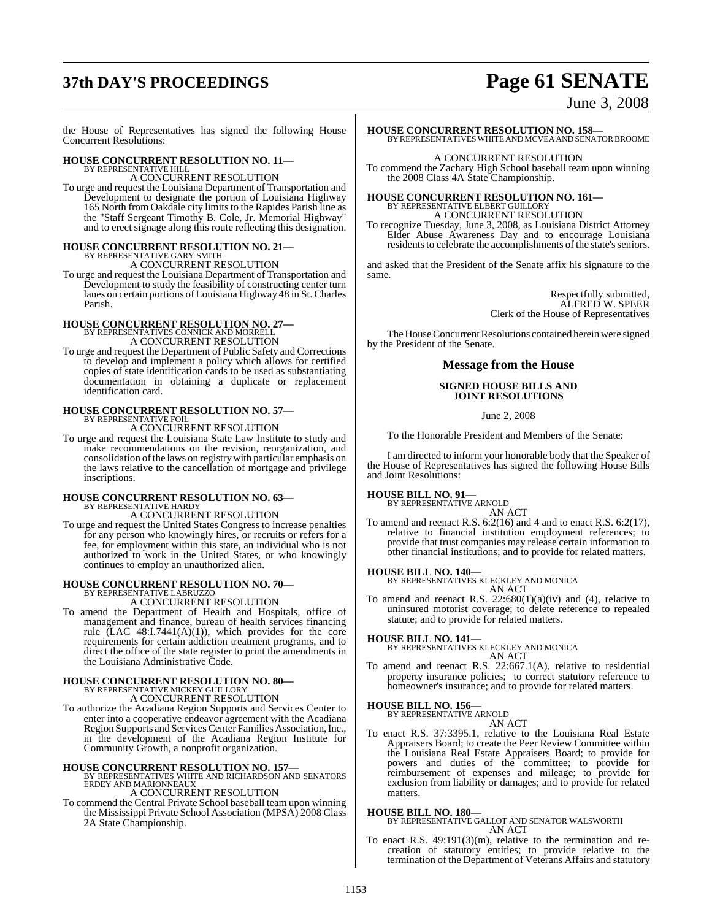the House of Representatives has signed the following House Concurrent Resolutions:

**HOUSE CONCURRENT RESOLUTION NO. 11—**
BY REPRESENTATIVE HILL
A CONCURRENT RESOLUTION

To urge and request the Louisiana Department of Transportation and Development to designate the portion of Louisiana Highway 165 North from Oakdale city limits to the Rapides Parish line as the "Staff Sergeant Timothy B. Cole, Jr. Memorial Highway" and to erect signage along this route reflecting this designation.

**HOUSE CONCURRENT RESOLUTION NO. 21—**
BY REPRESENTATIVE GARY SMITH
A CONCURRENT RESOLUTION

To urge and request the Louisiana Department of Transportation and Development to study the feasibility of constructing center turn lanes on certain portions of Louisiana Highway 48 in St. Charles Parish.

**HOUSE CONCURRENT RESOLUTION NO. 27—**
BY REPRESENTATIVES CONNICK AND MORRELL
A CONCURRENT RESOLUTION

To urge and request the Department of Public Safety and Corrections to develop and implement a policy which allows for certified copies of state identification cards to be used as substantiating documentation in obtaining a duplicate or replacement identification card.

**HOUSE CONCURRENT RESOLUTION NO. 57—**
BY REPRESENTATIVE FOIL
A CONCURRENT RESOLUTION

To urge and request the Louisiana State Law Institute to study and make recommendations on the revision, reorganization, and consolidation of the laws on registry with particular emphasis on the laws relative to the cancellation of mortgage and privilege inscriptions.

**HOUSE CONCURRENT RESOLUTION NO. 63—**
BY REPRESENTATIVE HARDY
A CONCURRENT RESOLUTION

To urge and request the United States Congress to increase penalties for any person who knowingly hires, or recruits or refers for a fee, for employment within this state, an individual who is not authorized to work in the United States, or who knowingly continues to employ an unauthorized alien.

**HOUSE CONCURRENT RESOLUTION NO. 70—**
BY REPRESENTATIVE LABRUZZO
A CONCURRENT RESOLUTION

To amend the Department of Health and Hospitals, office of management and finance, bureau of health services financing rule (LAC 48:I.7441(A)(1)), which provides for the core requirements for certain addiction treatment programs, and to direct the office of the state register to print the amendments in the Louisiana Administrative Code.

**HOUSE CONCURRENT RESOLUTION NO. 80—**
BY REPRESENTATIVE MICKEY GUILLORY
A CONCURRENT RESOLUTION

To authorize the Acadiana Region Supports and Services Center to enter into a cooperative endeavor agreement with the Acadiana Region Supports and Services Center Families Association, Inc., in the development of the Acadiana Region Institute for Community Growth, a nonprofit organization.

**HOUSE CONCURRENT RESOLUTION NO. 157—**
BY REPRESENTATIVES WHITE AND RICHARDSON AND SENATORS ERDEY AND MARIONNEAUX
A CONCURRENT RESOLUTION

To commend the Central Private School baseball team upon winning the Mississippi Private School Association (MPSA) 2008 Class 2A State Championship.

**HOUSE CONCURRENT RESOLUTION NO. 158—**
BY REPRESENTATIVES WHITE AND MCVEA AND SENATOR BROOME
A CONCURRENT RESOLUTION

To commend the Zachary High School baseball team upon winning the 2008 Class 4A State Championship.

**HOUSE CONCURRENT RESOLUTION NO. 161—**
BY REPRESENTATIVE ELBERT GUILLORY
A CONCURRENT RESOLUTION

To recognize Tuesday, June 3, 2008, as Louisiana District Attorney Elder Abuse Awareness Day and to encourage Louisiana residents to celebrate the accomplishments of the state's seniors.

and asked that the President of the Senate affix his signature to the same.

Respectfully submitted,
ALFRED W. SPEER
Clerk of the House of Representatives

The House Concurrent Resolutions contained herein were signed by the President of the Senate.

## Message from the House

### SIGNED HOUSE BILLS AND JOINT RESOLUTIONS

June 2, 2008

To the Honorable President and Members of the Senate:

I am directed to inform your honorable body that the Speaker of the House of Representatives has signed the following House Bills and Joint Resolutions:

**HOUSE BILL NO. 91—**
BY REPRESENTATIVE ARNOLD
AN ACT

To amend and reenact R.S. 6:2(16) and 4 and to enact R.S. 6:2(17), relative to financial institution employment references; to provide that trust companies may release certain information to other financial institutions; and to provide for related matters.

**HOUSE BILL NO. 140—**
BY REPRESENTATIVES KLECKLEY AND MONICA
AN ACT

To amend and reenact R.S. 22:680(1)(a)(iv) and (4), relative to uninsured motorist coverage; to delete reference to repealed statute; and to provide for related matters.

**HOUSE BILL NO. 141—**
BY REPRESENTATIVES KLECKLEY AND MONICA
AN ACT

To amend and reenact R.S. 22:667.1(A), relative to residential property insurance policies; to correct statutory reference to homeowner's insurance; and to provide for related matters.

**HOUSE BILL NO. 156—**
BY REPRESENTATIVE ARNOLD
AN ACT

To enact R.S. 37:3395.1, relative to the Louisiana Real Estate Appraisers Board; to create the Peer Review Committee within the Louisiana Real Estate Appraisers Board; to provide for powers and duties of the committee; to provide for reimbursement of expenses and mileage; to provide for exclusion from liability or damages; and to provide for related matters.

**HOUSE BILL NO. 180—**
BY REPRESENTATIVE GALLOT AND SENATOR WALSWORTH
AN ACT

To enact R.S. 49:191(3)(m), relative to the termination and re-creation of statutory entities; to provide relative to the termination of the Department of Veterans Affairs and statutory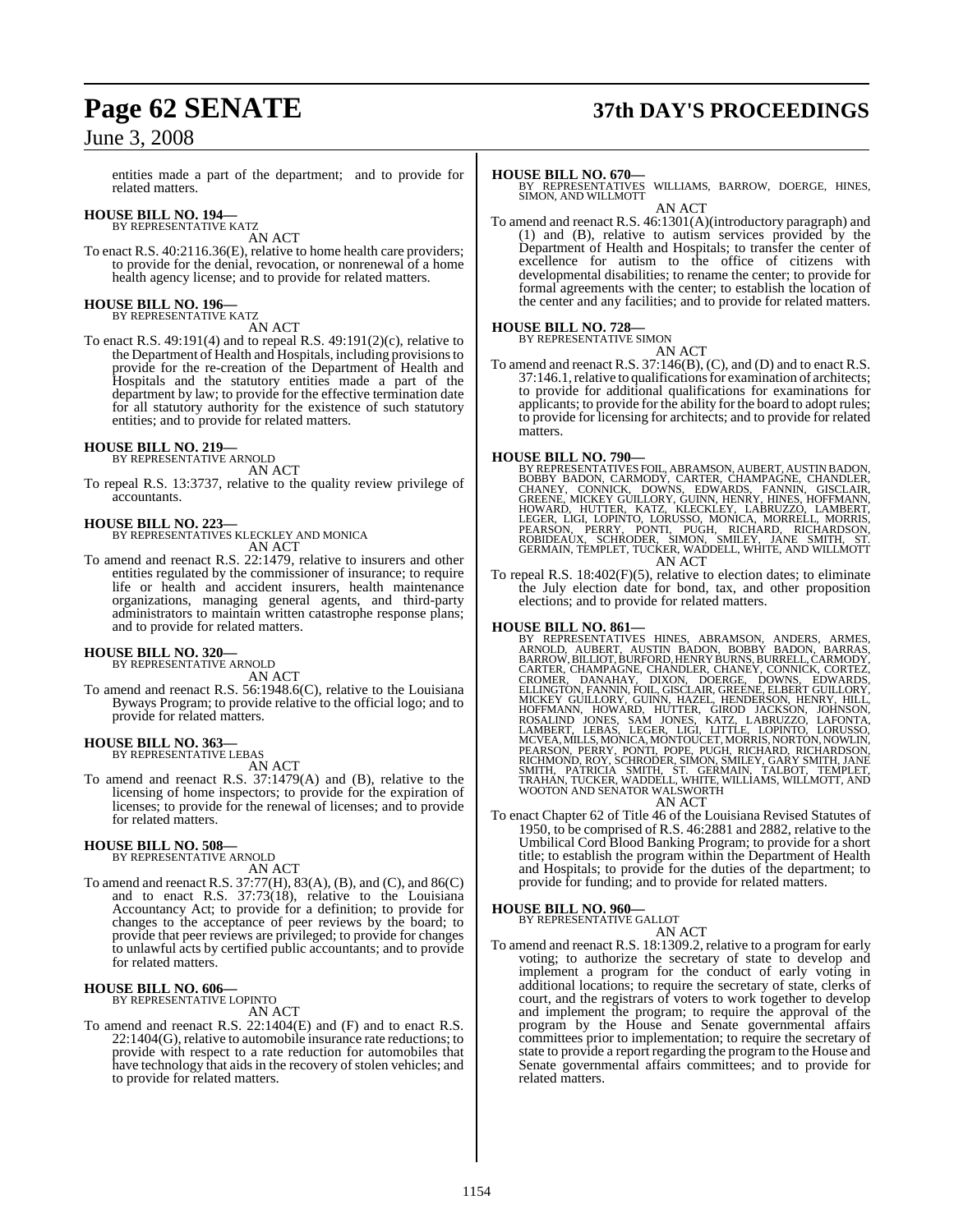entities made a part of the department; and to provide for related matters.

**HOUSE BILL NO. 194—**
BY REPRESENTATIVE KATZ

AN ACT

To enact R.S. 40:2116.36(E), relative to home health care providers; to provide for the denial, revocation, or nonrenewal of a home health agency license; and to provide for related matters.

**HOUSE BILL NO. 196—**
BY REPRESENTATIVE KATZ

AN ACT

To enact R.S. 49:191(4) and to repeal R.S. 49:191(2)(c), relative to the Department of Health and Hospitals, including provisions to provide for the re-creation of the Department of Health and Hospitals and the statutory entities made a part of the department by law; to provide for the effective termination date for all statutory authority for the existence of such statutory entities; and to provide for related matters.

**HOUSE BILL NO. 219—**
BY REPRESENTATIVE ARNOLD

AN ACT

To repeal R.S. 13:3737, relative to the quality review privilege of accountants.

**HOUSE BILL NO. 223—**
BY REPRESENTATIVES KLECKLEY AND MONICA

AN ACT

To amend and reenact R.S. 22:1479, relative to insurers and other entities regulated by the commissioner of insurance; to require life or health and accident insurers, health maintenance organizations, managing general agents, and third-party administrators to maintain written catastrophe response plans; and to provide for related matters.

**HOUSE BILL NO. 320—**
BY REPRESENTATIVE ARNOLD

AN ACT

To amend and reenact R.S. 56:1948.6(C), relative to the Louisiana Byways Program; to provide relative to the official logo; and to provide for related matters.

**HOUSE BILL NO. 363—**
BY REPRESENTATIVE LEBAS

AN ACT

To amend and reenact R.S. 37:1479(A) and (B), relative to the licensing of home inspectors; to provide for the expiration of licenses; to provide for the renewal of licenses; and to provide for related matters.

**HOUSE BILL NO. 508—**
BY REPRESENTATIVE ARNOLD

AN ACT

To amend and reenact R.S. 37:77(H), 83(A), (B), and (C), and 86(C) and to enact R.S. 37:73(18), relative to the Louisiana Accountancy Act; to provide for a definition; to provide for changes to the acceptance of peer reviews by the board; to provide that peer reviews are privileged; to provide for changes to unlawful acts by certified public accountants; and to provide for related matters.

**HOUSE BILL NO. 606—**
BY REPRESENTATIVE LOPINTO

AN ACT

To amend and reenact R.S. 22:1404(E) and (F) and to enact R.S. 22:1404(G), relative to automobile insurance rate reductions; to provide with respect to a rate reduction for automobiles that have technology that aids in the recovery of stolen vehicles; and to provide for related matters.

**HOUSE BILL NO. 670—**
BY REPRESENTATIVES WILLIAMS, BARROW, DOERGE, HINES, SIMON, AND WILLMOTT

AN ACT

To amend and reenact R.S. 46:1301(A)(introductory paragraph) and (1) and (B), relative to autism services provided by the Department of Health and Hospitals; to transfer the center of excellence for autism to the office of citizens with developmental disabilities; to rename the center; to provide for formal agreements with the center; to establish the location of the center and any facilities; and to provide for related matters.

**HOUSE BILL NO. 728—**
BY REPRESENTATIVE SIMON

AN ACT

To amend and reenact R.S. 37:146(B), (C), and (D) and to enact R.S. 37:146.1, relative to qualifications for examination of architects; to provide for additional qualifications for examinations for applicants; to provide for the ability for the board to adopt rules; to provide for licensing for architects; and to provide for related matters.

**HOUSE BILL NO. 790—**
BY REPRESENTATIVES FOIL, ABRAMSON, AUBERT, AUSTIN BADON, BOBBY BADON, CARMODY, CARTER, CHAMPAGNE, CHANDLER, CHANEY, CONNICK, DOWNS, EDWARDS, FANNIN, GISCLAIR, GREENE, MICKEY GUILLORY, GUINN, HENRY, HINES, HOFFMANN, HOWARD, HUTTER, KATZ, KLECKLEY, LABRUZZO, LAMBERT, LEGER, LIGI, LOPINTO, LORUSSO, MONICA, MORRELL, MORRIS, PEARSON, PERRY, PONTI, PUGH, RICHARD, RICHARDSON, ROBIDEAUX, SCHRODER, SIMON, SMILEY, JANE SMITH, ST. GERMAIN, TEMPLET, TUCKER, WADDELL, WHITE, AND WILLMOTT

AN ACT

To repeal R.S. 18:402(F)(5), relative to election dates; to eliminate the July election date for bond, tax, and other proposition elections; and to provide for related matters.

**HOUSE BILL NO. 861—**
BY REPRESENTATIVES HINES, ABRAMSON, ANDERS, ARMES, ARNOLD, AUBERT, AUSTIN BADON, BOBBY BADON, BARRAS, BARROW, BILLIOT, BURFORD, HENRY BURNS, BURRELL, CARMODY, CARTER, CHAMPAGNE, CHANDLER, CHANEY, CONNICK, CORTEZ, CROMER, DANAHAY, DIXON, DOERGE, DOWNS, EDWARDS, ELLINGTON, FANNIN, FOIL, GISCLAIR, GREENE, ELBERT GUILLORY, MICKEY GUILLORY, GUINN, HAZEL, HENDERSON, HENRY, HILL, HOFFMANN, HOWARD, HUTTER, GIROD JACKSON, JOHNSON, ROSALIND JONES, SAM JONES, KATZ, LABRUZZO, LAFONTA, LAMBERT, LEBAS, LEGER, LIGI, LITTLE, LOPINTO, LORUSSO, MCVEA, MILLS, MONICA, MONTOUCET, MORRIS, NORTON, NOWLIN, PEARSON, PERRY, PONTI, POPE, PUGH, RICHARD, RICHARDSON, RICHMOND, ROY, SCHRODER, SIMON, SMILEY, GARY SMITH, JANE SMITH, PATRICIA SMITH, ST. GERMAIN, TALBOT, TEMPLET, TRAHAN, TUCKER, WADDELL, WHITE, WILLIAMS, WILLMOTT, AND WOOTON AND SENATOR WALSWORTH

AN ACT

To enact Chapter 62 of Title 46 of the Louisiana Revised Statutes of 1950, to be comprised of R.S. 46:2881 and 2882, relative to the Umbilical Cord Blood Banking Program; to provide for a short title; to establish the program within the Department of Health and Hospitals; to provide for the duties of the department; to provide for funding; and to provide for related matters.

**HOUSE BILL NO. 960—**
BY REPRESENTATIVE GALLOT

AN ACT

To amend and reenact R.S. 18:1309.2, relative to a program for early voting; to authorize the secretary of state to develop and implement a program for the conduct of early voting in additional locations; to require the secretary of state, clerks of court, and the registrars of voters to work together to develop and implement the program; to require the approval of the program by the House and Senate governmental affairs committees prior to implementation; to require the secretary of state to provide a report regarding the program to the House and Senate governmental affairs committees; and to provide for related matters.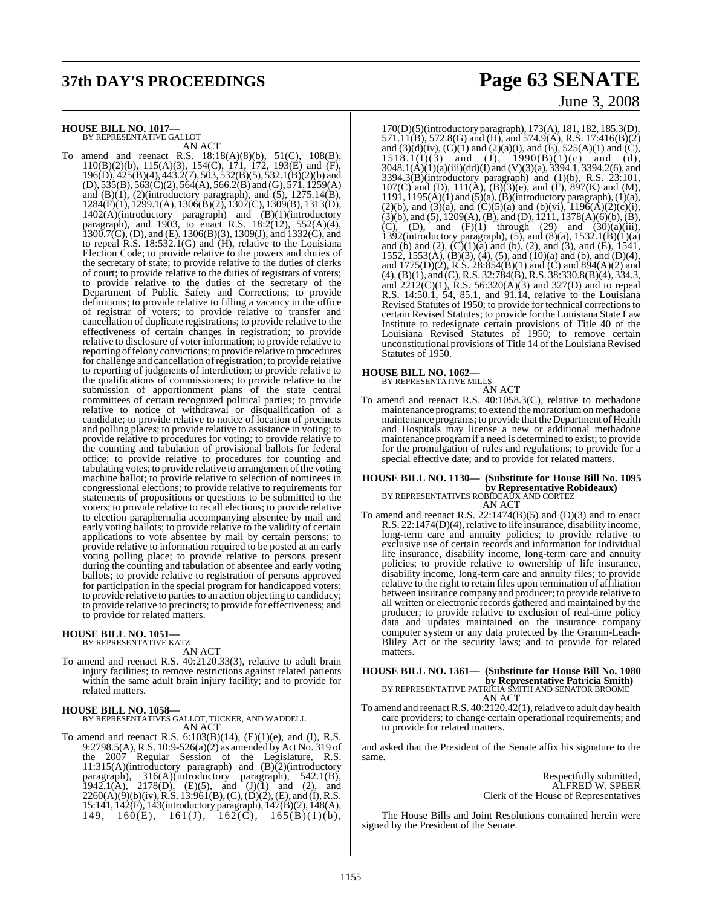**HOUSE BILL NO. 1017—**
BY REPRESENTATIVE GALLOT

AN ACT

To amend and reenact R.S. 18:18(A)(8)(b), 51(C), 108(B), 110(B)(2)(b), 115(A)(3), 154(C), 171, 172, 193(E) and (F), 196(D), 425(B)(4), 443.2(7), 503, 532(B)(5), 532.1(B)(2)(b) and (D), 535(B), 563(C)(2), 564(A), 566.2(B) and (G), 571, 1259(A) and (B)(1), (2)(introductory paragraph), and (5), 1275.14(B), 1284(F)(1), 1299.1(A), 1306(B)(2), 1307(C), 1309(B), 1313(D), 1402(A)(introductory paragraph) and (B)(1)(introductory paragraph), and 1903, to enact R.S. 18:2(12), 552(A)(4), 1300.7(C), (D), and (E), 1306(B)(3), 1309(J), and 1332(C), and to repeal R.S. 18:532.1(G) and (H), relative to the Louisiana Election Code; to provide relative to the powers and duties of the secretary of state; to provide relative to the duties of clerks of court; to provide relative to the duties of registrars of voters; to provide relative to the duties of the secretary of the Department of Public Safety and Corrections; to provide definitions; to provide relative to filling a vacancy in the office of registrar of voters; to provide relative to transfer and cancellation of duplicate registrations; to provide relative to the effectiveness of certain changes in registration; to provide relative to disclosure of voter information; to provide relative to reporting of felony convictions; to provide relative to procedures for challenge and cancellation of registration; to provide relative to reporting of judgments of interdiction; to provide relative to the qualifications of commissioners; to provide relative to the submission of apportionment plans of the state central committees of certain recognized political parties; to provide relative to notice of withdrawal or disqualification of a candidate; to provide relative to notice of location of precincts and polling places; to provide relative to assistance in voting; to provide relative to procedures for voting; to provide relative to the counting and tabulation of provisional ballots for federal office; to provide relative to procedures for counting and tabulating votes; to provide relative to arrangement of the voting machine ballot; to provide relative to selection of nominees in congressional elections; to provide relative to requirements for statements of propositions or questions to be submitted to the voters; to provide relative to recall elections; to provide relative to election paraphernalia accompanying absentee by mail and early voting ballots; to provide relative to the validity of certain applications to vote absentee by mail by certain persons; to provide relative to information required to be posted at an early voting polling place; to provide relative to persons present during the counting and tabulation of absentee and early voting ballots; to provide relative to registration of persons approved for participation in the special program for handicapped voters; to provide relative to parties to an action objecting to candidacy; to provide relative to precincts; to provide for effectiveness; and to provide for related matters.

**HOUSE BILL NO. 1051—**
BY REPRESENTATIVE KATZ

AN ACT

To amend and reenact R.S. 40:2120.33(3), relative to adult brain injury facilities; to remove restrictions against related patients within the same adult brain injury facility; and to provide for related matters.

**HOUSE BILL NO. 1058—**
BY REPRESENTATIVES GALLOT, TUCKER, AND WADDELL

AN ACT

To amend and reenact R.S. 6:103(B)(14), (E)(1)(e), and (I), R.S. 9:2798.5(A), R.S. 10:9-526(a)(2) as amended by Act No. 319 of the 2007 Regular Session of the Legislature, R.S. 11:315(A)(introductory paragraph) and (B)(2)(introductory paragraph), 316(A)(introductory paragraph), 542.1(B), 1942.1(A), 2178(D), (E)(5), and (J)(1) and (2), and 2260(A)(9)(b)(iv), R.S. 13:961(B), (C), (D)(2), (E), and (I), R.S. 15:141, 142(F), 143(introductory paragraph), 147(B)(2), 148(A), 149, 160(E), 161(J), 162(C), 165(B)(1)(b), 170(D)(5)(introductory paragraph), 173(A), 181, 182, 185.3(D), 571.11(B), 572.8(G) and (H), and 574.9(A), R.S. 17:416(B)(2) and (3)(d)(iv), (C)(1) and (2)(a)(i), and (E), 525(A)(1) and (C), 1518.1(I)(3) and (J), 1990(B)(1)(c) and (d), 3048.1(A)(1)(a)(iii)(dd)(I) and (V)(3)(a), 3394.1, 3394.2(6), and 3394.3(B)(introductory paragraph) and (1)(b), R.S. 23:101, 107(C) and (D), 111(A), (B)(3)(e), and (F), 897(K) and (M), 1191, 1195(A)(1) and (5)(a), (B)(introductory paragraph), (1)(a), (2)(b), and (3)(a), and (C)(5)(a) and (b)(vi), 1196(A)(2)(c)(i), (3)(b), and (5), 1209(A), (B), and (D), 1211, 1378(A)(6)(b), (B), (C), (D), and (F)(1) through (29) and (30)(a)(iii), 1392(introductory paragraph), (5), and (8)(a), 1532.1(B)(1)(a) and (b) and (2), (C)(1)(a) and (b), (2), and (3), and (E), 1541, 1552, 1553(A), (B)(3), (4), (5), and (10)(a) and (b), and (D)(4), and 1775(D)(2), R.S. 28:854(B)(1) and (C) and 894(A)(2) and (4), (B)(1), and (C), R.S. 32:784(B), R.S. 38:330.8(B)(4), 334.3, and 2212(C)(1), R.S. 56:320(A)(3) and 327(D) and to repeal R.S. 14:50.1, 54, 85.1, and 91.14, relative to the Louisiana Revised Statutes of 1950; to provide for technical corrections to certain Revised Statutes; to provide for the Louisiana State Law Institute to redesignate certain provisions of Title 40 of the Louisiana Revised Statutes of 1950; to remove certain unconstitutional provisions of Title 14 of the Louisiana Revised Statutes of 1950.

**HOUSE BILL NO. 1062—**
BY REPRESENTATIVE MILLS

AN ACT

To amend and reenact R.S. 40:1058.3(C), relative to methadone maintenance programs; to extend the moratorium on methadone maintenance programs; to provide that the Department of Health and Hospitals may license a new or additional methadone maintenance program if a need is determined to exist; to provide for the promulgation of rules and regulations; to provide for a special effective date; and to provide for related matters.

**HOUSE BILL NO. 1130— (Substitute for House Bill No. 1095 by Representative Robideaux)**
BY REPRESENTATIVES ROBIDEAUX AND CORTEZ

AN ACT

To amend and reenact R.S. 22:1474(B)(5) and (D)(3) and to enact R.S. 22:1474(D)(4), relative to life insurance, disability income, long-term care and annuity policies; to provide relative to exclusive use of certain records and information for individual life insurance, disability income, long-term care and annuity policies; to provide relative to ownership of life insurance, disability income, long-term care and annuity files; to provide relative to the right to retain files upon termination of affiliation between insurance company and producer; to provide relative to all written or electronic records gathered and maintained by the producer; to provide relative to exclusion of real-time policy data and updates maintained on the insurance company computer system or any data protected by the Gramm-Leach-Bliley Act or the security laws; and to provide for related matters.

**HOUSE BILL NO. 1361— (Substitute for House Bill No. 1080 by Representative Patricia Smith)**
BY REPRESENTATIVE PATRICIA SMITH AND SENATOR BROOME

AN ACT

To amend and reenact R.S. 40:2120.42(1), relative to adult day health care providers; to change certain operational requirements; and to provide for related matters.

and asked that the President of the Senate affix his signature to the same.

Respectfully submitted,
ALFRED W. SPEER
Clerk of the House of Representatives

The House Bills and Joint Resolutions contained herein were signed by the President of the Senate.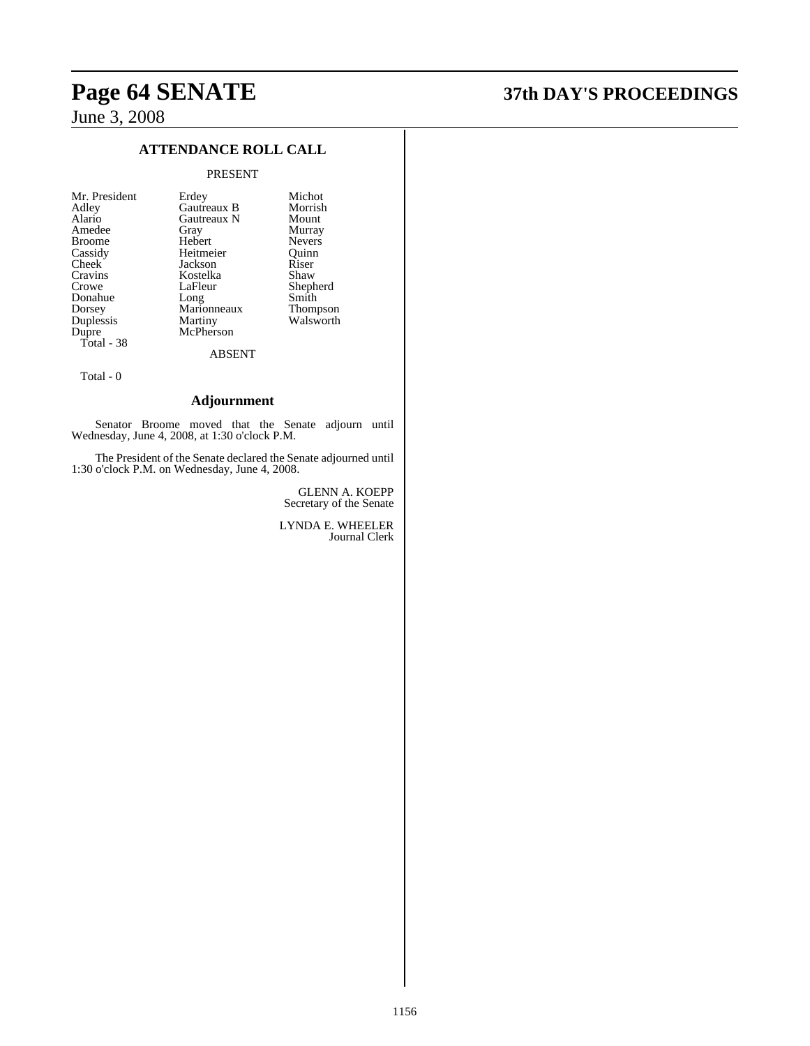### ATTENDANCE ROLL CALL

PRESENT

| | | |
|---|---|---|
| Mr. President | Erdey | Michot |
| Adley | Gautreaux B | Morrish |
| Alario | Gautreaux N | Mount |
| Amedee | Gray | Murray |
| Broome | Hebert | Nevers |
| Cassidy | Heitmeier | Quinn |
| Cheek | Jackson | Riser |
| Cravins | Kostelka | Shaw |
| Crowe | LaFleur | Shepherd |
| Donahue | Long | Smith |
| Dorsey | Marionneaux | Thompson |
| Duplessis | Martiny | Walsworth |
| Dupre | McPherson | |

Total - 38

ABSENT

Total - 0

## Adjournment

Senator Broome moved that the Senate adjourn until Wednesday, June 4, 2008, at 1:30 o'clock P.M.

The President of the Senate declared the Senate adjourned until 1:30 o'clock P.M. on Wednesday, June 4, 2008.

GLENN A. KOEPP
Secretary of the Senate

LYNDA E. WHEELER
Journal Clerk